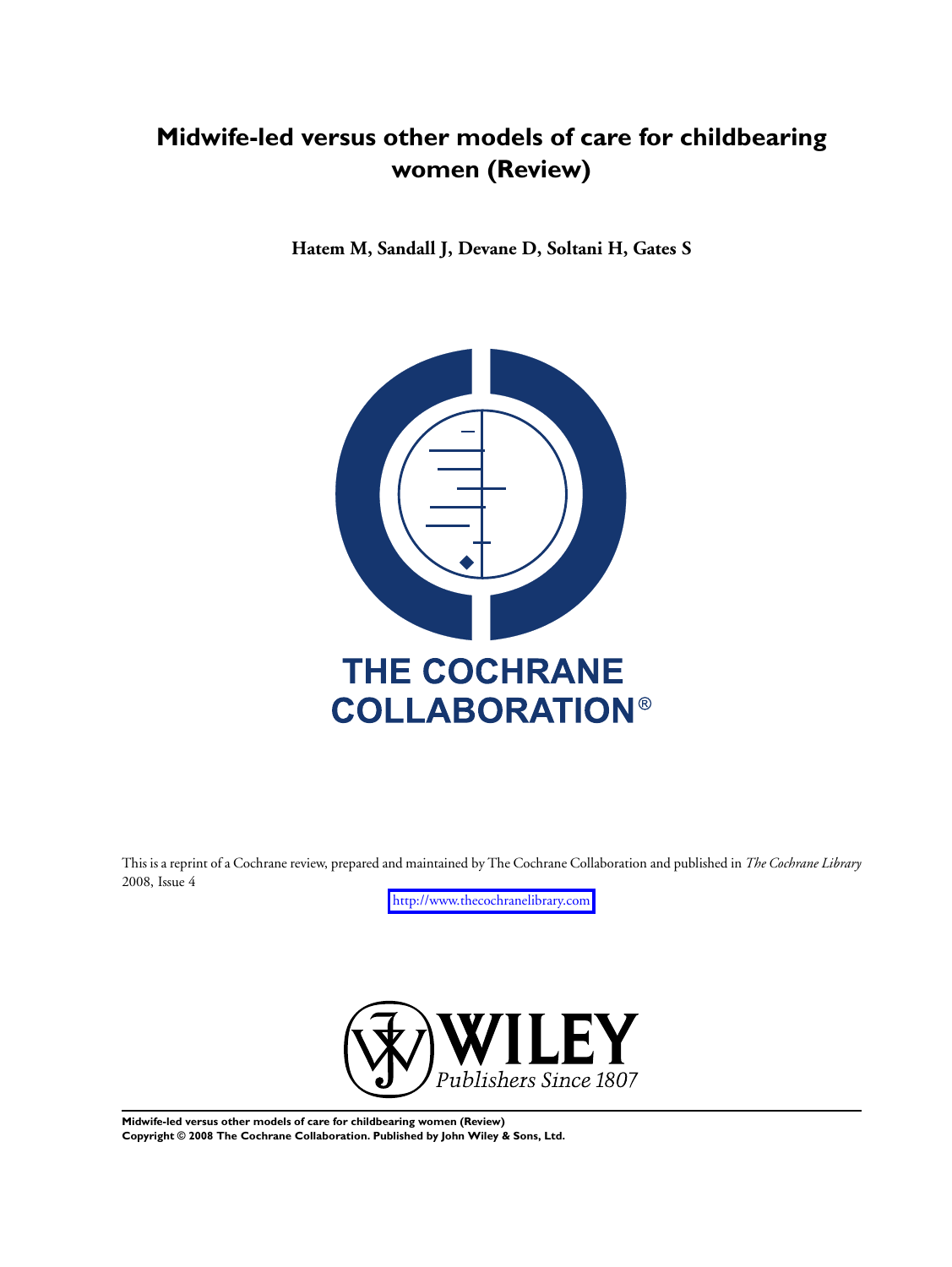# Midwife-led versus other models of care for childbearing women (Review)

**Hatem M, Sandall J, Devane D, Soltani H, Gates S**

THE COCHRANE COLLABORATION®

This is a reprint of a Cochrane review, prepared and maintained by The Cochrane Collaboration and published in *The Cochrane Library* 2008, Issue 4

http://www.thecochranelibrary.com

WILEY
*Publishers Since 1807*

**Midwife-led versus other models of care for childbearing women (Review)**
**Copyright © 2008 The Cochrane Collaboration. Published by John Wiley & Sons, Ltd.**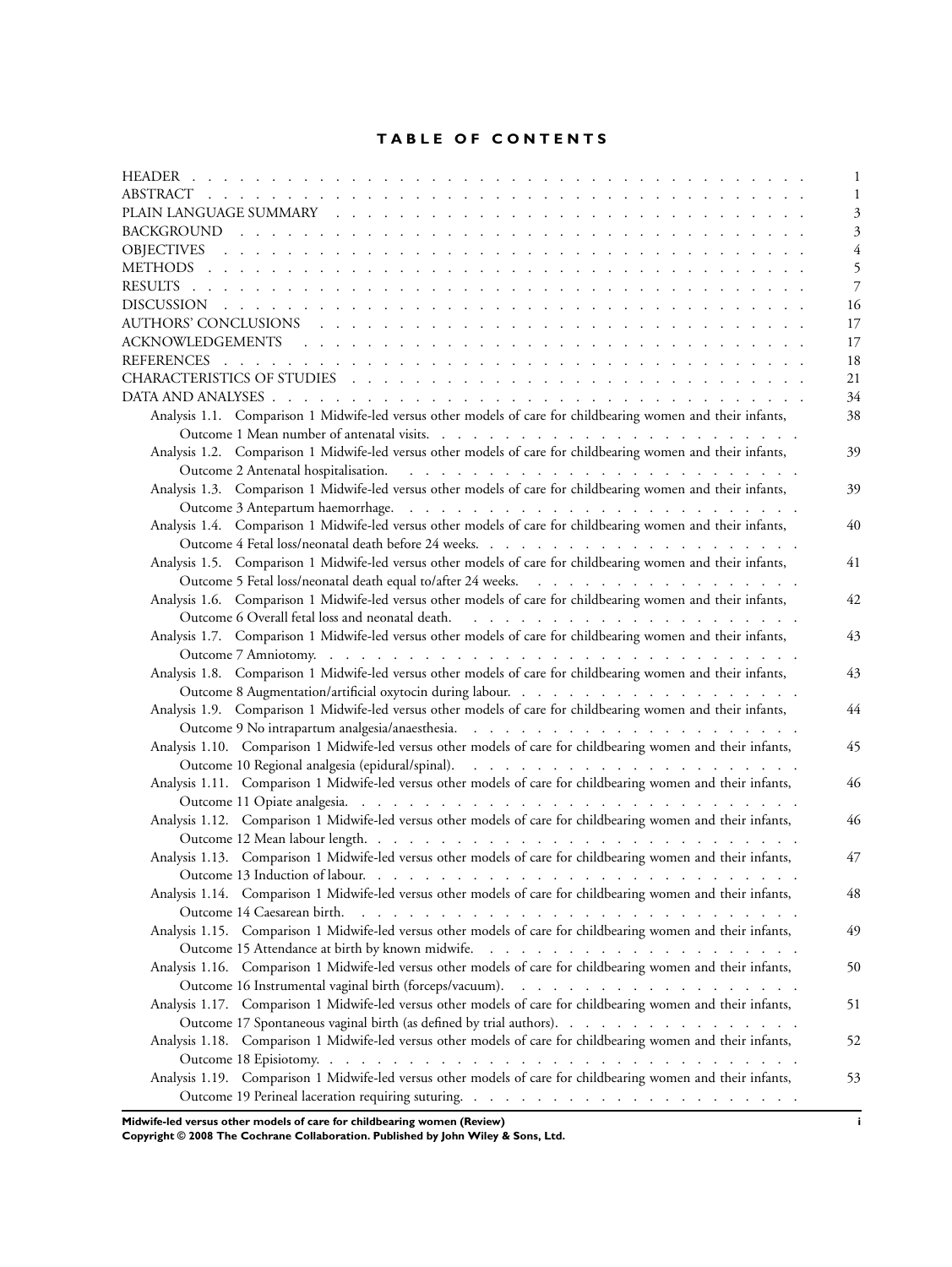# TABLE OF CONTENTS

| | |
|---|---|
| HEADER | 1 |
| ABSTRACT | 1 |
| PLAIN LANGUAGE SUMMARY | 3 |
| BACKGROUND | 3 |
| OBJECTIVES | 4 |
| METHODS | 5 |
| RESULTS | 7 |
| DISCUSSION | 16 |
| AUTHORS' CONCLUSIONS | 17 |
| ACKNOWLEDGEMENTS | 17 |
| REFERENCES | 18 |
| CHARACTERISTICS OF STUDIES | 21 |
| DATA AND ANALYSES | 34 |
| Analysis 1.1. Comparison 1 Midwife-led versus other models of care for childbearing women and their infants, Outcome 1 Mean number of antenatal visits. | 38 |
| Analysis 1.2. Comparison 1 Midwife-led versus other models of care for childbearing women and their infants, Outcome 2 Antenatal hospitalisation. | 39 |
| Analysis 1.3. Comparison 1 Midwife-led versus other models of care for childbearing women and their infants, Outcome 3 Antepartum haemorrhage. | 39 |
| Analysis 1.4. Comparison 1 Midwife-led versus other models of care for childbearing women and their infants, Outcome 4 Fetal loss/neonatal death before 24 weeks. | 40 |
| Analysis 1.5. Comparison 1 Midwife-led versus other models of care for childbearing women and their infants, Outcome 5 Fetal loss/neonatal death equal to/after 24 weeks. | 41 |
| Analysis 1.6. Comparison 1 Midwife-led versus other models of care for childbearing women and their infants, Outcome 6 Overall fetal loss and neonatal death. | 42 |
| Analysis 1.7. Comparison 1 Midwife-led versus other models of care for childbearing women and their infants, Outcome 7 Amniotomy. | 43 |
| Analysis 1.8. Comparison 1 Midwife-led versus other models of care for childbearing women and their infants, Outcome 8 Augmentation/artificial oxytocin during labour. | 43 |
| Analysis 1.9. Comparison 1 Midwife-led versus other models of care for childbearing women and their infants, Outcome 9 No intrapartum analgesia/anaesthesia. | 44 |
| Analysis 1.10. Comparison 1 Midwife-led versus other models of care for childbearing women and their infants, Outcome 10 Regional analgesia (epidural/spinal). | 45 |
| Analysis 1.11. Comparison 1 Midwife-led versus other models of care for childbearing women and their infants, Outcome 11 Opiate analgesia. | 46 |
| Analysis 1.12. Comparison 1 Midwife-led versus other models of care for childbearing women and their infants, Outcome 12 Mean labour length. | 46 |
| Analysis 1.13. Comparison 1 Midwife-led versus other models of care for childbearing women and their infants, Outcome 13 Induction of labour. | 47 |
| Analysis 1.14. Comparison 1 Midwife-led versus other models of care for childbearing women and their infants, Outcome 14 Caesarean birth. | 48 |
| Analysis 1.15. Comparison 1 Midwife-led versus other models of care for childbearing women and their infants, Outcome 15 Attendance at birth by known midwife. | 49 |
| Analysis 1.16. Comparison 1 Midwife-led versus other models of care for childbearing women and their infants, Outcome 16 Instrumental vaginal birth (forceps/vacuum). | 50 |
| Analysis 1.17. Comparison 1 Midwife-led versus other models of care for childbearing women and their infants, Outcome 17 Spontaneous vaginal birth (as defined by trial authors). | 51 |
| Analysis 1.18. Comparison 1 Midwife-led versus other models of care for childbearing women and their infants, Outcome 18 Episiotomy. | 52 |
| Analysis 1.19. Comparison 1 Midwife-led versus other models of care for childbearing women and their infants, Outcome 19 Perineal laceration requiring suturing. | 53 |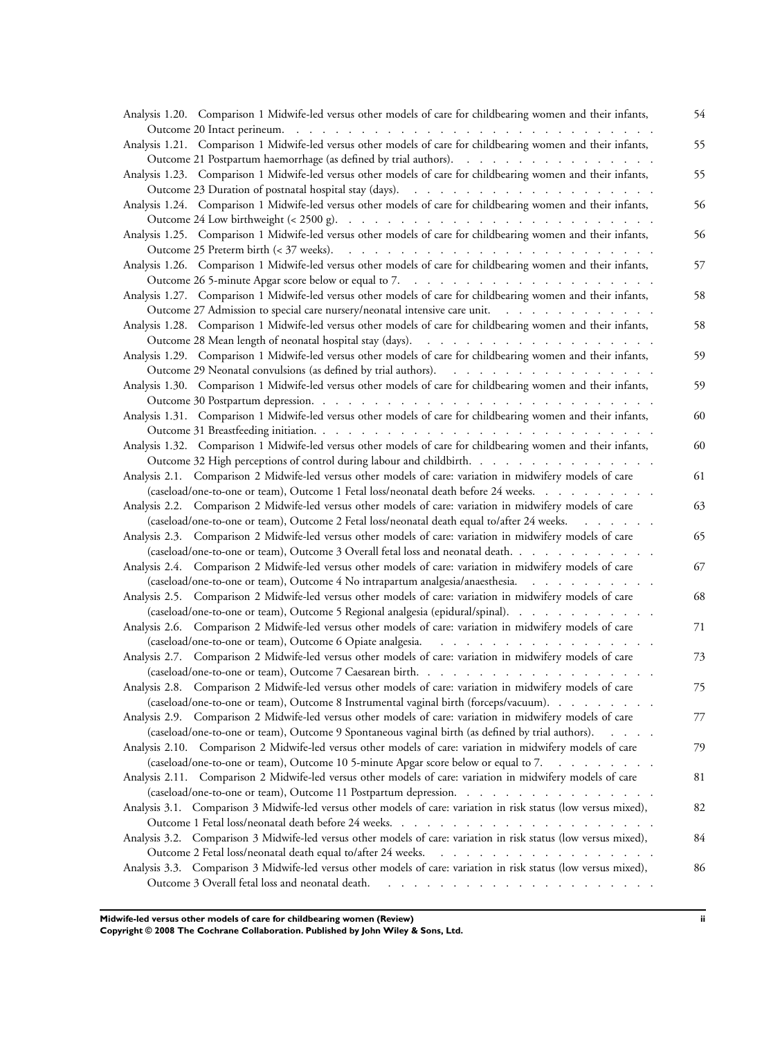Analysis 1.20. Comparison 1 Midwife-led versus other models of care for childbearing women and their infants, Outcome 20 Intact perineum. . . . . . 54

Analysis 1.21. Comparison 1 Midwife-led versus other models of care for childbearing women and their infants, Outcome 21 Postpartum haemorrhage (as defined by trial authors). . . . . . 55

Analysis 1.23. Comparison 1 Midwife-led versus other models of care for childbearing women and their infants, Outcome 23 Duration of postnatal hospital stay (days). . . . . . 55

Analysis 1.24. Comparison 1 Midwife-led versus other models of care for childbearing women and their infants, Outcome 24 Low birthweight (< 2500 g). . . . . . 56

Analysis 1.25. Comparison 1 Midwife-led versus other models of care for childbearing women and their infants, Outcome 25 Preterm birth (< 37 weeks). . . . . . 56

Analysis 1.26. Comparison 1 Midwife-led versus other models of care for childbearing women and their infants, Outcome 26 5-minute Apgar score below or equal to 7. . . . . . 57

Analysis 1.27. Comparison 1 Midwife-led versus other models of care for childbearing women and their infants, Outcome 27 Admission to special care nursery/neonatal intensive care unit. . . . . . 58

Analysis 1.28. Comparison 1 Midwife-led versus other models of care for childbearing women and their infants, Outcome 28 Mean length of neonatal hospital stay (days). . . . . . 58

Analysis 1.29. Comparison 1 Midwife-led versus other models of care for childbearing women and their infants, Outcome 29 Neonatal convulsions (as defined by trial authors). . . . . . 59

Analysis 1.30. Comparison 1 Midwife-led versus other models of care for childbearing women and their infants, Outcome 30 Postpartum depression. . . . . . 59

Analysis 1.31. Comparison 1 Midwife-led versus other models of care for childbearing women and their infants, Outcome 31 Breastfeeding initiation. . . . . . 60

Analysis 1.32. Comparison 1 Midwife-led versus other models of care for childbearing women and their infants, Outcome 32 High perceptions of control during labour and childbirth. . . . . . 60

Analysis 2.1. Comparison 2 Midwife-led versus other models of care: variation in midwifery models of care (caseload/one-to-one or team), Outcome 1 Fetal loss/neonatal death before 24 weeks. . . . . . 61

Analysis 2.2. Comparison 2 Midwife-led versus other models of care: variation in midwifery models of care (caseload/one-to-one or team), Outcome 2 Fetal loss/neonatal death equal to/after 24 weeks. . . . . . 63

Analysis 2.3. Comparison 2 Midwife-led versus other models of care: variation in midwifery models of care (caseload/one-to-one or team), Outcome 3 Overall fetal loss and neonatal death. . . . . . 65

Analysis 2.4. Comparison 2 Midwife-led versus other models of care: variation in midwifery models of care (caseload/one-to-one or team), Outcome 4 No intrapartum analgesia/anaesthesia. . . . . . 67

Analysis 2.5. Comparison 2 Midwife-led versus other models of care: variation in midwifery models of care (caseload/one-to-one or team), Outcome 5 Regional analgesia (epidural/spinal). . . . . . 68

Analysis 2.6. Comparison 2 Midwife-led versus other models of care: variation in midwifery models of care (caseload/one-to-one or team), Outcome 6 Opiate analgesia. . . . . . 71

Analysis 2.7. Comparison 2 Midwife-led versus other models of care: variation in midwifery models of care (caseload/one-to-one or team), Outcome 7 Caesarean birth. . . . . . 73

Analysis 2.8. Comparison 2 Midwife-led versus other models of care: variation in midwifery models of care (caseload/one-to-one or team), Outcome 8 Instrumental vaginal birth (forceps/vacuum). . . . . . 75

Analysis 2.9. Comparison 2 Midwife-led versus other models of care: variation in midwifery models of care (caseload/one-to-one or team), Outcome 9 Spontaneous vaginal birth (as defined by trial authors). . . . . . 77

Analysis 2.10. Comparison 2 Midwife-led versus other models of care: variation in midwifery models of care (caseload/one-to-one or team), Outcome 10 5-minute Apgar score below or equal to 7. . . . . . 79

Analysis 2.11. Comparison 2 Midwife-led versus other models of care: variation in midwifery models of care (caseload/one-to-one or team), Outcome 11 Postpartum depression. . . . . . 81

Analysis 3.1. Comparison 3 Midwife-led versus other models of care: variation in risk status (low versus mixed), Outcome 1 Fetal loss/neonatal death before 24 weeks. . . . . . 82

Analysis 3.2. Comparison 3 Midwife-led versus other models of care: variation in risk status (low versus mixed), Outcome 2 Fetal loss/neonatal death equal to/after 24 weeks. . . . . . 84

Analysis 3.3. Comparison 3 Midwife-led versus other models of care: variation in risk status (low versus mixed), Outcome 3 Overall fetal loss and neonatal death. . . . . . 86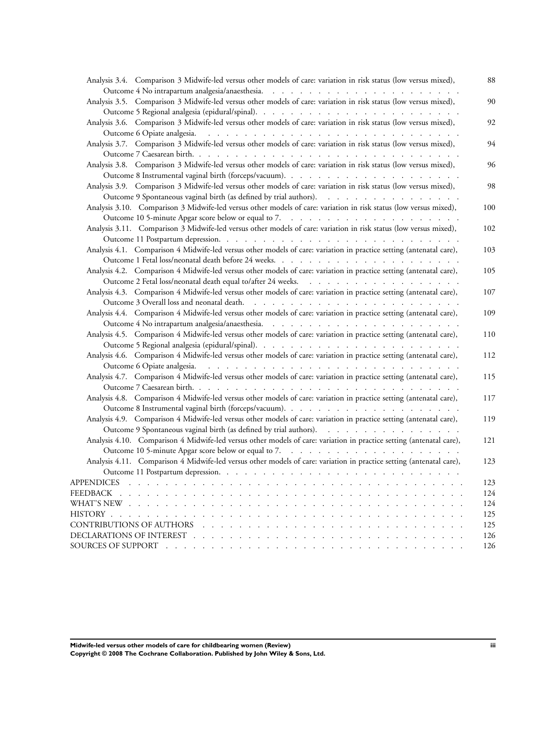Analysis 3.4. Comparison 3 Midwife-led versus other models of care: variation in risk status (low versus mixed), Outcome 4 No intrapartum analgesia/anaesthesia. . . . . . . . . . . . . . . . . . . . . . . . 88

Analysis 3.5. Comparison 3 Midwife-led versus other models of care: variation in risk status (low versus mixed), Outcome 5 Regional analgesia (epidural/spinal). . . . . . . . . . . . . . . . . . . . . . . . 90

Analysis 3.6. Comparison 3 Midwife-led versus other models of care: variation in risk status (low versus mixed), Outcome 6 Opiate analgesia. . . . . . . . . . . . . . . . . . . . . . . . . . . . . 92

Analysis 3.7. Comparison 3 Midwife-led versus other models of care: variation in risk status (low versus mixed), Outcome 7 Caesarean birth. . . . . . . . . . . . . . . . . . . . . . . . . . . . . . 94

Analysis 3.8. Comparison 3 Midwife-led versus other models of care: variation in risk status (low versus mixed), Outcome 8 Instrumental vaginal birth (forceps/vacuum). . . . . . . . . . . . . . . . . . . . . 96

Analysis 3.9. Comparison 3 Midwife-led versus other models of care: variation in risk status (low versus mixed), Outcome 9 Spontaneous vaginal birth (as defined by trial authors). . . . . . . . . . . . . . . . 98

Analysis 3.10. Comparison 3 Midwife-led versus other models of care: variation in risk status (low versus mixed), Outcome 10 5-minute Apgar score below or equal to 7. . . . . . . . . . . . . . . . . . . . 100

Analysis 3.11. Comparison 3 Midwife-led versus other models of care: variation in risk status (low versus mixed), Outcome 11 Postpartum depression. . . . . . . . . . . . . . . . . . . . . . . . . . . 102

Analysis 4.1. Comparison 4 Midwife-led versus other models of care: variation in practice setting (antenatal care), Outcome 1 Fetal loss/neonatal death before 24 weeks. . . . . . . . . . . . . . . . . . . . . . 103

Analysis 4.2. Comparison 4 Midwife-led versus other models of care: variation in practice setting (antenatal care), Outcome 2 Fetal loss/neonatal death equal to/after 24 weeks. . . . . . . . . . . . . . . . . . 105

Analysis 4.3. Comparison 4 Midwife-led versus other models of care: variation in practice setting (antenatal care), Outcome 3 Overall loss and neonatal death. . . . . . . . . . . . . . . . . . . . . . . . 107

Analysis 4.4. Comparison 4 Midwife-led versus other models of care: variation in practice setting (antenatal care), Outcome 4 No intrapartum analgesia/anaesthesia. . . . . . . . . . . . . . . . . . . . . . . 109

Analysis 4.5. Comparison 4 Midwife-led versus other models of care: variation in practice setting (antenatal care), Outcome 5 Regional analgesia (epidural/spinal). . . . . . . . . . . . . . . . . . . . . . . 110

Analysis 4.6. Comparison 4 Midwife-led versus other models of care: variation in practice setting (antenatal care), Outcome 6 Opiate analgesia. . . . . . . . . . . . . . . . . . . . . . . . . . . . . 112

Analysis 4.7. Comparison 4 Midwife-led versus other models of care: variation in practice setting (antenatal care), Outcome 7 Caesarean birth. . . . . . . . . . . . . . . . . . . . . . . . . . . . . . 115

Analysis 4.8. Comparison 4 Midwife-led versus other models of care: variation in practice setting (antenatal care), Outcome 8 Instrumental vaginal birth (forceps/vacuum). . . . . . . . . . . . . . . . . . . . 117

Analysis 4.9. Comparison 4 Midwife-led versus other models of care: variation in practice setting (antenatal care), Outcome 9 Spontaneous vaginal birth (as defined by trial authors). . . . . . . . . . . . . . . 119

Analysis 4.10. Comparison 4 Midwife-led versus other models of care: variation in practice setting (antenatal care), Outcome 10 5-minute Apgar score below or equal to 7. . . . . . . . . . . . . . . . . . . 121

Analysis 4.11. Comparison 4 Midwife-led versus other models of care: variation in practice setting (antenatal care), Outcome 11 Postpartum depression. . . . . . . . . . . . . . . . . . . . . . . . . . 123

APPENDICES . . . . . . . . . . . . . . . . . . . . . . . . . . . . . . . . . . 123

FEEDBACK . . . . . . . . . . . . . . . . . . . . . . . . . . . . . . . . . . 124

WHAT'S NEW . . . . . . . . . . . . . . . . . . . . . . . . . . . . . . . . . 124

HISTORY . . . . . . . . . . . . . . . . . . . . . . . . . . . . . . . . . . . 125

CONTRIBUTIONS OF AUTHORS . . . . . . . . . . . . . . . . . . . . . . . . . 125

DECLARATIONS OF INTEREST . . . . . . . . . . . . . . . . . . . . . . . . . 126

SOURCES OF SUPPORT . . . . . . . . . . . . . . . . . . . . . . . . . . . . 126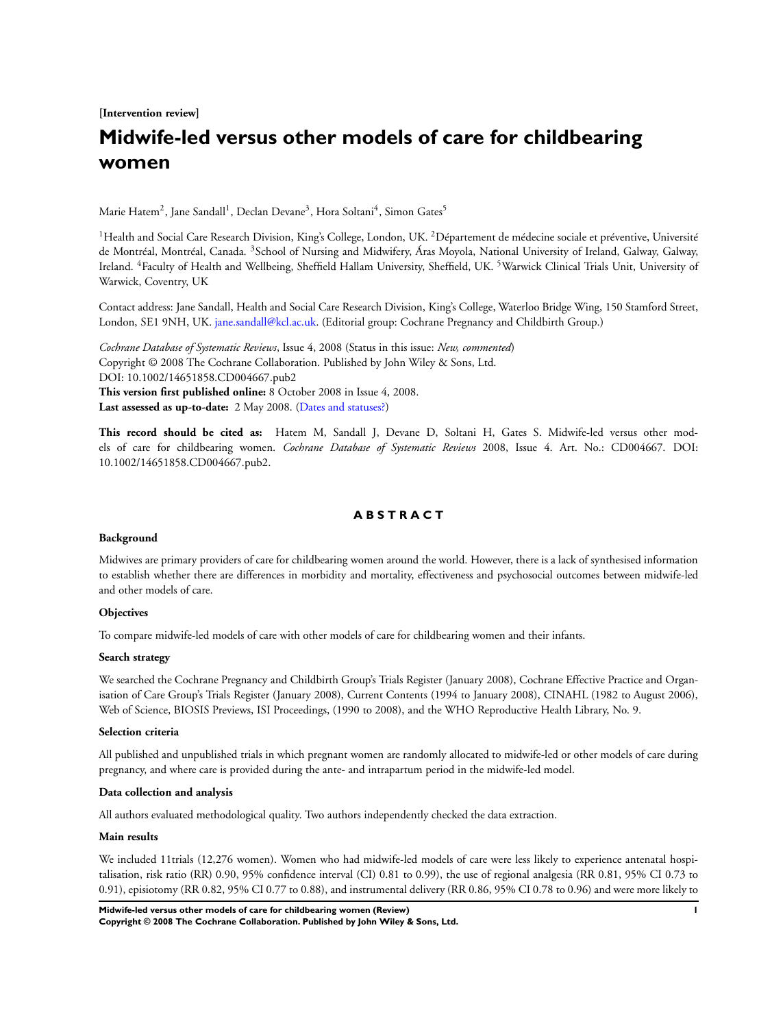**[Intervention review]**

# Midwife-led versus other models of care for childbearing women

Marie Hatem[2], Jane Sandall[1], Declan Devane[3], Hora Soltani[4], Simon Gates[5]

[1]Health and Social Care Research Division, King's College, London, UK. [2]Département de médecine sociale et préventive, Université de Montréal, Montréal, Canada. [3]School of Nursing and Midwifery, Áras Moyola, National University of Ireland, Galway, Galway, Ireland. [4]Faculty of Health and Wellbeing, Sheffield Hallam University, Sheffield, UK. [5]Warwick Clinical Trials Unit, University of Warwick, Coventry, UK

Contact address: Jane Sandall, Health and Social Care Research Division, King's College, Waterloo Bridge Wing, 150 Stamford Street, London, SE1 9NH, UK. jane.sandall@kcl.ac.uk. (Editorial group: Cochrane Pregnancy and Childbirth Group.)

*Cochrane Database of Systematic Reviews*, Issue 4, 2008 (Status in this issue: *New, commented*)
Copyright © 2008 The Cochrane Collaboration. Published by John Wiley & Sons, Ltd.
DOI: 10.1002/14651858.CD004667.pub2
**This version first published online:** 8 October 2008 in Issue 4, 2008.
**Last assessed as up-to-date:** 2 May 2008. (Dates and statuses?)

**This record should be cited as:** Hatem M, Sandall J, Devane D, Soltani H, Gates S. Midwife-led versus other models of care for childbearing women. *Cochrane Database of Systematic Reviews* 2008, Issue 4. Art. No.: CD004667. DOI: 10.1002/14651858.CD004667.pub2.

## ABSTRACT

### Background

Midwives are primary providers of care for childbearing women around the world. However, there is a lack of synthesised information to establish whether there are differences in morbidity and mortality, effectiveness and psychosocial outcomes between midwife-led and other models of care.

### Objectives

To compare midwife-led models of care with other models of care for childbearing women and their infants.

### Search strategy

We searched the Cochrane Pregnancy and Childbirth Group's Trials Register (January 2008), Cochrane Effective Practice and Organisation of Care Group's Trials Register (January 2008), Current Contents (1994 to January 2008), CINAHL (1982 to August 2006), Web of Science, BIOSIS Previews, ISI Proceedings, (1990 to 2008), and the WHO Reproductive Health Library, No. 9.

### Selection criteria

All published and unpublished trials in which pregnant women are randomly allocated to midwife-led or other models of care during pregnancy, and where care is provided during the ante- and intrapartum period in the midwife-led model.

### Data collection and analysis

All authors evaluated methodological quality. Two authors independently checked the data extraction.

### Main results

We included 11trials (12,276 women). Women who had midwife-led models of care were less likely to experience antenatal hospitalisation, risk ratio (RR) 0.90, 95% confidence interval (CI) 0.81 to 0.99), the use of regional analgesia (RR 0.81, 95% CI 0.73 to 0.91), episiotomy (RR 0.82, 95% CI 0.77 to 0.88), and instrumental delivery (RR 0.86, 95% CI 0.78 to 0.96) and were more likely to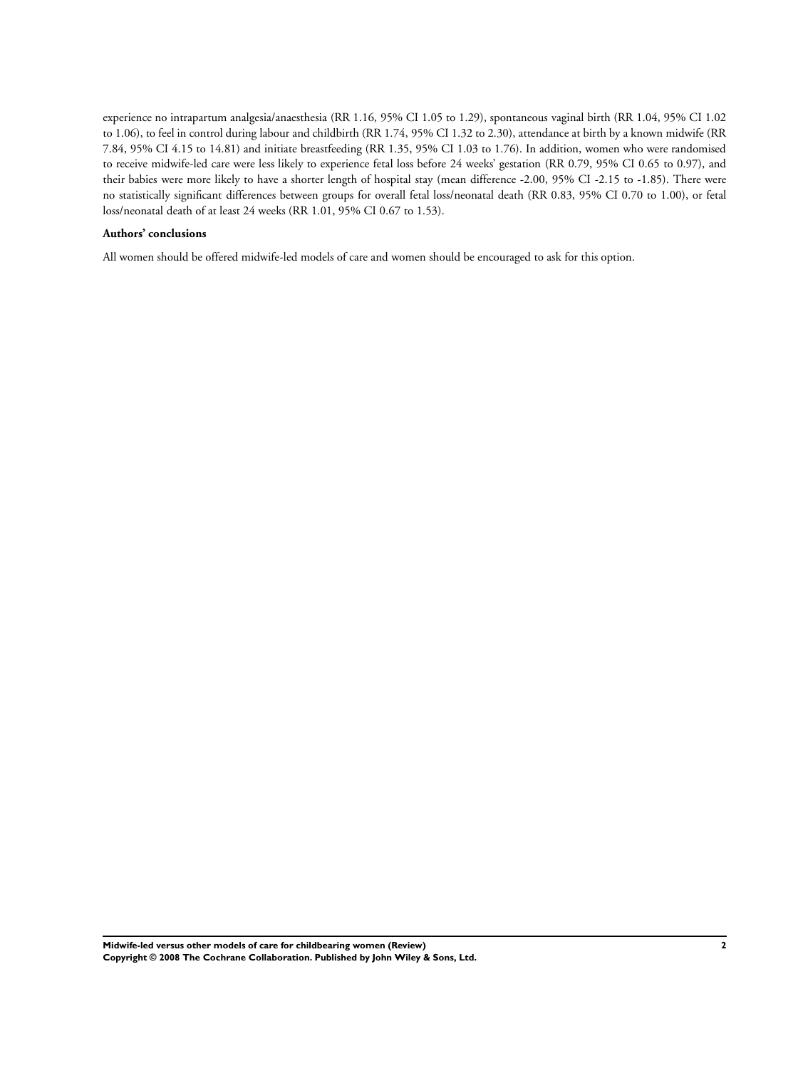experience no intrapartum analgesia/anaesthesia (RR 1.16, 95% CI 1.05 to 1.29), spontaneous vaginal birth (RR 1.04, 95% CI 1.02 to 1.06), to feel in control during labour and childbirth (RR 1.74, 95% CI 1.32 to 2.30), attendance at birth by a known midwife (RR 7.84, 95% CI 4.15 to 14.81) and initiate breastfeeding (RR 1.35, 95% CI 1.03 to 1.76). In addition, women who were randomised to receive midwife-led care were less likely to experience fetal loss before 24 weeks' gestation (RR 0.79, 95% CI 0.65 to 0.97), and their babies were more likely to have a shorter length of hospital stay (mean difference -2.00, 95% CI -2.15 to -1.85). There were no statistically significant differences between groups for overall fetal loss/neonatal death (RR 0.83, 95% CI 0.70 to 1.00), or fetal loss/neonatal death of at least 24 weeks (RR 1.01, 95% CI 0.67 to 1.53).

**Authors' conclusions**

All women should be offered midwife-led models of care and women should be encouraged to ask for this option.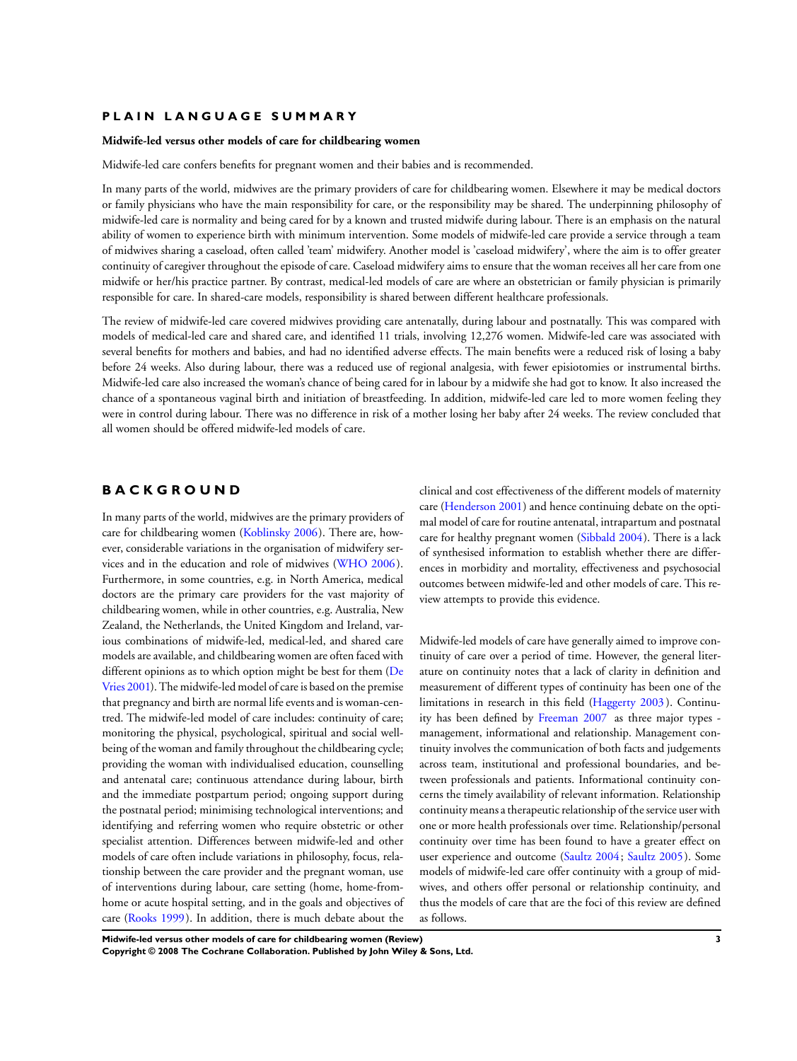## PLAIN LANGUAGE SUMMARY

**Midwife-led versus other models of care for childbearing women**

Midwife-led care confers benefits for pregnant women and their babies and is recommended.

In many parts of the world, midwives are the primary providers of care for childbearing women. Elsewhere it may be medical doctors or family physicians who have the main responsibility for care, or the responsibility may be shared. The underpinning philosophy of midwife-led care is normality and being cared for by a known and trusted midwife during labour. There is an emphasis on the natural ability of women to experience birth with minimum intervention. Some models of midwife-led care provide a service through a team of midwives sharing a caseload, often called 'team' midwifery. Another model is 'caseload midwifery', where the aim is to offer greater continuity of caregiver throughout the episode of care. Caseload midwifery aims to ensure that the woman receives all her care from one midwife or her/his practice partner. By contrast, medical-led models of care are where an obstetrician or family physician is primarily responsible for care. In shared-care models, responsibility is shared between different healthcare professionals.

The review of midwife-led care covered midwives providing care antenatally, during labour and postnatally. This was compared with models of medical-led care and shared care, and identified 11 trials, involving 12,276 women. Midwife-led care was associated with several benefits for mothers and babies, and had no identified adverse effects. The main benefits were a reduced risk of losing a baby before 24 weeks. Also during labour, there was a reduced use of regional analgesia, with fewer episiotomies or instrumental births. Midwife-led care also increased the woman's chance of being cared for in labour by a midwife she had got to know. It also increased the chance of a spontaneous vaginal birth and initiation of breastfeeding. In addition, midwife-led care led to more women feeling they were in control during labour. There was no difference in risk of a mother losing her baby after 24 weeks. The review concluded that all women should be offered midwife-led models of care.

## BACKGROUND

In many parts of the world, midwives are the primary providers of care for childbearing women (Koblinsky 2006). There are, however, considerable variations in the organisation of midwifery services and in the education and role of midwives (WHO 2006). Furthermore, in some countries, e.g. in North America, medical doctors are the primary care providers for the vast majority of childbearing women, while in other countries, e.g. Australia, New Zealand, the Netherlands, the United Kingdom and Ireland, various combinations of midwife-led, medical-led, and shared care models are available, and childbearing women are often faced with different opinions as to which option might be best for them (De Vries 2001). The midwife-led model of care is based on the premise that pregnancy and birth are normal life events and is woman-centred. The midwife-led model of care includes: continuity of care; monitoring the physical, psychological, spiritual and social wellbeing of the woman and family throughout the childbearing cycle; providing the woman with individualised education, counselling and antenatal care; continuous attendance during labour, birth and the immediate postpartum period; ongoing support during the postnatal period; minimising technological interventions; and identifying and referring women who require obstetric or other specialist attention. Differences between midwife-led and other models of care often include variations in philosophy, focus, relationship between the care provider and the pregnant woman, use of interventions during labour, care setting (home, home-from-home or acute hospital setting, and in the goals and objectives of care (Rooks 1999). In addition, there is much debate about the clinical and cost effectiveness of the different models of maternity care (Henderson 2001) and hence continuing debate on the optimal model of care for routine antenatal, intrapartum and postnatal care for healthy pregnant women (Sibbald 2004). There is a lack of synthesised information to establish whether there are differences in morbidity and mortality, effectiveness and psychosocial outcomes between midwife-led and other models of care. This review attempts to provide this evidence.

Midwife-led models of care have generally aimed to improve continuity of care over a period of time. However, the general literature on continuity notes that a lack of clarity in definition and measurement of different types of continuity has been one of the limitations in research in this field (Haggerty 2003). Continuity has been defined by Freeman 2007 as three major types - management, informational and relationship. Management continuity involves the communication of both facts and judgements across team, institutional and professional boundaries, and between professionals and patients. Informational continuity concerns the timely availability of relevant information. Relationship continuity means a therapeutic relationship of the service user with one or more health professionals over time. Relationship/personal continuity over time has been found to have a greater effect on user experience and outcome (Saultz 2004; Saultz 2005). Some models of midwife-led care offer continuity with a group of midwives, and others offer personal or relationship continuity, and thus the models of care that are the foci of this review are defined as follows.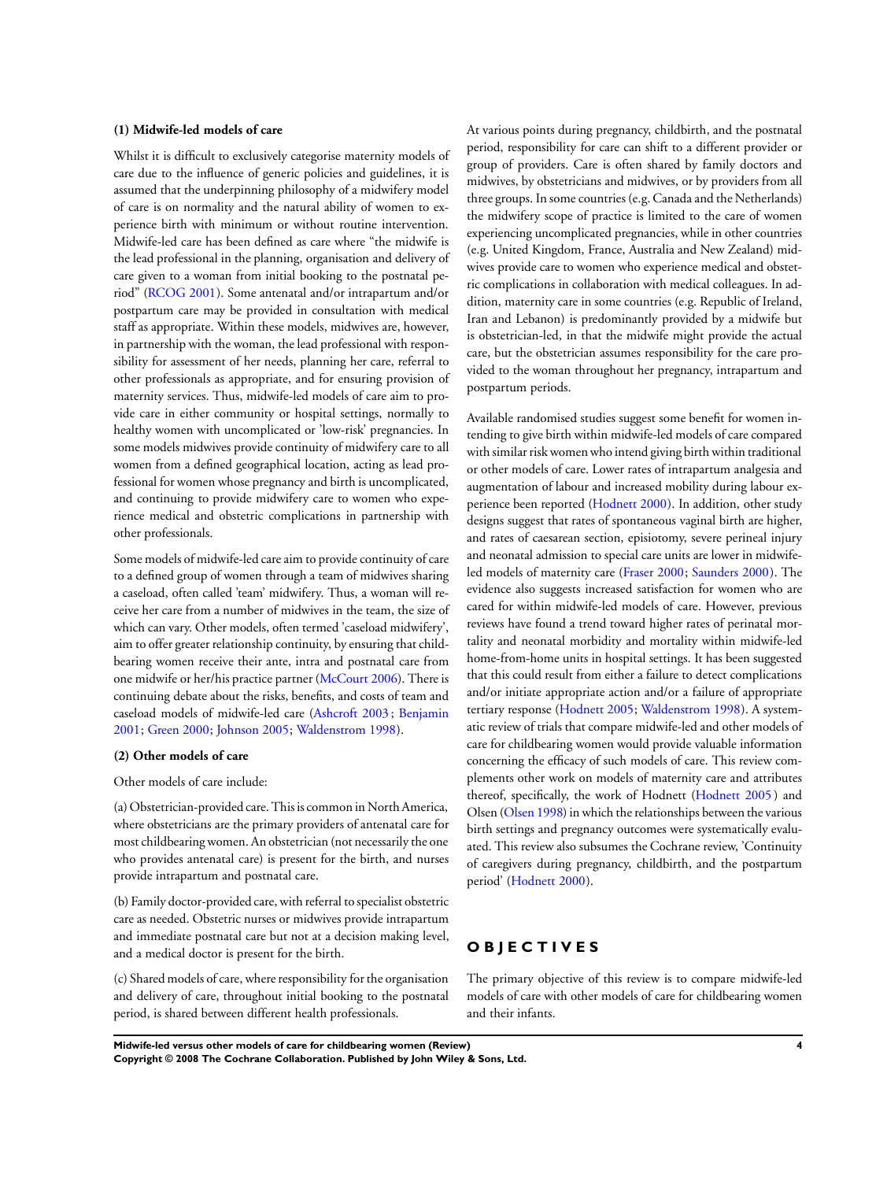**(1) Midwife-led models of care**

Whilst it is difficult to exclusively categorise maternity models of care due to the influence of generic policies and guidelines, it is assumed that the underpinning philosophy of a midwifery model of care is on normality and the natural ability of women to experience birth with minimum or without routine intervention. Midwife-led care has been defined as care where "the midwife is the lead professional in the planning, organisation and delivery of care given to a woman from initial booking to the postnatal period" (RCOG 2001). Some antenatal and/or intrapartum and/or postpartum care may be provided in consultation with medical staff as appropriate. Within these models, midwives are, however, in partnership with the woman, the lead professional with responsibility for assessment of her needs, planning her care, referral to other professionals as appropriate, and for ensuring provision of maternity services. Thus, midwife-led models of care aim to provide care in either community or hospital settings, normally to healthy women with uncomplicated or 'low-risk' pregnancies. In some models midwives provide continuity of midwifery care to all women from a defined geographical location, acting as lead professional for women whose pregnancy and birth is uncomplicated, and continuing to provide midwifery care to women who experience medical and obstetric complications in partnership with other professionals.

Some models of midwife-led care aim to provide continuity of care to a defined group of women through a team of midwives sharing a caseload, often called 'team' midwifery. Thus, a woman will receive her care from a number of midwives in the team, the size of which can vary. Other models, often termed 'caseload midwifery', aim to offer greater relationship continuity, by ensuring that childbearing women receive their ante, intra and postnatal care from one midwife or her/his practice partner (McCourt 2006). There is continuing debate about the risks, benefits, and costs of team and caseload models of midwife-led care (Ashcroft 2003; Benjamin 2001; Green 2000; Johnson 2005; Waldenstrom 1998).

**(2) Other models of care**

Other models of care include:

(a) Obstetrician-provided care. This is common in North America, where obstetricians are the primary providers of antenatal care for most childbearing women. An obstetrician (not necessarily the one who provides antenatal care) is present for the birth, and nurses provide intrapartum and postnatal care.

(b) Family doctor-provided care, with referral to specialist obstetric care as needed. Obstetric nurses or midwives provide intrapartum and immediate postnatal care but not at a decision making level, and a medical doctor is present for the birth.

(c) Shared models of care, where responsibility for the organisation and delivery of care, throughout initial booking to the postnatal period, is shared between different health professionals.

At various points during pregnancy, childbirth, and the postnatal period, responsibility for care can shift to a different provider or group of providers. Care is often shared by family doctors and midwives, by obstetricians and midwives, or by providers from all three groups. In some countries (e.g. Canada and the Netherlands) the midwifery scope of practice is limited to the care of women experiencing uncomplicated pregnancies, while in other countries (e.g. United Kingdom, France, Australia and New Zealand) midwives provide care to women who experience medical and obstetric complications in collaboration with medical colleagues. In addition, maternity care in some countries (e.g. Republic of Ireland, Iran and Lebanon) is predominantly provided by a midwife but is obstetrician-led, in that the midwife might provide the actual care, but the obstetrician assumes responsibility for the care provided to the woman throughout her pregnancy, intrapartum and postpartum periods.

Available randomised studies suggest some benefit for women intending to give birth within midwife-led models of care compared with similar risk women who intend giving birth within traditional or other models of care. Lower rates of intrapartum analgesia and augmentation of labour and increased mobility during labour experience been reported (Hodnett 2000). In addition, other study designs suggest that rates of spontaneous vaginal birth are higher, and rates of caesarean section, episiotomy, severe perineal injury and neonatal admission to special care units are lower in midwife-led models of maternity care (Fraser 2000; Saunders 2000). The evidence also suggests increased satisfaction for women who are cared for within midwife-led models of care. However, previous reviews have found a trend toward higher rates of perinatal mortality and neonatal morbidity and mortality within midwife-led home-from-home units in hospital settings. It has been suggested that this could result from either a failure to detect complications and/or initiate appropriate action and/or a failure of appropriate tertiary response (Hodnett 2005; Waldenstrom 1998). A systematic review of trials that compare midwife-led and other models of care for childbearing women would provide valuable information concerning the efficacy of such models of care. This review complements other work on models of maternity care and attributes thereof, specifically, the work of Hodnett (Hodnett 2005) and Olsen (Olsen 1998) in which the relationships between the various birth settings and pregnancy outcomes were systematically evaluated. This review also subsumes the Cochrane review, 'Continuity of caregivers during pregnancy, childbirth, and the postpartum period' (Hodnett 2000).

# OBJECTIVES

The primary objective of this review is to compare midwife-led models of care with other models of care for childbearing women and their infants.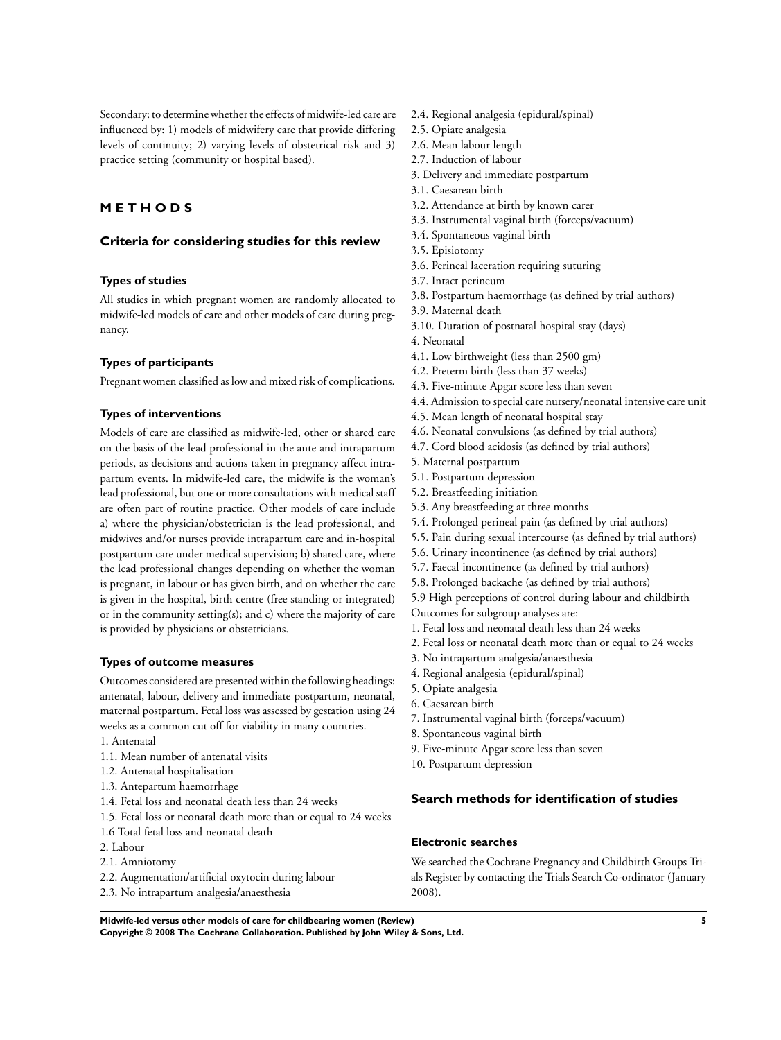Secondary: to determine whether the effects of midwife-led care are influenced by: 1) models of midwifery care that provide differing levels of continuity; 2) varying levels of obstetrical risk and 3) practice setting (community or hospital based).

# METHODS

## Criteria for considering studies for this review

### Types of studies

All studies in which pregnant women are randomly allocated to midwife-led models of care and other models of care during pregnancy.

### Types of participants

Pregnant women classified as low and mixed risk of complications.

### Types of interventions

Models of care are classified as midwife-led, other or shared care on the basis of the lead professional in the ante and intrapartum periods, as decisions and actions taken in pregnancy affect intrapartum events. In midwife-led care, the midwife is the woman's lead professional, but one or more consultations with medical staff are often part of routine practice. Other models of care include a) where the physician/obstetrician is the lead professional, and midwives and/or nurses provide intrapartum care and in-hospital postpartum care under medical supervision; b) shared care, where the lead professional changes depending on whether the woman is pregnant, in labour or has given birth, and on whether the care is given in the hospital, birth centre (free standing or integrated) or in the community setting(s); and c) where the majority of care is provided by physicians or obstetricians.

### Types of outcome measures

Outcomes considered are presented within the following headings: antenatal, labour, delivery and immediate postpartum, neonatal, maternal postpartum. Fetal loss was assessed by gestation using 24 weeks as a common cut off for viability in many countries.

1. Antenatal
1.1. Mean number of antenatal visits
1.2. Antenatal hospitalisation
1.3. Antepartum haemorrhage
1.4. Fetal loss and neonatal death less than 24 weeks
1.5. Fetal loss or neonatal death more than or equal to 24 weeks
1.6 Total fetal loss and neonatal death
2. Labour
2.1. Amniotomy
2.2. Augmentation/artificial oxytocin during labour
2.3. No intrapartum analgesia/anaesthesia
2.4. Regional analgesia (epidural/spinal)
2.5. Opiate analgesia
2.6. Mean labour length
2.7. Induction of labour
3. Delivery and immediate postpartum
3.1. Caesarean birth
3.2. Attendance at birth by known carer
3.3. Instrumental vaginal birth (forceps/vacuum)
3.4. Spontaneous vaginal birth
3.5. Episiotomy
3.6. Perineal laceration requiring suturing
3.7. Intact perineum
3.8. Postpartum haemorrhage (as defined by trial authors)
3.9. Maternal death
3.10. Duration of postnatal hospital stay (days)
4. Neonatal
4.1. Low birthweight (less than 2500 gm)
4.2. Preterm birth (less than 37 weeks)
4.3. Five-minute Apgar score less than seven
4.4. Admission to special care nursery/neonatal intensive care unit
4.5. Mean length of neonatal hospital stay
4.6. Neonatal convulsions (as defined by trial authors)
4.7. Cord blood acidosis (as defined by trial authors)
5. Maternal postpartum
5.1. Postpartum depression
5.2. Breastfeeding initiation
5.3. Any breastfeeding at three months
5.4. Prolonged perineal pain (as defined by trial authors)
5.5. Pain during sexual intercourse (as defined by trial authors)
5.6. Urinary incontinence (as defined by trial authors)
5.7. Faecal incontinence (as defined by trial authors)
5.8. Prolonged backache (as defined by trial authors)
5.9 High perceptions of control during labour and childbirth

Outcomes for subgroup analyses are:

1. Fetal loss and neonatal death less than 24 weeks
2. Fetal loss or neonatal death more than or equal to 24 weeks
3. No intrapartum analgesia/anaesthesia
4. Regional analgesia (epidural/spinal)
5. Opiate analgesia
6. Caesarean birth
7. Instrumental vaginal birth (forceps/vacuum)
8. Spontaneous vaginal birth
9. Five-minute Apgar score less than seven
10. Postpartum depression

## Search methods for identification of studies

### Electronic searches

We searched the Cochrane Pregnancy and Childbirth Groups Trials Register by contacting the Trials Search Co-ordinator (January 2008).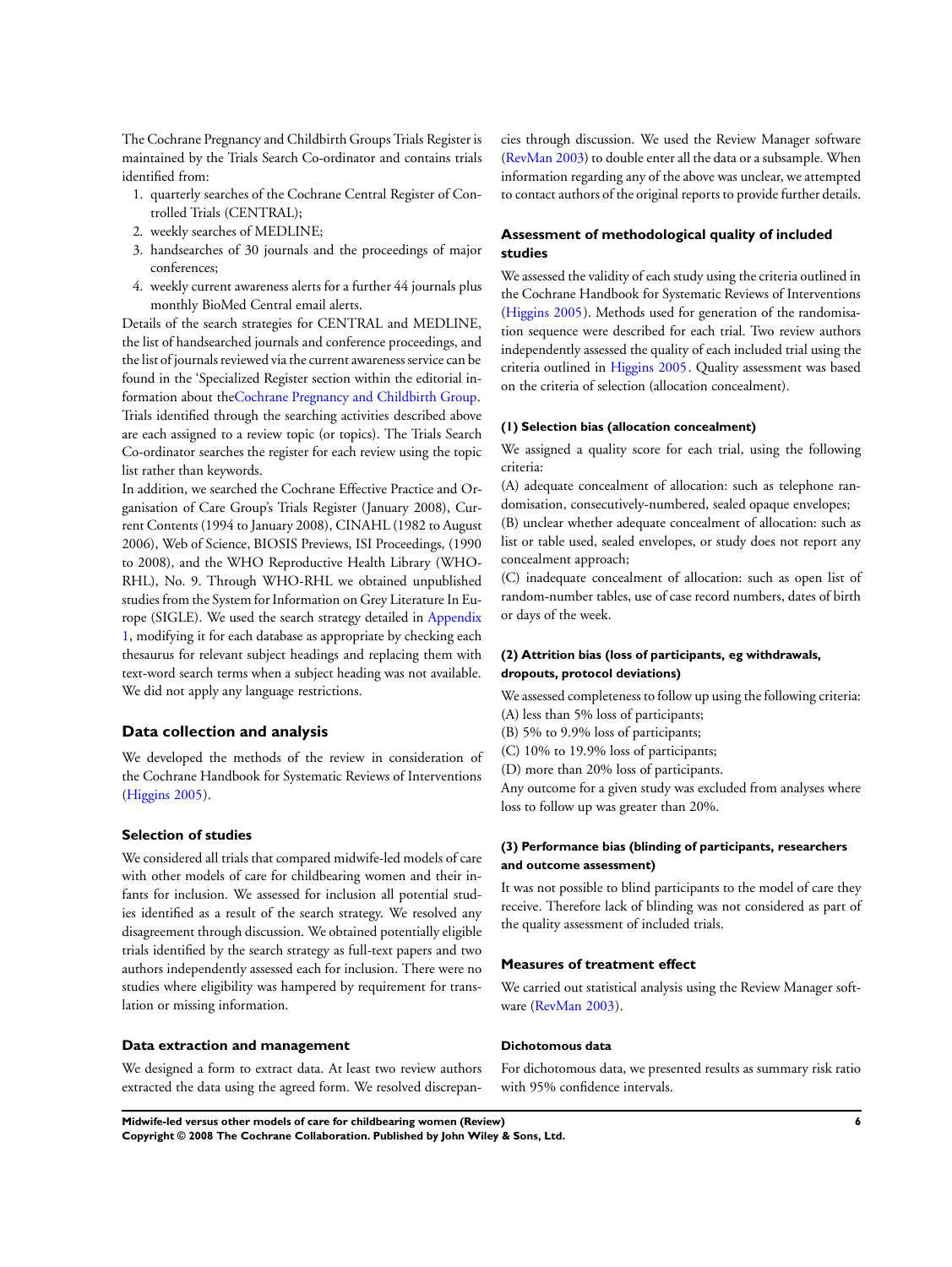The Cochrane Pregnancy and Childbirth Groups Trials Register is maintained by the Trials Search Co-ordinator and contains trials identified from:

1. quarterly searches of the Cochrane Central Register of Controlled Trials (CENTRAL);
2. weekly searches of MEDLINE;
3. handsearches of 30 journals and the proceedings of major conferences;
4. weekly current awareness alerts for a further 44 journals plus monthly BioMed Central email alerts.

Details of the search strategies for CENTRAL and MEDLINE, the list of handsearched journals and conference proceedings, and the list of journals reviewed via the current awareness service can be found in the 'Specialized Register section within the editorial information about theCochrane Pregnancy and Childbirth Group.

Trials identified through the searching activities described above are each assigned to a review topic (or topics). The Trials Search Co-ordinator searches the register for each review using the topic list rather than keywords.

In addition, we searched the Cochrane Effective Practice and Organisation of Care Group's Trials Register (January 2008), Current Contents (1994 to January 2008), CINAHL (1982 to August 2006), Web of Science, BIOSIS Previews, ISI Proceedings, (1990 to 2008), and the WHO Reproductive Health Library (WHO-RHL), No. 9. Through WHO-RHL we obtained unpublished studies from the System for Information on Grey Literature In Europe (SIGLE). We used the search strategy detailed in Appendix 1, modifying it for each database as appropriate by checking each thesaurus for relevant subject headings and replacing them with text-word search terms when a subject heading was not available. We did not apply any language restrictions.

## Data collection and analysis

We developed the methods of the review in consideration of the Cochrane Handbook for Systematic Reviews of Interventions (Higgins 2005).

### Selection of studies

We considered all trials that compared midwife-led models of care with other models of care for childbearing women and their infants for inclusion. We assessed for inclusion all potential studies identified as a result of the search strategy. We resolved any disagreement through discussion. We obtained potentially eligible trials identified by the search strategy as full-text papers and two authors independently assessed each for inclusion. There were no studies where eligibility was hampered by requirement for translation or missing information.

### Data extraction and management

We designed a form to extract data. At least two review authors extracted the data using the agreed form. We resolved discrepancies through discussion. We used the Review Manager software (RevMan 2003) to double enter all the data or a subsample. When information regarding any of the above was unclear, we attempted to contact authors of the original reports to provide further details.

### Assessment of methodological quality of included studies

We assessed the validity of each study using the criteria outlined in the Cochrane Handbook for Systematic Reviews of Interventions (Higgins 2005). Methods used for generation of the randomisation sequence were described for each trial. Two review authors independently assessed the quality of each included trial using the criteria outlined in Higgins 2005. Quality assessment was based on the criteria of selection (allocation concealment).

#### (1) Selection bias (allocation concealment)

We assigned a quality score for each trial, using the following criteria:

(A) adequate concealment of allocation: such as telephone randomisation, consecutively-numbered, sealed opaque envelopes;

(B) unclear whether adequate concealment of allocation: such as list or table used, sealed envelopes, or study does not report any concealment approach;

(C) inadequate concealment of allocation: such as open list of random-number tables, use of case record numbers, dates of birth or days of the week.

#### (2) Attrition bias (loss of participants, eg withdrawals, dropouts, protocol deviations)

We assessed completeness to follow up using the following criteria:

(A) less than 5% loss of participants;

(B) 5% to 9.9% loss of participants;

(C) 10% to 19.9% loss of participants;

(D) more than 20% loss of participants.

Any outcome for a given study was excluded from analyses where loss to follow up was greater than 20%.

#### (3) Performance bias (blinding of participants, researchers and outcome assessment)

It was not possible to blind participants to the model of care they receive. Therefore lack of blinding was not considered as part of the quality assessment of included trials.

### Measures of treatment effect

We carried out statistical analysis using the Review Manager software (RevMan 2003).

#### Dichotomous data

For dichotomous data, we presented results as summary risk ratio with 95% confidence intervals.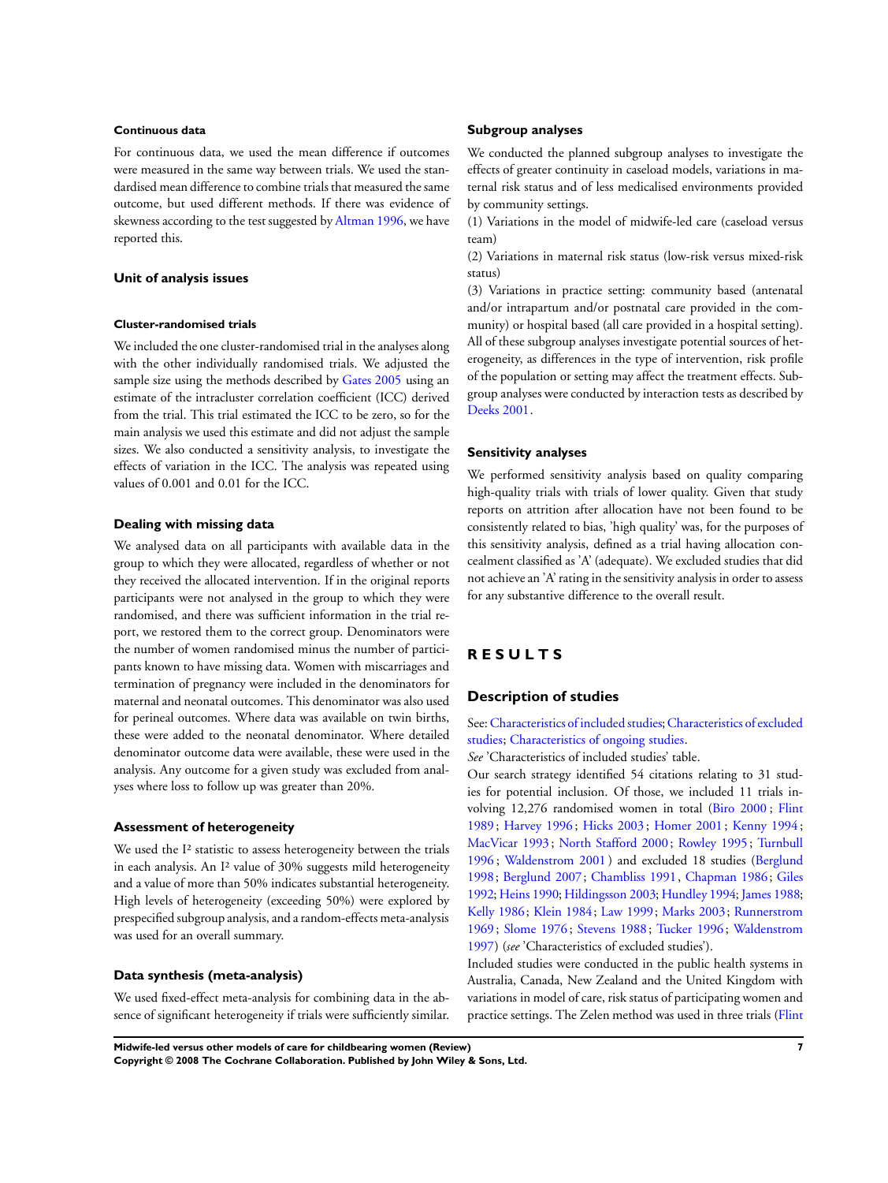#### Continuous data

For continuous data, we used the mean difference if outcomes were measured in the same way between trials. We used the standardised mean difference to combine trials that measured the same outcome, but used different methods. If there was evidence of skewness according to the test suggested by Altman 1996, we have reported this.

### Unit of analysis issues

#### Cluster-randomised trials

We included the one cluster-randomised trial in the analyses along with the other individually randomised trials. We adjusted the sample size using the methods described by Gates 2005 using an estimate of the intracluster correlation coefficient (ICC) derived from the trial. This trial estimated the ICC to be zero, so for the main analysis we used this estimate and did not adjust the sample sizes. We also conducted a sensitivity analysis, to investigate the effects of variation in the ICC. The analysis was repeated using values of 0.001 and 0.01 for the ICC.

### Dealing with missing data

We analysed data on all participants with available data in the group to which they were allocated, regardless of whether or not they received the allocated intervention. If in the original reports participants were not analysed in the group to which they were randomised, and there was sufficient information in the trial report, we restored them to the correct group. Denominators were the number of women randomised minus the number of participants known to have missing data. Women with miscarriages and termination of pregnancy were included in the denominators for maternal and neonatal outcomes. This denominator was also used for perineal outcomes. Where data was available on twin births, these were added to the neonatal denominator. Where detailed denominator outcome data were available, these were used in the analysis. Any outcome for a given study was excluded from analyses where loss to follow up was greater than 20%.

### Assessment of heterogeneity

We used the $I^2$ statistic to assess heterogeneity between the trials in each analysis. An $I^2$ value of 30% suggests mild heterogeneity and a value of more than 50% indicates substantial heterogeneity. High levels of heterogeneity (exceeding 50%) were explored by prespecified subgroup analysis, and a random-effects meta-analysis was used for an overall summary.

### Data synthesis (meta-analysis)

We used fixed-effect meta-analysis for combining data in the absence of significant heterogeneity if trials were sufficiently similar.

### Subgroup analyses

We conducted the planned subgroup analyses to investigate the effects of greater continuity in caseload models, variations in maternal risk status and of less medicalised environments provided by community settings.

(1) Variations in the model of midwife-led care (caseload versus team)

(2) Variations in maternal risk status (low-risk versus mixed-risk status)

(3) Variations in practice setting: community based (antenatal and/or intrapartum and/or postnatal care provided in the community) or hospital based (all care provided in a hospital setting).

All of these subgroup analyses investigate potential sources of heterogeneity, as differences in the type of intervention, risk profile of the population or setting may affect the treatment effects. Subgroup analyses were conducted by interaction tests as described by Deeks 2001.

### Sensitivity analyses

We performed sensitivity analysis based on quality comparing high-quality trials with trials of lower quality. Given that study reports on attrition after allocation have not been found to be consistently related to bias, 'high quality' was, for the purposes of this sensitivity analysis, defined as a trial having allocation concealment classified as 'A' (adequate). We excluded studies that did not achieve an 'A' rating in the sensitivity analysis in order to assess for any substantive difference to the overall result.

# RESULTS

## Description of studies

See: Characteristics of included studies; Characteristics of excluded studies; Characteristics of ongoing studies.

*See* 'Characteristics of included studies' table.

Our search strategy identified 54 citations relating to 31 studies for potential inclusion. Of those, we included 11 trials involving 12,276 randomised women in total (Biro 2000; Flint 1989; Harvey 1996; Hicks 2003; Homer 2001; Kenny 1994; MacVicar 1993; North Stafford 2000; Rowley 1995; Turnbull 1996; Waldenstrom 2001) and excluded 18 studies (Berglund 1998; Berglund 2007; Chambliss 1991, Chapman 1986; Giles 1992; Heins 1990; Hildingsson 2003; Hundley 1994; James 1988; Kelly 1986; Klein 1984; Law 1999; Marks 2003; Runnerstrom 1969; Slome 1976; Stevens 1988; Tucker 1996; Waldenstrom 1997) (*see* 'Characteristics of excluded studies').

Included studies were conducted in the public health systems in Australia, Canada, New Zealand and the United Kingdom with variations in model of care, risk status of participating women and practice settings. The Zelen method was used in three trials (Flint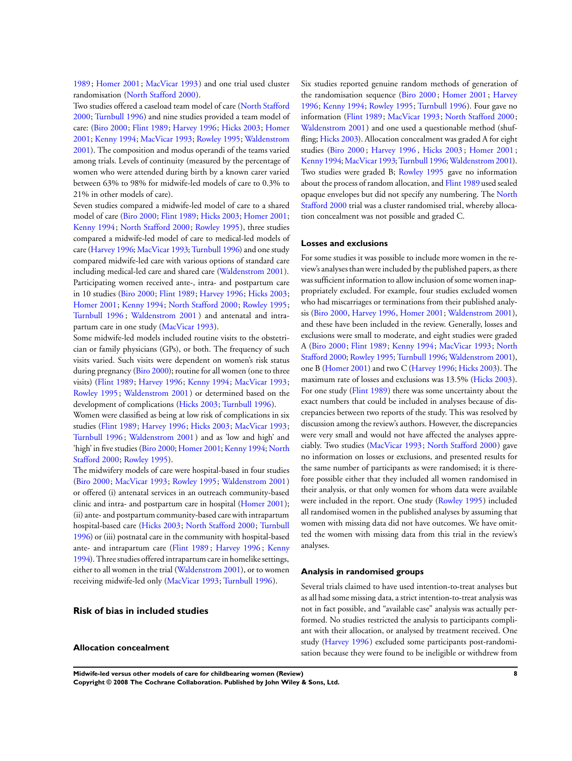1989; Homer 2001; MacVicar 1993) and one trial used cluster randomisation (North Stafford 2000).

Two studies offered a caseload team model of care (North Stafford 2000; Turnbull 1996) and nine studies provided a team model of care: (Biro 2000; Flint 1989; Harvey 1996; Hicks 2003; Homer 2001; Kenny 1994; MacVicar 1993; Rowley 1995; Waldenstrom 2001). The composition and modus operandi of the teams varied among trials. Levels of continuity (measured by the percentage of women who were attended during birth by a known carer varied between 63% to 98% for midwife-led models of care to 0.3% to 21% in other models of care).

Seven studies compared a midwife-led model of care to a shared model of care (Biro 2000; Flint 1989; Hicks 2003; Homer 2001; Kenny 1994; North Stafford 2000; Rowley 1995), three studies compared a midwife-led model of care to medical-led models of care (Harvey 1996; MacVicar 1993; Turnbull 1996) and one study compared midwife-led care with various options of standard care including medical-led care and shared care (Waldenstrom 2001).

Participating women received ante-, intra- and postpartum care in 10 studies (Biro 2000; Flint 1989; Harvey 1996; Hicks 2003; Homer 2001; Kenny 1994; North Stafford 2000; Rowley 1995; Turnbull 1996; Waldenstrom 2001) and antenatal and intrapartum care in one study (MacVicar 1993).

Some midwife-led models included routine visits to the obstetrician or family physicians (GPs), or both. The frequency of such visits varied. Such visits were dependent on women's risk status during pregnancy (Biro 2000); routine for all women (one to three visits) (Flint 1989; Harvey 1996; Kenny 1994; MacVicar 1993; Rowley 1995; Waldenstrom 2001) or determined based on the development of complications (Hicks 2003; Turnbull 1996).

Women were classified as being at low risk of complications in six studies (Flint 1989; Harvey 1996; Hicks 2003; MacVicar 1993; Turnbull 1996; Waldenstrom 2001) and as 'low and high' and 'high' in five studies (Biro 2000; Homer 2001; Kenny 1994; North Stafford 2000; Rowley 1995).

The midwifery models of care were hospital-based in four studies (Biro 2000; MacVicar 1993; Rowley 1995; Waldenstrom 2001) or offered (i) antenatal services in an outreach community-based clinic and intra- and postpartum care in hospital (Homer 2001); (ii) ante- and postpartum community-based care with intrapartum hospital-based care (Hicks 2003; North Stafford 2000; Turnbull 1996) or (iii) postnatal care in the community with hospital-based ante- and intrapartum care (Flint 1989; Harvey 1996; Kenny 1994). Three studies offered intrapartum care in homelike settings, either to all women in the trial (Waldenstrom 2001), or to women receiving midwife-led only (MacVicar 1993; Turnbull 1996).

## Risk of bias in included studies

### Allocation concealment

Six studies reported genuine random methods of generation of the randomisation sequence (Biro 2000; Homer 2001; Harvey 1996; Kenny 1994; Rowley 1995; Turnbull 1996). Four gave no information (Flint 1989; MacVicar 1993; North Stafford 2000; Waldenstrom 2001) and one used a questionable method (shuffling; Hicks 2003). Allocation concealment was graded A for eight studies (Biro 2000; Harvey 1996, Hicks 2003; Homer 2001; Kenny 1994; MacVicar 1993; Turnbull 1996; Waldenstrom 2001). Two studies were graded B; Rowley 1995 gave no information about the process of random allocation, and Flint 1989 used sealed opaque envelopes but did not specify any numbering. The North Stafford 2000 trial was a cluster randomised trial, whereby allocation concealment was not possible and graded C.

### Losses and exclusions

For some studies it was possible to include more women in the review's analyses than were included by the published papers, as there was sufficient information to allow inclusion of some women inappropriately excluded. For example, four studies excluded women who had miscarriages or terminations from their published analysis (Biro 2000, Harvey 1996, Homer 2001, Waldenstrom 2001), and these have been included in the review. Generally, losses and exclusions were small to moderate, and eight studies were graded A (Biro 2000; Flint 1989; Kenny 1994; MacVicar 1993; North Stafford 2000; Rowley 1995; Turnbull 1996; Waldenstrom 2001), one B (Homer 2001) and two C (Harvey 1996; Hicks 2003). The maximum rate of losses and exclusions was 13.5% (Hicks 2003). For one study (Flint 1989) there was some uncertainty about the exact numbers that could be included in analyses because of discrepancies between two reports of the study. This was resolved by discussion among the review's authors. However, the discrepancies were very small and would not have affected the analyses appreciably. Two studies (MacVicar 1993; North Stafford 2000) gave no information on losses or exclusions, and presented results for the same number of participants as were randomised; it is therefore possible either that they included all women randomised in their analysis, or that only women for whom data were available were included in the report. One study (Rowley 1995) included all randomised women in the published analyses by assuming that women with missing data did not have outcomes. We have omitted the women with missing data from this trial in the review's analyses.

### Analysis in randomised groups

Several trials claimed to have used intention-to-treat analyses but as all had some missing data, a strict intention-to-treat analysis was not in fact possible, and "available case" analysis was actually performed. No studies restricted the analysis to participants compliant with their allocation, or analysed by treatment received. One study (Harvey 1996) excluded some participants post-randomisation because they were found to be ineligible or withdrew from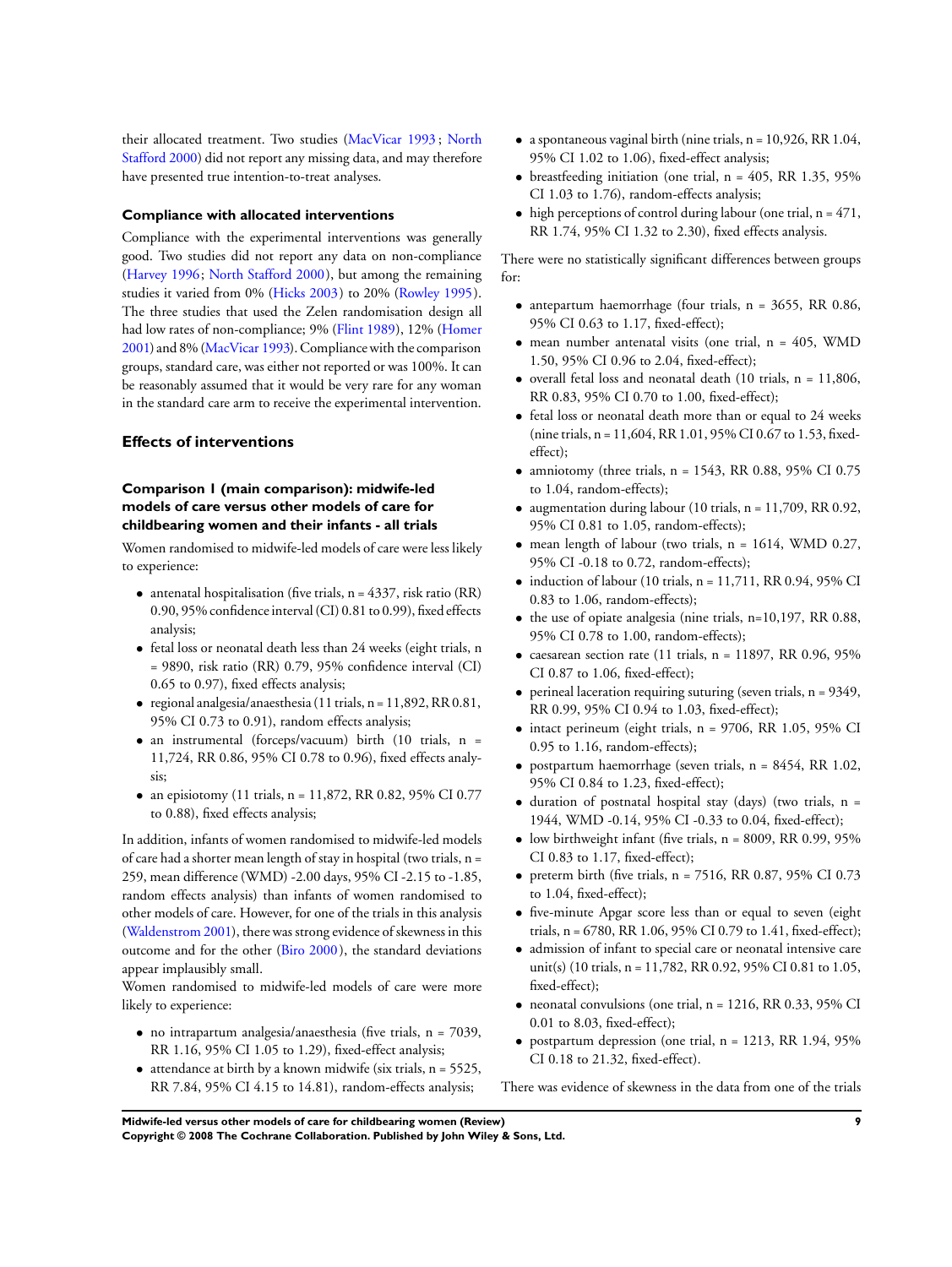their allocated treatment. Two studies (MacVicar 1993; North Stafford 2000) did not report any missing data, and may therefore have presented true intention-to-treat analyses.

### Compliance with allocated interventions

Compliance with the experimental interventions was generally good. Two studies did not report any data on non-compliance (Harvey 1996; North Stafford 2000), but among the remaining studies it varied from 0% (Hicks 2003) to 20% (Rowley 1995). The three studies that used the Zelen randomisation design all had low rates of non-compliance; 9% (Flint 1989), 12% (Homer 2001) and 8% (MacVicar 1993). Compliance with the comparison groups, standard care, was either not reported or was 100%. It can be reasonably assumed that it would be very rare for any woman in the standard care arm to receive the experimental intervention.

## Effects of interventions

### Comparison 1 (main comparison): midwife-led models of care versus other models of care for childbearing women and their infants - all trials

Women randomised to midwife-led models of care were less likely to experience:

- antenatal hospitalisation (five trials, n = 4337, risk ratio (RR) 0.90, 95% confidence interval (CI) 0.81 to 0.99), fixed effects analysis;
- fetal loss or neonatal death less than 24 weeks (eight trials, n = 9890, risk ratio (RR) 0.79, 95% confidence interval (CI) 0.65 to 0.97), fixed effects analysis;
- regional analgesia/anaesthesia (11 trials, n = 11,892, RR 0.81, 95% CI 0.73 to 0.91), random effects analysis;
- an instrumental (forceps/vacuum) birth (10 trials, n = 11,724, RR 0.86, 95% CI 0.78 to 0.96), fixed effects analysis;
- an episiotomy (11 trials, n = 11,872, RR 0.82, 95% CI 0.77 to 0.88), fixed effects analysis;

In addition, infants of women randomised to midwife-led models of care had a shorter mean length of stay in hospital (two trials, n = 259, mean difference (WMD) -2.00 days, 95% CI -2.15 to -1.85, random effects analysis) than infants of women randomised to other models of care. However, for one of the trials in this analysis (Waldenstrom 2001), there was strong evidence of skewness in this outcome and for the other (Biro 2000), the standard deviations appear implausibly small.

Women randomised to midwife-led models of care were more likely to experience:

- no intrapartum analgesia/anaesthesia (five trials, n = 7039, RR 1.16, 95% CI 1.05 to 1.29), fixed-effect analysis;
- attendance at birth by a known midwife (six trials, n = 5525, RR 7.84, 95% CI 4.15 to 14.81), random-effects analysis;
- a spontaneous vaginal birth (nine trials, n = 10,926, RR 1.04, 95% CI 1.02 to 1.06), fixed-effect analysis;
- breastfeeding initiation (one trial, n = 405, RR 1.35, 95% CI 1.03 to 1.76), random-effects analysis;
- high perceptions of control during labour (one trial, n = 471, RR 1.74, 95% CI 1.32 to 2.30), fixed effects analysis.

There were no statistically significant differences between groups for:

- antepartum haemorrhage (four trials, n = 3655, RR 0.86, 95% CI 0.63 to 1.17, fixed-effect);
- mean number antenatal visits (one trial, n = 405, WMD 1.50, 95% CI 0.96 to 2.04, fixed-effect);
- overall fetal loss and neonatal death (10 trials, n = 11,806, RR 0.83, 95% CI 0.70 to 1.00, fixed-effect);
- fetal loss or neonatal death more than or equal to 24 weeks (nine trials, n = 11,604, RR 1.01, 95% CI 0.67 to 1.53, fixed-effect);
- amniotomy (three trials, n = 1543, RR 0.88, 95% CI 0.75 to 1.04, random-effects);
- augmentation during labour (10 trials, n = 11,709, RR 0.92, 95% CI 0.81 to 1.05, random-effects);
- mean length of labour (two trials, n = 1614, WMD 0.27, 95% CI -0.18 to 0.72, random-effects);
- induction of labour (10 trials, n = 11,711, RR 0.94, 95% CI 0.83 to 1.06, random-effects);
- the use of opiate analgesia (nine trials, n=10,197, RR 0.88, 95% CI 0.78 to 1.00, random-effects);
- caesarean section rate (11 trials, n = 11897, RR 0.96, 95% CI 0.87 to 1.06, fixed-effect);
- perineal laceration requiring suturing (seven trials, n = 9349, RR 0.99, 95% CI 0.94 to 1.03, fixed-effect);
- intact perineum (eight trials, n = 9706, RR 1.05, 95% CI 0.95 to 1.16, random-effects);
- postpartum haemorrhage (seven trials, n = 8454, RR 1.02, 95% CI 0.84 to 1.23, fixed-effect);
- duration of postnatal hospital stay (days) (two trials, n = 1944, WMD -0.14, 95% CI -0.33 to 0.04, fixed-effect);
- low birthweight infant (five trials, n = 8009, RR 0.99, 95% CI 0.83 to 1.17, fixed-effect);
- preterm birth (five trials, n = 7516, RR 0.87, 95% CI 0.73 to 1.04, fixed-effect);
- five-minute Apgar score less than or equal to seven (eight trials, n = 6780, RR 1.06, 95% CI 0.79 to 1.41, fixed-effect);
- admission of infant to special care or neonatal intensive care unit(s) (10 trials, n = 11,782, RR 0.92, 95% CI 0.81 to 1.05, fixed-effect);
- neonatal convulsions (one trial, n = 1216, RR 0.33, 95% CI 0.01 to 8.03, fixed-effect);
- postpartum depression (one trial, n = 1213, RR 1.94, 95% CI 0.18 to 21.32, fixed-effect).

There was evidence of skewness in the data from one of the trials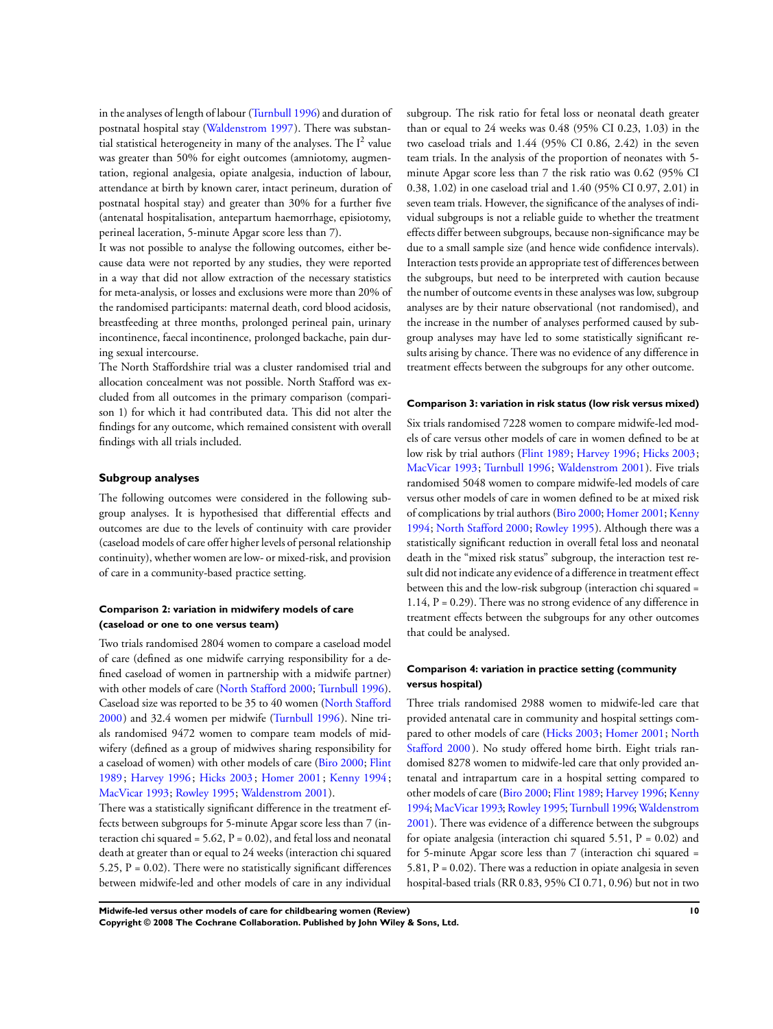in the analyses of length of labour (Turnbull 1996) and duration of postnatal hospital stay (Waldenstrom 1997). There was substantial statistical heterogeneity in many of the analyses. The $I^2$ value was greater than 50% for eight outcomes (amniotomy, augmentation, regional analgesia, opiate analgesia, induction of labour, attendance at birth by known carer, intact perineum, duration of postnatal hospital stay) and greater than 30% for a further five (antenatal hospitalisation, antepartum haemorrhage, episiotomy, perineal laceration, 5-minute Apgar score less than 7).

It was not possible to analyse the following outcomes, either because data were not reported by any studies, they were reported in a way that did not allow extraction of the necessary statistics for meta-analysis, or losses and exclusions were more than 20% of the randomised participants: maternal death, cord blood acidosis, breastfeeding at three months, prolonged perineal pain, urinary incontinence, faecal incontinence, prolonged backache, pain during sexual intercourse.

The North Staffordshire trial was a cluster randomised trial and allocation concealment was not possible. North Stafford was excluded from all outcomes in the primary comparison (comparison 1) for which it had contributed data. This did not alter the findings for any outcome, which remained consistent with overall findings with all trials included.

### Subgroup analyses

The following outcomes were considered in the following subgroup analyses. It is hypothesised that differential effects and outcomes are due to the levels of continuity with care provider (caseload models of care offer higher levels of personal relationship continuity), whether women are low- or mixed-risk, and provision of care in a community-based practice setting.

#### Comparison 2: variation in midwifery models of care (caseload or one to one versus team)

Two trials randomised 2804 women to compare a caseload model of care (defined as one midwife carrying responsibility for a defined caseload of women in partnership with a midwife partner) with other models of care (North Stafford 2000; Turnbull 1996). Caseload size was reported to be 35 to 40 women (North Stafford 2000) and 32.4 women per midwife (Turnbull 1996). Nine trials randomised 9472 women to compare team models of midwifery (defined as a group of midwives sharing responsibility for a caseload of women) with other models of care (Biro 2000; Flint 1989; Harvey 1996; Hicks 2003; Homer 2001; Kenny 1994; MacVicar 1993; Rowley 1995; Waldenstrom 2001).

There was a statistically significant difference in the treatment effects between subgroups for 5-minute Apgar score less than 7 (interaction chi squared = 5.62, P = 0.02), and fetal loss and neonatal death at greater than or equal to 24 weeks (interaction chi squared 5.25, P = 0.02). There were no statistically significant differences between midwife-led and other models of care in any individual subgroup. The risk ratio for fetal loss or neonatal death greater than or equal to 24 weeks was 0.48 (95% CI 0.23, 1.03) in the two caseload trials and 1.44 (95% CI 0.86, 2.42) in the seven team trials. In the analysis of the proportion of neonates with 5-minute Apgar score less than 7 the risk ratio was 0.62 (95% CI 0.38, 1.02) in one caseload trial and 1.40 (95% CI 0.97, 2.01) in seven team trials. However, the significance of the analyses of individual subgroups is not a reliable guide to whether the treatment effects differ between subgroups, because non-significance may be due to a small sample size (and hence wide confidence intervals). Interaction tests provide an appropriate test of differences between the subgroups, but need to be interpreted with caution because the number of outcome events in these analyses was low, subgroup analyses are by their nature observational (not randomised), and the increase in the number of analyses performed caused by subgroup analyses may have led to some statistically significant results arising by chance. There was no evidence of any difference in treatment effects between the subgroups for any other outcome.

#### Comparison 3: variation in risk status (low risk versus mixed)

Six trials randomised 7228 women to compare midwife-led models of care versus other models of care in women defined to be at low risk by trial authors (Flint 1989; Harvey 1996; Hicks 2003; MacVicar 1993; Turnbull 1996; Waldenstrom 2001). Five trials randomised 5048 women to compare midwife-led models of care versus other models of care in women defined to be at mixed risk of complications by trial authors (Biro 2000; Homer 2001; Kenny 1994; North Stafford 2000; Rowley 1995). Although there was a statistically significant reduction in overall fetal loss and neonatal death in the "mixed risk status" subgroup, the interaction test result did not indicate any evidence of a difference in treatment effect between this and the low-risk subgroup (interaction chi squared = 1.14, P = 0.29). There was no strong evidence of any difference in treatment effects between the subgroups for any other outcomes that could be analysed.

#### Comparison 4: variation in practice setting (community versus hospital)

Three trials randomised 2988 women to midwife-led care that provided antenatal care in community and hospital settings compared to other models of care (Hicks 2003; Homer 2001; North Stafford 2000). No study offered home birth. Eight trials randomised 8278 women to midwife-led care that only provided antenatal and intrapartum care in a hospital setting compared to other models of care (Biro 2000; Flint 1989; Harvey 1996; Kenny 1994; MacVicar 1993; Rowley 1995; Turnbull 1996; Waldenstrom 2001). There was evidence of a difference between the subgroups for opiate analgesia (interaction chi squared 5.51, P = 0.02) and for 5-minute Apgar score less than 7 (interaction chi squared = 5.81, P = 0.02). There was a reduction in opiate analgesia in seven hospital-based trials (RR 0.83, 95% CI 0.71, 0.96) but not in two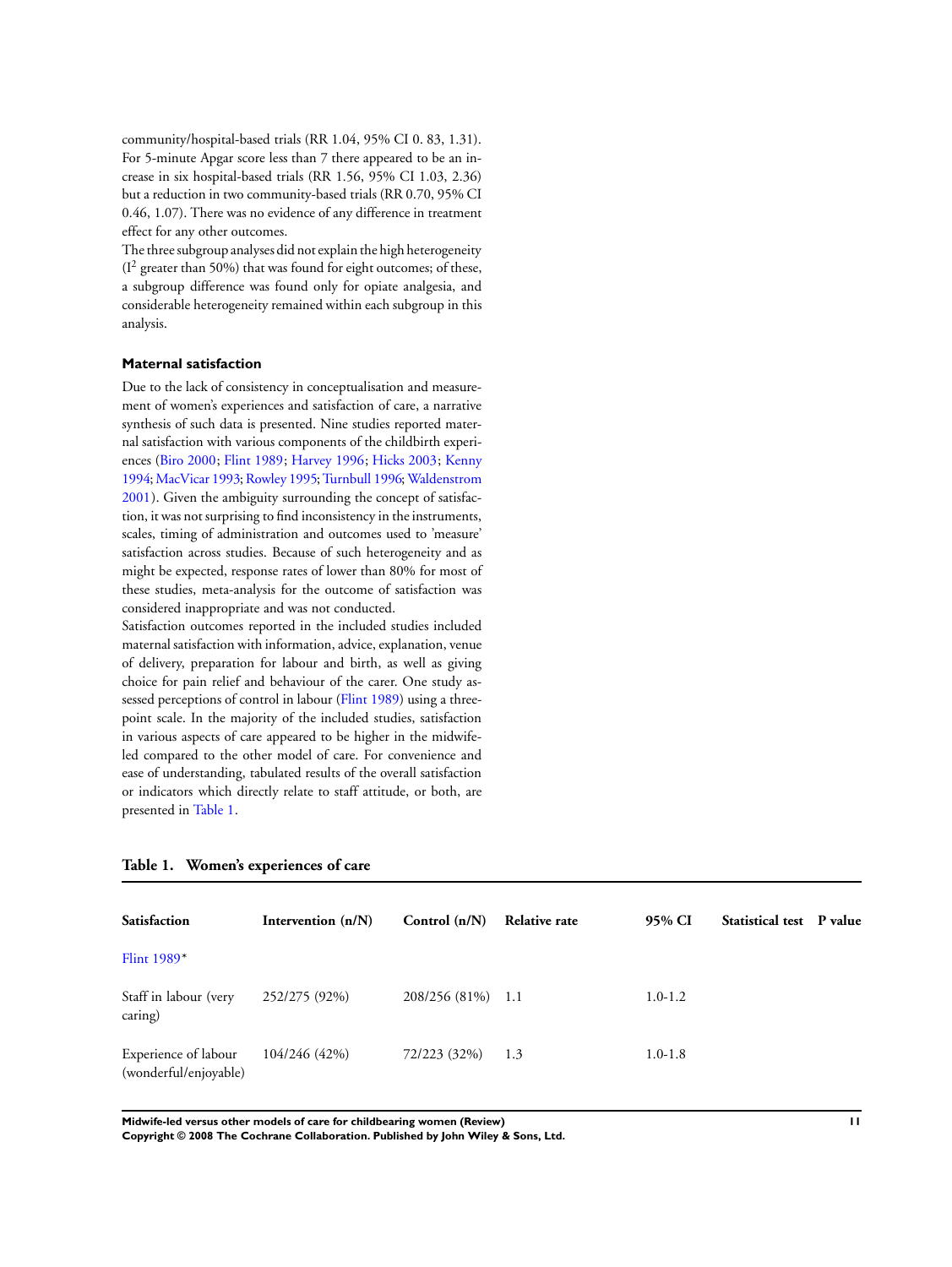community/hospital-based trials (RR 1.04, 95% CI 0. 83, 1.31). For 5-minute Apgar score less than 7 there appeared to be an increase in six hospital-based trials (RR 1.56, 95% CI 1.03, 2.36) but a reduction in two community-based trials (RR 0.70, 95% CI 0.46, 1.07). There was no evidence of any difference in treatment effect for any other outcomes.

The three subgroup analyses did not explain the high heterogeneity ($I^2$ greater than 50%) that was found for eight outcomes; of these, a subgroup difference was found only for opiate analgesia, and considerable heterogeneity remained within each subgroup in this analysis.

### Maternal satisfaction

Due to the lack of consistency in conceptualisation and measurement of women's experiences and satisfaction of care, a narrative synthesis of such data is presented. Nine studies reported maternal satisfaction with various components of the childbirth experiences (Biro 2000; Flint 1989; Harvey 1996; Hicks 2003; Kenny 1994; MacVicar 1993; Rowley 1995; Turnbull 1996; Waldenstrom 2001). Given the ambiguity surrounding the concept of satisfaction, it was not surprising to find inconsistency in the instruments, scales, timing of administration and outcomes used to 'measure' satisfaction across studies. Because of such heterogeneity and as might be expected, response rates of lower than 80% for most of these studies, meta-analysis for the outcome of satisfaction was considered inappropriate and was not conducted.

Satisfaction outcomes reported in the included studies included maternal satisfaction with information, advice, explanation, venue of delivery, preparation for labour and birth, as well as giving choice for pain relief and behaviour of the carer. One study assessed perceptions of control in labour (Flint 1989) using a three-point scale. In the majority of the included studies, satisfaction in various aspects of care appeared to be higher in the midwife-led compared to the other model of care. For convenience and ease of understanding, tabulated results of the overall satisfaction or indicators which directly relate to staff attitude, or both, are presented in Table 1.

**Table 1. Women's experiences of care**

| Satisfaction | Intervention (n/N) | Control (n/N) | Relative rate | 95% CI | Statistical test | P value |
|---|---|---|---|---|---|---|
| Flint 1989* | | | | | | |
| Staff in labour (very caring) | 252/275 (92%) | 208/256 (81%) | 1.1 | 1.0-1.2 | | |
| Experience of labour (wonderful/enjoyable) | 104/246 (42%) | 72/223 (32%) | 1.3 | 1.0-1.8 | | |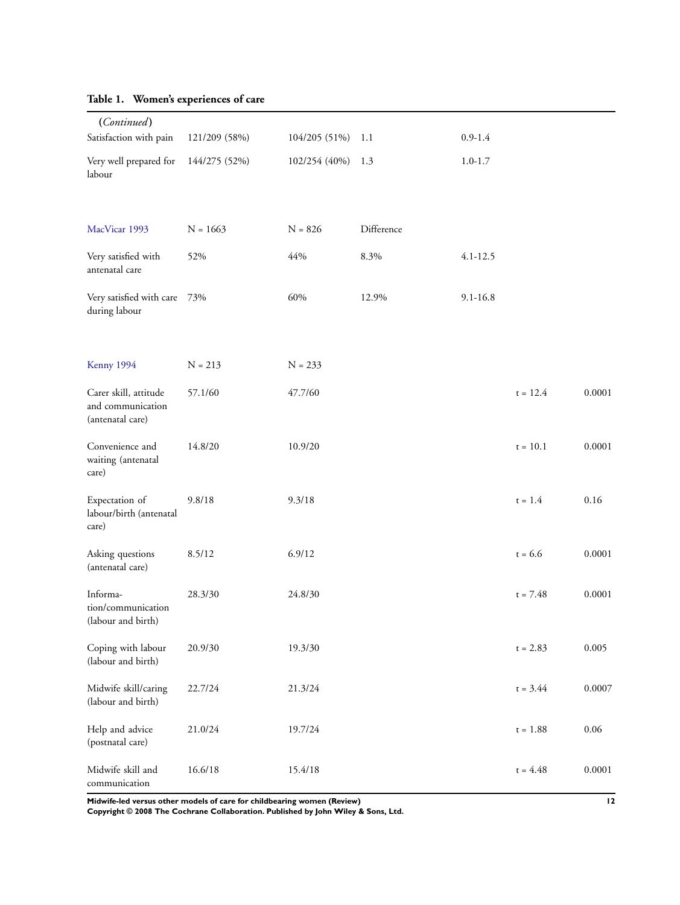**Table 1. Women's experiences of care**

| *(Continued)* | | | | | | |
|---|---|---|---|---|---|---|
| Satisfaction with pain | 121/209 (58%) | 104/205 (51%) | 1.1 | 0.9-1.4 | | |
| Very well prepared for labour | 144/275 (52%) | 102/254 (40%) | 1.3 | 1.0-1.7 | | |
| | | | | | | |
| MacVicar 1993 | N = 1663 | N = 826 | Difference | | | |
| Very satisfied with antenatal care | 52% | 44% | 8.3% | 4.1-12.5 | | |
| Very satisfied with care during labour | 73% | 60% | 12.9% | 9.1-16.8 | | |
| | | | | | | |
| Kenny 1994 | N = 213 | N = 233 | | | | |
| Carer skill, attitude and communication (antenatal care) | 57.1/60 | 47.7/60 | | | t = 12.4 | 0.0001 |
| Convenience and waiting (antenatal care) | 14.8/20 | 10.9/20 | | | t = 10.1 | 0.0001 |
| Expectation of labour/birth (antenatal care) | 9.8/18 | 9.3/18 | | | t = 1.4 | 0.16 |
| Asking questions (antenatal care) | 8.5/12 | 6.9/12 | | | t = 6.6 | 0.0001 |
| Information/communication (labour and birth) | 28.3/30 | 24.8/30 | | | t = 7.48 | 0.0001 |
| Coping with labour (labour and birth) | 20.9/30 | 19.3/30 | | | t = 2.83 | 0.005 |
| Midwife skill/caring (labour and birth) | 22.7/24 | 21.3/24 | | | t = 3.44 | 0.0007 |
| Help and advice (postnatal care) | 21.0/24 | 19.7/24 | | | t = 1.88 | 0.06 |
| Midwife skill and communication | 16.6/18 | 15.4/18 | | | t = 4.48 | 0.0001 |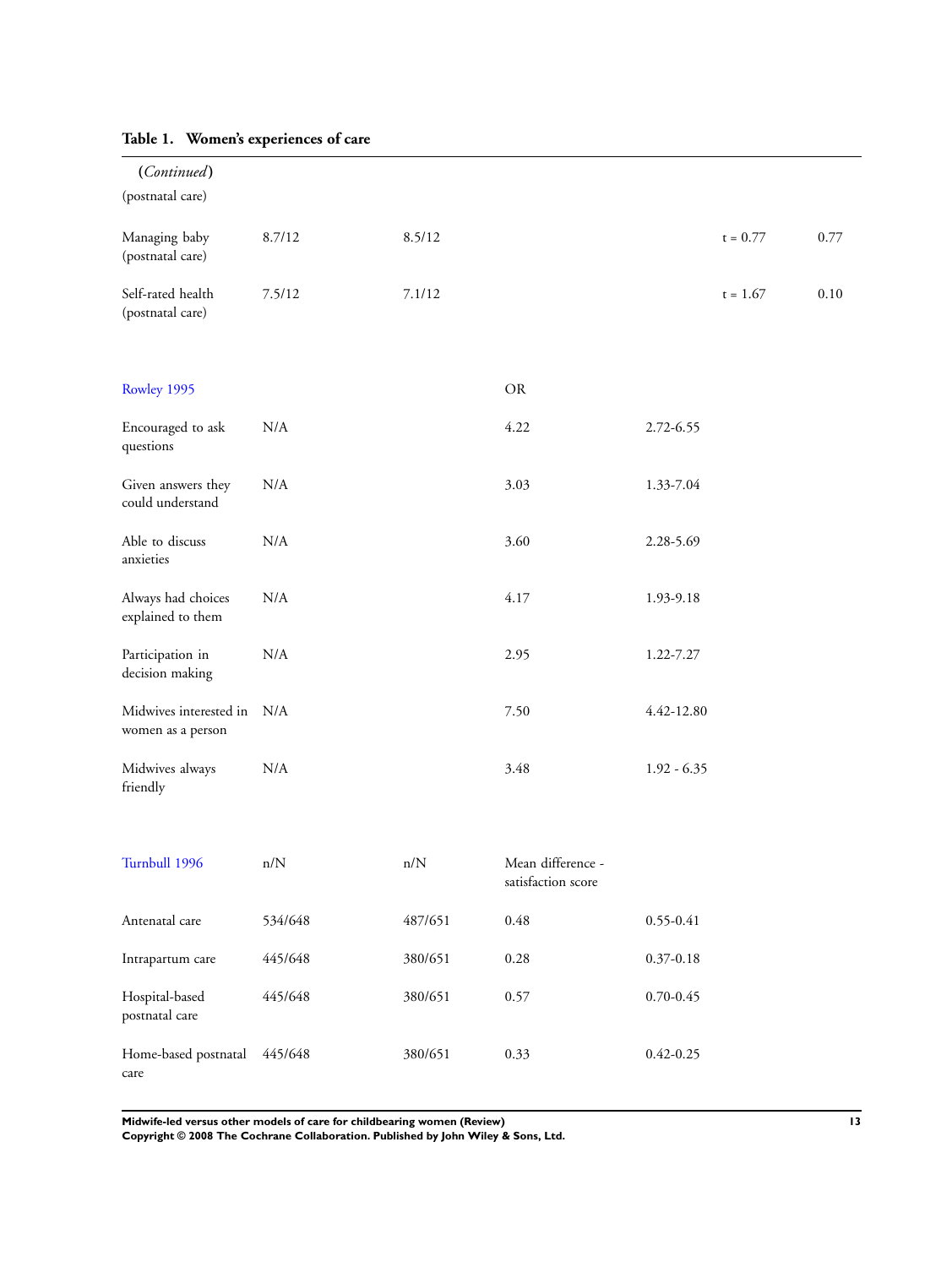**Table 1. Women's experiences of care**

**(*Continued*)**

| | | | | | | |
|---|---|---|---|---|---|---|
| (postnatal care) | | | | | | |
| Managing baby (postnatal care) | 8.7/12 | 8.5/12 | | | t = 0.77 | 0.77 |
| Self-rated health (postnatal care) | 7.5/12 | 7.1/12 | | | t = 1.67 | 0.10 |
| | | | | | | |
| Rowley 1995 | | | OR | | | |
| Encouraged to ask questions | N/A | | 4.22 | 2.72-6.55 | | |
| Given answers they could understand | N/A | | 3.03 | 1.33-7.04 | | |
| Able to discuss anxieties | N/A | | 3.60 | 2.28-5.69 | | |
| Always had choices explained to them | N/A | | 4.17 | 1.93-9.18 | | |
| Participation in decision making | N/A | | 2.95 | 1.22-7.27 | | |
| Midwives interested in women as a person | N/A | | 7.50 | 4.42-12.80 | | |
| Midwives always friendly | N/A | | 3.48 | 1.92 - 6.35 | | |
| | | | | | | |
| Turnbull 1996 | n/N | n/N | Mean difference - satisfaction score | | | |
| Antenatal care | 534/648 | 487/651 | 0.48 | 0.55-0.41 | | |
| Intrapartum care | 445/648 | 380/651 | 0.28 | 0.37-0.18 | | |
| Hospital-based postnatal care | 445/648 | 380/651 | 0.57 | 0.70-0.45 | | |
| Home-based postnatal care | 445/648 | 380/651 | 0.33 | 0.42-0.25 | | |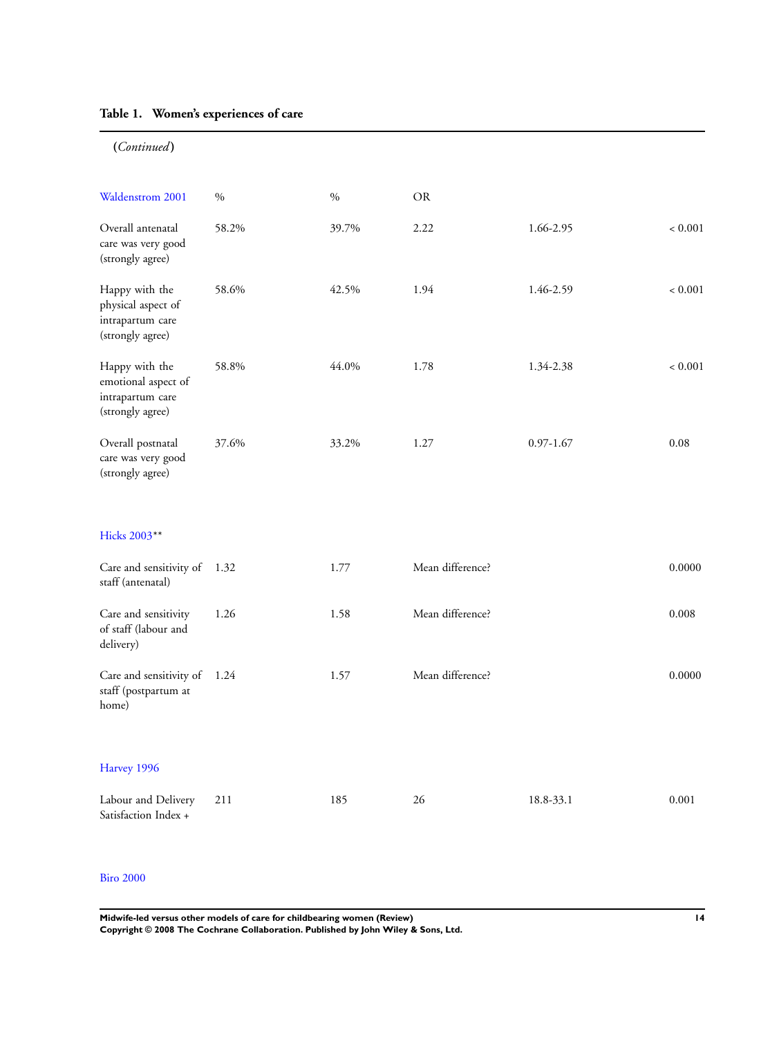**Table 1. Women's experiences of care** *(Continued)*

| | | | | | |
|---|---|---|---|---|---|
| Waldenstrom 2001 | % | % | OR | | |
| Overall antenatal care was very good (strongly agree) | 58.2% | 39.7% | 2.22 | 1.66-2.95 | < 0.001 |
| Happy with the physical aspect of intrapartum care (strongly agree) | 58.6% | 42.5% | 1.94 | 1.46-2.59 | < 0.001 |
| Happy with the emotional aspect of intrapartum care (strongly agree) | 58.8% | 44.0% | 1.78 | 1.34-2.38 | < 0.001 |
| Overall postnatal care was very good (strongly agree) | 37.6% | 33.2% | 1.27 | 0.97-1.67 | 0.08 |
| | | | | | |
| Hicks 2003** | | | | | |
| Care and sensitivity of staff (antenatal) | 1.32 | 1.77 | Mean difference? | | 0.0000 |
| Care and sensitivity of staff (labour and delivery) | 1.26 | 1.58 | Mean difference? | | 0.008 |
| Care and sensitivity of staff (postpartum at home) | 1.24 | 1.57 | Mean difference? | | 0.0000 |
| | | | | | |
| Harvey 1996 | | | | | |
| Labour and Delivery Satisfaction Index + | 211 | 185 | 26 | 18.8-33.1 | 0.001 |
| | | | | | |
| Biro 2000 | | | | | |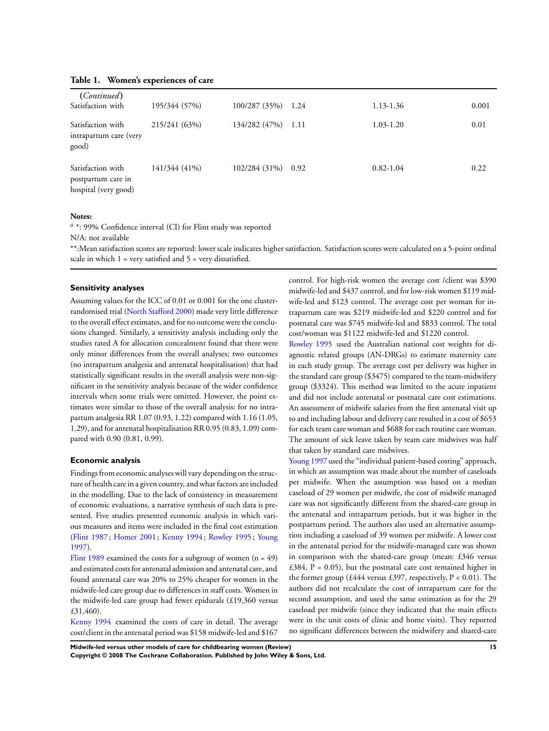**Table 1. Women's experiences of care**

| *(Continued)* | | | | | |
|---|---|---|---|---|---|
| Satisfaction with | 195/344 (57%) | 100/287 (35%) | 1.24 | 1.13-1.36 | 0.001 |
| Satisfaction with intrapartum care (very good) | 215/241 (63%) | 134/282 (47%) | 1.11 | 1.03-1.20 | 0.01 |
| Satisfaction with postpartum care in hospital (very good) | 141/344 (41%) | 102/284 (31%) | 0.92 | 0.82-1.04 | 0.22 |

**Notes:**

[a] *: 99% Confidence interval (CI) for Flint study was reported

N/A: not available

**:Mean satisfaction scores are reported: lower scale indicates higher satisfaction. Satisfaction scores were calculated on a 5-point ordinal scale in which 1 = very satisfied and 5 = very dissatisfied.

### Sensitivity analyses

Assuming values for the ICC of 0.01 or 0.001 for the one cluster-randomised trial (North Stafford 2000) made very little difference to the overall effect estimates, and for no outcome were the conclusions changed. Similarly, a sensitivity analysis including only the studies rated A for allocation concealment found that there were only minor differences from the overall analyses; two outcomes (no intrapartum analgesia and antenatal hospitalisation) that had statistically significant results in the overall analysis were non-significant in the sensitivity analysis because of the wider confidence intervals when some trials were omitted. However, the point estimates were similar to those of the overall analysis: for no intrapartum analgesia RR 1.07 (0.93, 1.22) compared with 1.16 (1.05, 1.29), and for antenatal hospitalisation RR 0.95 (0.83, 1.09) compared with 0.90 (0.81, 0.99).

### Economic analysis

Findings from economic analyses will vary depending on the structure of health care in a given country, and what factors are included in the modelling. Due to the lack of consistency in measurement of economic evaluations, a narrative synthesis of such data is presented. Five studies presented economic analysis in which various measures and items were included in the final cost estimation (Flint 1987; Homer 2001; Kenny 1994; Rowley 1995; Young 1997).

Flint 1989 examined the costs for a subgroup of women (n = 49) and estimated costs for antenatal admission and antenatal care, and found antenatal care was 20% to 25% cheaper for women in the midwife-led care group due to differences in staff costs. Women in the midwife-led care group had fewer epidurals (£19,360 versus £31,460).

Kenny 1994 examined the costs of care in detail. The average cost/client in the antenatal period was $158 midwife-led and $167 control. For high-risk women the average cost /client was $390 midwife-led and $437 control, and for low-risk women $119 midwife-led and $123 control. The average cost per woman for intrapartum care was $219 midwife-led and $220 control and for postnatal care was $745 midwife-led and $833 control. The total cost/woman was $1122 midwife-led and $1220 control.

Rowley 1995 used the Australian national cost weights for diagnostic related groups (AN-DRGs) to estimate maternity care in each study group. The average cost per delivery was higher in the standard care group ($3475) compared to the team-midwifery group ($3324). This method was limited to the acute inpatient and did not include antenatal or postnatal care cost estimations. An assessment of midwife salaries from the first antenatal visit up to and including labour and delivery care resulted in a cost of $653 for each team care woman and $688 for each routine care woman. The amount of sick leave taken by team care midwives was half that taken by standard care midwives.

Young 1997 used the "individual patient-based costing" approach, in which an assumption was made about the number of caseloads per midwife. When the assumption was based on a median caseload of 29 women per midwife, the cost of midwife managed care was not significantly different from the shared-care group in the antenatal and intrapartum periods, but it was higher in the postpartum period. The authors also used an alternative assumption including a caseload of 39 women per midwife. A lower cost in the antenatal period for the midwife-managed care was shown in comparison with the shared-care group (mean: £346 versus £384, P = 0.05), but the postnatal care cost remained higher in the former group (£444 versus £397, respectively, P < 0.01). The authors did not recalculate the cost of intrapartum care for the second assumption, and used the same estimation as for the 29 caseload per midwife (since they indicated that the main effects were in the unit costs of clinic and home visits). They reported no significant differences between the midwifery and shared-care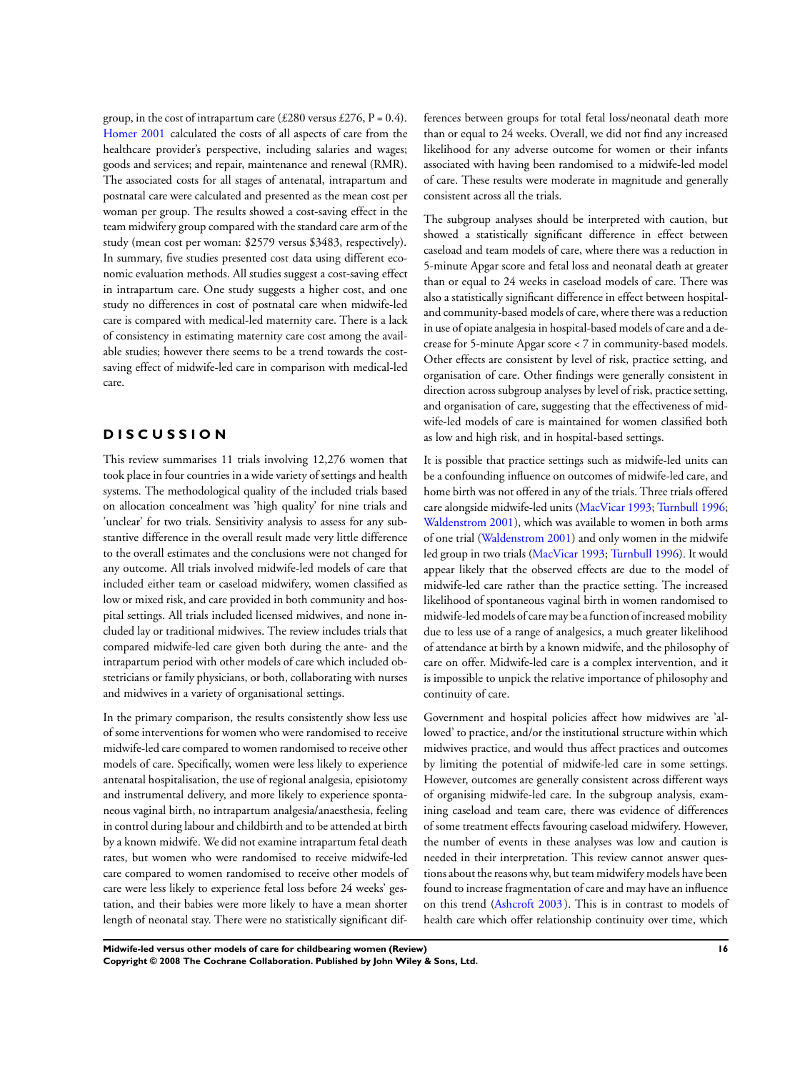group, in the cost of intrapartum care (£280 versus £276, P = 0.4). Homer 2001 calculated the costs of all aspects of care from the healthcare provider's perspective, including salaries and wages; goods and services; and repair, maintenance and renewal (RMR). The associated costs for all stages of antenatal, intrapartum and postnatal care were calculated and presented as the mean cost per woman per group. The results showed a cost-saving effect in the team midwifery group compared with the standard care arm of the study (mean cost per woman: $2579 versus $3483, respectively). In summary, five studies presented cost data using different economic evaluation methods. All studies suggest a cost-saving effect in intrapartum care. One study suggests a higher cost, and one study no differences in cost of postnatal care when midwife-led care is compared with medical-led maternity care. There is a lack of consistency in estimating maternity care cost among the available studies; however there seems to be a trend towards the cost-saving effect of midwife-led care in comparison with medical-led care.

# DISCUSSION

This review summarises 11 trials involving 12,276 women that took place in four countries in a wide variety of settings and health systems. The methodological quality of the included trials based on allocation concealment was 'high quality' for nine trials and 'unclear' for two trials. Sensitivity analysis to assess for any substantive difference in the overall result made very little difference to the overall estimates and the conclusions were not changed for any outcome. All trials involved midwife-led models of care that included either team or caseload midwifery, women classified as low or mixed risk, and care provided in both community and hospital settings. All trials included licensed midwives, and none included lay or traditional midwives. The review includes trials that compared midwife-led care given both during the ante- and the intrapartum period with other models of care which included obstetricians or family physicians, or both, collaborating with nurses and midwives in a variety of organisational settings.

In the primary comparison, the results consistently show less use of some interventions for women who were randomised to receive midwife-led care compared to women randomised to receive other models of care. Specifically, women were less likely to experience antenatal hospitalisation, the use of regional analgesia, episiotomy and instrumental delivery, and more likely to experience spontaneous vaginal birth, no intrapartum analgesia/anaesthesia, feeling in control during labour and childbirth and to be attended at birth by a known midwife. We did not examine intrapartum fetal death rates, but women who were randomised to receive midwife-led care compared to women randomised to receive other models of care were less likely to experience fetal loss before 24 weeks' gestation, and their babies were more likely to have a mean shorter length of neonatal stay. There were no statistically significant differences between groups for total fetal loss/neonatal death more than or equal to 24 weeks. Overall, we did not find any increased likelihood for any adverse outcome for women or their infants associated with having been randomised to a midwife-led model of care. These results were moderate in magnitude and generally consistent across all the trials.

The subgroup analyses should be interpreted with caution, but showed a statistically significant difference in effect between caseload and team models of care, where there was a reduction in 5-minute Apgar score and fetal loss and neonatal death at greater than or equal to 24 weeks in caseload models of care. There was also a statistically significant difference in effect between hospital- and community-based models of care, where there was a reduction in use of opiate analgesia in hospital-based models of care and a decrease for 5-minute Apgar score < 7 in community-based models. Other effects are consistent by level of risk, practice setting, and organisation of care. Other findings were generally consistent in direction across subgroup analyses by level of risk, practice setting, and organisation of care, suggesting that the effectiveness of midwife-led models of care is maintained for women classified both as low and high risk, and in hospital-based settings.

It is possible that practice settings such as midwife-led units can be a confounding influence on outcomes of midwife-led care, and home birth was not offered in any of the trials. Three trials offered care alongside midwife-led units (MacVicar 1993; Turnbull 1996; Waldenstrom 2001), which was available to women in both arms of one trial (Waldenstrom 2001) and only women in the midwife led group in two trials (MacVicar 1993; Turnbull 1996). It would appear likely that the observed effects are due to the model of midwife-led care rather than the practice setting. The increased likelihood of spontaneous vaginal birth in women randomised to midwife-led models of care may be a function of increased mobility due to less use of a range of analgesics, a much greater likelihood of attendance at birth by a known midwife, and the philosophy of care on offer. Midwife-led care is a complex intervention, and it is impossible to unpick the relative importance of philosophy and continuity of care.

Government and hospital policies affect how midwives are 'allowed' to practice, and/or the institutional structure within which midwives practice, and would thus affect practices and outcomes by limiting the potential of midwife-led care in some settings. However, outcomes are generally consistent across different ways of organising midwife-led care. In the subgroup analysis, examining caseload and team care, there was evidence of differences of some treatment effects favouring caseload midwifery. However, the number of events in these analyses was low and caution is needed in their interpretation. This review cannot answer questions about the reasons why, but team midwifery models have been found to increase fragmentation of care and may have an influence on this trend (Ashcroft 2003). This is in contrast to models of health care which offer relationship continuity over time, which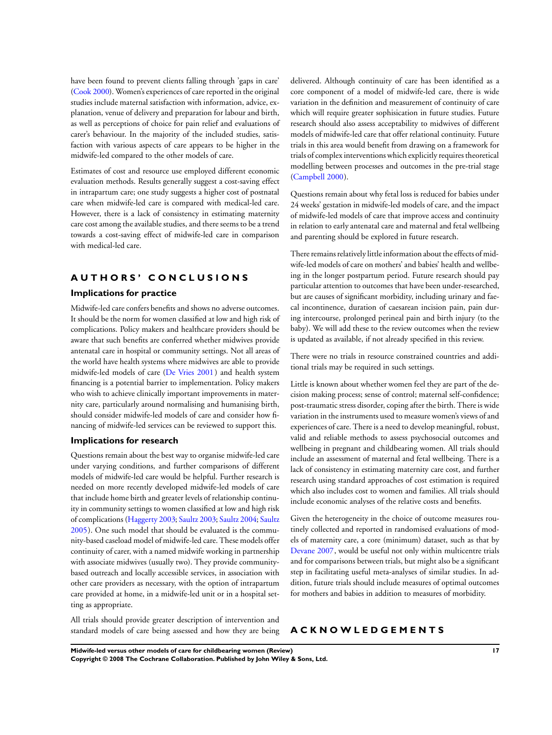have been found to prevent clients falling through 'gaps in care' (Cook 2000). Women's experiences of care reported in the original studies include maternal satisfaction with information, advice, explanation, venue of delivery and preparation for labour and birth, as well as perceptions of choice for pain relief and evaluations of carer's behaviour. In the majority of the included studies, satisfaction with various aspects of care appears to be higher in the midwife-led compared to the other models of care.

Estimates of cost and resource use employed different economic evaluation methods. Results generally suggest a cost-saving effect in intrapartum care; one study suggests a higher cost of postnatal care when midwife-led care is compared with medical-led care. However, there is a lack of consistency in estimating maternity care cost among the available studies, and there seems to be a trend towards a cost-saving effect of midwife-led care in comparison with medical-led care.

# AUTHORS' CONCLUSIONS

## Implications for practice

Midwife-led care confers benefits and shows no adverse outcomes. It should be the norm for women classified at low and high risk of complications. Policy makers and healthcare providers should be aware that such benefits are conferred whether midwives provide antenatal care in hospital or community settings. Not all areas of the world have health systems where midwives are able to provide midwife-led models of care (De Vries 2001) and health system financing is a potential barrier to implementation. Policy makers who wish to achieve clinically important improvements in maternity care, particularly around normalising and humanising birth, should consider midwife-led models of care and consider how financing of midwife-led services can be reviewed to support this.

## Implications for research

Questions remain about the best way to organise midwife-led care under varying conditions, and further comparisons of different models of midwife-led care would be helpful. Further research is needed on more recently developed midwife-led models of care that include home birth and greater levels of relationship continuity in community settings to women classified at low and high risk of complications (Haggerty 2003; Saultz 2003; Saultz 2004; Saultz 2005). One such model that should be evaluated is the community-based caseload model of midwife-led care. These models offer continuity of carer, with a named midwife working in partnership with associate midwives (usually two). They provide community-based outreach and locally accessible services, in association with other care providers as necessary, with the option of intrapartum care provided at home, in a midwife-led unit or in a hospital setting as appropriate.

All trials should provide greater description of intervention and standard models of care being assessed and how they are being delivered. Although continuity of care has been identified as a core component of a model of midwife-led care, there is wide variation in the definition and measurement of continuity of care which will require greater sophistication in future studies. Future research should also assess acceptability to midwives of different models of midwife-led care that offer relational continuity. Future trials in this area would benefit from drawing on a framework for trials of complex interventions which explicitly requires theoretical modelling between processes and outcomes in the pre-trial stage (Campbell 2000).

Questions remain about why fetal loss is reduced for babies under 24 weeks' gestation in midwife-led models of care, and the impact of midwife-led models of care that improve access and continuity in relation to early antenatal care and maternal and fetal wellbeing and parenting should be explored in future research.

There remains relatively little information about the effects of midwife-led models of care on mothers' and babies' health and wellbeing in the longer postpartum period. Future research should pay particular attention to outcomes that have been under-researched, but are causes of significant morbidity, including urinary and faecal incontinence, duration of caesarean incision pain, pain during intercourse, prolonged perineal pain and birth injury (to the baby). We will add these to the review outcomes when the review is updated as available, if not already specified in this review.

There were no trials in resource constrained countries and additional trials may be required in such settings.

Little is known about whether women feel they are part of the decision making process; sense of control; maternal self-confidence; post-traumatic stress disorder, coping after the birth. There is wide variation in the instruments used to measure women's views of and experiences of care. There is a need to develop meaningful, robust, valid and reliable methods to assess psychosocial outcomes and wellbeing in pregnant and childbearing women. All trials should include an assessment of maternal and fetal wellbeing. There is a lack of consistency in estimating maternity care cost, and further research using standard approaches of cost estimation is required which also includes cost to women and families. All trials should include economic analyses of the relative costs and benefits.

Given the heterogeneity in the choice of outcome measures routinely collected and reported in randomised evaluations of models of maternity care, a core (minimum) dataset, such as that by Devane 2007, would be useful not only within multicentre trials and for comparisons between trials, but might also be a significant step in facilitating useful meta-analyses of similar studies. In addition, future trials should include measures of optimal outcomes for mothers and babies in addition to measures of morbidity.

# ACKNOWLEDGEMENTS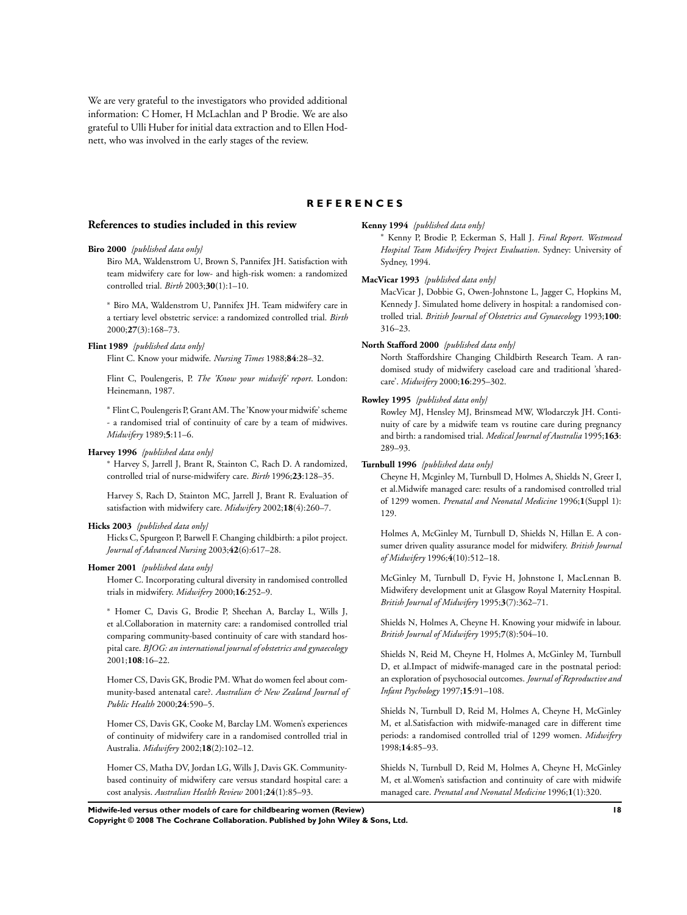We are very grateful to the investigators who provided additional information: C Homer, H McLachlan and P Brodie. We are also grateful to Ulli Huber for initial data extraction and to Ellen Hodnett, who was involved in the early stages of the review.

# REFERENCES

## References to studies included in this review

**Biro 2000** *{published data only}*

Biro MA, Waldenstrom U, Brown S, Pannifex JH. Satisfaction with team midwifery care for low- and high-risk women: a randomized controlled trial. *Birth* 2003;**30**(1):1–10.

* Biro MA, Waldenstrom U, Pannifex JH. Team midwifery care in a tertiary level obstetric service: a randomized controlled trial. *Birth* 2000;**27**(3):168–73.

**Flint 1989** *{published data only}*

Flint C. Know your midwife. *Nursing Times* 1988;**84**:28–32.

Flint C, Poulengeris, P. *The 'Know your midwife' report*. London: Heinemann, 1987.

* Flint C, Poulengeris P, Grant AM. The 'Know your midwife' scheme - a randomised trial of continuity of care by a team of midwives. *Midwifery* 1989;**5**:11–6.

**Harvey 1996** *{published data only}*

* Harvey S, Jarrell J, Brant R, Stainton C, Rach D. A randomized, controlled trial of nurse-midwifery care. *Birth* 1996;**23**:128–35.

Harvey S, Rach D, Stainton MC, Jarrell J, Brant R. Evaluation of satisfaction with midwifery care. *Midwifery* 2002;**18**(4):260–7.

**Hicks 2003** *{published data only}*

Hicks C, Spurgeon P, Barwell F. Changing childbirth: a pilot project. *Journal of Advanced Nursing* 2003;**42**(6):617–28.

**Homer 2001** *{published data only}*

Homer C. Incorporating cultural diversity in randomised controlled trials in midwifery. *Midwifery* 2000;**16**:252–9.

* Homer C, Davis G, Brodie P, Sheehan A, Barclay L, Wills J, et al.Collaboration in maternity care: a randomised controlled trial comparing community-based continuity of care with standard hospital care. *BJOG: an international journal of obstetrics and gynaecology* 2001;**108**:16–22.

Homer CS, Davis GK, Brodie PM. What do women feel about community-based antenatal care?. *Australian & New Zealand Journal of Public Health* 2000;**24**:590–5.

Homer CS, Davis GK, Cooke M, Barclay LM. Women's experiences of continuity of midwifery care in a randomised controlled trial in Australia. *Midwifery* 2002;**18**(2):102–12.

Homer CS, Matha DV, Jordan LG, Wills J, Davis GK. Community-based continuity of midwifery care versus standard hospital care: a cost analysis. *Australian Health Review* 2001;**24**(1):85–93.

**Kenny 1994** *{published data only}*

* Kenny P, Brodie P, Eckerman S, Hall J. *Final Report. Westmead Hospital Team Midwifery Project Evaluation*. Sydney: University of Sydney, 1994.

**MacVicar 1993** *{published data only}*

MacVicar J, Dobbie G, Owen-Johnstone L, Jagger C, Hopkins M, Kennedy J. Simulated home delivery in hospital: a randomised controlled trial. *British Journal of Obstetrics and Gynaecology* 1993;**100**: 316–23.

**North Stafford 2000** *{published data only}*

North Staffordshire Changing Childbirth Research Team. A randomised study of midwifery caseload care and traditional 'shared-care'. *Midwifery* 2000;**16**:295–302.

**Rowley 1995** *{published data only}*

Rowley MJ, Hensley MJ, Brinsmead MW, Wlodarczyk JH. Continuity of care by a midwife team vs routine care during pregnancy and birth: a randomised trial. *Medical Journal of Australia* 1995;**163**: 289–93.

**Turnbull 1996** *{published data only}*

Cheyne H, Mcginley M, Turnbull D, Holmes A, Shields N, Greer I, et al.Midwife managed care: results of a randomised controlled trial of 1299 women. *Prenatal and Neonatal Medicine* 1996;**1**(Suppl 1): 129.

Holmes A, McGinley M, Turnbull D, Shields N, Hillan E. A consumer driven quality assurance model for midwifery. *British Journal of Midwifery* 1996;**4**(10):512–18.

McGinley M, Turnbull D, Fyvie H, Johnstone I, MacLennan B. Midwifery development unit at Glasgow Royal Maternity Hospital. *British Journal of Midwifery* 1995;**3**(7):362–71.

Shields N, Holmes A, Cheyne H. Knowing your midwife in labour. *British Journal of Midwifery* 1995;**7**(8):504–10.

Shields N, Reid M, Cheyne H, Holmes A, McGinley M, Turnbull D, et al.Impact of midwife-managed care in the postnatal period: an exploration of psychosocial outcomes. *Journal of Reproductive and Infant Psychology* 1997;**15**:91–108.

Shields N, Turnbull D, Reid M, Holmes A, Cheyne H, McGinley M, et al.Satisfaction with midwife-managed care in different time periods: a randomised controlled trial of 1299 women. *Midwifery* 1998;**14**:85–93.

Shields N, Turnbull D, Reid M, Holmes A, Cheyne H, McGinley M, et al.Women's satisfaction and continuity of care with midwife managed care. *Prenatal and Neonatal Medicine* 1996;**1**(1):320.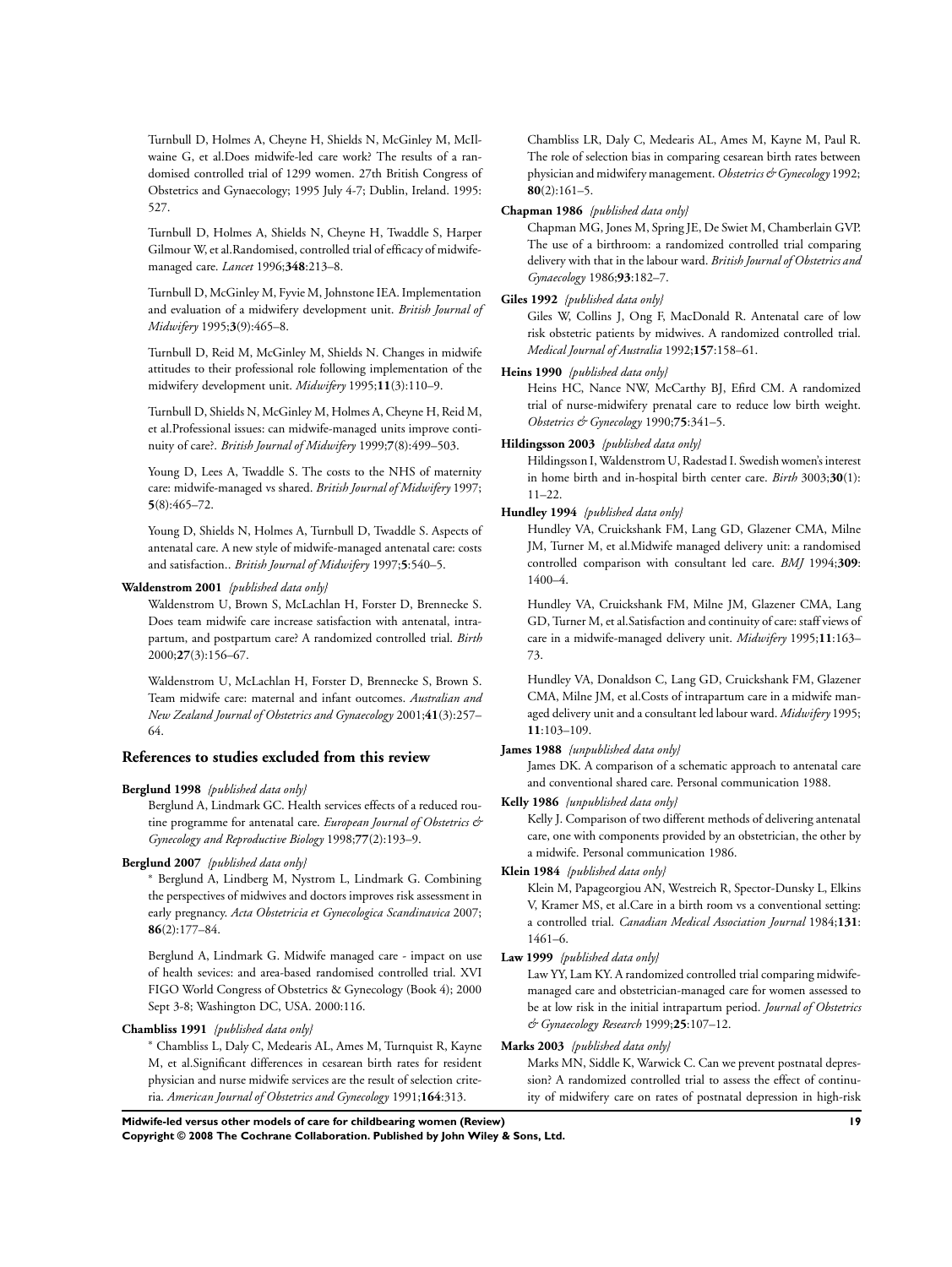Turnbull D, Holmes A, Cheyne H, Shields N, McGinley M, McIlwaine G, et al.Does midwife-led care work? The results of a randomised controlled trial of 1299 women. 27th British Congress of Obstetrics and Gynaecology; 1995 July 4-7; Dublin, Ireland. 1995: 527.

Turnbull D, Holmes A, Shields N, Cheyne H, Twaddle S, Harper Gilmour W, et al.Randomised, controlled trial of efficacy of midwife-managed care. *Lancet* 1996;**348**:213–8.

Turnbull D, McGinley M, Fyvie M, Johnstone IEA. Implementation and evaluation of a midwifery development unit. *British Journal of Midwifery* 1995;**3**(9):465–8.

Turnbull D, Reid M, McGinley M, Shields N. Changes in midwife attitudes to their professional role following implementation of the midwifery development unit. *Midwifery* 1995;**11**(3):110–9.

Turnbull D, Shields N, McGinley M, Holmes A, Cheyne H, Reid M, et al.Professional issues: can midwife-managed units improve continuity of care?. *British Journal of Midwifery* 1999;**7**(8):499–503.

Young D, Lees A, Twaddle S. The costs to the NHS of maternity care: midwife-managed vs shared. *British Journal of Midwifery* 1997; **5**(8):465–72.

Young D, Shields N, Holmes A, Turnbull D, Twaddle S. Aspects of antenatal care. A new style of midwife-managed antenatal care: costs and satisfaction.. *British Journal of Midwifery* 1997;**5**:540–5.

**Waldenstrom 2001** *{published data only}*

Waldenstrom U, Brown S, McLachlan H, Forster D, Brennecke S. Does team midwife care increase satisfaction with antenatal, intrapartum, and postpartum care? A randomized controlled trial. *Birth* 2000;**27**(3):156–67.

Waldenstrom U, McLachlan H, Forster D, Brennecke S, Brown S. Team midwife care: maternal and infant outcomes. *Australian and New Zealand Journal of Obstetrics and Gynaecology* 2001;**41**(3):257–64.

### References to studies excluded from this review

**Berglund 1998** *{published data only}*

Berglund A, Lindmark GC. Health services effects of a reduced routine programme for antenatal care. *European Journal of Obstetrics & Gynecology and Reproductive Biology* 1998;**77**(2):193–9.

**Berglund 2007** *{published data only}*

* Berglund A, Lindberg M, Nystrom L, Lindmark G. Combining the perspectives of midwives and doctors improves risk assessment in early pregnancy. *Acta Obstetricia et Gynecologica Scandinavica* 2007; **86**(2):177–84.

Berglund A, Lindmark G. Midwife managed care - impact on use of health sevices: and area-based randomised controlled trial. XVI FIGO World Congress of Obstetrics & Gynecology (Book 4); 2000 Sept 3-8; Washington DC, USA. 2000:116.

**Chambliss 1991** *{published data only}*

* Chambliss L, Daly C, Medearis AL, Ames M, Turnquist R, Kayne M, et al.Significant differences in cesarean birth rates for resident physician and nurse midwife services are the result of selection criteria. *American Journal of Obstetrics and Gynecology* 1991;**164**:313.

Chambliss LR, Daly C, Medearis AL, Ames M, Kayne M, Paul R. The role of selection bias in comparing cesarean birth rates between physician and midwifery management. *Obstetrics & Gynecology* 1992; **80**(2):161–5.

**Chapman 1986** *{published data only}*

Chapman MG, Jones M, Spring JE, De Swiet M, Chamberlain GVP. The use of a birthroom: a randomized controlled trial comparing delivery with that in the labour ward. *British Journal of Obstetrics and Gynaecology* 1986;**93**:182–7.

**Giles 1992** *{published data only}*

Giles W, Collins J, Ong F, MacDonald R. Antenatal care of low risk obstetric patients by midwives. A randomized controlled trial. *Medical Journal of Australia* 1992;**157**:158–61.

**Heins 1990** *{published data only}*

Heins HC, Nance NW, McCarthy BJ, Efird CM. A randomized trial of nurse-midwifery prenatal care to reduce low birth weight. *Obstetrics & Gynecology* 1990;**75**:341–5.

**Hildingsson 2003** *{published data only}*

Hildingsson I, Waldenstrom U, Radestad I. Swedish women's interest in home birth and in-hospital birth center care. *Birth* 3003;**30**(1): 11–22.

**Hundley 1994** *{published data only}*

Hundley VA, Cruickshank FM, Lang GD, Glazener CMA, Milne JM, Turner M, et al.Midwife managed delivery unit: a randomised controlled comparison with consultant led care. *BMJ* 1994;**309**: 1400–4.

Hundley VA, Cruickshank FM, Milne JM, Glazener CMA, Lang GD, Turner M, et al.Satisfaction and continuity of care: staff views of care in a midwife-managed delivery unit. *Midwifery* 1995;**11**:163–73.

Hundley VA, Donaldson C, Lang GD, Cruickshank FM, Glazener CMA, Milne JM, et al.Costs of intrapartum care in a midwife managed delivery unit and a consultant led labour ward. *Midwifery* 1995; **11**:103–109.

**James 1988** *{unpublished data only}*

James DK. A comparison of a schematic approach to antenatal care and conventional shared care. Personal communication 1988.

**Kelly 1986** *{unpublished data only}*

Kelly J. Comparison of two different methods of delivering antenatal care, one with components provided by an obstetrician, the other by a midwife. Personal communication 1986.

**Klein 1984** *{published data only}*

Klein M, Papageorgiou AN, Westreich R, Spector-Dunsky L, Elkins V, Kramer MS, et al.Care in a birth room vs a conventional setting: a controlled trial. *Canadian Medical Association Journal* 1984;**131**: 1461–6.

**Law 1999** *{published data only}*

Law YY, Lam KY. A randomized controlled trial comparing midwife-managed care and obstetrician-managed care for women assessed to be at low risk in the initial intrapartum period. *Journal of Obstetrics & Gynaecology Research* 1999;**25**:107–12.

**Marks 2003** *{published data only}*

Marks MN, Siddle K, Warwick C. Can we prevent postnatal depression? A randomized controlled trial to assess the effect of continuity of midwifery care on rates of postnatal depression in high-risk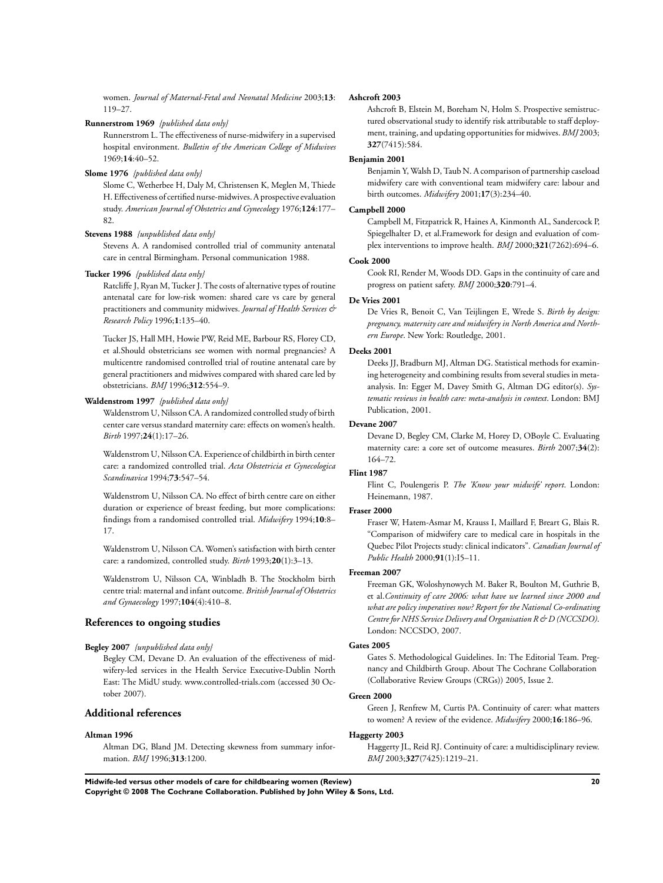women. *Journal of Maternal-Fetal and Neonatal Medicine* 2003;**13**: 119–27.

**Runnerstrom 1969** *{published data only}*

Runnerstrom L. The effectiveness of nurse-midwifery in a supervised hospital environment. *Bulletin of the American College of Midwives* 1969;**14**:40–52.

**Slome 1976** *{published data only}*

Slome C, Wetherbee H, Daly M, Christensen K, Meglen M, Thiede H. Effectiveness of certified nurse-midwives. A prospective evaluation study. *American Journal of Obstetrics and Gynecology* 1976;**124**:177–82.

**Stevens 1988** *{unpublished data only}*

Stevens A. A randomised controlled trial of community antenatal care in central Birmingham. Personal communication 1988.

**Tucker 1996** *{published data only}*

Ratcliffe J, Ryan M, Tucker J. The costs of alternative types of routine antenatal care for low-risk women: shared care vs care by general practitioners and community midwives. *Journal of Health Services & Research Policy* 1996;**1**:135–40.

Tucker JS, Hall MH, Howie PW, Reid ME, Barbour RS, Florey CD, et al.Should obstetricians see women with normal pregnancies? A multicentre randomised controlled trial of routine antenatal care by general practitioners and midwives compared with shared care led by obstetricians. *BMJ* 1996;**312**:554–9.

**Waldenstrom 1997** *{published data only}*

Waldenstrom U, Nilsson CA. A randomized controlled study of birth center care versus standard maternity care: effects on women's health. *Birth* 1997;**24**(1):17–26.

Waldenstrom U, Nilsson CA. Experience of childbirth in birth center care: a randomized controlled trial. *Acta Obstetricia et Gynecologica Scandinavica* 1994;**73**:547–54.

Waldenstrom U, Nilsson CA. No effect of birth centre care on either duration or experience of breast feeding, but more complications: findings from a randomised controlled trial. *Midwifery* 1994;**10**:8–17.

Waldenstrom U, Nilsson CA. Women's satisfaction with birth center care: a randomized, controlled study. *Birth* 1993;**20**(1):3–13.

Waldenstrom U, Nilsson CA, Winbladh B. The Stockholm birth centre trial: maternal and infant outcome. *British Journal of Obstetrics and Gynaecology* 1997;**104**(4):410–8.

## References to ongoing studies

**Begley 2007** *{unpublished data only}*

Begley CM, Devane D. An evaluation of the effectiveness of midwifery-led services in the Health Service Executive-Dublin North East: The MidU study. www.controlled-trials.com (accessed 30 October 2007).

## Additional references

**Altman 1996**

Altman DG, Bland JM. Detecting skewness from summary information. *BMJ* 1996;**313**:1200.

**Ashcroft 2003**

Ashcroft B, Elstein M, Boreham N, Holm S. Prospective semistructured observational study to identify risk attributable to staff deployment, training, and updating opportunities for midwives. *BMJ* 2003; **327**(7415):584.

**Benjamin 2001**

Benjamin Y, Walsh D, Taub N. A comparison of partnership caseload midwifery care with conventional team midwifery care: labour and birth outcomes. *Midwifery* 2001;**17**(3):234–40.

**Campbell 2000**

Campbell M, Fitzpatrick R, Haines A, Kinmonth AL, Sandercock P, Spiegelhalter D, et al.Framework for design and evaluation of complex interventions to improve health. *BMJ* 2000;**321**(7262):694–6.

**Cook 2000**

Cook RI, Render M, Woods DD. Gaps in the continuity of care and progress on patient safety. *BMJ* 2000;**320**:791–4.

**De Vries 2001**

De Vries R, Benoit C, Van Teijlingen E, Wrede S. *Birth by design: pregnancy, maternity care and midwifery in North America and Northern Europe*. New York: Routledge, 2001.

**Deeks 2001**

Deeks JJ, Bradburn MJ, Altman DG. Statistical methods for examining heterogeneity and combining results from several studies in meta-analysis. In: Egger M, Davey Smith G, Altman DG editor(s). *Systematic reviews in health care: meta-analysis in context*. London: BMJ Publication, 2001.

**Devane 2007**

Devane D, Begley CM, Clarke M, Horey D, OBoyle C. Evaluating maternity care: a core set of outcome measures. *Birth* 2007;**34**(2): 164–72.

**Flint 1987**

Flint C, Poulengeris P. *The 'Know your midwife' report*. London: Heinemann, 1987.

**Fraser 2000**

Fraser W, Hatem-Asmar M, Krauss I, Maillard F, Breart G, Blais R. "Comparison of midwifery care to medical care in hospitals in the Quebec Pilot Projects study: clinical indicators". *Canadian Journal of Public Health* 2000;**91**(1):I5–11.

**Freeman 2007**

Freeman GK, Woloshynowych M. Baker R, Boulton M, Guthrie B, et al.*Continuity of care 2006: what have we learned since 2000 and what are policy imperatives now? Report for the National Co-ordinating Centre for NHS Service Delivery and Organisation R & D (NCCSDO)*. London: NCCSDO, 2007.

**Gates 2005**

Gates S. Methodological Guidelines. In: The Editorial Team. Pregnancy and Childbirth Group. About The Cochrane Collaboration (Collaborative Review Groups (CRGs)) 2005, Issue 2.

**Green 2000**

Green J, Renfrew M, Curtis PA. Continuity of carer: what matters to women? A review of the evidence. *Midwifery* 2000;**16**:186–96.

**Haggerty 2003**

Haggerty JL, Reid RJ. Continuity of care: a multidisciplinary review. *BMJ* 2003;**327**(7425):1219–21.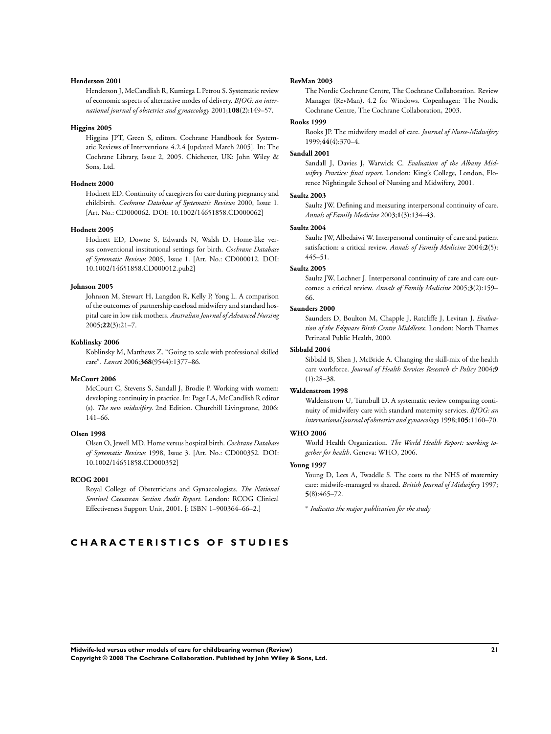**Henderson 2001**

Henderson J, McCandlish R, Kumiega L Petrou S. Systematic review of economic aspects of alternative modes of delivery. *BJOG: an international journal of obstetrics and gynaecology* 2001;**108**(2):149–57.

**Higgins 2005**

Higgins JPT, Green S, editors. Cochrane Handbook for Systematic Reviews of Interventions 4.2.4 [updated March 2005]. In: The Cochrane Library, Issue 2, 2005. Chichester, UK: John Wiley & Sons, Ltd.

**Hodnett 2000**

Hodnett ED. Continuity of caregivers for care during pregnancy and childbirth. *Cochrane Database of Systematic Reviews* 2000, Issue 1. [Art. No.: CD000062. DOI: 10.1002/14651858.CD000062]

**Hodnett 2005**

Hodnett ED, Downe S, Edwards N, Walsh D. Home-like versus conventional institutional settings for birth. *Cochrane Database of Systematic Reviews* 2005, Issue 1. [Art. No.: CD000012. DOI: 10.1002/14651858.CD000012.pub2]

**Johnson 2005**

Johnson M, Stewart H, Langdon R, Kelly P, Yong L. A comparison of the outcomes of partnership caseload midwifery and standard hospital care in low risk mothers. *Australian Journal of Advanced Nursing* 2005;**22**(3):21–7.

**Koblinsky 2006**

Koblinsky M, Matthews Z. "Going to scale with professional skilled care". *Lancet* 2006;**368**(9544):1377–86.

**McCourt 2006**

McCourt C, Stevens S, Sandall J, Brodie P. Working with women: developing continuity in practice. In: Page LA, McCandlish R editor(s). *The new midwifery*. 2nd Edition. Churchill Livingstone, 2006: 141–66.

**Olsen 1998**

Olsen O, Jewell MD. Home versus hospital birth. *Cochrane Database of Systematic Reviews* 1998, Issue 3. [Art. No.: CD000352. DOI: 10.1002/14651858.CD000352]

**RCOG 2001**

Royal College of Obstetricians and Gynaecologists. *The National Sentinel Caesarean Section Audit Report*. London: RCOG Clinical Effectiveness Support Unit, 2001. [: ISBN 1–900364–66–2.]

**RevMan 2003**

The Nordic Cochrane Centre, The Cochrane Collaboration. Review Manager (RevMan). 4.2 for Windows. Copenhagen: The Nordic Cochrane Centre, The Cochrane Collaboration, 2003.

**Rooks 1999**

Rooks JP. The midwifery model of care. *Journal of Nurse-Midwifery* 1999;**44**(4):370–4.

**Sandall 2001**

Sandall J, Davies J, Warwick C. *Evaluation of the Albany Midwifery Practice: final report*. London: King's College, London, Florence Nightingale School of Nursing and Midwifery, 2001.

**Saultz 2003**

Saultz JW. Defining and measuring interpersonal continuity of care. *Annals of Family Medicine* 2003;**1**(3):134–43.

**Saultz 2004**

Saultz JW, Albedaiwi W. Interpersonal continuity of care and patient satisfaction: a critical review. *Annals of Family Medicine* 2004;**2**(5): 445–51.

**Saultz 2005**

Saultz JW, Lochner J. Interpersonal continuity of care and care outcomes: a critical review. *Annals of Family Medicine* 2005;**3**(2):159–66.

**Saunders 2000**

Saunders D, Boulton M, Chapple J, Ratcliffe J, Levitan J. *Evaluation of the Edgware Birth Centre Middlesex*. London: North Thames Perinatal Public Health, 2000.

**Sibbald 2004**

Sibbald B, Shen J, McBride A. Changing the skill-mix of the health care workforce. *Journal of Health Services Research & Policy* 2004;**9**(1):28–38.

**Waldenstrom 1998**

Waldenstrom U, Turnbull D. A systematic review comparing continuity of midwifery care with standard maternity services. *BJOG: an international journal of obstetrics and gynaecology* 1998;**105**:1160–70.

**WHO 2006**

World Health Organization. *The World Health Report: working together for health*. Geneva: WHO, 2006.

**Young 1997**

Young D, Lees A, Twaddle S. The costs to the NHS of maternity care: midwife-managed vs shared. *British Journal of Midwifery* 1997; **5**(8):465–72.

* *Indicates the major publication for the study*

# CHARACTERISTICS OF STUDIES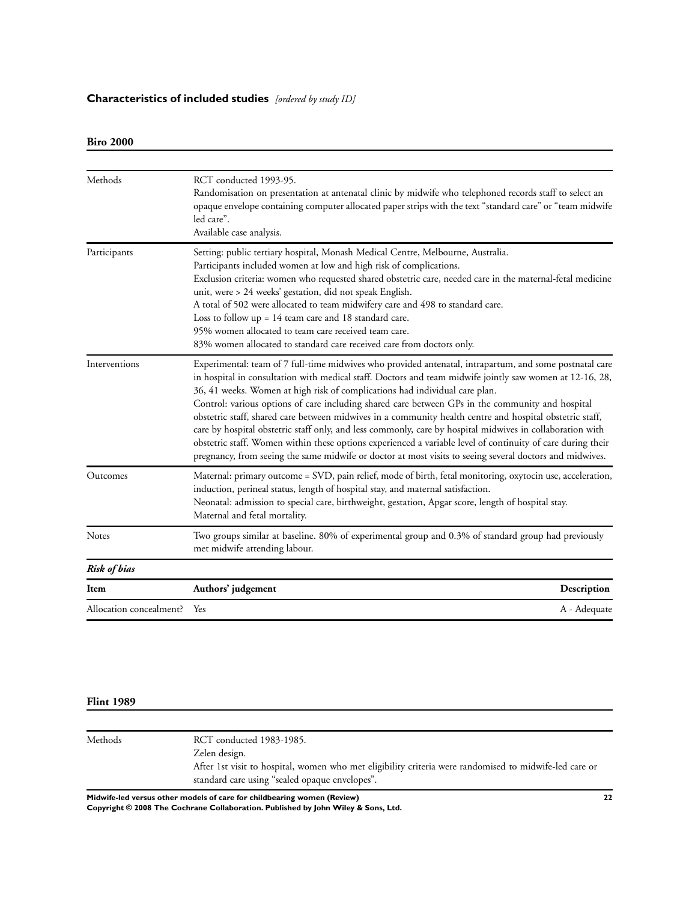## Characteristics of included studies *[ordered by study ID]*

### Biro 2000

| | |
|---|---|
| Methods | RCT conducted 1993-95.<br>Randomisation on presentation at antenatal clinic by midwife who telephoned records staff to select an opaque envelope containing computer allocated paper strips with the text "standard care" or "team midwife led care".<br>Available case analysis. |
| Participants | Setting: public tertiary hospital, Monash Medical Centre, Melbourne, Australia.<br>Participants included women at low and high risk of complications.<br>Exclusion criteria: women who requested shared obstetric care, needed care in the maternal-fetal medicine unit, were > 24 weeks' gestation, did not speak English.<br>A total of 502 were allocated to team midwifery care and 498 to standard care.<br>Loss to follow up = 14 team care and 18 standard care.<br>95% women allocated to team care received team care.<br>83% women allocated to standard care received care from doctors only. |
| Interventions | Experimental: team of 7 full-time midwives who provided antenatal, intrapartum, and some postnatal care in hospital in consultation with medical staff. Doctors and team midwife jointly saw women at 12-16, 28, 36, 41 weeks. Women at high risk of complications had individual care plan.<br>Control: various options of care including shared care between GPs in the community and hospital obstetric staff, shared care between midwives in a community health centre and hospital obstetric staff, care by hospital obstetric staff only, and less commonly, care by hospital midwives in collaboration with obstetric staff. Women within these options experienced a variable level of continuity of care during their pregnancy, from seeing the same midwife or doctor at most visits to seeing several doctors and midwives. |
| Outcomes | Maternal: primary outcome = SVD, pain relief, mode of birth, fetal monitoring, oxytocin use, acceleration, induction, perineal status, length of hospital stay, and maternal satisfaction.<br>Neonatal: admission to special care, birthweight, gestation, Apgar score, length of hospital stay.<br>Maternal and fetal mortality. |
| Notes | Two groups similar at baseline. 80% of experimental group and 0.3% of standard group had previously met midwife attending labour. |

***Risk of bias***

| Item | Authors' judgement | Description |
|---|---|---|
| Allocation concealment? | Yes | A - Adequate |

### Flint 1989

| | |
|---|---|
| Methods | RCT conducted 1983-1985.<br>Zelen design.<br>After 1st visit to hospital, women who met eligibility criteria were randomised to midwife-led care or standard care using "sealed opaque envelopes". |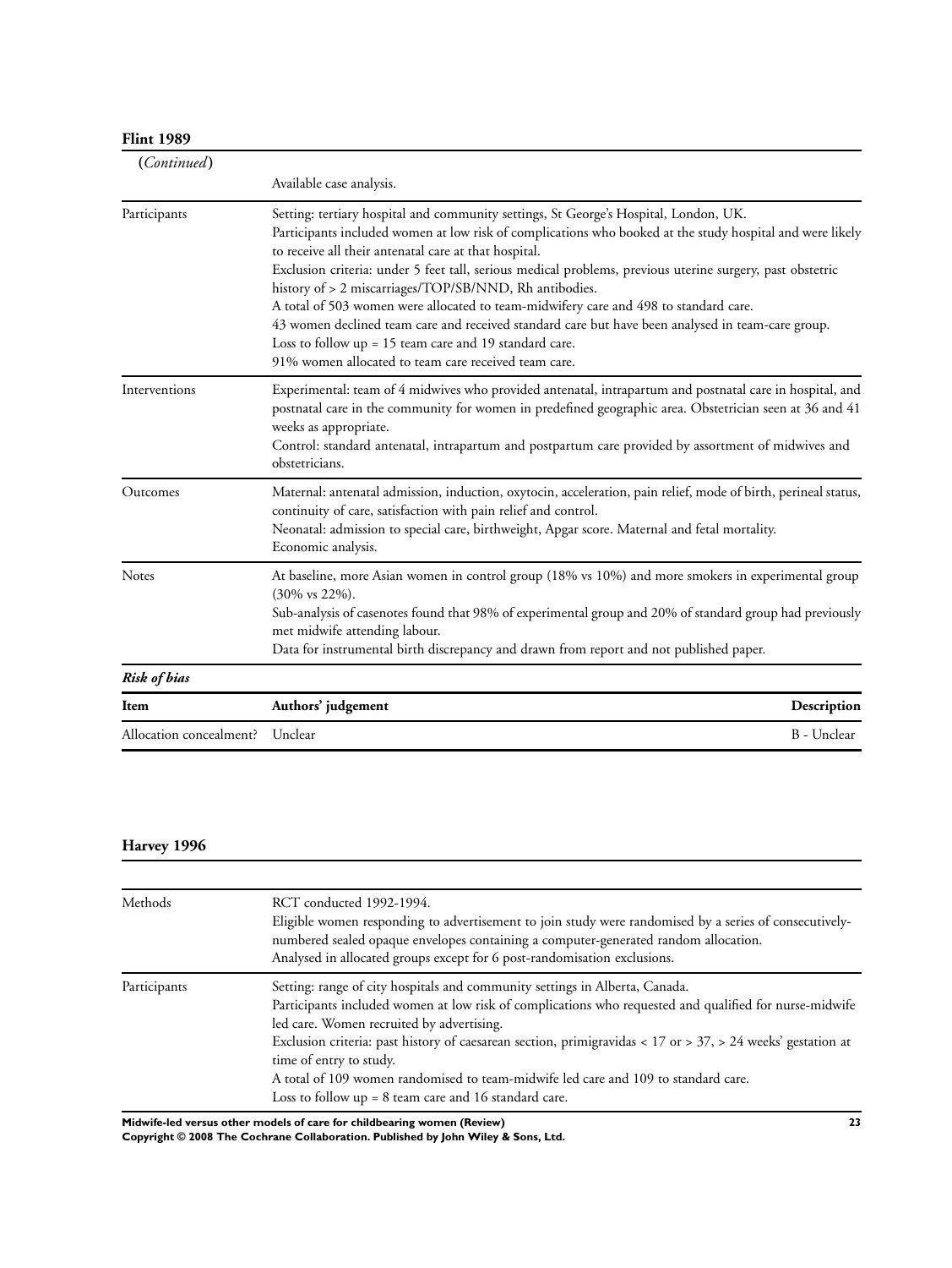**Flint 1989**

| (*Continued*) | |
|---|---|
| | Available case analysis. |
| Participants | Setting: tertiary hospital and community settings, St George's Hospital, London, UK.<br>Participants included women at low risk of complications who booked at the study hospital and were likely to receive all their antenatal care at that hospital.<br>Exclusion criteria: under 5 feet tall, serious medical problems, previous uterine surgery, past obstetric history of > 2 miscarriages/TOP/SB/NND, Rh antibodies.<br>A total of 503 women were allocated to team-midwifery care and 498 to standard care.<br>43 women declined team care and received standard care but have been analysed in team-care group.<br>Loss to follow up = 15 team care and 19 standard care.<br>91% women allocated to team care received team care. |
| Interventions | Experimental: team of 4 midwives who provided antenatal, intrapartum and postnatal care in hospital, and postnatal care in the community for women in predefined geographic area. Obstetrician seen at 36 and 41 weeks as appropriate.<br>Control: standard antenatal, intrapartum and postpartum care provided by assortment of midwives and obstetricians. |
| Outcomes | Maternal: antenatal admission, induction, oxytocin, acceleration, pain relief, mode of birth, perineal status, continuity of care, satisfaction with pain relief and control.<br>Neonatal: admission to special care, birthweight, Apgar score. Maternal and fetal mortality.<br>Economic analysis. |
| Notes | At baseline, more Asian women in control group (18% vs 10%) and more smokers in experimental group (30% vs 22%).<br>Sub-analysis of casenotes found that 98% of experimental group and 20% of standard group had previously met midwife attending labour.<br>Data for instrumental birth discrepancy and drawn from report and not published paper. |

***Risk of bias***

| Item | Authors' judgement | Description |
|---|---|---|
| Allocation concealment? | Unclear | B - Unclear |

**Harvey 1996**

| | |
|---|---|
| Methods | RCT conducted 1992-1994.<br>Eligible women responding to advertisement to join study were randomised by a series of consecutively-numbered sealed opaque envelopes containing a computer-generated random allocation.<br>Analysed in allocated groups except for 6 post-randomisation exclusions. |
| Participants | Setting: range of city hospitals and community settings in Alberta, Canada.<br>Participants included women at low risk of complications who requested and qualified for nurse-midwife led care. Women recruited by advertising.<br>Exclusion criteria: past history of caesarean section, primigravidas < 17 or > 37, > 24 weeks' gestation at time of entry to study.<br>A total of 109 women randomised to team-midwife led care and 109 to standard care.<br>Loss to follow up = 8 team care and 16 standard care. |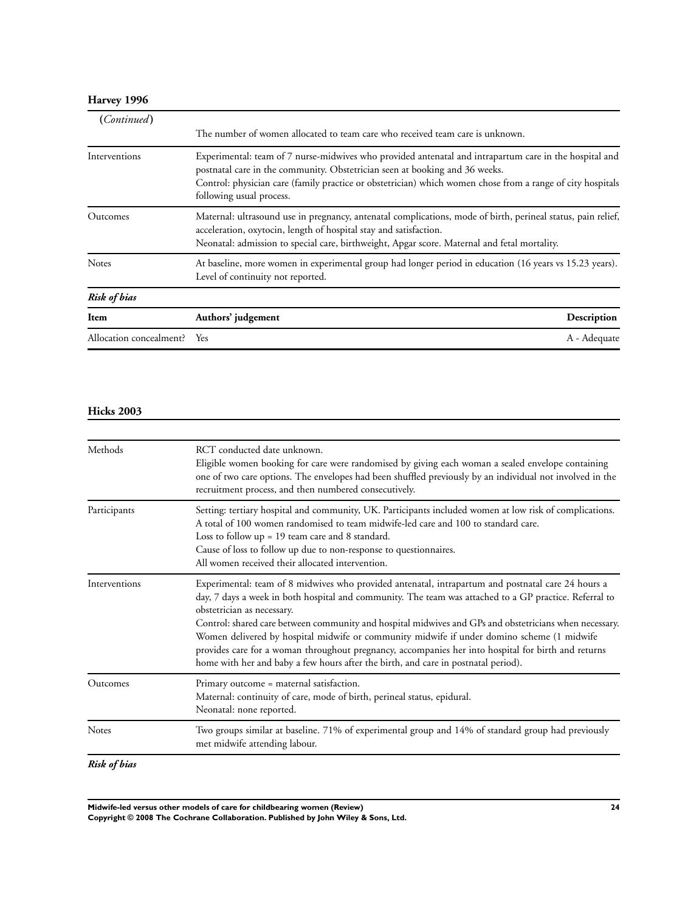**Harvey 1996**

| (*Continued*) | |
|---|---|
| | The number of women allocated to team care who received team care is unknown. |
| Interventions | Experimental: team of 7 nurse-midwives who provided antenatal and intrapartum care in the hospital and postnatal care in the community. Obstetrician seen at booking and 36 weeks.<br>Control: physician care (family practice or obstetrician) which women chose from a range of city hospitals following usual process. |
| Outcomes | Maternal: ultrasound use in pregnancy, antenatal complications, mode of birth, perineal status, pain relief, acceleration, oxytocin, length of hospital stay and satisfaction.<br>Neonatal: admission to special care, birthweight, Apgar score. Maternal and fetal mortality. |
| Notes | At baseline, more women in experimental group had longer period in education (16 years vs 15.23 years). Level of continuity not reported. |

***Risk of bias***

| Item | Authors' judgement | Description |
|---|---|---|
| Allocation concealment? | Yes | A - Adequate |

**Hicks 2003**

| | |
|---|---|
| Methods | RCT conducted date unknown.<br>Eligible women booking for care were randomised by giving each woman a sealed envelope containing one of two care options. The envelopes had been shuffled previously by an individual not involved in the recruitment process, and then numbered consecutively. |
| Participants | Setting: tertiary hospital and community, UK. Participants included women at low risk of complications.<br>A total of 100 women randomised to team midwife-led care and 100 to standard care.<br>Loss to follow up = 19 team care and 8 standard.<br>Cause of loss to follow up due to non-response to questionnaires.<br>All women received their allocated intervention. |
| Interventions | Experimental: team of 8 midwives who provided antenatal, intrapartum and postnatal care 24 hours a day, 7 days a week in both hospital and community. The team was attached to a GP practice. Referral to obstetrician as necessary.<br>Control: shared care between community and hospital midwives and GPs and obstetricians when necessary. Women delivered by hospital midwife or community midwife if under domino scheme (1 midwife provides care for a woman throughout pregnancy, accompanies her into hospital for birth and returns home with her and baby a few hours after the birth, and care in postnatal period). |
| Outcomes | Primary outcome = maternal satisfaction.<br>Maternal: continuity of care, mode of birth, perineal status, epidural.<br>Neonatal: none reported. |
| Notes | Two groups similar at baseline. 71% of experimental group and 14% of standard group had previously met midwife attending labour. |

***Risk of bias***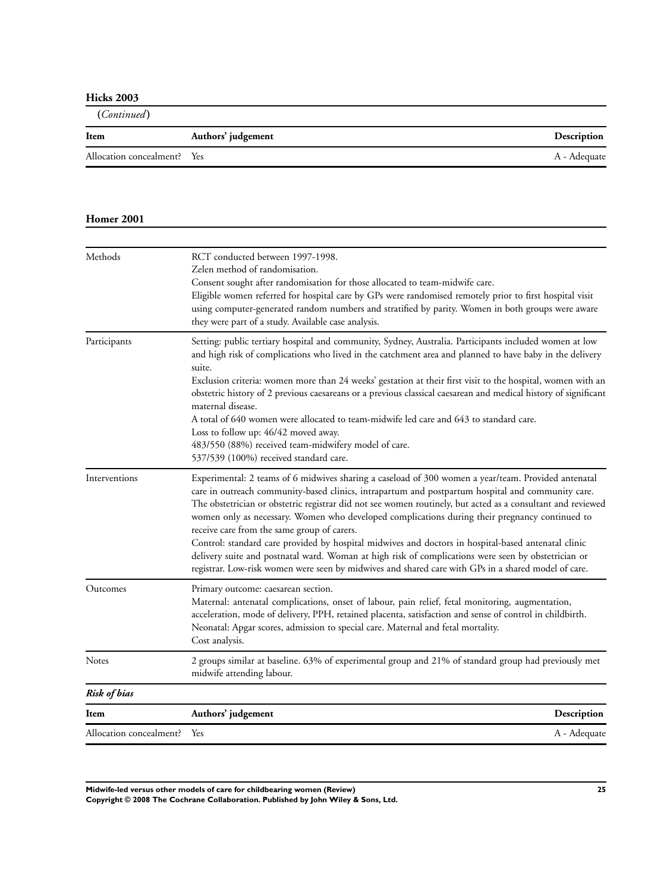**Hicks 2003**

(*Continued*)

| Item | Authors' judgement | Description |
|---|---|---|
| Allocation concealment? | Yes | A - Adequate |

**Homer 2001**

| | |
|---|---|
| Methods | RCT conducted between 1997-1998.<br>Zelen method of randomisation.<br>Consent sought after randomisation for those allocated to team-midwife care.<br>Eligible women referred for hospital care by GPs were randomised remotely prior to first hospital visit using computer-generated random numbers and stratified by parity. Women in both groups were aware they were part of a study. Available case analysis. |
| Participants | Setting: public tertiary hospital and community, Sydney, Australia. Participants included women at low and high risk of complications who lived in the catchment area and planned to have baby in the delivery suite.<br>Exclusion criteria: women more than 24 weeks' gestation at their first visit to the hospital, women with an obstetric history of 2 previous caesareans or a previous classical caesarean and medical history of significant maternal disease.<br>A total of 640 women were allocated to team-midwife led care and 643 to standard care.<br>Loss to follow up: 46/42 moved away.<br>483/550 (88%) received team-midwifery model of care.<br>537/539 (100%) received standard care. |
| Interventions | Experimental: 2 teams of 6 midwives sharing a caseload of 300 women a year/team. Provided antenatal care in outreach community-based clinics, intrapartum and postpartum hospital and community care. The obstetrician or obstetric registrar did not see women routinely, but acted as a consultant and reviewed women only as necessary. Women who developed complications during their pregnancy continued to receive care from the same group of carers.<br>Control: standard care provided by hospital midwives and doctors in hospital-based antenatal clinic delivery suite and postnatal ward. Woman at high risk of complications were seen by obstetrician or registrar. Low-risk women were seen by midwives and shared care with GPs in a shared model of care. |
| Outcomes | Primary outcome: caesarean section.<br>Maternal: antenatal complications, onset of labour, pain relief, fetal monitoring, augmentation, acceleration, mode of delivery, PPH, retained placenta, satisfaction and sense of control in childbirth.<br>Neonatal: Apgar scores, admission to special care. Maternal and fetal mortality.<br>Cost analysis. |
| Notes | 2 groups similar at baseline. 63% of experimental group and 21% of standard group had previously met midwife attending labour. |

***Risk of bias***

| Item | Authors' judgement | Description |
|---|---|---|
| Allocation concealment? | Yes | A - Adequate |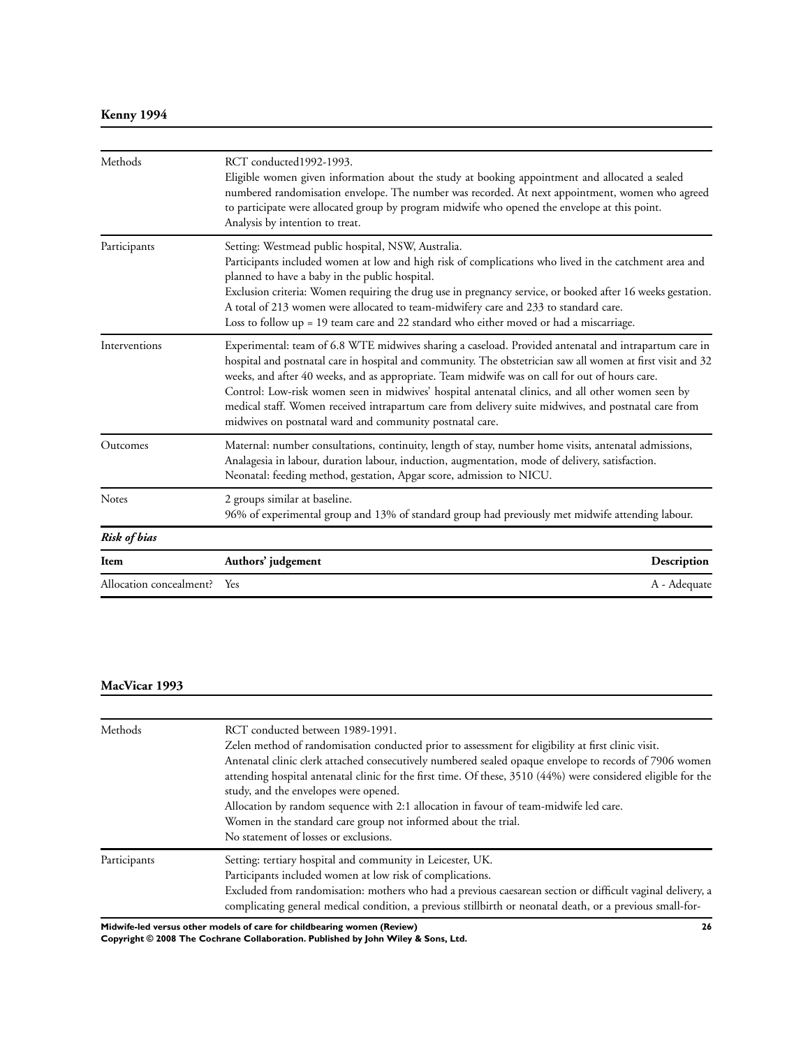**Kenny 1994**

| | |
|---|---|
| Methods | RCT conducted1992-1993.<br>Eligible women given information about the study at booking appointment and allocated a sealed numbered randomisation envelope. The number was recorded. At next appointment, women who agreed to participate were allocated group by program midwife who opened the envelope at this point.<br>Analysis by intention to treat. |
| Participants | Setting: Westmead public hospital, NSW, Australia.<br>Participants included women at low and high risk of complications who lived in the catchment area and planned to have a baby in the public hospital.<br>Exclusion criteria: Women requiring the drug use in pregnancy service, or booked after 16 weeks gestation.<br>A total of 213 women were allocated to team-midwifery care and 233 to standard care.<br>Loss to follow up = 19 team care and 22 standard who either moved or had a miscarriage. |
| Interventions | Experimental: team of 6.8 WTE midwives sharing a caseload. Provided antenatal and intrapartum care in hospital and postnatal care in hospital and community. The obstetrician saw all women at first visit and 32 weeks, and after 40 weeks, and as appropriate. Team midwife was on call for out of hours care.<br>Control: Low-risk women seen in midwives' hospital antenatal clinics, and all other women seen by medical staff. Women received intrapartum care from delivery suite midwives, and postnatal care from midwives on postnatal ward and community postnatal care. |
| Outcomes | Maternal: number consultations, continuity, length of stay, number home visits, antenatal admissions, Analagesia in labour, duration labour, induction, augmentation, mode of delivery, satisfaction.<br>Neonatal: feeding method, gestation, Apgar score, admission to NICU. |
| Notes | 2 groups similar at baseline.<br>96% of experimental group and 13% of standard group had previously met midwife attending labour. |

***Risk of bias***

| Item | Authors' judgement | Description |
|---|---|---|
| Allocation concealment? | Yes | A - Adequate |

**MacVicar 1993**

| | |
|---|---|
| Methods | RCT conducted between 1989-1991.<br>Zelen method of randomisation conducted prior to assessment for eligibility at first clinic visit.<br>Antenatal clinic clerk attached consecutively numbered sealed opaque envelope to records of 7906 women attending hospital antenatal clinic for the first time. Of these, 3510 (44%) were considered eligible for the study, and the envelopes were opened.<br>Allocation by random sequence with 2:1 allocation in favour of team-midwife led care.<br>Women in the standard care group not informed about the trial.<br>No statement of losses or exclusions. |
| Participants | Setting: tertiary hospital and community in Leicester, UK.<br>Participants included women at low risk of complications.<br>Excluded from randomisation: mothers who had a previous caesarean section or difficult vaginal delivery, a complicating general medical condition, a previous stillbirth or neonatal death, or a previous small-for- |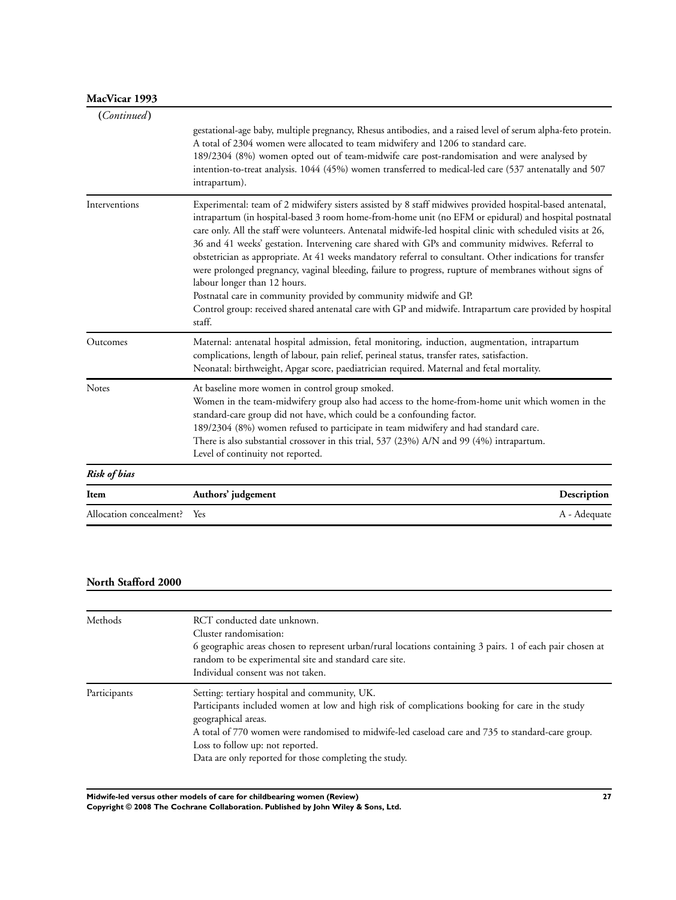**MacVicar 1993**

| (*Continued*) | |
|---|---|
| | gestational-age baby, multiple pregnancy, Rhesus antibodies, and a raised level of serum alpha-feto protein. A total of 2304 women were allocated to team midwifery and 1206 to standard care. 189/2304 (8%) women opted out of team-midwife care post-randomisation and were analysed by intention-to-treat analysis. 1044 (45%) women transferred to medical-led care (537 antenatally and 507 intrapartum). |
| Interventions | Experimental: team of 2 midwifery sisters assisted by 8 staff midwives provided hospital-based antenatal, intrapartum (in hospital-based 3 room home-from-home unit (no EFM or epidural) and hospital postnatal care only. All the staff were volunteers. Antenatal midwife-led hospital clinic with scheduled visits at 26, 36 and 41 weeks' gestation. Intervening care shared with GPs and community midwives. Referral to obstetrician as appropriate. At 41 weeks mandatory referral to consultant. Other indications for transfer were prolonged pregnancy, vaginal bleeding, failure to progress, rupture of membranes without signs of labour longer than 12 hours. Postnatal care in community provided by community midwife and GP. Control group: received shared antenatal care with GP and midwife. Intrapartum care provided by hospital staff. |
| Outcomes | Maternal: antenatal hospital admission, fetal monitoring, induction, augmentation, intrapartum complications, length of labour, pain relief, perineal status, transfer rates, satisfaction. Neonatal: birthweight, Apgar score, paediatrician required. Maternal and fetal mortality. |
| Notes | At baseline more women in control group smoked. Women in the team-midwifery group also had access to the home-from-home unit which women in the standard-care group did not have, which could be a confounding factor. 189/2304 (8%) women refused to participate in team midwifery and had standard care. There is also substantial crossover in this trial, 537 (23%) A/N and 99 (4%) intrapartum. Level of continuity not reported. |

***Risk of bias***

| Item | Authors' judgement | Description |
|---|---|---|
| Allocation concealment? | Yes | A - Adequate |

**North Stafford 2000**

| | |
|---|---|
| Methods | RCT conducted date unknown. Cluster randomisation: 6 geographic areas chosen to represent urban/rural locations containing 3 pairs. 1 of each pair chosen at random to be experimental site and standard care site. Individual consent was not taken. |
| Participants | Setting: tertiary hospital and community, UK. Participants included women at low and high risk of complications booking for care in the study geographical areas. A total of 770 women were randomised to midwife-led caseload care and 735 to standard-care group. Loss to follow up: not reported. Data are only reported for those completing the study. |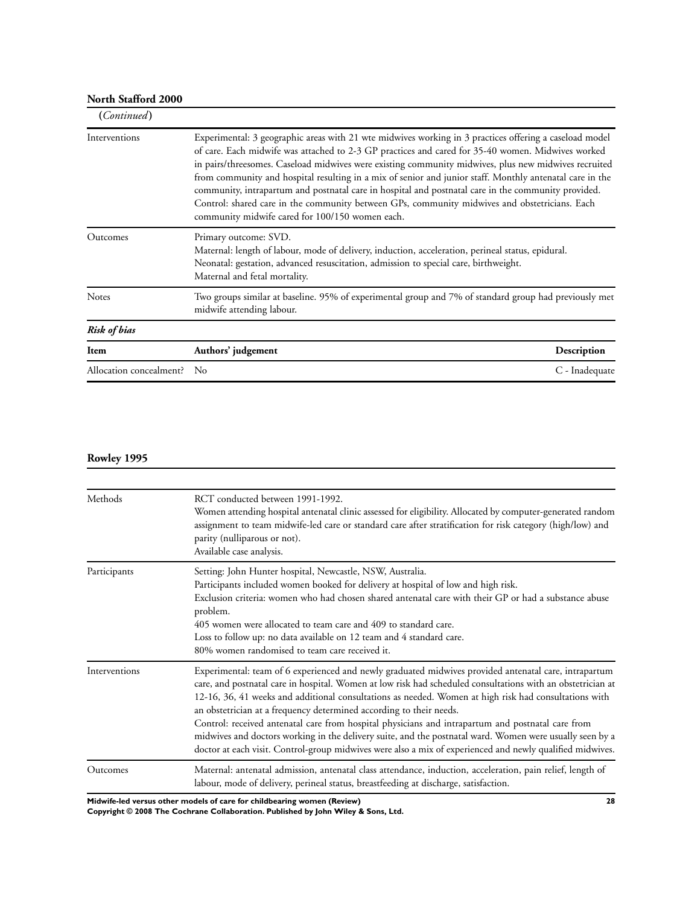**North Stafford 2000**

| (*Continued*) | |
|---|---|
| Interventions | Experimental: 3 geographic areas with 21 wte midwives working in 3 practices offering a caseload model of care. Each midwife was attached to 2-3 GP practices and cared for 35-40 women. Midwives worked in pairs/threesomes. Caseload midwives were existing community midwives, plus new midwives recruited from community and hospital resulting in a mix of senior and junior staff. Monthly antenatal care in the community, intrapartum and postnatal care in hospital and postnatal care in the community provided.<br>Control: shared care in the community between GPs, community midwives and obstetricians. Each community midwife cared for 100/150 women each. |
| Outcomes | Primary outcome: SVD.<br>Maternal: length of labour, mode of delivery, induction, acceleration, perineal status, epidural.<br>Neonatal: gestation, advanced resuscitation, admission to special care, birthweight.<br>Maternal and fetal mortality. |
| Notes | Two groups similar at baseline. 95% of experimental group and 7% of standard group had previously met midwife attending labour. |

***Risk of bias***

| Item | Authors' judgement | Description |
|---|---|---|
| Allocation concealment? | No | C - Inadequate |

**Rowley 1995**

| | |
|---|---|
| Methods | RCT conducted between 1991-1992.<br>Women attending hospital antenatal clinic assessed for eligibility. Allocated by computer-generated random assignment to team midwife-led care or standard care after stratification for risk category (high/low) and parity (nulliparous or not).<br>Available case analysis. |
| Participants | Setting: John Hunter hospital, Newcastle, NSW, Australia.<br>Participants included women booked for delivery at hospital of low and high risk.<br>Exclusion criteria: women who had chosen shared antenatal care with their GP or had a substance abuse problem.<br>405 women were allocated to team care and 409 to standard care.<br>Loss to follow up: no data available on 12 team and 4 standard care.<br>80% women randomised to team care received it. |
| Interventions | Experimental: team of 6 experienced and newly graduated midwives provided antenatal care, intrapartum care, and postnatal care in hospital. Women at low risk had scheduled consultations with an obstetrician at 12-16, 36, 41 weeks and additional consultations as needed. Women at high risk had consultations with an obstetrician at a frequency determined according to their needs.<br>Control: received antenatal care from hospital physicians and intrapartum and postnatal care from midwives and doctors working in the delivery suite, and the postnatal ward. Women were usually seen by a doctor at each visit. Control-group midwives were also a mix of experienced and newly qualified midwives. |
| Outcomes | Maternal: antenatal admission, antenatal class attendance, induction, acceleration, pain relief, length of labour, mode of delivery, perineal status, breastfeeding at discharge, satisfaction. |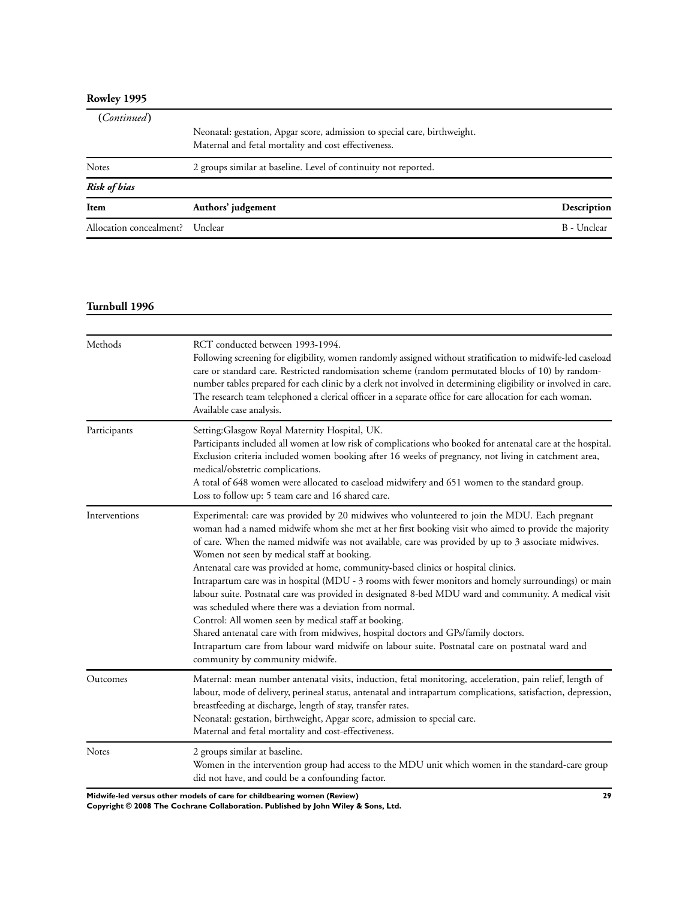**Rowley 1995**

| (*Continued*) | |
|---|---|
| | Neonatal: gestation, Apgar score, admission to special care, birthweight.<br>Maternal and fetal mortality and cost effectiveness. |
| Notes | 2 groups similar at baseline. Level of continuity not reported. |

***Risk of bias***

| Item | Authors' judgement | Description |
|---|---|---|
| Allocation concealment? | Unclear | B - Unclear |

**Turnbull 1996**

| | |
|---|---|
| Methods | RCT conducted between 1993-1994.<br>Following screening for eligibility, women randomly assigned without stratification to midwife-led caseload care or standard care. Restricted randomisation scheme (random permutated blocks of 10) by random-number tables prepared for each clinic by a clerk not involved in determining eligibility or involved in care. The research team telephoned a clerical officer in a separate office for care allocation for each woman.<br>Available case analysis. |
| Participants | Setting:Glasgow Royal Maternity Hospital, UK.<br>Participants included all women at low risk of complications who booked for antenatal care at the hospital. Exclusion criteria included women booking after 16 weeks of pregnancy, not living in catchment area, medical/obstetric complications.<br>A total of 648 women were allocated to caseload midwifery and 651 women to the standard group.<br>Loss to follow up: 5 team care and 16 shared care. |
| Interventions | Experimental: care was provided by 20 midwives who volunteered to join the MDU. Each pregnant woman had a named midwife whom she met at her first booking visit who aimed to provide the majority of care. When the named midwife was not available, care was provided by up to 3 associate midwives. Women not seen by medical staff at booking.<br>Antenatal care was provided at home, community-based clinics or hospital clinics.<br>Intrapartum care was in hospital (MDU - 3 rooms with fewer monitors and homely surroundings) or main labour suite. Postnatal care was provided in designated 8-bed MDU ward and community. A medical visit was scheduled where there was a deviation from normal.<br>Control: All women seen by medical staff at booking.<br>Shared antenatal care with from midwives, hospital doctors and GPs/family doctors.<br>Intrapartum care from labour ward midwife on labour suite. Postnatal care on postnatal ward and community by community midwife. |
| Outcomes | Maternal: mean number antenatal visits, induction, fetal monitoring, acceleration, pain relief, length of labour, mode of delivery, perineal status, antenatal and intrapartum complications, satisfaction, depression, breastfeeding at discharge, length of stay, transfer rates.<br>Neonatal: gestation, birthweight, Apgar score, admission to special care.<br>Maternal and fetal mortality and cost-effectiveness. |
| Notes | 2 groups similar at baseline.<br>Women in the intervention group had access to the MDU unit which women in the standard-care group did not have, and could be a confounding factor. |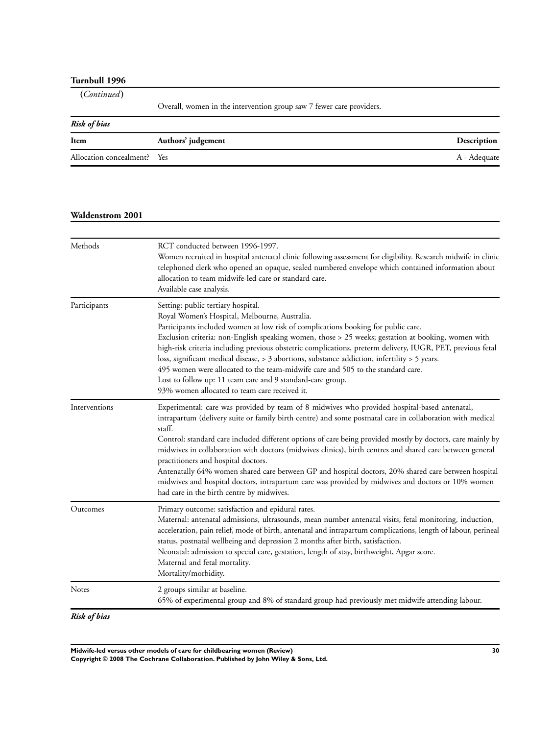**Turnbull 1996**

(*Continued*)

| | |
|---|---|
| | Overall, women in the intervention group saw 7 fewer care providers. |

***Risk of bias***

| Item | Authors' judgement | Description |
|---|---|---|
| Allocation concealment? | Yes | A - Adequate |

**Waldenstrom 2001**

| | |
|---|---|
| Methods | RCT conducted between 1996-1997.<br>Women recruited in hospital antenatal clinic following assessment for eligibility. Research midwife in clinic telephoned clerk who opened an opaque, sealed numbered envelope which contained information about allocation to team midwife-led care or standard care.<br>Available case analysis. |
| Participants | Setting: public tertiary hospital.<br>Royal Women's Hospital, Melbourne, Australia.<br>Participants included women at low risk of complications booking for public care.<br>Exclusion criteria: non-English speaking women, those > 25 weeks; gestation at booking, women with high-risk criteria including previous obstetric complications, preterm delivery, IUGR, PET, previous fetal loss, significant medical disease, > 3 abortions, substance addiction, infertility > 5 years.<br>495 women were allocated to the team-midwife care and 505 to the standard care.<br>Lost to follow up: 11 team care and 9 standard-care group.<br>93% women allocated to team care received it. |
| Interventions | Experimental: care was provided by team of 8 midwives who provided hospital-based antenatal, intrapartum (delivery suite or family birth centre) and some postnatal care in collaboration with medical staff.<br>Control: standard care included different options of care being provided mostly by doctors, care mainly by midwives in collaboration with doctors (midwives clinics), birth centres and shared care between general practitioners and hospital doctors.<br>Antenatally 64% women shared care between GP and hospital doctors, 20% shared care between hospital midwives and hospital doctors, intrapartum care was provided by midwives and doctors or 10% women had care in the birth centre by midwives. |
| Outcomes | Primary outcome: satisfaction and epidural rates.<br>Maternal: antenatal admissions, ultrasounds, mean number antenatal visits, fetal monitoring, induction, acceleration, pain relief, mode of birth, antenatal and intrapartum complications, length of labour, perineal status, postnatal wellbeing and depression 2 months after birth, satisfaction.<br>Neonatal: admission to special care, gestation, length of stay, birthweight, Apgar score.<br>Maternal and fetal mortality.<br>Mortality/morbidity. |
| Notes | 2 groups similar at baseline.<br>65% of experimental group and 8% of standard group had previously met midwife attending labour. |

***Risk of bias***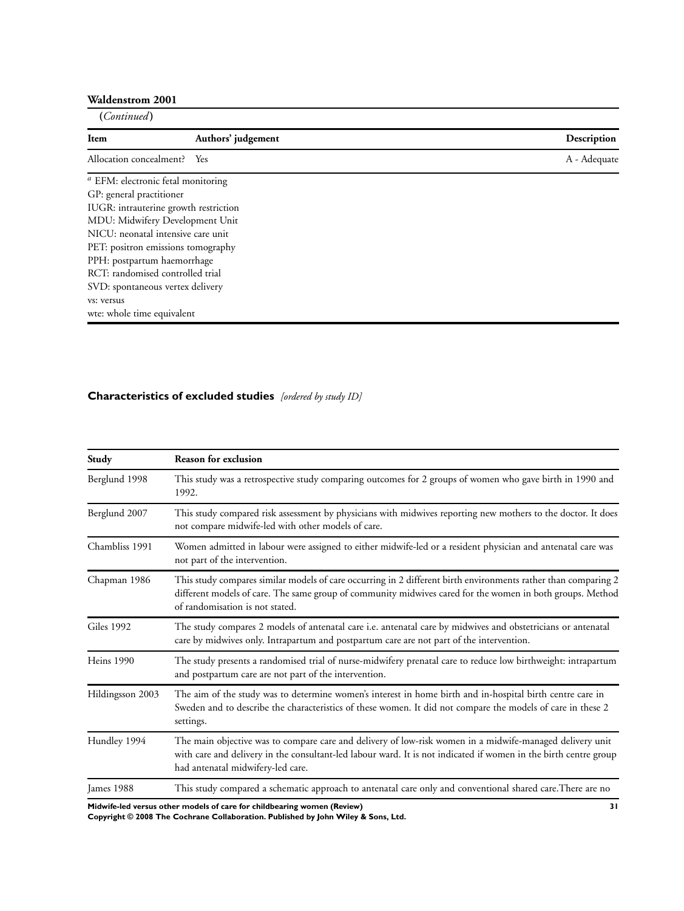**Waldenstrom 2001** (*Continued*)

| Item | Authors' judgement | Description |
|---|---|---|
| Allocation concealment? | Yes | A - Adequate |

[a] EFM: electronic fetal monitoring
GP: general practitioner
IUGR: intrauterine growth restriction
MDU: Midwifery Development Unit
NICU: neonatal intensive care unit
PET: positron emissions tomography
PPH: postpartum haemorrhage
RCT: randomised controlled trial
SVD: spontaneous vertex delivery
vs: versus
wte: whole time equivalent

## Characteristics of excluded studies *[ordered by study ID]*

| Study | Reason for exclusion |
|---|---|
| Berglund 1998 | This study was a retrospective study comparing outcomes for 2 groups of women who gave birth in 1990 and 1992. |
| Berglund 2007 | This study compared risk assessment by physicians with midwives reporting new mothers to the doctor. It does not compare midwife-led with other models of care. |
| Chambliss 1991 | Women admitted in labour were assigned to either midwife-led or a resident physician and antenatal care was not part of the intervention. |
| Chapman 1986 | This study compares similar models of care occurring in 2 different birth environments rather than comparing 2 different models of care. The same group of community midwives cared for the women in both groups. Method of randomisation is not stated. |
| Giles 1992 | The study compares 2 models of antenatal care i.e. antenatal care by midwives and obstetricians or antenatal care by midwives only. Intrapartum and postpartum care are not part of the intervention. |
| Heins 1990 | The study presents a randomised trial of nurse-midwifery prenatal care to reduce low birthweight: intrapartum and postpartum care are not part of the intervention. |
| Hildingsson 2003 | The aim of the study was to determine women's interest in home birth and in-hospital birth centre care in Sweden and to describe the characteristics of these women. It did not compare the models of care in these 2 settings. |
| Hundley 1994 | The main objective was to compare care and delivery of low-risk women in a midwife-managed delivery unit with care and delivery in the consultant-led labour ward. It is not indicated if women in the birth centre group had antenatal midwifery-led care. |
| James 1988 | This study compared a schematic approach to antenatal care only and conventional shared care.There are no |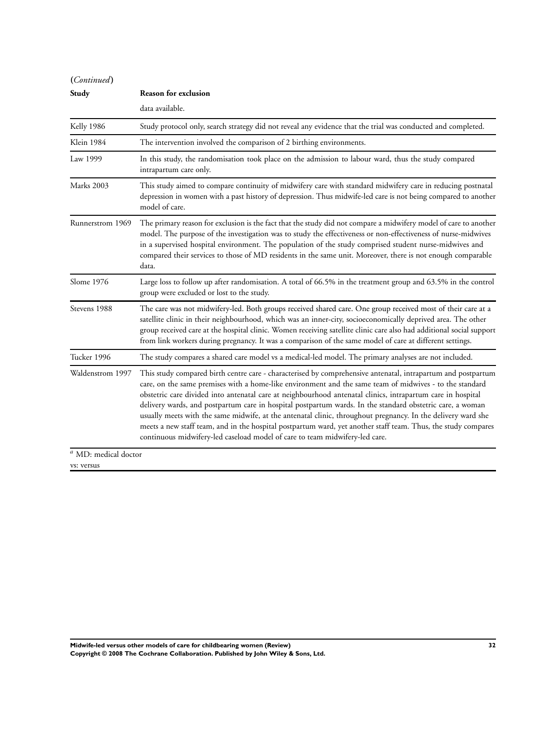(*Continued*)

| Study | Reason for exclusion |
|---|---|
| | data available. |
| Kelly 1986 | Study protocol only, search strategy did not reveal any evidence that the trial was conducted and completed. |
| Klein 1984 | The intervention involved the comparison of 2 birthing environments. |
| Law 1999 | In this study, the randomisation took place on the admission to labour ward, thus the study compared intrapartum care only. |
| Marks 2003 | This study aimed to compare continuity of midwifery care with standard midwifery care in reducing postnatal depression in women with a past history of depression. Thus midwife-led care is not being compared to another model of care. |
| Runnerstrom 1969 | The primary reason for exclusion is the fact that the study did not compare a midwifery model of care to another model. The purpose of the investigation was to study the effectiveness or non-effectiveness of nurse-midwives in a supervised hospital environment. The population of the study comprised student nurse-midwives and compared their services to those of MD residents in the same unit. Moreover, there is not enough comparable data. |
| Slome 1976 | Large loss to follow up after randomisation. A total of 66.5% in the treatment group and 63.5% in the control group were excluded or lost to the study. |
| Stevens 1988 | The care was not midwifery-led. Both groups received shared care. One group received most of their care at a satellite clinic in their neighbourhood, which was an inner-city, socioeconomically deprived area. The other group received care at the hospital clinic. Women receiving satellite clinic care also had additional social support from link workers during pregnancy. It was a comparison of the same model of care at different settings. |
| Tucker 1996 | The study compares a shared care model vs a medical-led model. The primary analyses are not included. |
| Waldenstrom 1997 | This study compared birth centre care - characterised by comprehensive antenatal, intrapartum and postpartum care, on the same premises with a home-like environment and the same team of midwives - to the standard obstetric care divided into antenatal care at neighbourhood antenatal clinics, intrapartum care in hospital delivery wards, and postpartum care in hospital postpartum wards. In the standard obstetric care, a woman usually meets with the same midwife, at the antenatal clinic, throughout pregnancy. In the delivery ward she meets a new staff team, and in the hospital postpartum ward, yet another staff team. Thus, the study compares continuous midwifery-led caseload model of care to team midwifery-led care. |

[a] MD: medical doctor

vs: versus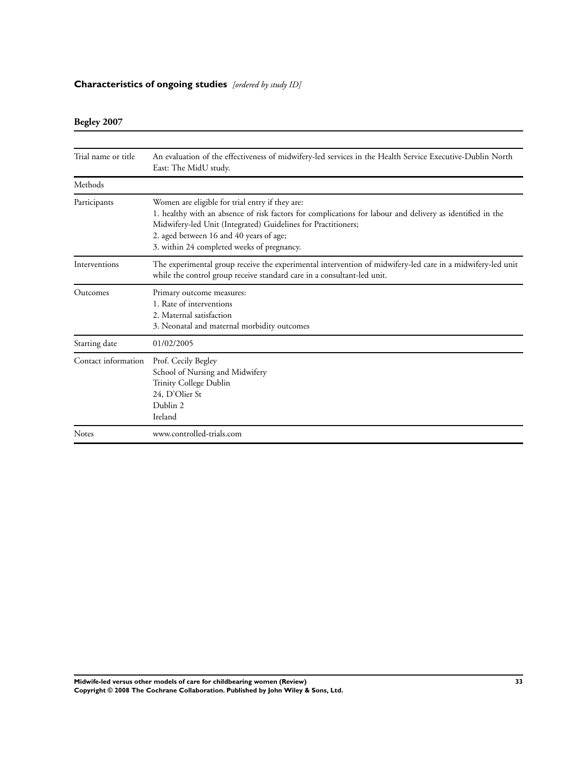## Characteristics of ongoing studies *[ordered by study ID]*

### Begley 2007

| | |
|---|---|
| Trial name or title | An evaluation of the effectiveness of midwifery-led services in the Health Service Executive-Dublin North East: The MidU study. |
| Methods | |
| Participants | Women are eligible for trial entry if they are:<br>1. healthy with an absence of risk factors for complications for labour and delivery as identified in the Midwifery-led Unit (Integrated) Guidelines for Practitioners;<br>2. aged between 16 and 40 years of age;<br>3. within 24 completed weeks of pregnancy. |
| Interventions | The experimental group receive the experimental intervention of midwifery-led care in a midwifery-led unit while the control group receive standard care in a consultant-led unit. |
| Outcomes | Primary outcome measures:<br>1. Rate of interventions<br>2. Maternal satisfaction<br>3. Neonatal and maternal morbidity outcomes |
| Starting date | 01/02/2005 |
| Contact information | Prof. Cecily Begley<br>School of Nursing and Midwifery<br>Trinity College Dublin<br>24, D'Olier St<br>Dublin 2<br>Ireland |
| Notes | www.controlled-trials.com |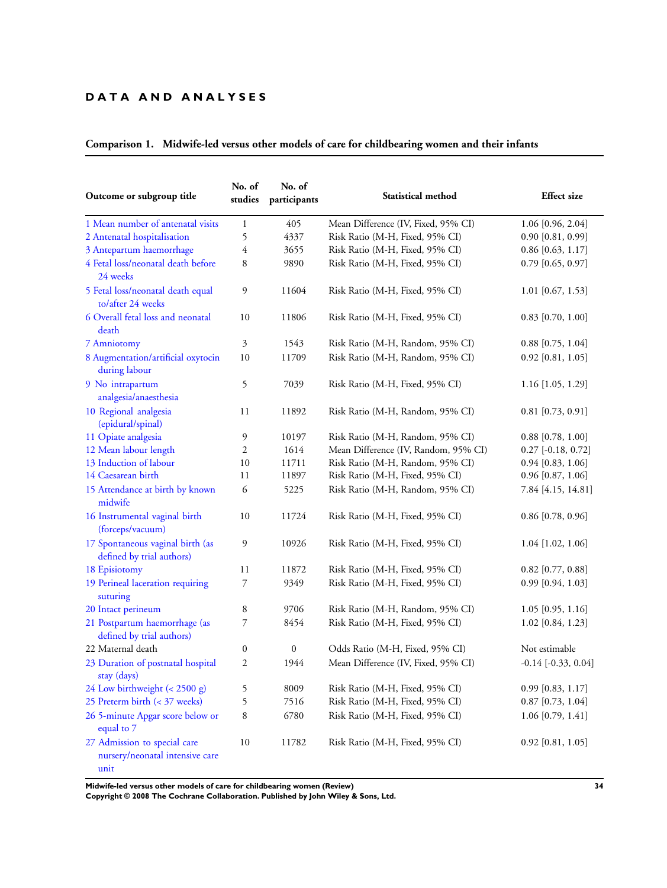# DATA AND ANALYSES

**Comparison 1. Midwife-led versus other models of care for childbearing women and their infants**

| Outcome or subgroup title | No. of studies | No. of participants | Statistical method | Effect size |
|---|---|---|---|---|
| 1 Mean number of antenatal visits | 1 | 405 | Mean Difference (IV, Fixed, 95% CI) | 1.06 [0.96, 2.04] |
| 2 Antenatal hospitalisation | 5 | 4337 | Risk Ratio (M-H, Fixed, 95% CI) | 0.90 [0.81, 0.99] |
| 3 Antepartum haemorrhage | 4 | 3655 | Risk Ratio (M-H, Fixed, 95% CI) | 0.86 [0.63, 1.17] |
| 4 Fetal loss/neonatal death before 24 weeks | 8 | 9890 | Risk Ratio (M-H, Fixed, 95% CI) | 0.79 [0.65, 0.97] |
| 5 Fetal loss/neonatal death equal to/after 24 weeks | 9 | 11604 | Risk Ratio (M-H, Fixed, 95% CI) | 1.01 [0.67, 1.53] |
| 6 Overall fetal loss and neonatal death | 10 | 11806 | Risk Ratio (M-H, Fixed, 95% CI) | 0.83 [0.70, 1.00] |
| 7 Amniotomy | 3 | 1543 | Risk Ratio (M-H, Random, 95% CI) | 0.88 [0.75, 1.04] |
| 8 Augmentation/artificial oxytocin during labour | 10 | 11709 | Risk Ratio (M-H, Random, 95% CI) | 0.92 [0.81, 1.05] |
| 9 No intrapartum analgesia/anaesthesia | 5 | 7039 | Risk Ratio (M-H, Fixed, 95% CI) | 1.16 [1.05, 1.29] |
| 10 Regional analgesia (epidural/spinal) | 11 | 11892 | Risk Ratio (M-H, Random, 95% CI) | 0.81 [0.73, 0.91] |
| 11 Opiate analgesia | 9 | 10197 | Risk Ratio (M-H, Random, 95% CI) | 0.88 [0.78, 1.00] |
| 12 Mean labour length | 2 | 1614 | Mean Difference (IV, Random, 95% CI) | 0.27 [-0.18, 0.72] |
| 13 Induction of labour | 10 | 11711 | Risk Ratio (M-H, Random, 95% CI) | 0.94 [0.83, 1.06] |
| 14 Caesarean birth | 11 | 11897 | Risk Ratio (M-H, Fixed, 95% CI) | 0.96 [0.87, 1.06] |
| 15 Attendance at birth by known midwife | 6 | 5225 | Risk Ratio (M-H, Random, 95% CI) | 7.84 [4.15, 14.81] |
| 16 Instrumental vaginal birth (forceps/vacuum) | 10 | 11724 | Risk Ratio (M-H, Fixed, 95% CI) | 0.86 [0.78, 0.96] |
| 17 Spontaneous vaginal birth (as defined by trial authors) | 9 | 10926 | Risk Ratio (M-H, Fixed, 95% CI) | 1.04 [1.02, 1.06] |
| 18 Episiotomy | 11 | 11872 | Risk Ratio (M-H, Fixed, 95% CI) | 0.82 [0.77, 0.88] |
| 19 Perineal laceration requiring suturing | 7 | 9349 | Risk Ratio (M-H, Fixed, 95% CI) | 0.99 [0.94, 1.03] |
| 20 Intact perineum | 8 | 9706 | Risk Ratio (M-H, Random, 95% CI) | 1.05 [0.95, 1.16] |
| 21 Postpartum haemorrhage (as defined by trial authors) | 7 | 8454 | Risk Ratio (M-H, Fixed, 95% CI) | 1.02 [0.84, 1.23] |
| 22 Maternal death | 0 | 0 | Odds Ratio (M-H, Fixed, 95% CI) | Not estimable |
| 23 Duration of postnatal hospital stay (days) | 2 | 1944 | Mean Difference (IV, Fixed, 95% CI) | -0.14 [-0.33, 0.04] |
| 24 Low birthweight (< 2500 g) | 5 | 8009 | Risk Ratio (M-H, Fixed, 95% CI) | 0.99 [0.83, 1.17] |
| 25 Preterm birth (< 37 weeks) | 5 | 7516 | Risk Ratio (M-H, Fixed, 95% CI) | 0.87 [0.73, 1.04] |
| 26 5-minute Apgar score below or equal to 7 | 8 | 6780 | Risk Ratio (M-H, Fixed, 95% CI) | 1.06 [0.79, 1.41] |
| 27 Admission to special care nursery/neonatal intensive care unit | 10 | 11782 | Risk Ratio (M-H, Fixed, 95% CI) | 0.92 [0.81, 1.05] |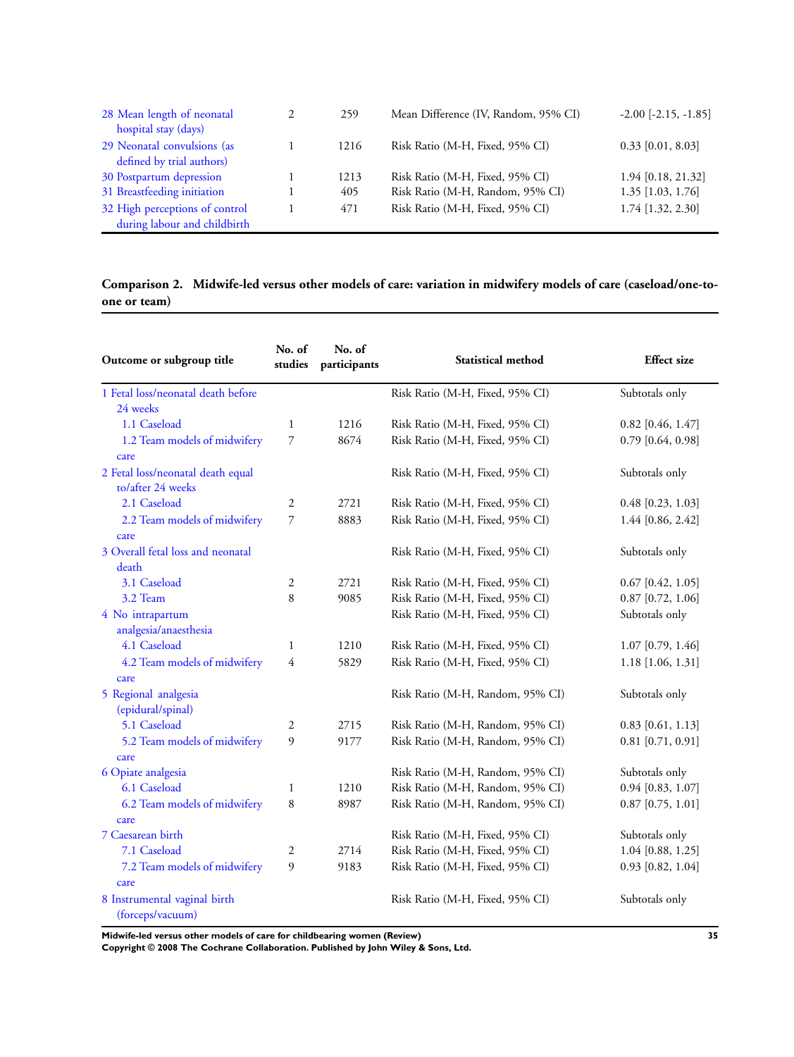| | | | | |
|---|---|---|---|---|
| 28 Mean length of neonatal hospital stay (days) | 2 | 259 | Mean Difference (IV, Random, 95% CI) | -2.00 [-2.15, -1.85] |
| 29 Neonatal convulsions (as defined by trial authors) | 1 | 1216 | Risk Ratio (M-H, Fixed, 95% CI) | 0.33 [0.01, 8.03] |
| 30 Postpartum depression | 1 | 1213 | Risk Ratio (M-H, Fixed, 95% CI) | 1.94 [0.18, 21.32] |
| 31 Breastfeeding initiation | 1 | 405 | Risk Ratio (M-H, Random, 95% CI) | 1.35 [1.03, 1.76] |
| 32 High perceptions of control during labour and childbirth | 1 | 471 | Risk Ratio (M-H, Fixed, 95% CI) | 1.74 [1.32, 2.30] |

### Comparison 2. Midwife-led versus other models of care: variation in midwifery models of care (caseload/one-to-one or team)

| Outcome or subgroup title | No. of studies | No. of participants | Statistical method | Effect size |
|---|---|---|---|---|
| 1 Fetal loss/neonatal death before 24 weeks | | | Risk Ratio (M-H, Fixed, 95% CI) | Subtotals only |
| 1.1 Caseload | 1 | 1216 | Risk Ratio (M-H, Fixed, 95% CI) | 0.82 [0.46, 1.47] |
| 1.2 Team models of midwifery care | 7 | 8674 | Risk Ratio (M-H, Fixed, 95% CI) | 0.79 [0.64, 0.98] |
| 2 Fetal loss/neonatal death equal to/after 24 weeks | | | Risk Ratio (M-H, Fixed, 95% CI) | Subtotals only |
| 2.1 Caseload | 2 | 2721 | Risk Ratio (M-H, Fixed, 95% CI) | 0.48 [0.23, 1.03] |
| 2.2 Team models of midwifery care | 7 | 8883 | Risk Ratio (M-H, Fixed, 95% CI) | 1.44 [0.86, 2.42] |
| 3 Overall fetal loss and neonatal death | | | Risk Ratio (M-H, Fixed, 95% CI) | Subtotals only |
| 3.1 Caseload | 2 | 2721 | Risk Ratio (M-H, Fixed, 95% CI) | 0.67 [0.42, 1.05] |
| 3.2 Team | 8 | 9085 | Risk Ratio (M-H, Fixed, 95% CI) | 0.87 [0.72, 1.06] |
| 4 No intrapartum analgesia/anaesthesia | | | Risk Ratio (M-H, Fixed, 95% CI) | Subtotals only |
| 4.1 Caseload | 1 | 1210 | Risk Ratio (M-H, Fixed, 95% CI) | 1.07 [0.79, 1.46] |
| 4.2 Team models of midwifery care | 4 | 5829 | Risk Ratio (M-H, Fixed, 95% CI) | 1.18 [1.06, 1.31] |
| 5 Regional analgesia (epidural/spinal) | | | Risk Ratio (M-H, Random, 95% CI) | Subtotals only |
| 5.1 Caseload | 2 | 2715 | Risk Ratio (M-H, Random, 95% CI) | 0.83 [0.61, 1.13] |
| 5.2 Team models of midwifery care | 9 | 9177 | Risk Ratio (M-H, Random, 95% CI) | 0.81 [0.71, 0.91] |
| 6 Opiate analgesia | | | Risk Ratio (M-H, Random, 95% CI) | Subtotals only |
| 6.1 Caseload | 1 | 1210 | Risk Ratio (M-H, Random, 95% CI) | 0.94 [0.83, 1.07] |
| 6.2 Team models of midwifery care | 8 | 8987 | Risk Ratio (M-H, Random, 95% CI) | 0.87 [0.75, 1.01] |
| 7 Caesarean birth | | | Risk Ratio (M-H, Fixed, 95% CI) | Subtotals only |
| 7.1 Caseload | 2 | 2714 | Risk Ratio (M-H, Fixed, 95% CI) | 1.04 [0.88, 1.25] |
| 7.2 Team models of midwifery care | 9 | 9183 | Risk Ratio (M-H, Fixed, 95% CI) | 0.93 [0.82, 1.04] |
| 8 Instrumental vaginal birth (forceps/vacuum) | | | Risk Ratio (M-H, Fixed, 95% CI) | Subtotals only |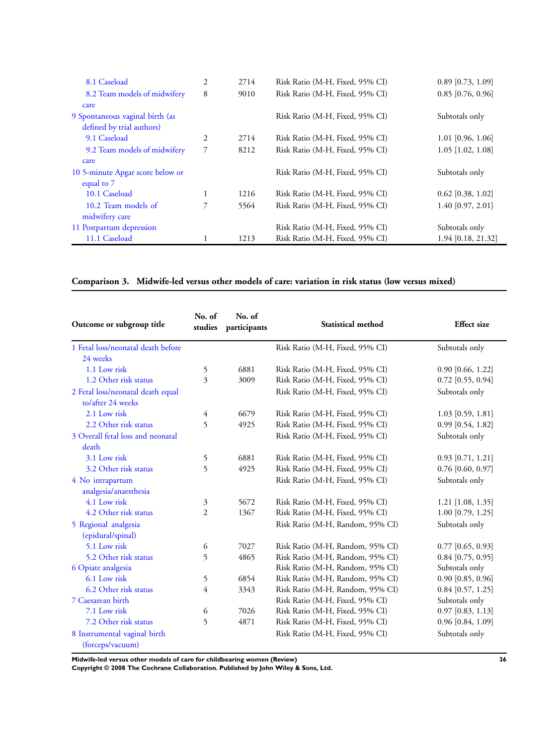| | | | | |
|---|---|---|---|---|
| 8.1 Caseload | 2 | 2714 | Risk Ratio (M-H, Fixed, 95% CI) | 0.89 [0.73, 1.09] |
| 8.2 Team models of midwifery care | 8 | 9010 | Risk Ratio (M-H, Fixed, 95% CI) | 0.85 [0.76, 0.96] |
| 9 Spontaneous vaginal birth (as defined by trial authors) | | | Risk Ratio (M-H, Fixed, 95% CI) | Subtotals only |
| 9.1 Caseload | 2 | 2714 | Risk Ratio (M-H, Fixed, 95% CI) | 1.01 [0.96, 1.06] |
| 9.2 Team models of midwifery care | 7 | 8212 | Risk Ratio (M-H, Fixed, 95% CI) | 1.05 [1.02, 1.08] |
| 10 5-minute Apgar score below or equal to 7 | | | Risk Ratio (M-H, Fixed, 95% CI) | Subtotals only |
| 10.1 Caseload | 1 | 1216 | Risk Ratio (M-H, Fixed, 95% CI) | 0.62 [0.38, 1.02] |
| 10.2 Team models of midwifery care | 7 | 5564 | Risk Ratio (M-H, Fixed, 95% CI) | 1.40 [0.97, 2.01] |
| 11 Postpartum depression | | | Risk Ratio (M-H, Fixed, 95% CI) | Subtotals only |
| 11.1 Caseload | 1 | 1213 | Risk Ratio (M-H, Fixed, 95% CI) | 1.94 [0.18, 21.32] |

### Comparison 3. Midwife-led versus other models of care: variation in risk status (low versus mixed)

| Outcome or subgroup title | No. of studies | No. of participants | Statistical method | Effect size |
|---|---|---|---|---|
| 1 Fetal loss/neonatal death before 24 weeks | | | Risk Ratio (M-H, Fixed, 95% CI) | Subtotals only |
| 1.1 Low risk | 5 | 6881 | Risk Ratio (M-H, Fixed, 95% CI) | 0.90 [0.66, 1.22] |
| 1.2 Other risk status | 3 | 3009 | Risk Ratio (M-H, Fixed, 95% CI) | 0.72 [0.55, 0.94] |
| 2 Fetal loss/neonatal death equal to/after 24 weeks | | | Risk Ratio (M-H, Fixed, 95% CI) | Subtotals only |
| 2.1 Low risk | 4 | 6679 | Risk Ratio (M-H, Fixed, 95% CI) | 1.03 [0.59, 1.81] |
| 2.2 Other risk status | 5 | 4925 | Risk Ratio (M-H, Fixed, 95% CI) | 0.99 [0.54, 1.82] |
| 3 Overall fetal loss and neonatal death | | | Risk Ratio (M-H, Fixed, 95% CI) | Subtotals only |
| 3.1 Low risk | 5 | 6881 | Risk Ratio (M-H, Fixed, 95% CI) | 0.93 [0.71, 1.21] |
| 3.2 Other risk status | 5 | 4925 | Risk Ratio (M-H, Fixed, 95% CI) | 0.76 [0.60, 0.97] |
| 4 No intrapartum analgesia/anaesthesia | | | Risk Ratio (M-H, Fixed, 95% CI) | Subtotals only |
| 4.1 Low risk | 3 | 5672 | Risk Ratio (M-H, Fixed, 95% CI) | 1.21 [1.08, 1.35] |
| 4.2 Other risk status | 2 | 1367 | Risk Ratio (M-H, Fixed, 95% CI) | 1.00 [0.79, 1.25] |
| 5 Regional analgesia (epidural/spinal) | | | Risk Ratio (M-H, Random, 95% CI) | Subtotals only |
| 5.1 Low risk | 6 | 7027 | Risk Ratio (M-H, Random, 95% CI) | 0.77 [0.65, 0.93] |
| 5.2 Other risk status | 5 | 4865 | Risk Ratio (M-H, Random, 95% CI) | 0.84 [0.75, 0.95] |
| 6 Opiate analgesia | | | Risk Ratio (M-H, Random, 95% CI) | Subtotals only |
| 6.1 Low risk | 5 | 6854 | Risk Ratio (M-H, Random, 95% CI) | 0.90 [0.85, 0.96] |
| 6.2 Other risk status | 4 | 3343 | Risk Ratio (M-H, Random, 95% CI) | 0.84 [0.57, 1.25] |
| 7 Caesarean birth | | | Risk Ratio (M-H, Fixed, 95% CI) | Subtotals only |
| 7.1 Low risk | 6 | 7026 | Risk Ratio (M-H, Fixed, 95% CI) | 0.97 [0.83, 1.13] |
| 7.2 Other risk status | 5 | 4871 | Risk Ratio (M-H, Fixed, 95% CI) | 0.96 [0.84, 1.09] |
| 8 Instrumental vaginal birth (forceps/vacuum) | | | Risk Ratio (M-H, Fixed, 95% CI) | Subtotals only |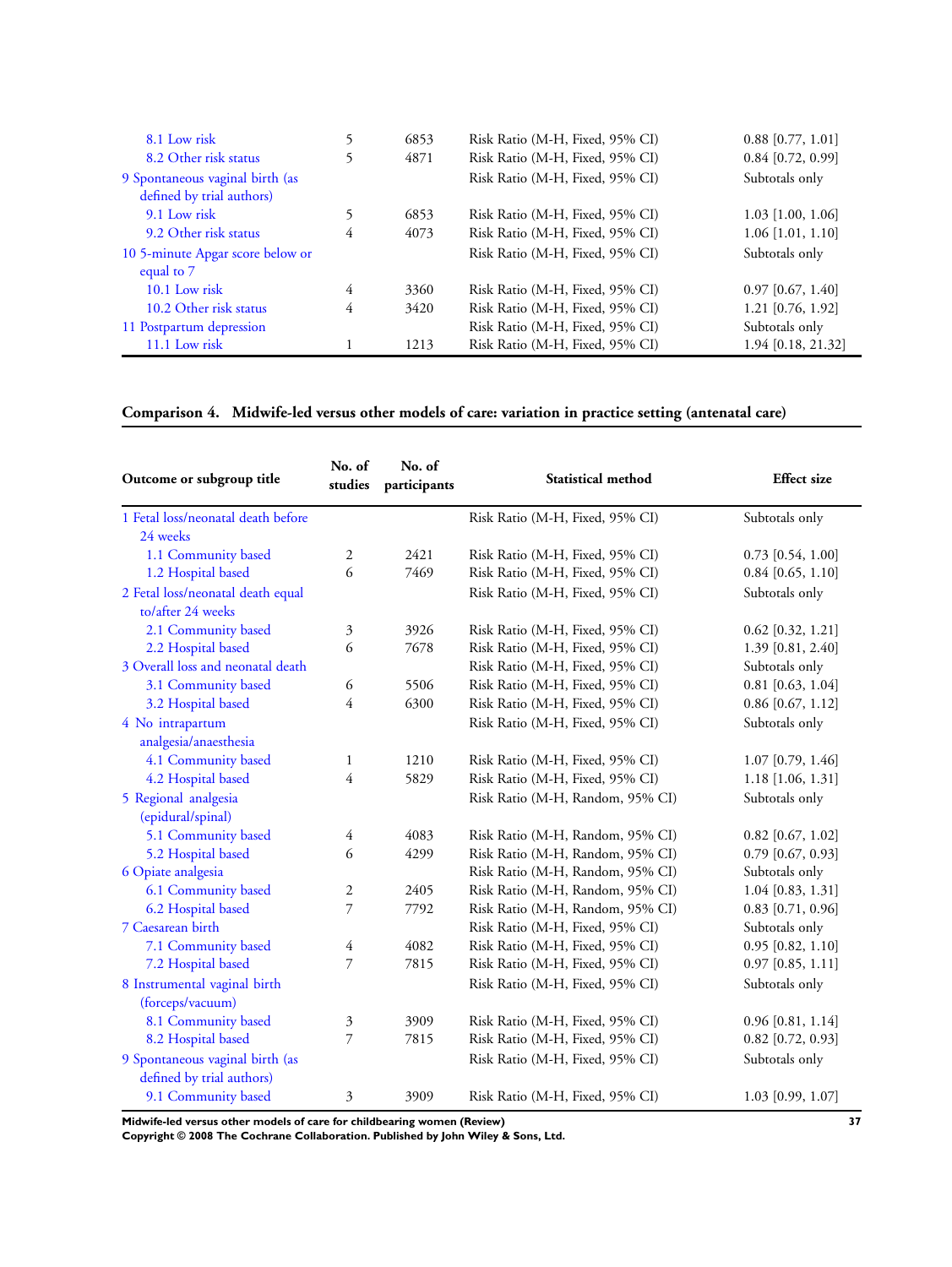| Outcome or subgroup title | No. of studies | No. of participants | Statistical method | Effect size |
|---|---|---|---|---|
| 8.1 Low risk | 5 | 6853 | Risk Ratio (M-H, Fixed, 95% CI) | 0.88 [0.77, 1.01] |
| 8.2 Other risk status | 5 | 4871 | Risk Ratio (M-H, Fixed, 95% CI) | 0.84 [0.72, 0.99] |
| 9 Spontaneous vaginal birth (as defined by trial authors) | | | Risk Ratio (M-H, Fixed, 95% CI) | Subtotals only |
| 9.1 Low risk | 5 | 6853 | Risk Ratio (M-H, Fixed, 95% CI) | 1.03 [1.00, 1.06] |
| 9.2 Other risk status | 4 | 4073 | Risk Ratio (M-H, Fixed, 95% CI) | 1.06 [1.01, 1.10] |
| 10 5-minute Apgar score below or equal to 7 | | | Risk Ratio (M-H, Fixed, 95% CI) | Subtotals only |
| 10.1 Low risk | 4 | 3360 | Risk Ratio (M-H, Fixed, 95% CI) | 0.97 [0.67, 1.40] |
| 10.2 Other risk status | 4 | 3420 | Risk Ratio (M-H, Fixed, 95% CI) | 1.21 [0.76, 1.92] |
| 11 Postpartum depression | | | Risk Ratio (M-H, Fixed, 95% CI) | Subtotals only |
| 11.1 Low risk | 1 | 1213 | Risk Ratio (M-H, Fixed, 95% CI) | 1.94 [0.18, 21.32] |

## Comparison 4. Midwife-led versus other models of care: variation in practice setting (antenatal care)

| Outcome or subgroup title | No. of studies | No. of participants | Statistical method | Effect size |
|---|---|---|---|---|
| 1 Fetal loss/neonatal death before 24 weeks | | | Risk Ratio (M-H, Fixed, 95% CI) | Subtotals only |
| 1.1 Community based | 2 | 2421 | Risk Ratio (M-H, Fixed, 95% CI) | 0.73 [0.54, 1.00] |
| 1.2 Hospital based | 6 | 7469 | Risk Ratio (M-H, Fixed, 95% CI) | 0.84 [0.65, 1.10] |
| 2 Fetal loss/neonatal death equal to/after 24 weeks | | | Risk Ratio (M-H, Fixed, 95% CI) | Subtotals only |
| 2.1 Community based | 3 | 3926 | Risk Ratio (M-H, Fixed, 95% CI) | 0.62 [0.32, 1.21] |
| 2.2 Hospital based | 6 | 7678 | Risk Ratio (M-H, Fixed, 95% CI) | 1.39 [0.81, 2.40] |
| 3 Overall loss and neonatal death | | | Risk Ratio (M-H, Fixed, 95% CI) | Subtotals only |
| 3.1 Community based | 6 | 5506 | Risk Ratio (M-H, Fixed, 95% CI) | 0.81 [0.63, 1.04] |
| 3.2 Hospital based | 4 | 6300 | Risk Ratio (M-H, Fixed, 95% CI) | 0.86 [0.67, 1.12] |
| 4 No intrapartum analgesia/anaesthesia | | | Risk Ratio (M-H, Fixed, 95% CI) | Subtotals only |
| 4.1 Community based | 1 | 1210 | Risk Ratio (M-H, Fixed, 95% CI) | 1.07 [0.79, 1.46] |
| 4.2 Hospital based | 4 | 5829 | Risk Ratio (M-H, Fixed, 95% CI) | 1.18 [1.06, 1.31] |
| 5 Regional analgesia (epidural/spinal) | | | Risk Ratio (M-H, Random, 95% CI) | Subtotals only |
| 5.1 Community based | 4 | 4083 | Risk Ratio (M-H, Random, 95% CI) | 0.82 [0.67, 1.02] |
| 5.2 Hospital based | 6 | 4299 | Risk Ratio (M-H, Random, 95% CI) | 0.79 [0.67, 0.93] |
| 6 Opiate analgesia | | | Risk Ratio (M-H, Random, 95% CI) | Subtotals only |
| 6.1 Community based | 2 | 2405 | Risk Ratio (M-H, Random, 95% CI) | 1.04 [0.83, 1.31] |
| 6.2 Hospital based | 7 | 7792 | Risk Ratio (M-H, Random, 95% CI) | 0.83 [0.71, 0.96] |
| 7 Caesarean birth | | | Risk Ratio (M-H, Fixed, 95% CI) | Subtotals only |
| 7.1 Community based | 4 | 4082 | Risk Ratio (M-H, Fixed, 95% CI) | 0.95 [0.82, 1.10] |
| 7.2 Hospital based | 7 | 7815 | Risk Ratio (M-H, Fixed, 95% CI) | 0.97 [0.85, 1.11] |
| 8 Instrumental vaginal birth (forceps/vacuum) | | | Risk Ratio (M-H, Fixed, 95% CI) | Subtotals only |
| 8.1 Community based | 3 | 3909 | Risk Ratio (M-H, Fixed, 95% CI) | 0.96 [0.81, 1.14] |
| 8.2 Hospital based | 7 | 7815 | Risk Ratio (M-H, Fixed, 95% CI) | 0.82 [0.72, 0.93] |
| 9 Spontaneous vaginal birth (as defined by trial authors) | | | Risk Ratio (M-H, Fixed, 95% CI) | Subtotals only |
| 9.1 Community based | 3 | 3909 | Risk Ratio (M-H, Fixed, 95% CI) | 1.03 [0.99, 1.07] |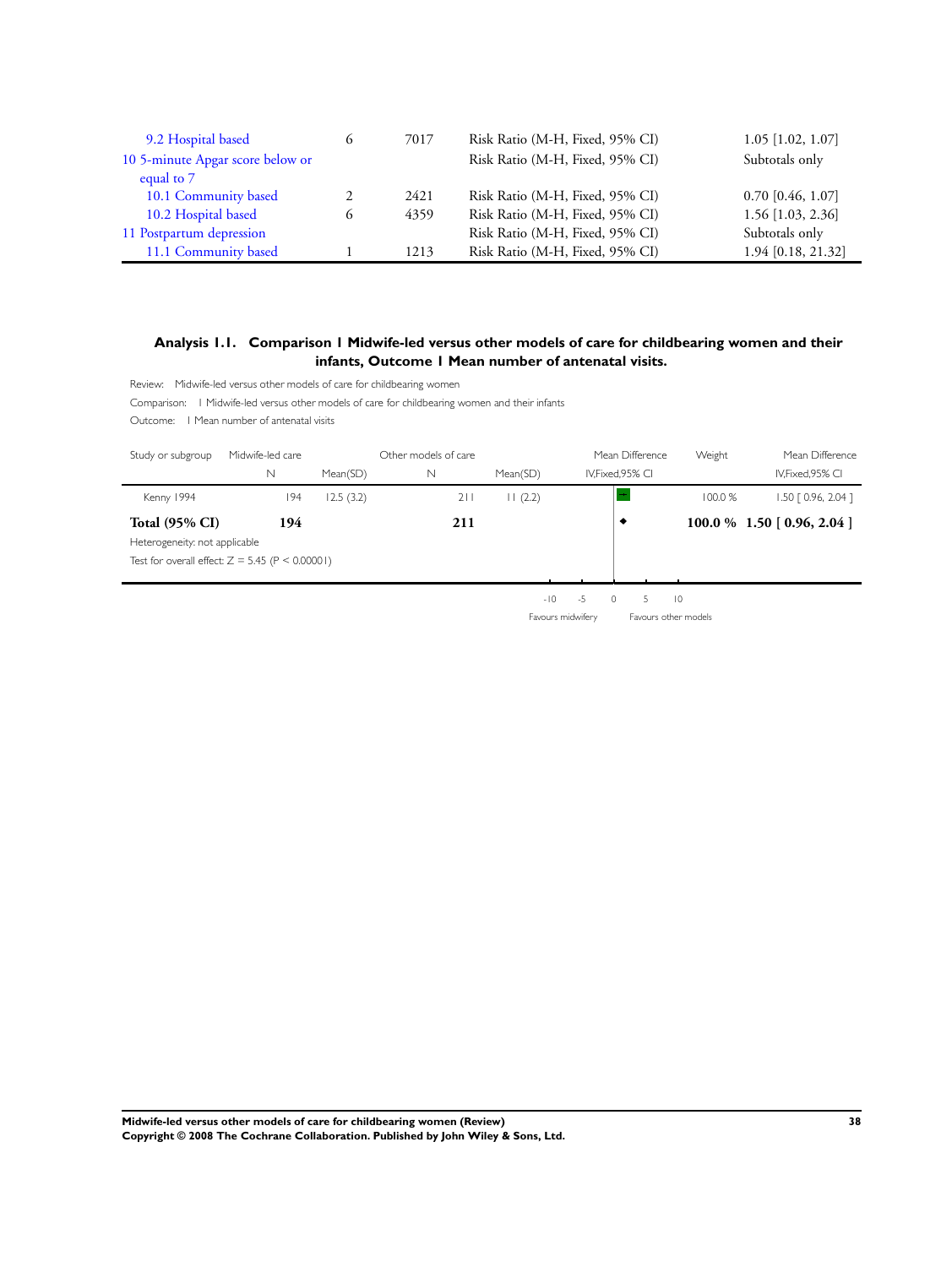| Outcome or subgroup title | No. of studies | No. of participants | Statistical method | Effect size |
|---|---|---|---|---|
| 9.2 Hospital based | 6 | 7017 | Risk Ratio (M-H, Fixed, 95% CI) | 1.05 [1.02, 1.07] |
| 10 5-minute Apgar score below or equal to 7 | | | Risk Ratio (M-H, Fixed, 95% CI) | Subtotals only |
| 10.1 Community based | 2 | 2421 | Risk Ratio (M-H, Fixed, 95% CI) | 0.70 [0.46, 1.07] |
| 10.2 Hospital based | 6 | 4359 | Risk Ratio (M-H, Fixed, 95% CI) | 1.56 [1.03, 2.36] |
| 11 Postpartum depression | | | Risk Ratio (M-H, Fixed, 95% CI) | Subtotals only |
| 11.1 Community based | 1 | 1213 | Risk Ratio (M-H, Fixed, 95% CI) | 1.94 [0.18, 21.32] |

### Analysis 1.1. Comparison 1 Midwife-led versus other models of care for childbearing women and their infants, Outcome 1 Mean number of antenatal visits.

Review: Midwife-led versus other models of care for childbearing women

Comparison: 1 Midwife-led versus other models of care for childbearing women and their infants

Outcome: 1 Mean number of antenatal visits

| Study or subgroup | Midwife-led care N | Midwife-led care Mean(SD) | Other models of care N | Other models of care Mean(SD) | Mean Difference IV,Fixed,95% CI | Weight | Mean Difference IV,Fixed,95% CI |
|---|---|---|---|---|---|---|---|
| Kenny 1994 | 194 | 12.5 (3.2) | 211 | 11 (2.2) | | 100.0 % | 1.50 [ 0.96, 2.04 ] |
| **Total (95% CI)** | **194** | | **211** | | | **100.0 %** | **1.50 [ 0.96, 2.04 ]** |

Heterogeneity: not applicable

Test for overall effect: Z = 5.45 (P < 0.00001)

-10 -5 0 5 10

Favours midwifery Favours other models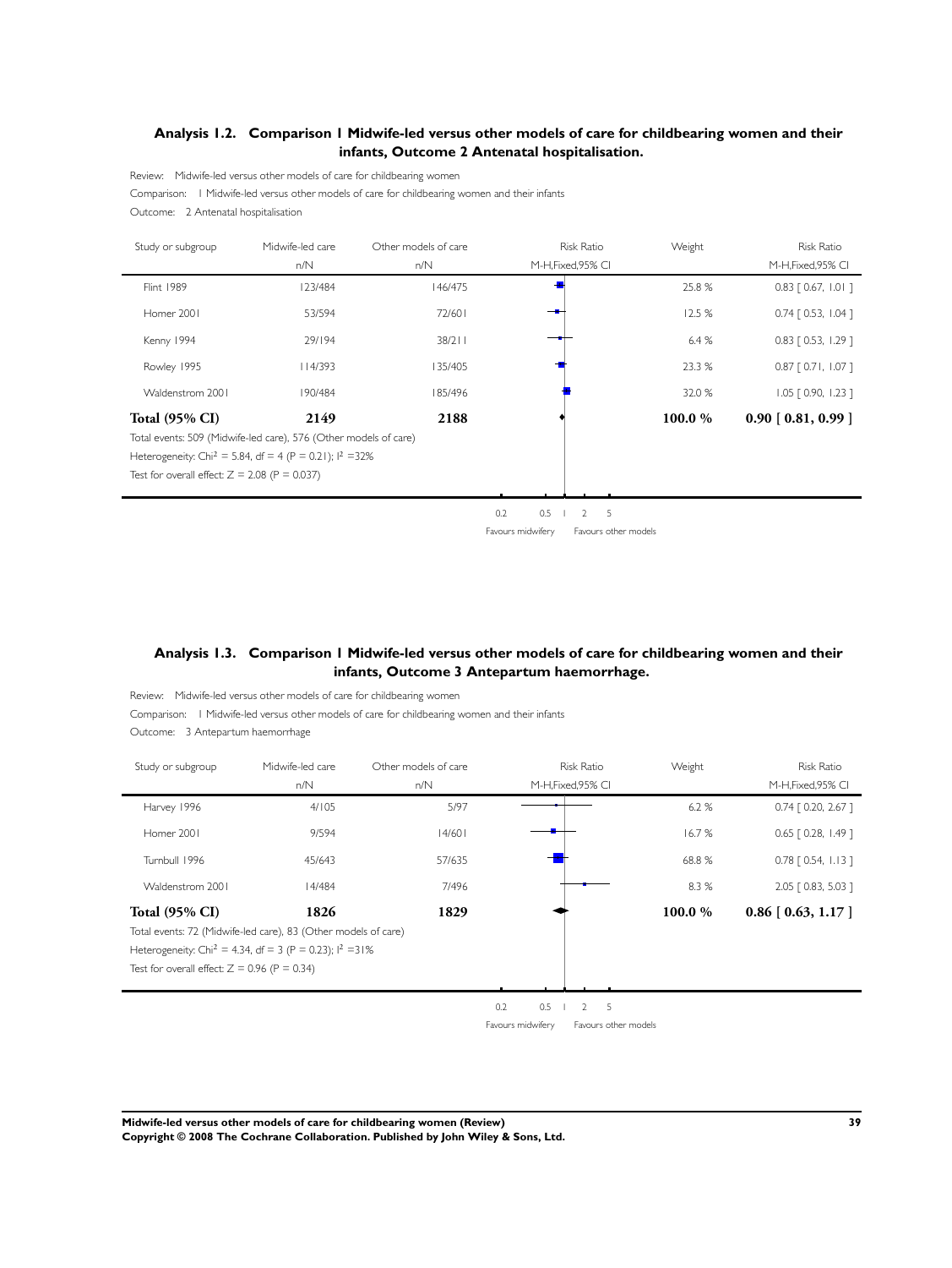## Analysis 1.2. Comparison 1 Midwife-led versus other models of care for childbearing women and their infants, Outcome 2 Antenatal hospitalisation.

Review: Midwife-led versus other models of care for childbearing women

Comparison: 1 Midwife-led versus other models of care for childbearing women and their infants

Outcome: 2 Antenatal hospitalisation

| Study or subgroup | Midwife-led care n/N | Other models of care n/N | Risk Ratio M-H,Fixed,95% CI | Weight | Risk Ratio M-H,Fixed,95% CI |
|---|---|---|---|---|---|
| Flint 1989 | 123/484 | 146/475 | | 25.8 % | 0.83 [ 0.67, 1.01 ] |
| Homer 2001 | 53/594 | 72/601 | | 12.5 % | 0.74 [ 0.53, 1.04 ] |
| Kenny 1994 | 29/194 | 38/211 | | 6.4 % | 0.83 [ 0.53, 1.29 ] |
| Rowley 1995 | 114/393 | 135/405 | | 23.3 % | 0.87 [ 0.71, 1.07 ] |
| Waldenstrom 2001 | 190/484 | 185/496 | | 32.0 % | 1.05 [ 0.90, 1.23 ] |
| **Total (95% CI)** | **2149** | **2188** | | **100.0 %** | **0.90 [ 0.81, 0.99 ]** |

Total events: 509 (Midwife-led care), 576 (Other models of care)

Heterogeneity: Chi$^2$ = 5.84, df = 4 (P = 0.21); I$^2$ =32%

Test for overall effect: Z = 2.08 (P = 0.037)

0.2 0.5 1 2 5

Favours midwifery Favours other models

## Analysis 1.3. Comparison 1 Midwife-led versus other models of care for childbearing women and their infants, Outcome 3 Antepartum haemorrhage.

Review: Midwife-led versus other models of care for childbearing women

Comparison: 1 Midwife-led versus other models of care for childbearing women and their infants

Outcome: 3 Antepartum haemorrhage

| Study or subgroup | Midwife-led care n/N | Other models of care n/N | Risk Ratio M-H,Fixed,95% CI | Weight | Risk Ratio M-H,Fixed,95% CI |
|---|---|---|---|---|---|
| Harvey 1996 | 4/105 | 5/97 | | 6.2 % | 0.74 [ 0.20, 2.67 ] |
| Homer 2001 | 9/594 | 14/601 | | 16.7 % | 0.65 [ 0.28, 1.49 ] |
| Turnbull 1996 | 45/643 | 57/635 | | 68.8 % | 0.78 [ 0.54, 1.13 ] |
| Waldenstrom 2001 | 14/484 | 7/496 | | 8.3 % | 2.05 [ 0.83, 5.03 ] |
| **Total (95% CI)** | **1826** | **1829** | | **100.0 %** | **0.86 [ 0.63, 1.17 ]** |

Total events: 72 (Midwife-led care), 83 (Other models of care)

Heterogeneity: Chi$^2$ = 4.34, df = 3 (P = 0.23); I$^2$ =31%

Test for overall effect: Z = 0.96 (P = 0.34)

0.2 0.5 1 2 5

Favours midwifery Favours other models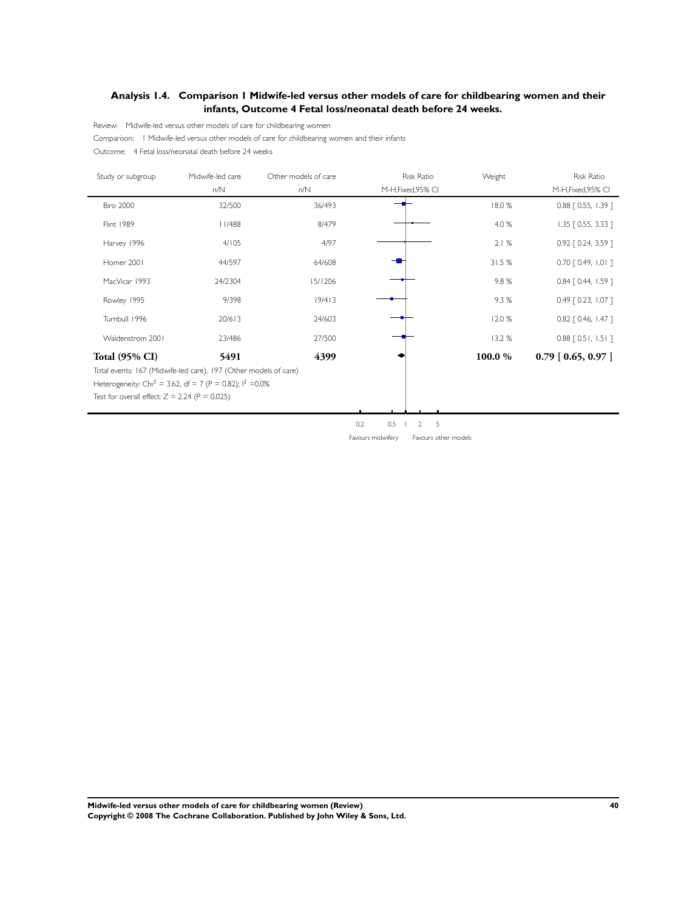## Analysis 1.4. Comparison 1 Midwife-led versus other models of care for childbearing women and their infants, Outcome 4 Fetal loss/neonatal death before 24 weeks.

Review: Midwife-led versus other models of care for childbearing women

Comparison: 1 Midwife-led versus other models of care for childbearing women and their infants

Outcome: 4 Fetal loss/neonatal death before 24 weeks

| Study or subgroup | Midwife-led care n/N | Other models of care n/N | Risk Ratio M-H,Fixed,95% CI | Weight | Risk Ratio M-H,Fixed,95% CI |
|---|---|---|---|---|---|
| Biro 2000 | 32/500 | 36/493 | | 18.0 % | 0.88 [ 0.55, 1.39 ] |
| Flint 1989 | 11/488 | 8/479 | | 4.0 % | 1.35 [ 0.55, 3.33 ] |
| Harvey 1996 | 4/105 | 4/97 | | 2.1 % | 0.92 [ 0.24, 3.59 ] |
| Homer 2001 | 44/597 | 64/608 | | 31.5 % | 0.70 [ 0.49, 1.01 ] |
| MacVicar 1993 | 24/2304 | 15/1206 | | 9.8 % | 0.84 [ 0.44, 1.59 ] |
| Rowley 1995 | 9/398 | 19/413 | | 9.3 % | 0.49 [ 0.23, 1.07 ] |
| Turnbull 1996 | 20/613 | 24/603 | | 12.0 % | 0.82 [ 0.46, 1.47 ] |
| Waldenstrom 2001 | 23/486 | 27/500 | | 13.2 % | 0.88 [ 0.51, 1.51 ] |
| **Total (95% CI)** | **5491** | **4399** | | **100.0 %** | **0.79 [ 0.65, 0.97 ]** |

Total events: 167 (Midwife-led care), 197 (Other models of care)

Heterogeneity: $Chi^2 = 3.62$, df = 7 (P = 0.82); $I^2$ =0.0%

Test for overall effect: Z = 2.24 (P = 0.025)

0.2 0.5 1 2 5

Favours midwifery Favours other models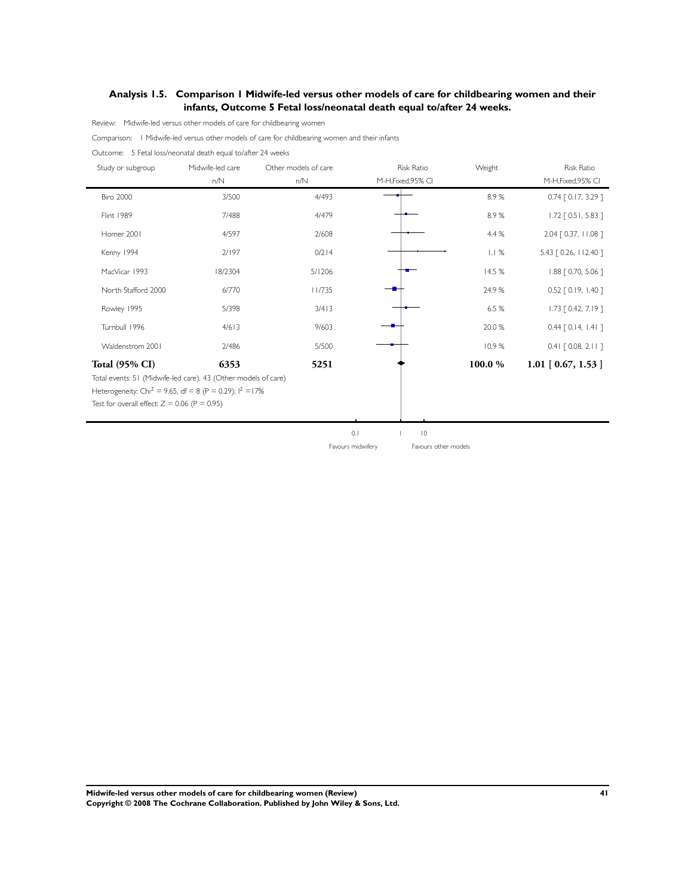## Analysis 1.5. Comparison 1 Midwife-led versus other models of care for childbearing women and their infants, Outcome 5 Fetal loss/neonatal death equal to/after 24 weeks.

Review: Midwife-led versus other models of care for childbearing women

Comparison: 1 Midwife-led versus other models of care for childbearing women and their infants

Outcome: 5 Fetal loss/neonatal death equal to/after 24 weeks

| Study or subgroup | Midwife-led care n/N | Other models of care n/N | Risk Ratio M-H,Fixed,95% CI | Weight | Risk Ratio M-H,Fixed,95% CI |
|---|---|---|---|---|---|
| Biro 2000 | 3/500 | 4/493 | | 8.9 % | 0.74 [ 0.17, 3.29 ] |
| Flint 1989 | 7/488 | 4/479 | | 8.9 % | 1.72 [ 0.51, 5.83 ] |
| Homer 2001 | 4/597 | 2/608 | | 4.4 % | 2.04 [ 0.37, 11.08 ] |
| Kenny 1994 | 2/197 | 0/214 | | 1.1 % | 5.43 [ 0.26, 112.40 ] |
| MacVicar 1993 | 18/2304 | 5/1206 | | 14.5 % | 1.88 [ 0.70, 5.06 ] |
| North Stafford 2000 | 6/770 | 11/735 | | 24.9 % | 0.52 [ 0.19, 1.40 ] |
| Rowley 1995 | 5/398 | 3/413 | | 6.5 % | 1.73 [ 0.42, 7.19 ] |
| Turnbull 1996 | 4/613 | 9/603 | | 20.0 % | 0.44 [ 0.14, 1.41 ] |
| Waldenstrom 2001 | 2/486 | 5/500 | | 10.9 % | 0.41 [ 0.08, 2.11 ] |
| **Total (95% CI)** | **6353** | **5251** | | **100.0 %** | **1.01 [ 0.67, 1.53 ]** |

Total events: 51 (Midwife-led care), 43 (Other models of care)

Heterogeneity: $Chi^2 = 9.65$, df = 8 (P = 0.29); $I^2 = 17\%$

Test for overall effect: Z = 0.06 (P = 0.95)

0.1 &nbsp;&nbsp; 1 &nbsp;&nbsp; 10

Favours midwifery &nbsp;&nbsp;&nbsp; Favours other models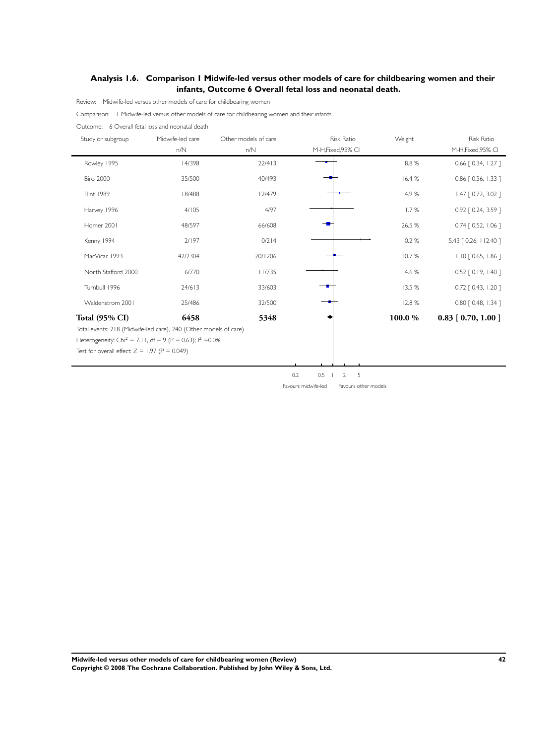## Analysis 1.6. Comparison 1 Midwife-led versus other models of care for childbearing women and their infants, Outcome 6 Overall fetal loss and neonatal death.

Review: Midwife-led versus other models of care for childbearing women

Comparison: 1 Midwife-led versus other models of care for childbearing women and their infants

Outcome: 6 Overall fetal loss and neonatal death

| Study or subgroup | Midwife-led care n/N | Other models of care n/N | Risk Ratio M-H,Fixed,95% CI | Weight | Risk Ratio M-H,Fixed,95% CI |
|---|---|---|---|---|---|
| Rowley 1995 | 14/398 | 22/413 | | 8.8 % | 0.66 [ 0.34, 1.27 ] |
| Biro 2000 | 35/500 | 40/493 | | 16.4 % | 0.86 [ 0.56, 1.33 ] |
| Flint 1989 | 18/488 | 12/479 | | 4.9 % | 1.47 [ 0.72, 3.02 ] |
| Harvey 1996 | 4/105 | 4/97 | | 1.7 % | 0.92 [ 0.24, 3.59 ] |
| Homer 2001 | 48/597 | 66/608 | | 26.5 % | 0.74 [ 0.52, 1.06 ] |
| Kenny 1994 | 2/197 | 0/214 | | 0.2 % | 5.43 [ 0.26, 112.40 ] |
| MacVicar 1993 | 42/2304 | 20/1206 | | 10.7 % | 1.10 [ 0.65, 1.86 ] |
| North Stafford 2000 | 6/770 | 11/735 | | 4.6 % | 0.52 [ 0.19, 1.40 ] |
| Turnbull 1996 | 24/613 | 33/603 | | 13.5 % | 0.72 [ 0.43, 1.20 ] |
| Waldenstrom 2001 | 25/486 | 32/500 | | 12.8 % | 0.80 [ 0.48, 1.34 ] |
| **Total (95% CI)** | **6458** | **5348** | | **100.0 %** | **0.83 [ 0.70, 1.00 ]** |

Total events: 218 (Midwife-led care), 240 (Other models of care)

Heterogeneity: $Chi^2 = 7.11$, $df = 9$ ($P = 0.63$); $I^2 = 0.0\%$

Test for overall effect: $Z = 1.97$ ($P = 0.049$)

0.2 0.5 1 2 5

Favours midwife-led Favours other models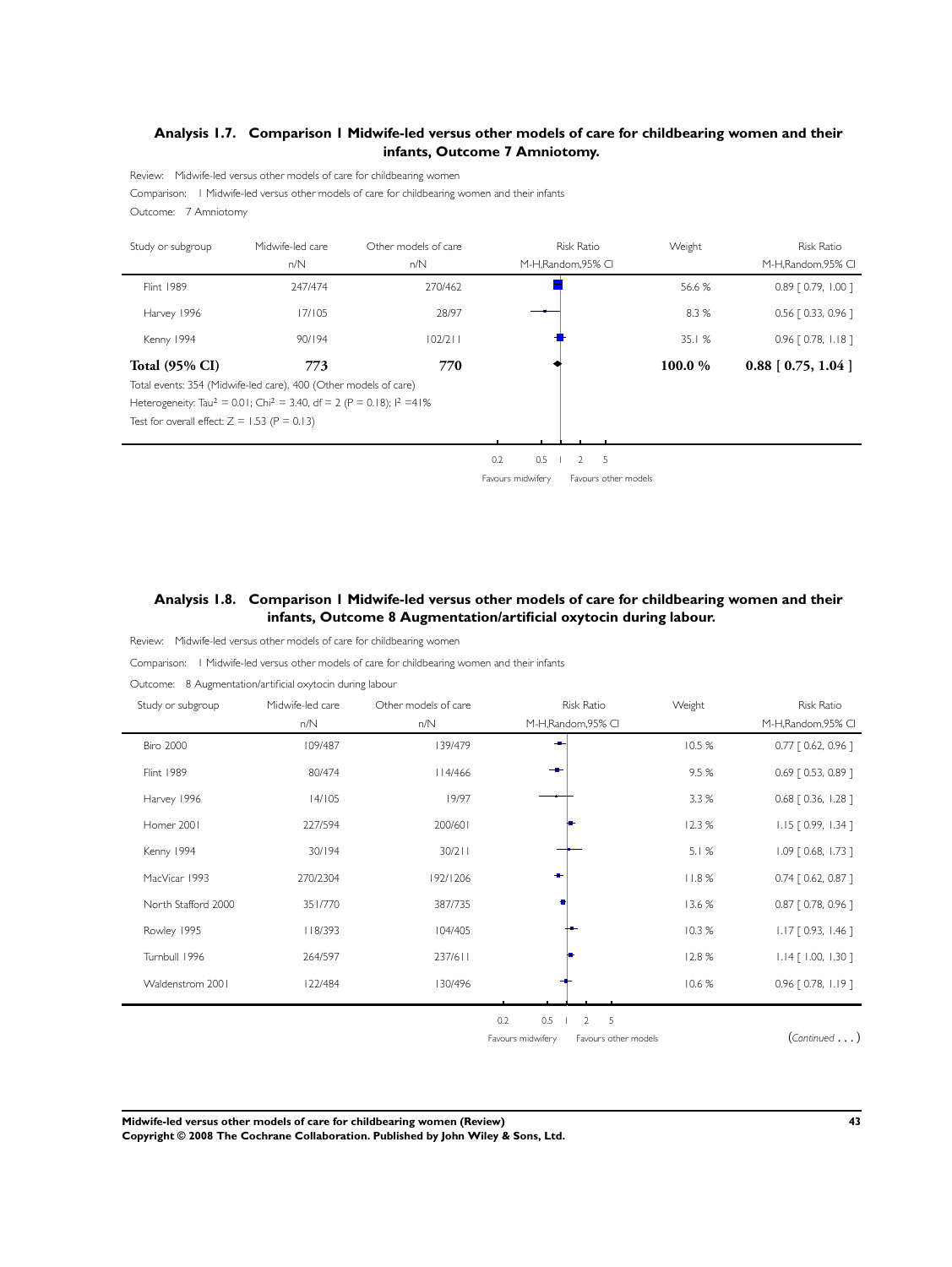### Analysis 1.7. Comparison 1 Midwife-led versus other models of care for childbearing women and their infants, Outcome 7 Amniotomy.

Review: Midwife-led versus other models of care for childbearing women

Comparison: 1 Midwife-led versus other models of care for childbearing women and their infants

Outcome: 7 Amniotomy

| Study or subgroup | Midwife-led care n/N | Other models of care n/N | Risk Ratio M-H,Random,95% CI | Weight | Risk Ratio M-H,Random,95% CI |
|---|---|---|---|---|---|
| Flint 1989 | 247/474 | 270/462 | | 56.6 % | 0.89 [ 0.79, 1.00 ] |
| Harvey 1996 | 17/105 | 28/97 | | 8.3 % | 0.56 [ 0.33, 0.96 ] |
| Kenny 1994 | 90/194 | 102/211 | | 35.1 % | 0.96 [ 0.78, 1.18 ] |
| **Total (95% CI)** | **773** | **770** | | **100.0 %** | **0.88 [ 0.75, 1.04 ]** |

Total events: 354 (Midwife-led care), 400 (Other models of care)

Heterogeneity: $Tau^2 = 0.01$; $Chi^2 = 3.40$, $df = 2$ ($P = 0.18$); $I^2 = 41\%$

Test for overall effect: $Z = 1.53$ ($P = 0.13$)

0.2 0.5 1 2 5

Favours midwifery Favours other models

### Analysis 1.8. Comparison 1 Midwife-led versus other models of care for childbearing women and their infants, Outcome 8 Augmentation/artificial oxytocin during labour.

Review: Midwife-led versus other models of care for childbearing women

Comparison: 1 Midwife-led versus other models of care for childbearing women and their infants

Outcome: 8 Augmentation/artificial oxytocin during labour

| Study or subgroup | Midwife-led care n/N | Other models of care n/N | Risk Ratio M-H,Random,95% CI | Weight | Risk Ratio M-H,Random,95% CI |
|---|---|---|---|---|---|
| Biro 2000 | 109/487 | 139/479 | | 10.5 % | 0.77 [ 0.62, 0.96 ] |
| Flint 1989 | 80/474 | 114/466 | | 9.5 % | 0.69 [ 0.53, 0.89 ] |
| Harvey 1996 | 14/105 | 19/97 | | 3.3 % | 0.68 [ 0.36, 1.28 ] |
| Homer 2001 | 227/594 | 200/601 | | 12.3 % | 1.15 [ 0.99, 1.34 ] |
| Kenny 1994 | 30/194 | 30/211 | | 5.1 % | 1.09 [ 0.68, 1.73 ] |
| MacVicar 1993 | 270/2304 | 192/1206 | | 11.8 % | 0.74 [ 0.62, 0.87 ] |
| North Stafford 2000 | 351/770 | 387/735 | | 13.6 % | 0.87 [ 0.78, 0.96 ] |
| Rowley 1995 | 118/393 | 104/405 | | 10.3 % | 1.17 [ 0.93, 1.46 ] |
| Turnbull 1996 | 264/597 | 237/611 | | 12.8 % | 1.14 [ 1.00, 1.30 ] |
| Waldenstrom 2001 | 122/484 | 130/496 | | 10.6 % | 0.96 [ 0.78, 1.19 ] |

0.2 0.5 1 2 5

Favours midwifery Favours other models

(*Continued* . . . )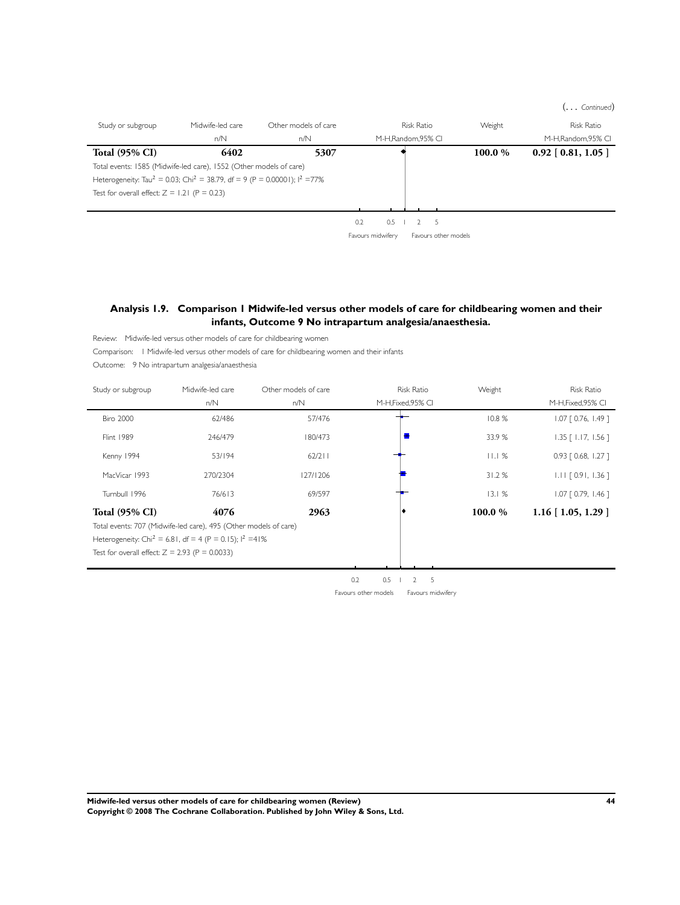(. . . Continued)

| Study or subgroup | Midwife-led care | Other models of care | Risk Ratio | Weight | Risk Ratio |
|---|---|---|---|---|---|
| | n/N | n/N | M-H,Random,95% CI | | M-H,Random,95% CI |
| **Total (95% CI)** | **6402** | **5307** | | **100.0 %** | **0.92 [ 0.81, 1.05 ]** |

Total events: 1585 (Midwife-led care), 1552 (Other models of care)

Heterogeneity: $Tau^2 = 0.03$; $Chi^2 = 38.79$, df = 9 (P = 0.00001); $I^2 = 77\%$

Test for overall effect: Z = 1.21 (P = 0.23)

0.2 0.5 1 2 5

Favours midwifery Favours other models

## Analysis 1.9. Comparison 1 Midwife-led versus other models of care for childbearing women and their infants, Outcome 9 No intrapartum analgesia/anaesthesia.

Review: Midwife-led versus other models of care for childbearing women

Comparison: 1 Midwife-led versus other models of care for childbearing women and their infants

Outcome: 9 No intrapartum analgesia/anaesthesia

| Study or subgroup | Midwife-led care | Other models of care | Risk Ratio | Weight | Risk Ratio |
|---|---|---|---|---|---|
| | n/N | n/N | M-H,Fixed,95% CI | | M-H,Fixed,95% CI |
| Biro 2000 | 62/486 | 57/476 | | 10.8 % | 1.07 [ 0.76, 1.49 ] |
| Flint 1989 | 246/479 | 180/473 | | 33.9 % | 1.35 [ 1.17, 1.56 ] |
| Kenny 1994 | 53/194 | 62/211 | | 11.1 % | 0.93 [ 0.68, 1.27 ] |
| MacVicar 1993 | 270/2304 | 127/1206 | | 31.2 % | 1.11 [ 0.91, 1.36 ] |
| Turnbull 1996 | 76/613 | 69/597 | | 13.1 % | 1.07 [ 0.79, 1.46 ] |
| **Total (95% CI)** | **4076** | **2963** | | **100.0 %** | **1.16 [ 1.05, 1.29 ]** |

Total events: 707 (Midwife-led care), 495 (Other models of care)

Heterogeneity: $Chi^2 = 6.81$, df = 4 (P = 0.15); $I^2 = 41\%$

Test for overall effect: Z = 2.93 (P = 0.0033)

0.2 0.5 1 2 5

Favours other models Favours midwifery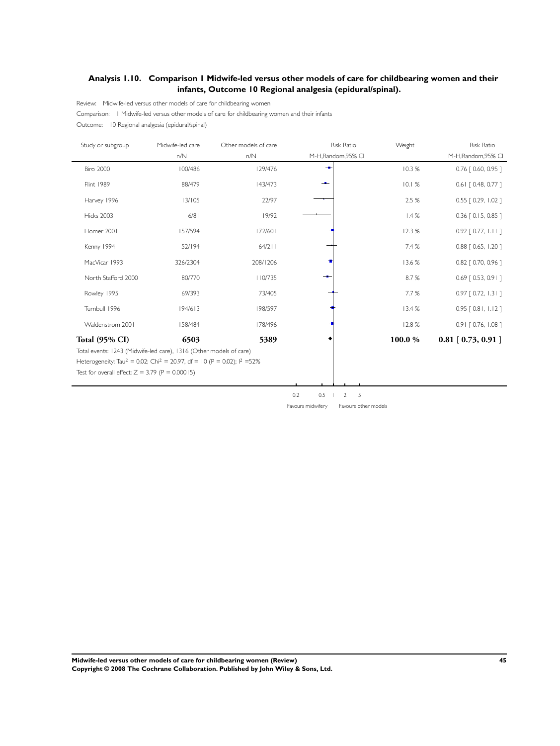## Analysis 1.10. Comparison 1 Midwife-led versus other models of care for childbearing women and their infants, Outcome 10 Regional analgesia (epidural/spinal).

Review: Midwife-led versus other models of care for childbearing women

Comparison: 1 Midwife-led versus other models of care for childbearing women and their infants

Outcome: 10 Regional analgesia (epidural/spinal)

| Study or subgroup | Midwife-led care n/N | Other models of care n/N | Risk Ratio M-H,Random,95% CI | Weight | Risk Ratio M-H,Random,95% CI |
|---|---|---|---|---|---|
| Biro 2000 | 100/486 | 129/476 | | 10.3 % | 0.76 [ 0.60, 0.95 ] |
| Flint 1989 | 88/479 | 143/473 | | 10.1 % | 0.61 [ 0.48, 0.77 ] |
| Harvey 1996 | 13/105 | 22/97 | | 2.5 % | 0.55 [ 0.29, 1.02 ] |
| Hicks 2003 | 6/81 | 19/92 | | 1.4 % | 0.36 [ 0.15, 0.85 ] |
| Homer 2001 | 157/594 | 172/601 | | 12.3 % | 0.92 [ 0.77, 1.11 ] |
| Kenny 1994 | 52/194 | 64/211 | | 7.4 % | 0.88 [ 0.65, 1.20 ] |
| MacVicar 1993 | 326/2304 | 208/1206 | | 13.6 % | 0.82 [ 0.70, 0.96 ] |
| North Stafford 2000 | 80/770 | 110/735 | | 8.7 % | 0.69 [ 0.53, 0.91 ] |
| Rowley 1995 | 69/393 | 73/405 | | 7.7 % | 0.97 [ 0.72, 1.31 ] |
| Turnbull 1996 | 194/613 | 198/597 | | 13.4 % | 0.95 [ 0.81, 1.12 ] |
| Waldenstrom 2001 | 158/484 | 178/496 | | 12.8 % | 0.91 [ 0.76, 1.08 ] |
| **Total (95% CI)** | **6503** | **5389** | | **100.0 %** | **0.81 [ 0.73, 0.91 ]** |

Total events: 1243 (Midwife-led care), 1316 (Other models of care)

Heterogeneity: $Tau^2 = 0.02$; $Chi^2 = 20.97$, $df = 10$ ($P = 0.02$); $I^2 = 52\%$

Test for overall effect: $Z = 3.79$ ($P = 0.00015$)

0.2 0.5 1 2 5

Favours midwifery Favours other models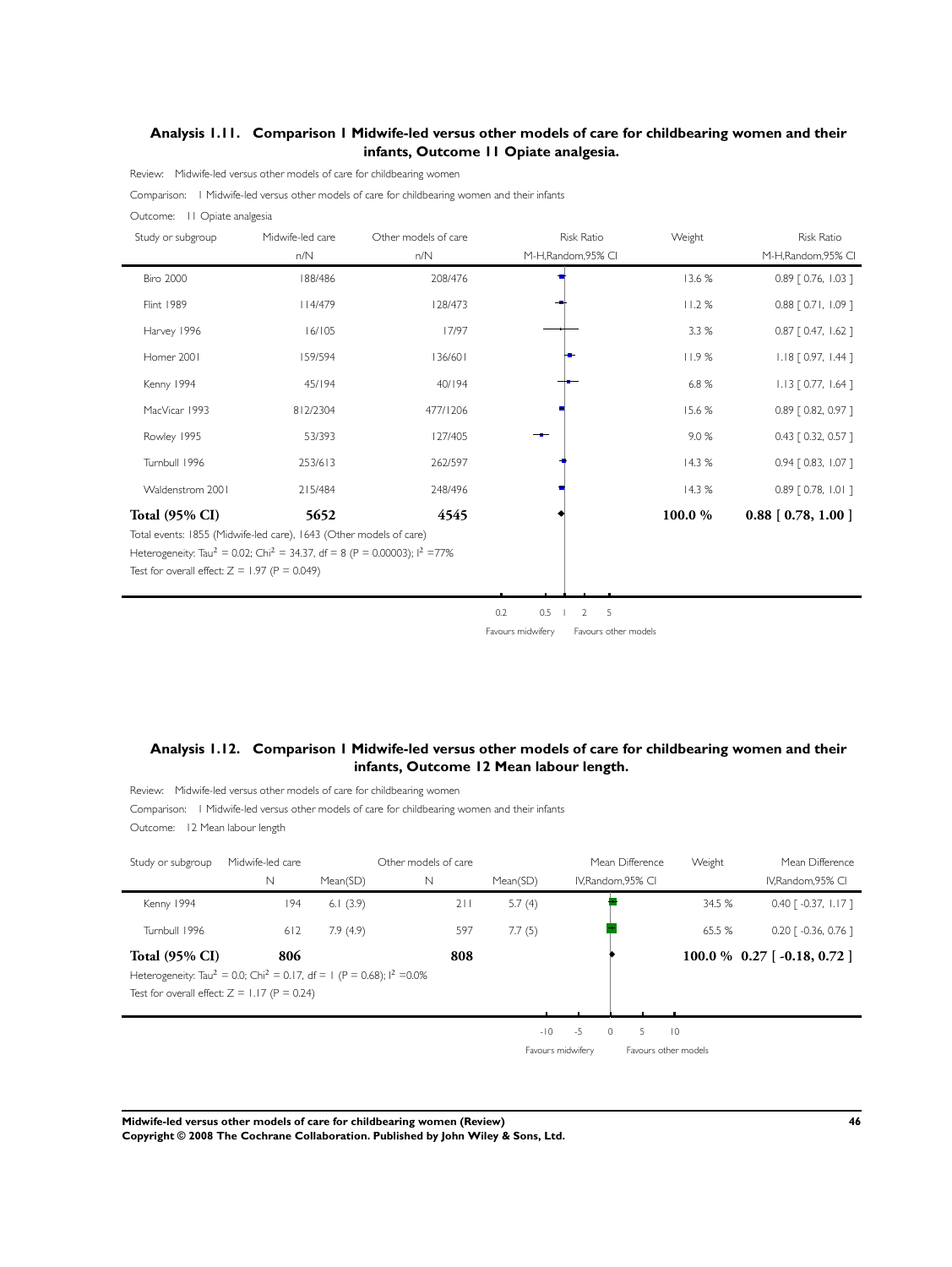### Analysis 1.11. Comparison 1 Midwife-led versus other models of care for childbearing women and their infants, Outcome 11 Opiate analgesia.

Review: Midwife-led versus other models of care for childbearing women

Comparison: 1 Midwife-led versus other models of care for childbearing women and their infants

Outcome: 11 Opiate analgesia

| Study or subgroup | Midwife-led care n/N | Other models of care n/N | Weight | Risk Ratio M-H,Random,95% CI |
|---|---|---|---|---|
| Biro 2000 | 188/486 | 208/476 | 13.6 % | 0.89 [ 0.76, 1.03 ] |
| Flint 1989 | 114/479 | 128/473 | 11.2 % | 0.88 [ 0.71, 1.09 ] |
| Harvey 1996 | 16/105 | 17/97 | 3.3 % | 0.87 [ 0.47, 1.62 ] |
| Homer 2001 | 159/594 | 136/601 | 11.9 % | 1.18 [ 0.97, 1.44 ] |
| Kenny 1994 | 45/194 | 40/194 | 6.8 % | 1.13 [ 0.77, 1.64 ] |
| MacVicar 1993 | 812/2304 | 477/1206 | 15.6 % | 0.89 [ 0.82, 0.97 ] |
| Rowley 1995 | 53/393 | 127/405 | 9.0 % | 0.43 [ 0.32, 0.57 ] |
| Turnbull 1996 | 253/613 | 262/597 | 14.3 % | 0.94 [ 0.83, 1.07 ] |
| Waldenstrom 2001 | 215/484 | 248/496 | 14.3 % | 0.89 [ 0.78, 1.01 ] |
| **Total (95% CI)** | **5652** | **4545** | **100.0 %** | **0.88 [ 0.78, 1.00 ]** |

Total events: 1855 (Midwife-led care), 1643 (Other models of care)

Heterogeneity: $Tau^2 = 0.02$; $Chi^2 = 34.37$, df = 8 (P = 0.00003); $I^2 = 77\%$

Test for overall effect: Z = 1.97 (P = 0.049)

0.2 0.5 1 2 5

Favours midwifery Favours other models

### Analysis 1.12. Comparison 1 Midwife-led versus other models of care for childbearing women and their infants, Outcome 12 Mean labour length.

Review: Midwife-led versus other models of care for childbearing women

Comparison: 1 Midwife-led versus other models of care for childbearing women and their infants

Outcome: 12 Mean labour length

| Study or subgroup | Midwife-led care N | Mean(SD) | Other models of care N | Mean(SD) | Weight | Mean Difference IV,Random,95% CI |
|---|---|---|---|---|---|---|
| Kenny 1994 | 194 | 6.1 (3.9) | 211 | 5.7 (4) | 34.5 % | 0.40 [ -0.37, 1.17 ] |
| Turnbull 1996 | 612 | 7.9 (4.9) | 597 | 7.7 (5) | 65.5 % | 0.20 [ -0.36, 0.76 ] |
| **Total (95% CI)** | **806** | | **808** | | **100.0 %** | **0.27 [ -0.18, 0.72 ]** |

Heterogeneity: $Tau^2 = 0.0$; $Chi^2 = 0.17$, df = 1 (P = 0.68); $I^2 = 0.0\%$

Test for overall effect: Z = 1.17 (P = 0.24)

-10 -5 0 5 10

Favours midwifery Favours other models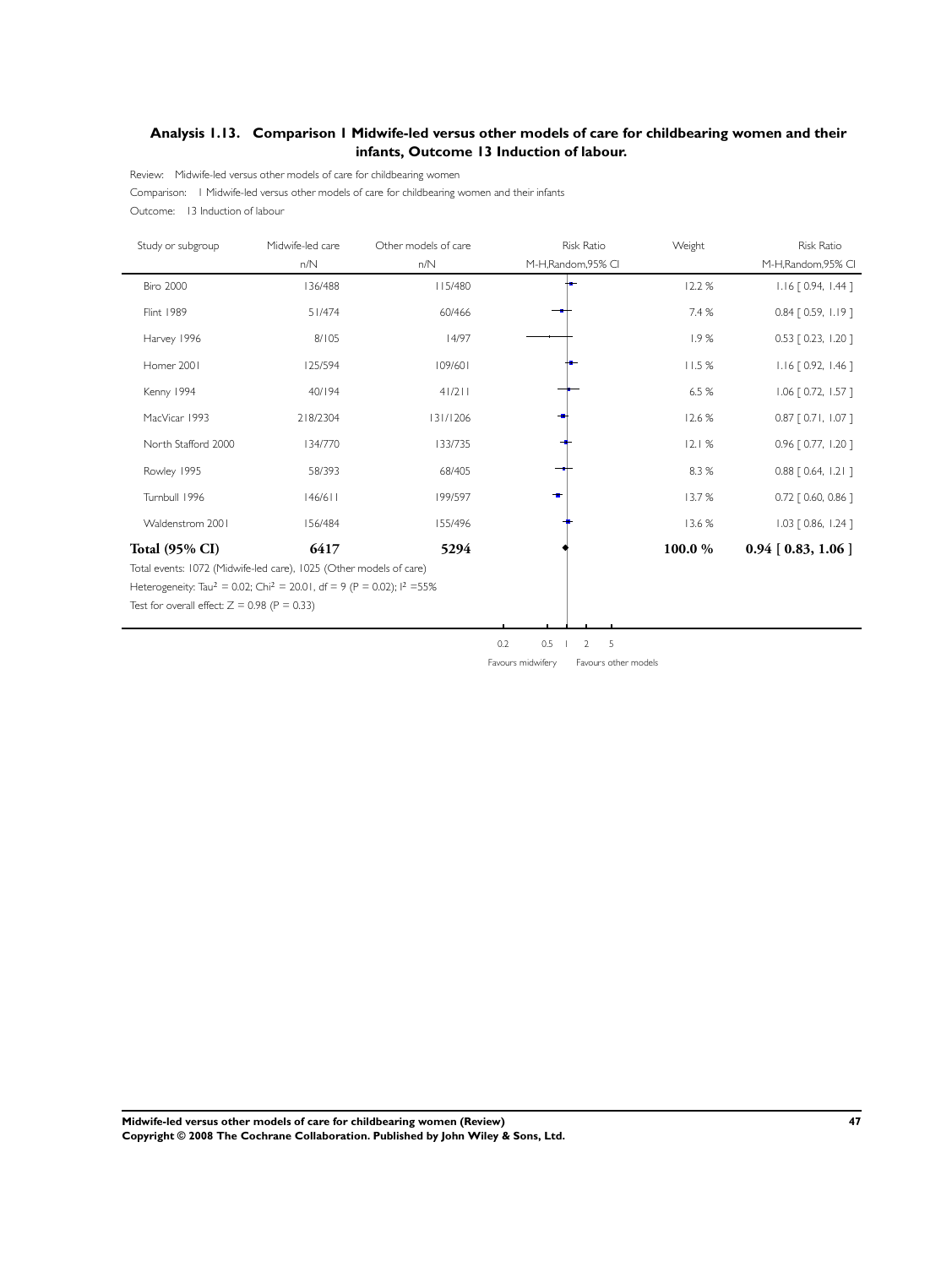## Analysis 1.13. Comparison 1 Midwife-led versus other models of care for childbearing women and their infants, Outcome 13 Induction of labour.

Review: Midwife-led versus other models of care for childbearing women

Comparison: 1 Midwife-led versus other models of care for childbearing women and their infants

Outcome: 13 Induction of labour

| Study or subgroup | Midwife-led care | Other models of care | Risk Ratio | Weight | Risk Ratio |
|---|---|---|---|---|---|
| | n/N | n/N | M-H,Random,95% CI | | M-H,Random,95% CI |
| Biro 2000 | 136/488 | 115/480 | | 12.2 % | 1.16 [ 0.94, 1.44 ] |
| Flint 1989 | 51/474 | 60/466 | | 7.4 % | 0.84 [ 0.59, 1.19 ] |
| Harvey 1996 | 8/105 | 14/97 | | 1.9 % | 0.53 [ 0.23, 1.20 ] |
| Homer 2001 | 125/594 | 109/601 | | 11.5 % | 1.16 [ 0.92, 1.46 ] |
| Kenny 1994 | 40/194 | 41/211 | | 6.5 % | 1.06 [ 0.72, 1.57 ] |
| MacVicar 1993 | 218/2304 | 131/1206 | | 12.6 % | 0.87 [ 0.71, 1.07 ] |
| North Stafford 2000 | 134/770 | 133/735 | | 12.1 % | 0.96 [ 0.77, 1.20 ] |
| Rowley 1995 | 58/393 | 68/405 | | 8.3 % | 0.88 [ 0.64, 1.21 ] |
| Turnbull 1996 | 146/611 | 199/597 | | 13.7 % | 0.72 [ 0.60, 0.86 ] |
| Waldenstrom 2001 | 156/484 | 155/496 | | 13.6 % | 1.03 [ 0.86, 1.24 ] |
| **Total (95% CI)** | **6417** | **5294** | | **100.0 %** | **0.94 [ 0.83, 1.06 ]** |

Total events: 1072 (Midwife-led care), 1025 (Other models of care)

Heterogeneity: $Tau^2 = 0.02$; $Chi^2 = 20.01$, df = 9 (P = 0.02); $I^2$ =55%

Test for overall effect: Z = 0.98 (P = 0.33)

0.2 0.5 1 2 5

Favours midwifery Favours other models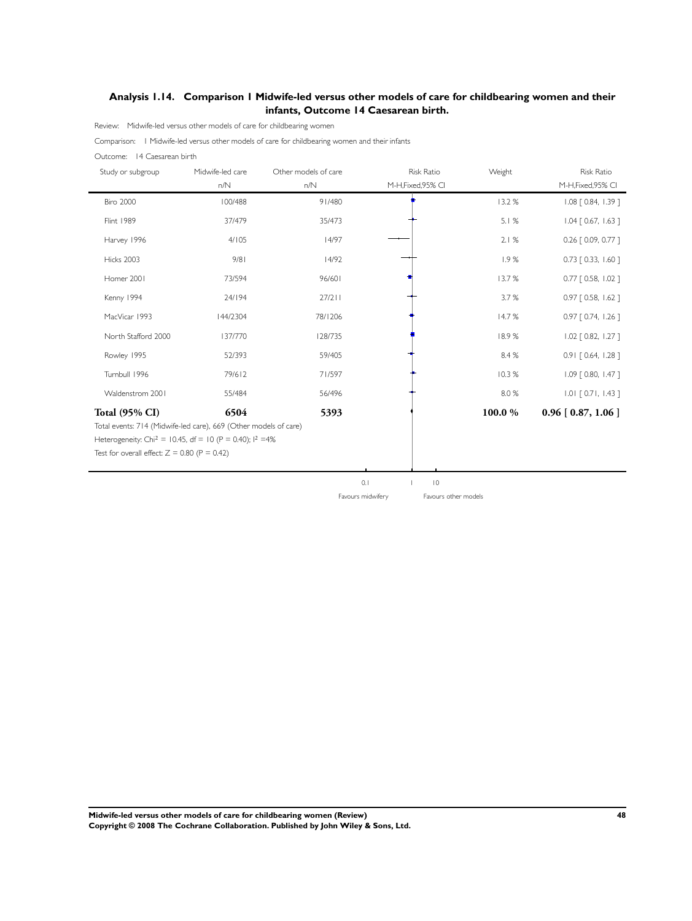## Analysis 1.14. Comparison 1 Midwife-led versus other models of care for childbearing women and their infants, Outcome 14 Caesarean birth.

Review: Midwife-led versus other models of care for childbearing women

Comparison: 1 Midwife-led versus other models of care for childbearing women and their infants

Outcome: 14 Caesarean birth

| Study or subgroup | Midwife-led care n/N | Other models of care n/N | Risk Ratio M-H,Fixed,95% CI | Weight | Risk Ratio M-H,Fixed,95% CI |
|---|---|---|---|---|---|
| Biro 2000 | 100/488 | 91/480 | | 13.2 % | 1.08 [ 0.84, 1.39 ] |
| Flint 1989 | 37/479 | 35/473 | | 5.1 % | 1.04 [ 0.67, 1.63 ] |
| Harvey 1996 | 4/105 | 14/97 | | 2.1 % | 0.26 [ 0.09, 0.77 ] |
| Hicks 2003 | 9/81 | 14/92 | | 1.9 % | 0.73 [ 0.33, 1.60 ] |
| Homer 2001 | 73/594 | 96/601 | | 13.7 % | 0.77 [ 0.58, 1.02 ] |
| Kenny 1994 | 24/194 | 27/211 | | 3.7 % | 0.97 [ 0.58, 1.62 ] |
| MacVicar 1993 | 144/2304 | 78/1206 | | 14.7 % | 0.97 [ 0.74, 1.26 ] |
| North Stafford 2000 | 137/770 | 128/735 | | 18.9 % | 1.02 [ 0.82, 1.27 ] |
| Rowley 1995 | 52/393 | 59/405 | | 8.4 % | 0.91 [ 0.64, 1.28 ] |
| Turnbull 1996 | 79/612 | 71/597 | | 10.3 % | 1.09 [ 0.80, 1.47 ] |
| Waldenstrom 2001 | 55/484 | 56/496 | | 8.0 % | 1.01 [ 0.71, 1.43 ] |
| **Total (95% CI)** | **6504** | **5393** | | **100.0 %** | **0.96 [ 0.87, 1.06 ]** |

Total events: 714 (Midwife-led care), 669 (Other models of care)

Heterogeneity: Chi$^2$ = 10.45, df = 10 (P = 0.40); I$^2$ =4%

Test for overall effect: Z = 0.80 (P = 0.42)

0.1 1 10

Favours midwifery Favours other models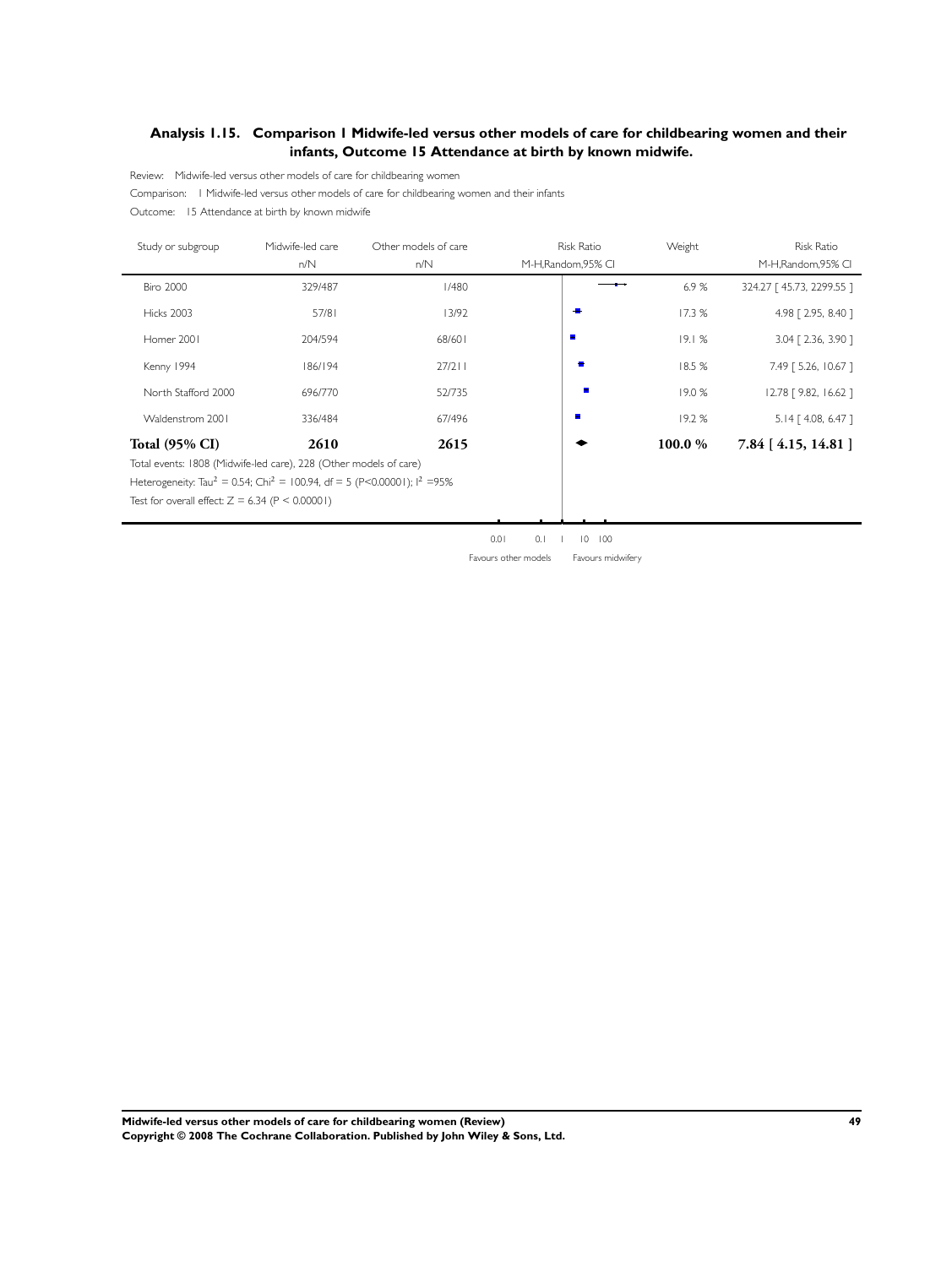## Analysis 1.15. Comparison 1 Midwife-led versus other models of care for childbearing women and their infants, Outcome 15 Attendance at birth by known midwife.

Review: Midwife-led versus other models of care for childbearing women

Comparison: 1 Midwife-led versus other models of care for childbearing women and their infants

Outcome: 15 Attendance at birth by known midwife

| Study or subgroup | Midwife-led care n/N | Other models of care n/N | Risk Ratio M-H,Random,95% CI | Weight | Risk Ratio M-H,Random,95% CI |
|---|---|---|---|---|---|
| Biro 2000 | 329/487 | 1/480 | | 6.9 % | 324.27 [ 45.73, 2299.55 ] |
| Hicks 2003 | 57/81 | 13/92 | | 17.3 % | 4.98 [ 2.95, 8.40 ] |
| Homer 2001 | 204/594 | 68/601 | | 19.1 % | 3.04 [ 2.36, 3.90 ] |
| Kenny 1994 | 186/194 | 27/211 | | 18.5 % | 7.49 [ 5.26, 10.67 ] |
| North Stafford 2000 | 696/770 | 52/735 | | 19.0 % | 12.78 [ 9.82, 16.62 ] |
| Waldenstrom 2001 | 336/484 | 67/496 | | 19.2 % | 5.14 [ 4.08, 6.47 ] |
| **Total (95% CI)** | **2610** | **2615** | | **100.0 %** | **7.84 [ 4.15, 14.81 ]** |

Total events: 1808 (Midwife-led care), 228 (Other models of care)

Heterogeneity: $Tau^2 = 0.54$; $Chi^2 = 100.94$, df = 5 ($P<0.00001$); $I^2 = 95\%$

Test for overall effect: $Z = 6.34$ ($P < 0.00001$)

0.01 0.1 1 10 100

Favours other models Favours midwifery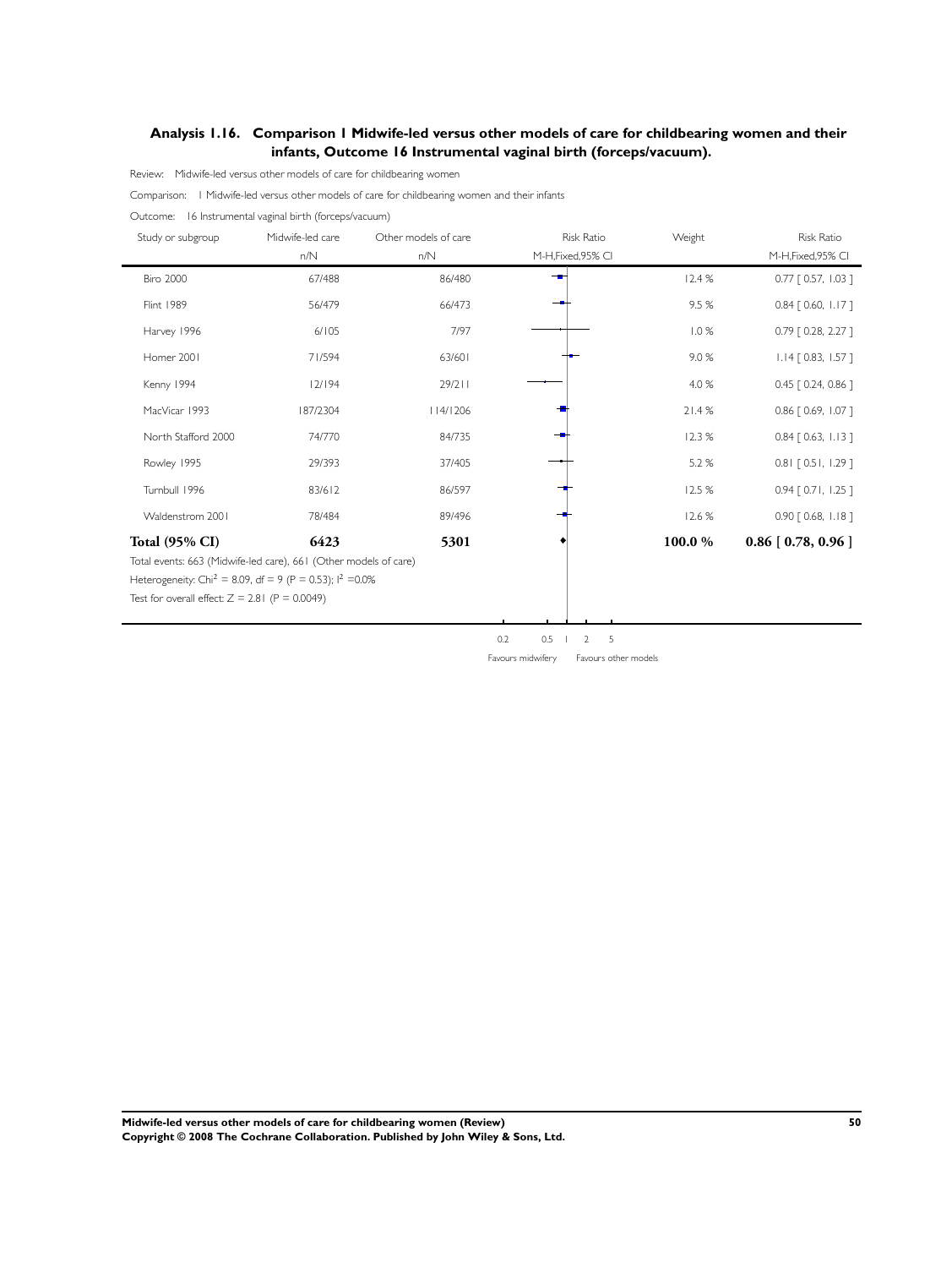### Analysis 1.16. Comparison 1 Midwife-led versus other models of care for childbearing women and their infants, Outcome 16 Instrumental vaginal birth (forceps/vacuum).

Review: Midwife-led versus other models of care for childbearing women

Comparison: 1 Midwife-led versus other models of care for childbearing women and their infants

Outcome: 16 Instrumental vaginal birth (forceps/vacuum)

| Study or subgroup | Midwife-led care n/N | Other models of care n/N | Risk Ratio M-H,Fixed,95% CI | Weight | Risk Ratio M-H,Fixed,95% CI |
|---|---|---|---|---|---|
| Biro 2000 | 67/488 | 86/480 | | 12.4 % | 0.77 [ 0.57, 1.03 ] |
| Flint 1989 | 56/479 | 66/473 | | 9.5 % | 0.84 [ 0.60, 1.17 ] |
| Harvey 1996 | 6/105 | 7/97 | | 1.0 % | 0.79 [ 0.28, 2.27 ] |
| Homer 2001 | 71/594 | 63/601 | | 9.0 % | 1.14 [ 0.83, 1.57 ] |
| Kenny 1994 | 12/194 | 29/211 | | 4.0 % | 0.45 [ 0.24, 0.86 ] |
| MacVicar 1993 | 187/2304 | 114/1206 | | 21.4 % | 0.86 [ 0.69, 1.07 ] |
| North Stafford 2000 | 74/770 | 84/735 | | 12.3 % | 0.84 [ 0.63, 1.13 ] |
| Rowley 1995 | 29/393 | 37/405 | | 5.2 % | 0.81 [ 0.51, 1.29 ] |
| Turnbull 1996 | 83/612 | 86/597 | | 12.5 % | 0.94 [ 0.71, 1.25 ] |
| Waldenstrom 2001 | 78/484 | 89/496 | | 12.6 % | 0.90 [ 0.68, 1.18 ] |
| **Total (95% CI)** | **6423** | **5301** | | **100.0 %** | **0.86 [ 0.78, 0.96 ]** |

Total events: 663 (Midwife-led care), 661 (Other models of care)

Heterogeneity: Chi$^2$ = 8.09, df = 9 (P = 0.53); I$^2$ =0.0%

Test for overall effect: Z = 2.81 (P = 0.0049)

0.2 0.5 1 2 5

Favours midwifery Favours other models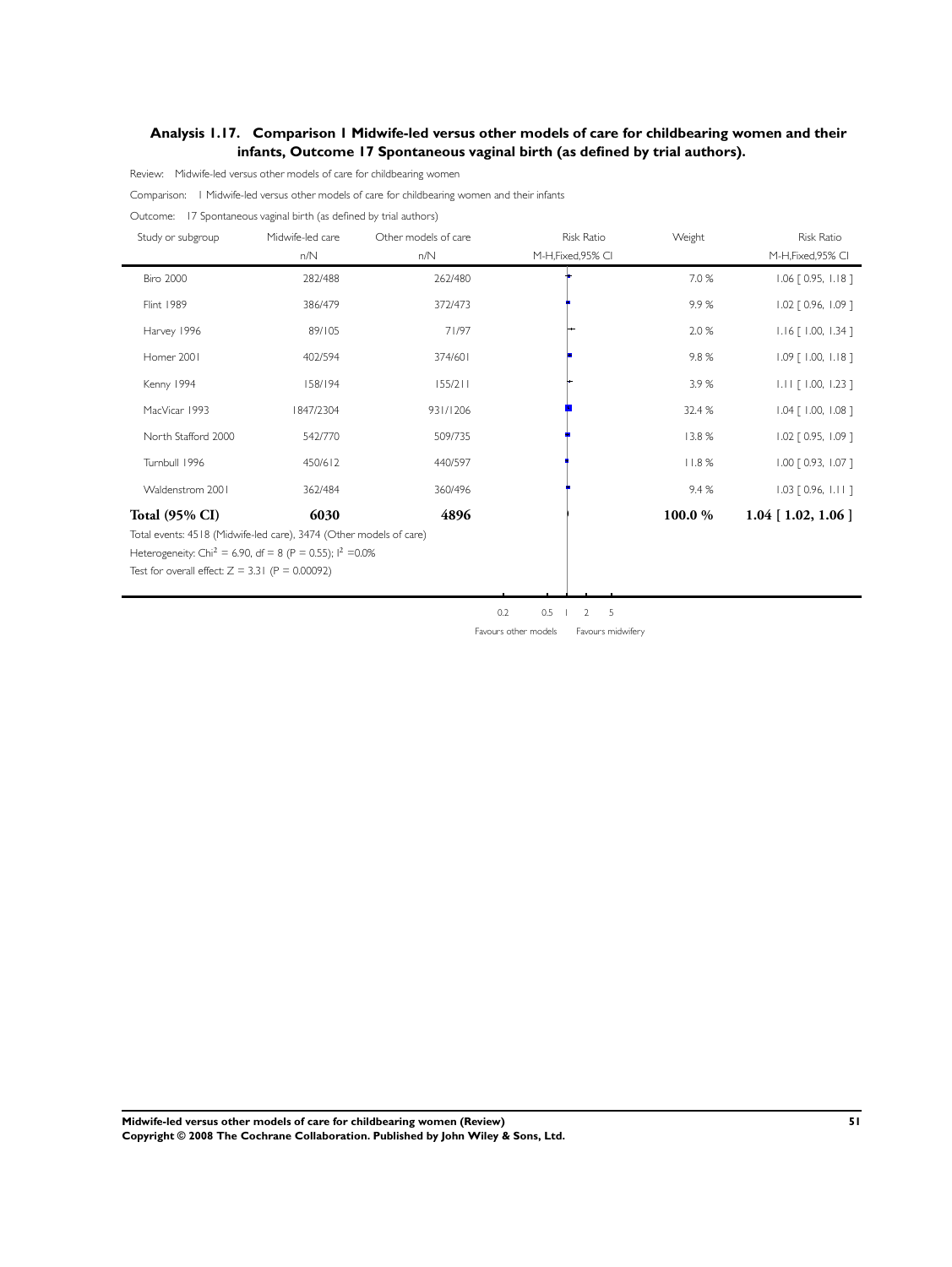## Analysis 1.17. Comparison 1 Midwife-led versus other models of care for childbearing women and their infants, Outcome 17 Spontaneous vaginal birth (as defined by trial authors).

Review: Midwife-led versus other models of care for childbearing women

Comparison: 1 Midwife-led versus other models of care for childbearing women and their infants

Outcome: 17 Spontaneous vaginal birth (as defined by trial authors)

| Study or subgroup | Midwife-led care n/N | Other models of care n/N | Risk Ratio M-H,Fixed,95% CI | Weight | Risk Ratio M-H,Fixed,95% CI |
|---|---|---|---|---|---|
| Biro 2000 | 282/488 | 262/480 | | 7.0 % | 1.06 [ 0.95, 1.18 ] |
| Flint 1989 | 386/479 | 372/473 | | 9.9 % | 1.02 [ 0.96, 1.09 ] |
| Harvey 1996 | 89/105 | 71/97 | | 2.0 % | 1.16 [ 1.00, 1.34 ] |
| Homer 2001 | 402/594 | 374/601 | | 9.8 % | 1.09 [ 1.00, 1.18 ] |
| Kenny 1994 | 158/194 | 155/211 | | 3.9 % | 1.11 [ 1.00, 1.23 ] |
| MacVicar 1993 | 1847/2304 | 931/1206 | | 32.4 % | 1.04 [ 1.00, 1.08 ] |
| North Stafford 2000 | 542/770 | 509/735 | | 13.8 % | 1.02 [ 0.95, 1.09 ] |
| Turnbull 1996 | 450/612 | 440/597 | | 11.8 % | 1.00 [ 0.93, 1.07 ] |
| Waldenstrom 2001 | 362/484 | 360/496 | | 9.4 % | 1.03 [ 0.96, 1.11 ] |
| **Total (95% CI)** | **6030** | **4896** | | **100.0 %** | **1.04 [ 1.02, 1.06 ]** |

Total events: 4518 (Midwife-led care), 3474 (Other models of care)

Heterogeneity: Chi$^2$ = 6.90, df = 8 (P = 0.55); I$^2$ =0.0%

Test for overall effect: Z = 3.31 (P = 0.00092)

0.2 0.5 1 2 5

Favours other models Favours midwifery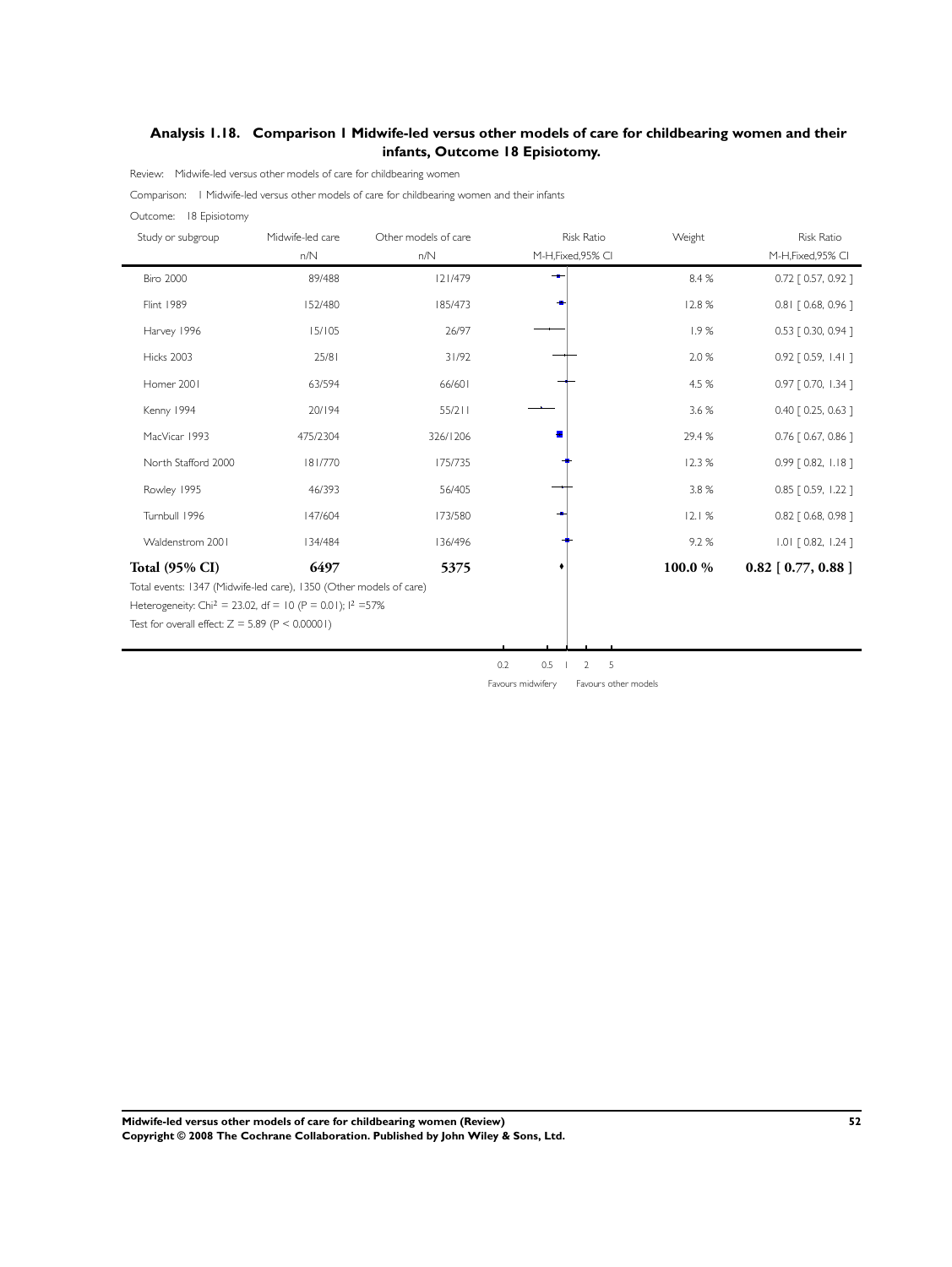### Analysis 1.18. Comparison 1 Midwife-led versus other models of care for childbearing women and their infants, Outcome 18 Episiotomy.

Review: Midwife-led versus other models of care for childbearing women

Comparison: 1 Midwife-led versus other models of care for childbearing women and their infants

Outcome: 18 Episiotomy

| Study or subgroup | Midwife-led care n/N | Other models of care n/N | Risk Ratio M-H,Fixed,95% CI | Weight | Risk Ratio M-H,Fixed,95% CI |
|---|---|---|---|---|---|
| Biro 2000 | 89/488 | 121/479 | | 8.4 % | 0.72 [ 0.57, 0.92 ] |
| Flint 1989 | 152/480 | 185/473 | | 12.8 % | 0.81 [ 0.68, 0.96 ] |
| Harvey 1996 | 15/105 | 26/97 | | 1.9 % | 0.53 [ 0.30, 0.94 ] |
| Hicks 2003 | 25/81 | 31/92 | | 2.0 % | 0.92 [ 0.59, 1.41 ] |
| Homer 2001 | 63/594 | 66/601 | | 4.5 % | 0.97 [ 0.70, 1.34 ] |
| Kenny 1994 | 20/194 | 55/211 | | 3.6 % | 0.40 [ 0.25, 0.63 ] |
| MacVicar 1993 | 475/2304 | 326/1206 | | 29.4 % | 0.76 [ 0.67, 0.86 ] |
| North Stafford 2000 | 181/770 | 175/735 | | 12.3 % | 0.99 [ 0.82, 1.18 ] |
| Rowley 1995 | 46/393 | 56/405 | | 3.8 % | 0.85 [ 0.59, 1.22 ] |
| Turnbull 1996 | 147/604 | 173/580 | | 12.1 % | 0.82 [ 0.68, 0.98 ] |
| Waldenstrom 2001 | 134/484 | 136/496 | | 9.2 % | 1.01 [ 0.82, 1.24 ] |
| **Total (95% CI)** | **6497** | **5375** | | **100.0 %** | **0.82 [ 0.77, 0.88 ]** |

Total events: 1347 (Midwife-led care), 1350 (Other models of care)

Heterogeneity: Chi$^2$ = 23.02, df = 10 (P = 0.01); I$^2$ =57%

Test for overall effect: Z = 5.89 (P < 0.00001)

0.2 0.5 1 2 5

Favours midwifery Favours other models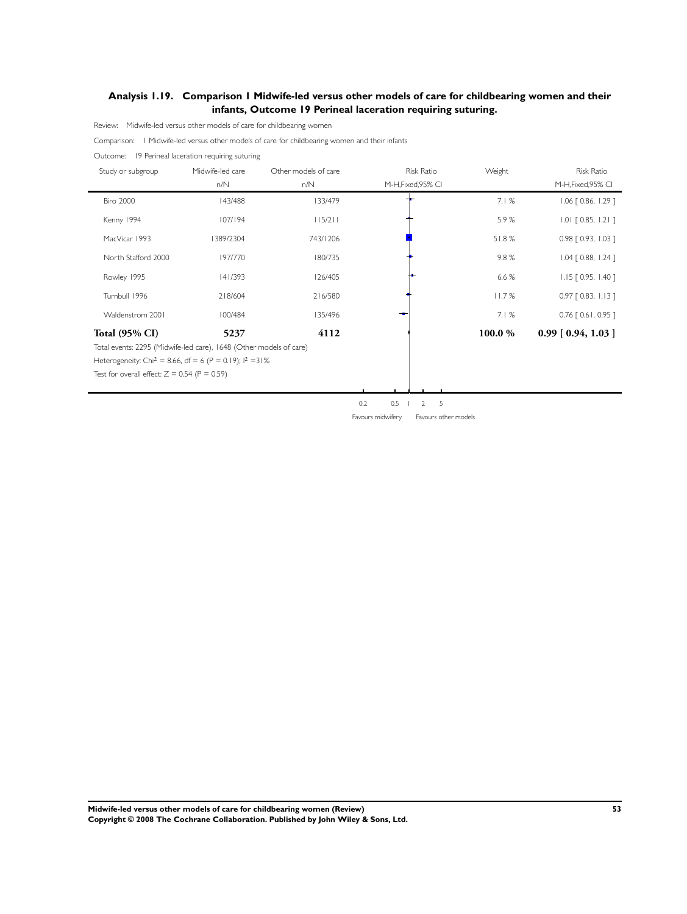## Analysis 1.19. Comparison 1 Midwife-led versus other models of care for childbearing women and their infants, Outcome 19 Perineal laceration requiring suturing.

Review: Midwife-led versus other models of care for childbearing women

Comparison: 1 Midwife-led versus other models of care for childbearing women and their infants

Outcome: 19 Perineal laceration requiring suturing

| Study or subgroup | Midwife-led care n/N | Other models of care n/N | Risk Ratio M-H,Fixed,95% CI | Weight | Risk Ratio M-H,Fixed,95% CI |
|---|---|---|---|---|---|
| Biro 2000 | 143/488 | 133/479 | | 7.1 % | 1.06 [ 0.86, 1.29 ] |
| Kenny 1994 | 107/194 | 115/211 | | 5.9 % | 1.01 [ 0.85, 1.21 ] |
| MacVicar 1993 | 1389/2304 | 743/1206 | | 51.8 % | 0.98 [ 0.93, 1.03 ] |
| North Stafford 2000 | 197/770 | 180/735 | | 9.8 % | 1.04 [ 0.88, 1.24 ] |
| Rowley 1995 | 141/393 | 126/405 | | 6.6 % | 1.15 [ 0.95, 1.40 ] |
| Turnbull 1996 | 218/604 | 216/580 | | 11.7 % | 0.97 [ 0.83, 1.13 ] |
| Waldenstrom 2001 | 100/484 | 135/496 | | 7.1 % | 0.76 [ 0.61, 0.95 ] |
| **Total (95% CI)** | **5237** | **4112** | | **100.0 %** | **0.99 [ 0.94, 1.03 ]** |

Total events: 2295 (Midwife-led care), 1648 (Other models of care)

Heterogeneity: Chi$^2$ = 8.66, df = 6 (P = 0.19); I$^2$ =31%

Test for overall effect: Z = 0.54 (P = 0.59)

0.2 0.5 1 2 5

Favours midwifery Favours other models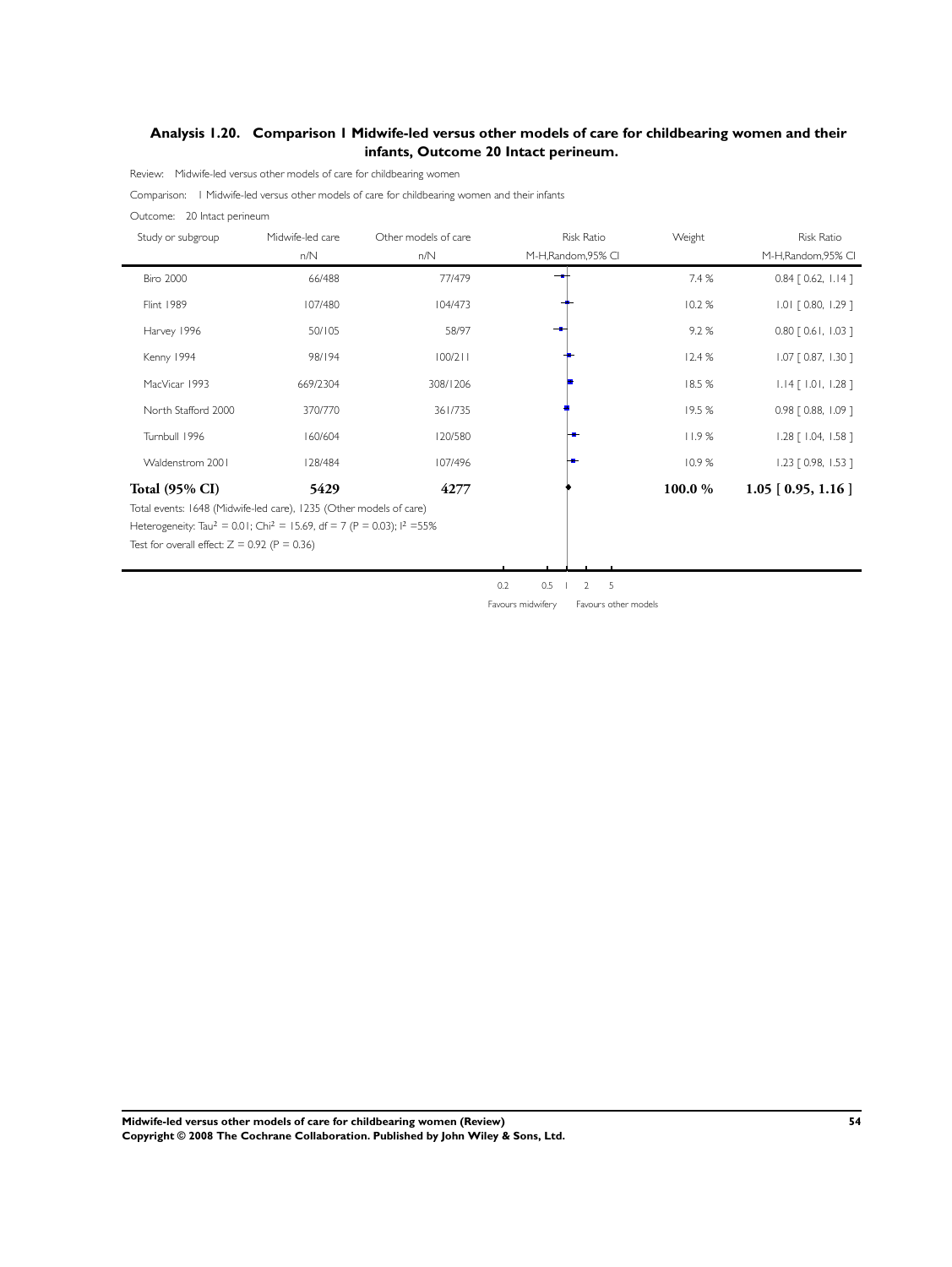## Analysis 1.20. Comparison 1 Midwife-led versus other models of care for childbearing women and their infants, Outcome 20 Intact perineum.

Review: Midwife-led versus other models of care for childbearing women

Comparison: 1 Midwife-led versus other models of care for childbearing women and their infants

Outcome: 20 Intact perineum

| Study or subgroup | Midwife-led care n/N | Other models of care n/N | Risk Ratio M-H,Random,95% CI | Weight | Risk Ratio M-H,Random,95% CI |
|---|---|---|---|---|---|
| Biro 2000 | 66/488 | 77/479 | | 7.4 % | 0.84 [ 0.62, 1.14 ] |
| Flint 1989 | 107/480 | 104/473 | | 10.2 % | 1.01 [ 0.80, 1.29 ] |
| Harvey 1996 | 50/105 | 58/97 | | 9.2 % | 0.80 [ 0.61, 1.03 ] |
| Kenny 1994 | 98/194 | 100/211 | | 12.4 % | 1.07 [ 0.87, 1.30 ] |
| MacVicar 1993 | 669/2304 | 308/1206 | | 18.5 % | 1.14 [ 1.01, 1.28 ] |
| North Stafford 2000 | 370/770 | 361/735 | | 19.5 % | 0.98 [ 0.88, 1.09 ] |
| Turnbull 1996 | 160/604 | 120/580 | | 11.9 % | 1.28 [ 1.04, 1.58 ] |
| Waldenstrom 2001 | 128/484 | 107/496 | | 10.9 % | 1.23 [ 0.98, 1.53 ] |
| **Total (95% CI)** | **5429** | **4277** | | **100.0 %** | **1.05 [ 0.95, 1.16 ]** |

Total events: 1648 (Midwife-led care), 1235 (Other models of care)

Heterogeneity: $Tau^2 = 0.01$; $Chi^2 = 15.69$, df = 7 (P = 0.03); $I^2$ =55%

Test for overall effect: Z = 0.92 (P = 0.36)

0.2 0.5 1 2 5

Favours midwifery Favours other models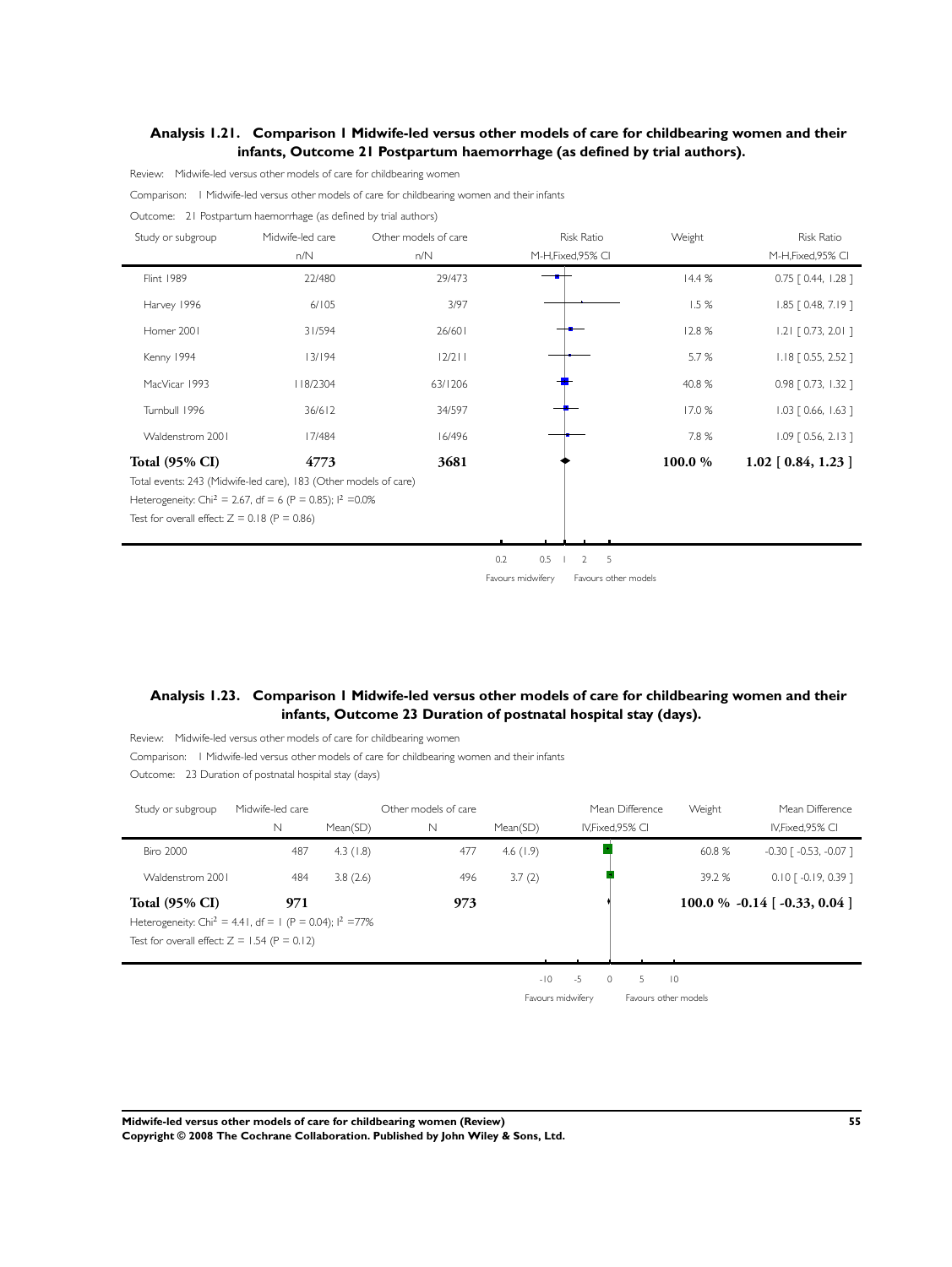### Analysis 1.21. Comparison 1 Midwife-led versus other models of care for childbearing women and their infants, Outcome 21 Postpartum haemorrhage (as defined by trial authors).

Review: Midwife-led versus other models of care for childbearing women

Comparison: 1 Midwife-led versus other models of care for childbearing women and their infants

Outcome: 21 Postpartum haemorrhage (as defined by trial authors)

| Study or subgroup | Midwife-led care n/N | Other models of care n/N | Weight | Risk Ratio M-H,Fixed,95% CI |
|---|---|---|---|---|
| Flint 1989 | 22/480 | 29/473 | 14.4 % | 0.75 [ 0.44, 1.28 ] |
| Harvey 1996 | 6/105 | 3/97 | 1.5 % | 1.85 [ 0.48, 7.19 ] |
| Homer 2001 | 31/594 | 26/601 | 12.8 % | 1.21 [ 0.73, 2.01 ] |
| Kenny 1994 | 13/194 | 12/211 | 5.7 % | 1.18 [ 0.55, 2.52 ] |
| MacVicar 1993 | 118/2304 | 63/1206 | 40.8 % | 0.98 [ 0.73, 1.32 ] |
| Turnbull 1996 | 36/612 | 34/597 | 17.0 % | 1.03 [ 0.66, 1.63 ] |
| Waldenstrom 2001 | 17/484 | 16/496 | 7.8 % | 1.09 [ 0.56, 2.13 ] |
| **Total (95% CI)** | **4773** | **3681** | **100.0 %** | **1.02 [ 0.84, 1.23 ]** |

Total events: 243 (Midwife-led care), 183 (Other models of care)

Heterogeneity: $Chi^2 = 2.67$, df = 6 (P = 0.85); $I^2 = 0.0\%$

Test for overall effect: Z = 0.18 (P = 0.86)

Scale: 0.2 0.5 1 2 5 — Favours midwifery / Favours other models

### Analysis 1.23. Comparison 1 Midwife-led versus other models of care for childbearing women and their infants, Outcome 23 Duration of postnatal hospital stay (days).

Review: Midwife-led versus other models of care for childbearing women

Comparison: 1 Midwife-led versus other models of care for childbearing women and their infants

Outcome: 23 Duration of postnatal hospital stay (days)

| Study or subgroup | Midwife-led care N | Mean(SD) | Other models of care N | Mean(SD) | Weight | Mean Difference IV,Fixed,95% CI |
|---|---|---|---|---|---|---|
| Biro 2000 | 487 | 4.3 (1.8) | 477 | 4.6 (1.9) | 60.8 % | -0.30 [ -0.53, -0.07 ] |
| Waldenstrom 2001 | 484 | 3.8 (2.6) | 496 | 3.7 (2) | 39.2 % | 0.10 [ -0.19, 0.39 ] |
| **Total (95% CI)** | **971** | | **973** | | **100.0 %** | **-0.14 [ -0.33, 0.04 ]** |

Heterogeneity: $Chi^2 = 4.41$, df = 1 (P = 0.04); $I^2 = 77\%$

Test for overall effect: Z = 1.54 (P = 0.12)

Scale: -10 -5 0 5 10 — Favours midwifery / Favours other models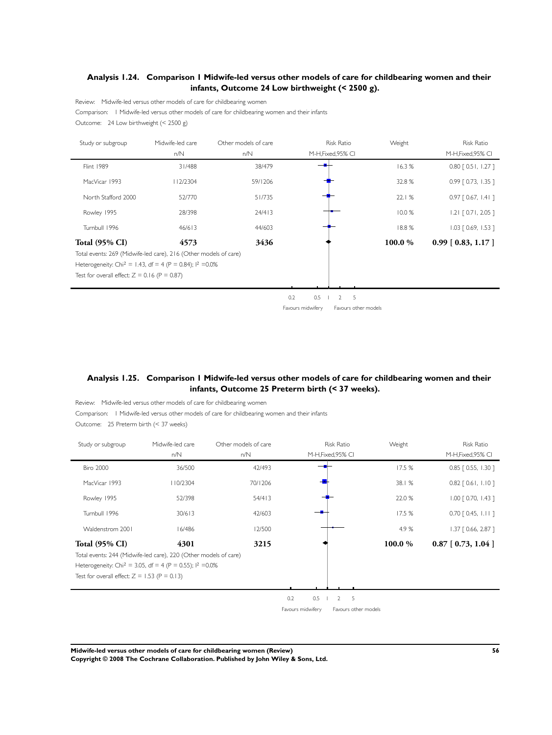## Analysis 1.24. Comparison 1 Midwife-led versus other models of care for childbearing women and their infants, Outcome 24 Low birthweight (< 2500 g).

Review: Midwife-led versus other models of care for childbearing women

Comparison: 1 Midwife-led versus other models of care for childbearing women and their infants

Outcome: 24 Low birthweight (< 2500 g)

| Study or subgroup | Midwife-led care n/N | Other models of care n/N | Risk Ratio M-H,Fixed,95% CI | Weight | Risk Ratio M-H,Fixed,95% CI |
|---|---|---|---|---|---|
| Flint 1989 | 31/488 | 38/479 | | 16.3 % | 0.80 [ 0.51, 1.27 ] |
| MacVicar 1993 | 112/2304 | 59/1206 | | 32.8 % | 0.99 [ 0.73, 1.35 ] |
| North Stafford 2000 | 52/770 | 51/735 | | 22.1 % | 0.97 [ 0.67, 1.41 ] |
| Rowley 1995 | 28/398 | 24/413 | | 10.0 % | 1.21 [ 0.71, 2.05 ] |
| Turnbull 1996 | 46/613 | 44/603 | | 18.8 % | 1.03 [ 0.69, 1.53 ] |
| **Total (95% CI)** | **4573** | **3436** | | **100.0 %** | **0.99 [ 0.83, 1.17 ]** |

Total events: 269 (Midwife-led care), 216 (Other models of care)

Heterogeneity: $Chi^2 = 1.43$, df = 4 (P = 0.84); $I^2 = 0.0\%$

Test for overall effect: Z = 0.16 (P = 0.87)

0.2 0.5 1 2 5

Favours midwifery Favours other models

## Analysis 1.25. Comparison 1 Midwife-led versus other models of care for childbearing women and their infants, Outcome 25 Preterm birth (< 37 weeks).

Review: Midwife-led versus other models of care for childbearing women

Comparison: 1 Midwife-led versus other models of care for childbearing women and their infants

Outcome: 25 Preterm birth (< 37 weeks)

| Study or subgroup | Midwife-led care n/N | Other models of care n/N | Risk Ratio M-H,Fixed,95% CI | Weight | Risk Ratio M-H,Fixed,95% CI |
|---|---|---|---|---|---|
| Biro 2000 | 36/500 | 42/493 | | 17.5 % | 0.85 [ 0.55, 1.30 ] |
| MacVicar 1993 | 110/2304 | 70/1206 | | 38.1 % | 0.82 [ 0.61, 1.10 ] |
| Rowley 1995 | 52/398 | 54/413 | | 22.0 % | 1.00 [ 0.70, 1.43 ] |
| Turnbull 1996 | 30/613 | 42/603 | | 17.5 % | 0.70 [ 0.45, 1.11 ] |
| Waldenstrom 2001 | 16/486 | 12/500 | | 4.9 % | 1.37 [ 0.66, 2.87 ] |
| **Total (95% CI)** | **4301** | **3215** | | **100.0 %** | **0.87 [ 0.73, 1.04 ]** |

Total events: 244 (Midwife-led care), 220 (Other models of care)

Heterogeneity: $Chi^2 = 3.05$, df = 4 (P = 0.55); $I^2 = 0.0\%$

Test for overall effect: Z = 1.53 (P = 0.13)

0.2 0.5 1 2 5

Favours midwifery Favours other models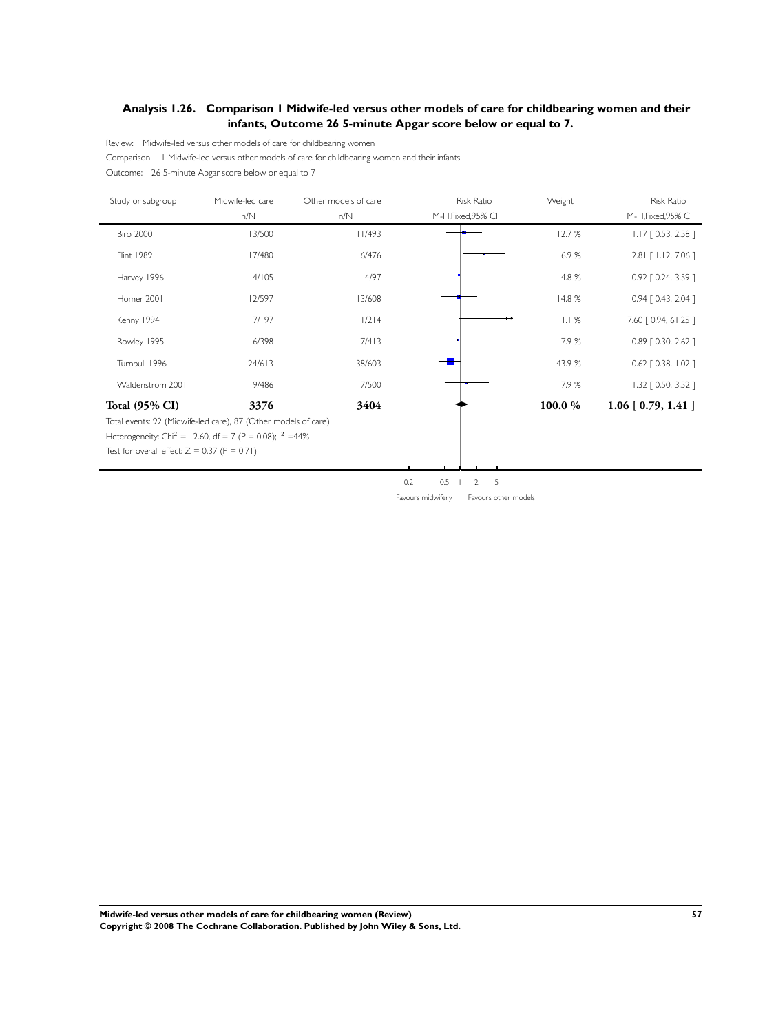## Analysis 1.26. Comparison 1 Midwife-led versus other models of care for childbearing women and their infants, Outcome 26 5-minute Apgar score below or equal to 7.

Review: Midwife-led versus other models of care for childbearing women

Comparison: 1 Midwife-led versus other models of care for childbearing women and their infants

Outcome: 26 5-minute Apgar score below or equal to 7

| Study or subgroup | Midwife-led care n/N | Other models of care n/N | Risk Ratio M-H,Fixed,95% CI | Weight | Risk Ratio M-H,Fixed,95% CI |
|---|---|---|---|---|---|
| Biro 2000 | 13/500 | 11/493 | | 12.7 % | 1.17 [ 0.53, 2.58 ] |
| Flint 1989 | 17/480 | 6/476 | | 6.9 % | 2.81 [ 1.12, 7.06 ] |
| Harvey 1996 | 4/105 | 4/97 | | 4.8 % | 0.92 [ 0.24, 3.59 ] |
| Homer 2001 | 12/597 | 13/608 | | 14.8 % | 0.94 [ 0.43, 2.04 ] |
| Kenny 1994 | 7/197 | 1/214 | | 1.1 % | 7.60 [ 0.94, 61.25 ] |
| Rowley 1995 | 6/398 | 7/413 | | 7.9 % | 0.89 [ 0.30, 2.62 ] |
| Turnbull 1996 | 24/613 | 38/603 | | 43.9 % | 0.62 [ 0.38, 1.02 ] |
| Waldenstrom 2001 | 9/486 | 7/500 | | 7.9 % | 1.32 [ 0.50, 3.52 ] |
| **Total (95% CI)** | **3376** | **3404** | | **100.0 %** | **1.06 [ 0.79, 1.41 ]** |

Total events: 92 (Midwife-led care), 87 (Other models of care)

Heterogeneity: $Chi^2 = 12.60$, df = 7 (P = 0.08); $I^2 = 44\%$

Test for overall effect: Z = 0.37 (P = 0.71)

0.2 0.5 1 2 5

Favours midwifery Favours other models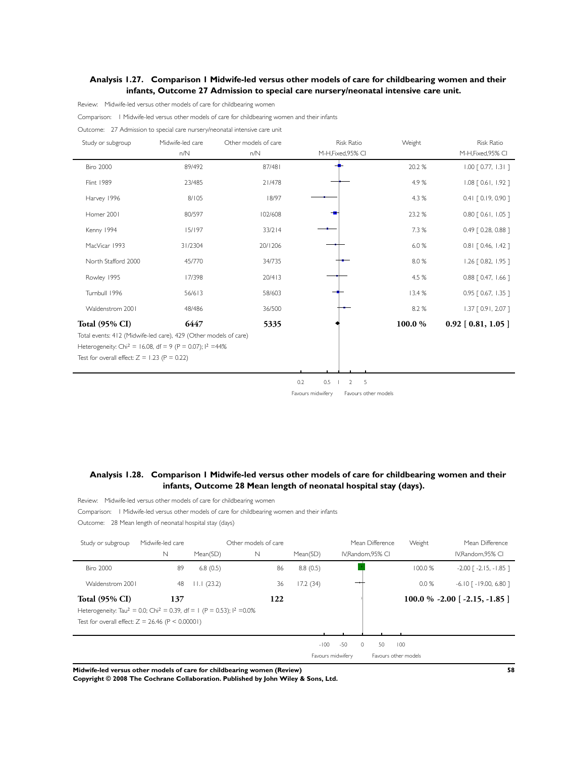### Analysis 1.27. Comparison 1 Midwife-led versus other models of care for childbearing women and their infants, Outcome 27 Admission to special care nursery/neonatal intensive care unit.

Review: Midwife-led versus other models of care for childbearing women

Comparison: 1 Midwife-led versus other models of care for childbearing women and their infants

Outcome: 27 Admission to special care nursery/neonatal intensive care unit

| Study or subgroup | Midwife-led care n/N | Other models of care n/N | Risk Ratio M-H,Fixed,95% CI | Weight | Risk Ratio M-H,Fixed,95% CI |
|---|---|---|---|---|---|
| Biro 2000 | 89/492 | 87/481 | | 20.2 % | 1.00 [ 0.77, 1.31 ] |
| Flint 1989 | 23/485 | 21/478 | | 4.9 % | 1.08 [ 0.61, 1.92 ] |
| Harvey 1996 | 8/105 | 18/97 | | 4.3 % | 0.41 [ 0.19, 0.90 ] |
| Homer 2001 | 80/597 | 102/608 | | 23.2 % | 0.80 [ 0.61, 1.05 ] |
| Kenny 1994 | 15/197 | 33/214 | | 7.3 % | 0.49 [ 0.28, 0.88 ] |
| MacVicar 1993 | 31/2304 | 20/1206 | | 6.0 % | 0.81 [ 0.46, 1.42 ] |
| North Stafford 2000 | 45/770 | 34/735 | | 8.0 % | 1.26 [ 0.82, 1.95 ] |
| Rowley 1995 | 17/398 | 20/413 | | 4.5 % | 0.88 [ 0.47, 1.66 ] |
| Turnbull 1996 | 56/613 | 58/603 | | 13.4 % | 0.95 [ 0.67, 1.35 ] |
| Waldenstrom 2001 | 48/486 | 36/500 | | 8.2 % | 1.37 [ 0.91, 2.07 ] |
| **Total (95% CI)** | **6447** | **5335** | | **100.0 %** | **0.92 [ 0.81, 1.05 ]** |

Total events: 412 (Midwife-led care), 429 (Other models of care)

Heterogeneity: $Chi^2 = 16.08$, df = 9 (P = 0.07); $I^2 = 44\%$

Test for overall effect: Z = 1.23 (P = 0.22)

0.2 0.5 1 2 5

Favours midwifery Favours other models

### Analysis 1.28. Comparison 1 Midwife-led versus other models of care for childbearing women and their infants, Outcome 28 Mean length of neonatal hospital stay (days).

Review: Midwife-led versus other models of care for childbearing women

Comparison: 1 Midwife-led versus other models of care for childbearing women and their infants

Outcome: 28 Mean length of neonatal hospital stay (days)

| Study or subgroup | Midwife-led care N | Mean(SD) | Other models of care N | Mean(SD) | Mean Difference IV,Random,95% CI | Weight | Mean Difference IV,Random,95% CI |
|---|---|---|---|---|---|---|---|
| Biro 2000 | 89 | 6.8 (0.5) | 86 | 8.8 (0.5) | | 100.0 % | -2.00 [ -2.15, -1.85 ] |
| Waldenstrom 2001 | 48 | 11.1 (23.2) | 36 | 17.2 (34) | | 0.0 % | -6.10 [ -19.00, 6.80 ] |
| **Total (95% CI)** | **137** | | **122** | | | **100.0 %** | **-2.00 [ -2.15, -1.85 ]** |

Heterogeneity: $Tau^2 = 0.0$; $Chi^2 = 0.39$, df = 1 (P = 0.53); $I^2 = 0.0\%$

Test for overall effect: Z = 26.46 (P < 0.00001)

-100 -50 0 50 100

Favours midwifery Favours other models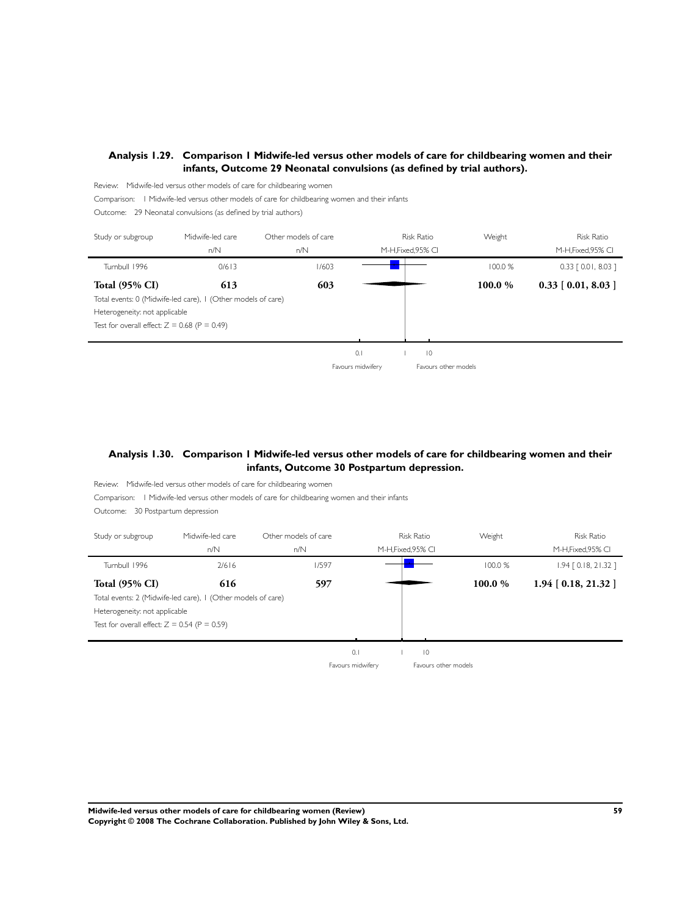### Analysis 1.29. Comparison 1 Midwife-led versus other models of care for childbearing women and their infants, Outcome 29 Neonatal convulsions (as defined by trial authors).

Review: Midwife-led versus other models of care for childbearing women

Comparison: 1 Midwife-led versus other models of care for childbearing women and their infants

Outcome: 29 Neonatal convulsions (as defined by trial authors)

| Study or subgroup | Midwife-led care n/N | Other models of care n/N | Risk Ratio M-H,Fixed,95% CI | Weight | Risk Ratio M-H,Fixed,95% CI |
|---|---|---|---|---|---|
| Turnbull 1996 | 0/613 | 1/603 | | 100.0 % | 0.33 [ 0.01, 8.03 ] |
| **Total (95% CI)** | **613** | **603** | | **100.0 %** | **0.33 [ 0.01, 8.03 ]** |

Total events: 0 (Midwife-led care), 1 (Other models of care)

Heterogeneity: not applicable

Test for overall effect: Z = 0.68 (P = 0.49)

0.1 1 10

Favours midwifery Favours other models

### Analysis 1.30. Comparison 1 Midwife-led versus other models of care for childbearing women and their infants, Outcome 30 Postpartum depression.

Review: Midwife-led versus other models of care for childbearing women

Comparison: 1 Midwife-led versus other models of care for childbearing women and their infants

Outcome: 30 Postpartum depression

| Study or subgroup | Midwife-led care n/N | Other models of care n/N | Risk Ratio M-H,Fixed,95% CI | Weight | Risk Ratio M-H,Fixed,95% CI |
|---|---|---|---|---|---|
| Turnbull 1996 | 2/616 | 1/597 | | 100.0 % | 1.94 [ 0.18, 21.32 ] |
| **Total (95% CI)** | **616** | **597** | | **100.0 %** | **1.94 [ 0.18, 21.32 ]** |

Total events: 2 (Midwife-led care), 1 (Other models of care)

Heterogeneity: not applicable

Test for overall effect: Z = 0.54 (P = 0.59)

0.1 1 10

Favours midwifery Favours other models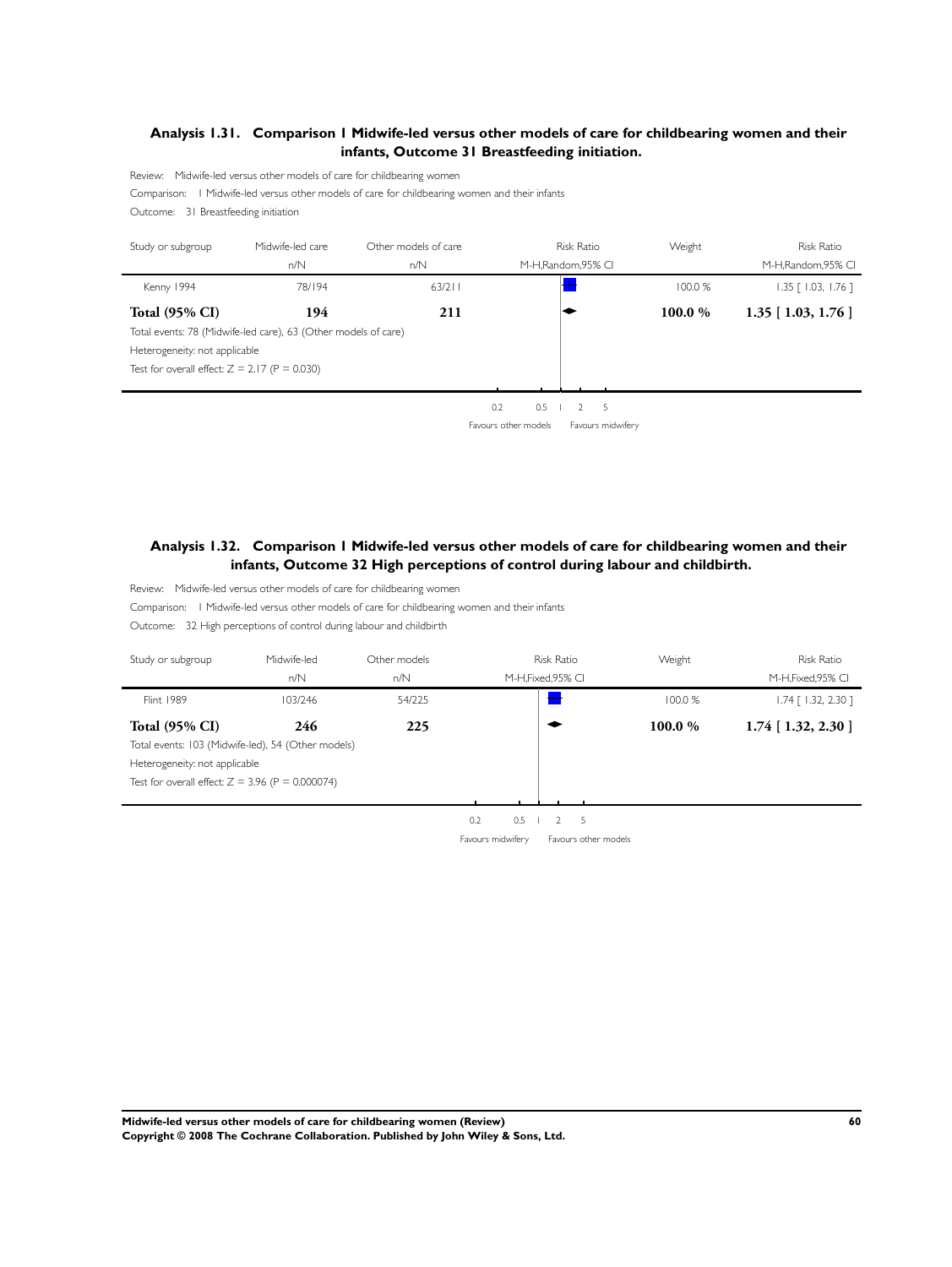### Analysis 1.31. Comparison 1 Midwife-led versus other models of care for childbearing women and their infants, Outcome 31 Breastfeeding initiation.

Review: Midwife-led versus other models of care for childbearing women

Comparison: 1 Midwife-led versus other models of care for childbearing women and their infants

Outcome: 31 Breastfeeding initiation

| Study or subgroup | Midwife-led care n/N | Other models of care n/N | Risk Ratio M-H,Random,95% CI | Weight | Risk Ratio M-H,Random,95% CI |
|---|---|---|---|---|---|
| Kenny 1994 | 78/194 | 63/211 | | 100.0 % | 1.35 [ 1.03, 1.76 ] |
| **Total (95% CI)** | **194** | **211** | | **100.0 %** | **1.35 [ 1.03, 1.76 ]** |

Total events: 78 (Midwife-led care), 63 (Other models of care)

Heterogeneity: not applicable

Test for overall effect: Z = 2.17 (P = 0.030)

0.2 0.5 1 2 5

Favours other models Favours midwifery

### Analysis 1.32. Comparison 1 Midwife-led versus other models of care for childbearing women and their infants, Outcome 32 High perceptions of control during labour and childbirth.

Review: Midwife-led versus other models of care for childbearing women

Comparison: 1 Midwife-led versus other models of care for childbearing women and their infants

Outcome: 32 High perceptions of control during labour and childbirth

| Study or subgroup | Midwife-led n/N | Other models n/N | Risk Ratio M-H,Fixed,95% CI | Weight | Risk Ratio M-H,Fixed,95% CI |
|---|---|---|---|---|---|
| Flint 1989 | 103/246 | 54/225 | | 100.0 % | 1.74 [ 1.32, 2.30 ] |
| **Total (95% CI)** | **246** | **225** | | **100.0 %** | **1.74 [ 1.32, 2.30 ]** |

Total events: 103 (Midwife-led), 54 (Other models)

Heterogeneity: not applicable

Test for overall effect: Z = 3.96 (P = 0.000074)

0.2 0.5 1 2 5

Favours midwifery Favours other models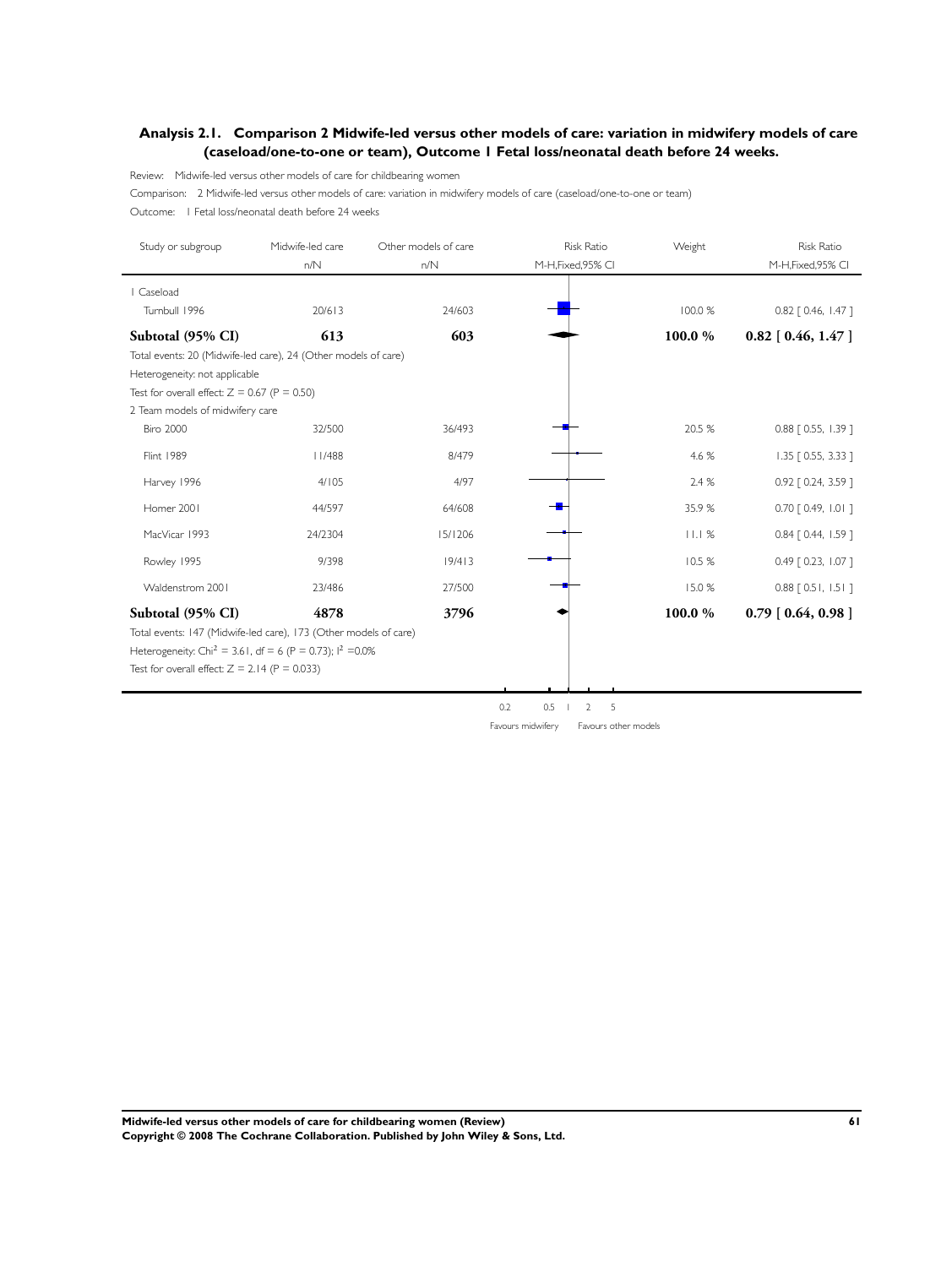## Analysis 2.1. Comparison 2 Midwife-led versus other models of care: variation in midwifery models of care (caseload/one-to-one or team), Outcome 1 Fetal loss/neonatal death before 24 weeks.

Review: Midwife-led versus other models of care for childbearing women

Comparison: 2 Midwife-led versus other models of care: variation in midwifery models of care (caseload/one-to-one or team)

Outcome: 1 Fetal loss/neonatal death before 24 weeks

| Study or subgroup | Midwife-led care n/N | Other models of care n/N | Risk Ratio M-H,Fixed,95% CI | Weight | Risk Ratio M-H,Fixed,95% CI |
|---|---|---|---|---|---|
| 1 Caseload | | | | | |
| Turnbull 1996 | 20/613 | 24/603 | | 100.0 % | 0.82 [ 0.46, 1.47 ] |
| **Subtotal (95% CI)** | **613** | **603** | | **100.0 %** | **0.82 [ 0.46, 1.47 ]** |
| Total events: 20 (Midwife-led care), 24 (Other models of care) | | | | | |
| Heterogeneity: not applicable | | | | | |
| Test for overall effect: Z = 0.67 (P = 0.50) | | | | | |
| 2 Team models of midwifery care | | | | | |
| Biro 2000 | 32/500 | 36/493 | | 20.5 % | 0.88 [ 0.55, 1.39 ] |
| Flint 1989 | 11/488 | 8/479 | | 4.6 % | 1.35 [ 0.55, 3.33 ] |
| Harvey 1996 | 4/105 | 4/97 | | 2.4 % | 0.92 [ 0.24, 3.59 ] |
| Homer 2001 | 44/597 | 64/608 | | 35.9 % | 0.70 [ 0.49, 1.01 ] |
| MacVicar 1993 | 24/2304 | 15/1206 | | 11.1 % | 0.84 [ 0.44, 1.59 ] |
| Rowley 1995 | 9/398 | 19/413 | | 10.5 % | 0.49 [ 0.23, 1.07 ] |
| Waldenstrom 2001 | 23/486 | 27/500 | | 15.0 % | 0.88 [ 0.51, 1.51 ] |
| **Subtotal (95% CI)** | **4878** | **3796** | | **100.0 %** | **0.79 [ 0.64, 0.98 ]** |
| Total events: 147 (Midwife-led care), 173 (Other models of care) | | | | | |
| Heterogeneity: Chi$^2$ = 3.61, df = 6 (P = 0.73); I$^2$ =0.0% | | | | | |
| Test for overall effect: Z = 2.14 (P = 0.033) | | | | | |

0.2 0.5 1 2 5

Favours midwifery Favours other models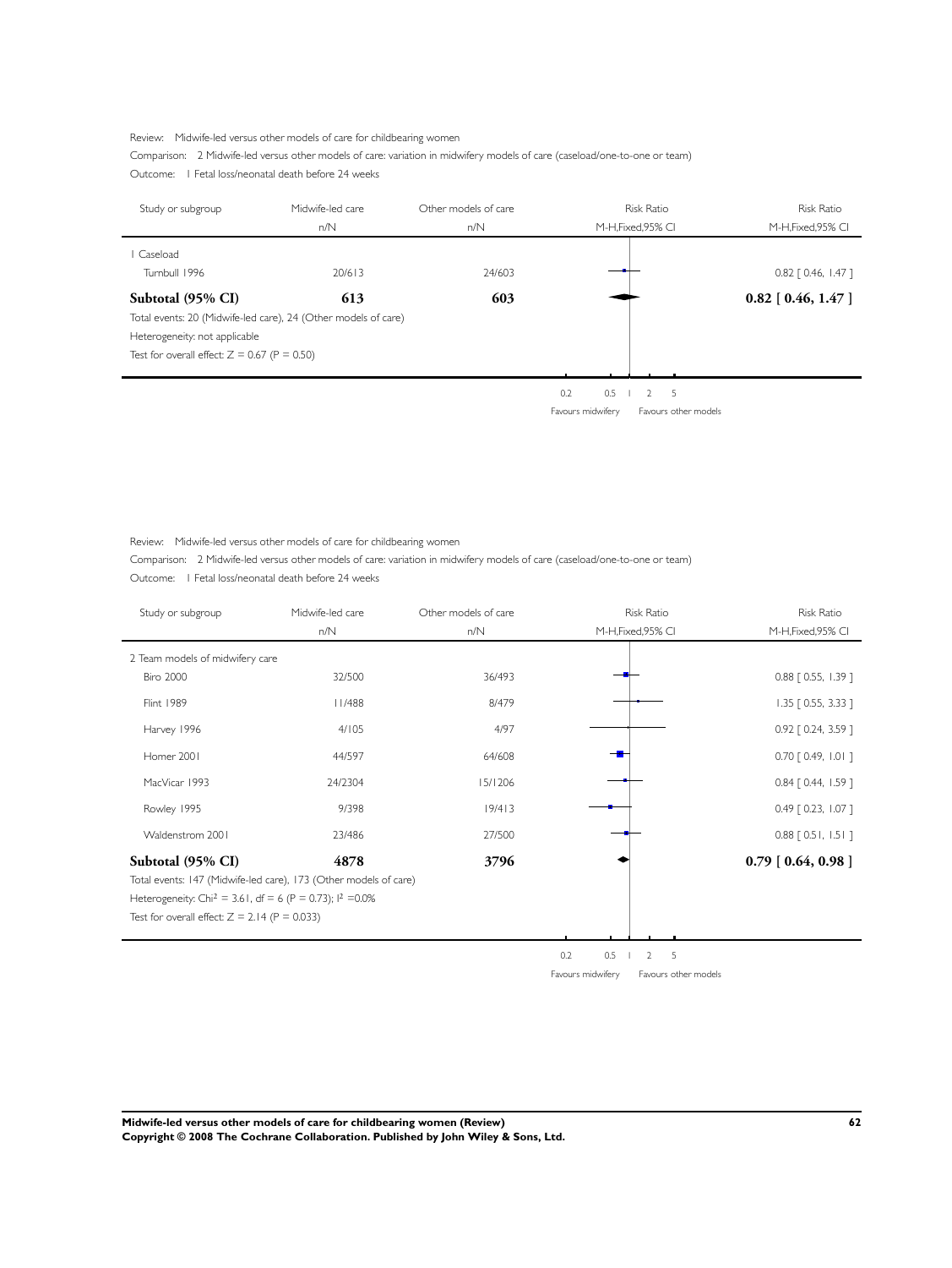Review: Midwife-led versus other models of care for childbearing women

Comparison: 2 Midwife-led versus other models of care: variation in midwifery models of care (caseload/one-to-one or team)

Outcome: 1 Fetal loss/neonatal death before 24 weeks

| Study or subgroup | Midwife-led care n/N | Other models of care n/N | Risk Ratio M-H,Fixed,95% CI | Risk Ratio M-H,Fixed,95% CI |
|---|---|---|---|---|
| 1 Caseload | | | | |
| Turnbull 1996 | 20/613 | 24/603 | | 0.82 [ 0.46, 1.47 ] |
| **Subtotal (95% CI)** | **613** | **603** | | **0.82 [ 0.46, 1.47 ]** |
| Total events: 20 (Midwife-led care), 24 (Other models of care) | | | | |
| Heterogeneity: not applicable | | | | |
| Test for overall effect: Z = 0.67 (P = 0.50) | | | | |

0.2 0.5 1 2 5

Favours midwifery Favours other models

Review: Midwife-led versus other models of care for childbearing women

Comparison: 2 Midwife-led versus other models of care: variation in midwifery models of care (caseload/one-to-one or team)

Outcome: 1 Fetal loss/neonatal death before 24 weeks

| Study or subgroup | Midwife-led care n/N | Other models of care n/N | Risk Ratio M-H,Fixed,95% CI | Risk Ratio M-H,Fixed,95% CI |
|---|---|---|---|---|
| 2 Team models of midwifery care | | | | |
| Biro 2000 | 32/500 | 36/493 | | 0.88 [ 0.55, 1.39 ] |
| Flint 1989 | 11/488 | 8/479 | | 1.35 [ 0.55, 3.33 ] |
| Harvey 1996 | 4/105 | 4/97 | | 0.92 [ 0.24, 3.59 ] |
| Homer 2001 | 44/597 | 64/608 | | 0.70 [ 0.49, 1.01 ] |
| MacVicar 1993 | 24/2304 | 15/1206 | | 0.84 [ 0.44, 1.59 ] |
| Rowley 1995 | 9/398 | 19/413 | | 0.49 [ 0.23, 1.07 ] |
| Waldenstrom 2001 | 23/486 | 27/500 | | 0.88 [ 0.51, 1.51 ] |
| **Subtotal (95% CI)** | **4878** | **3796** | | **0.79 [ 0.64, 0.98 ]** |
| Total events: 147 (Midwife-led care), 173 (Other models of care) | | | | |
| Heterogeneity: $Chi^2 = 3.61$, df = 6 (P = 0.73); $I^2 = 0.0\%$ | | | | |
| Test for overall effect: Z = 2.14 (P = 0.033) | | | | |

0.2 0.5 1 2 5

Favours midwifery Favours other models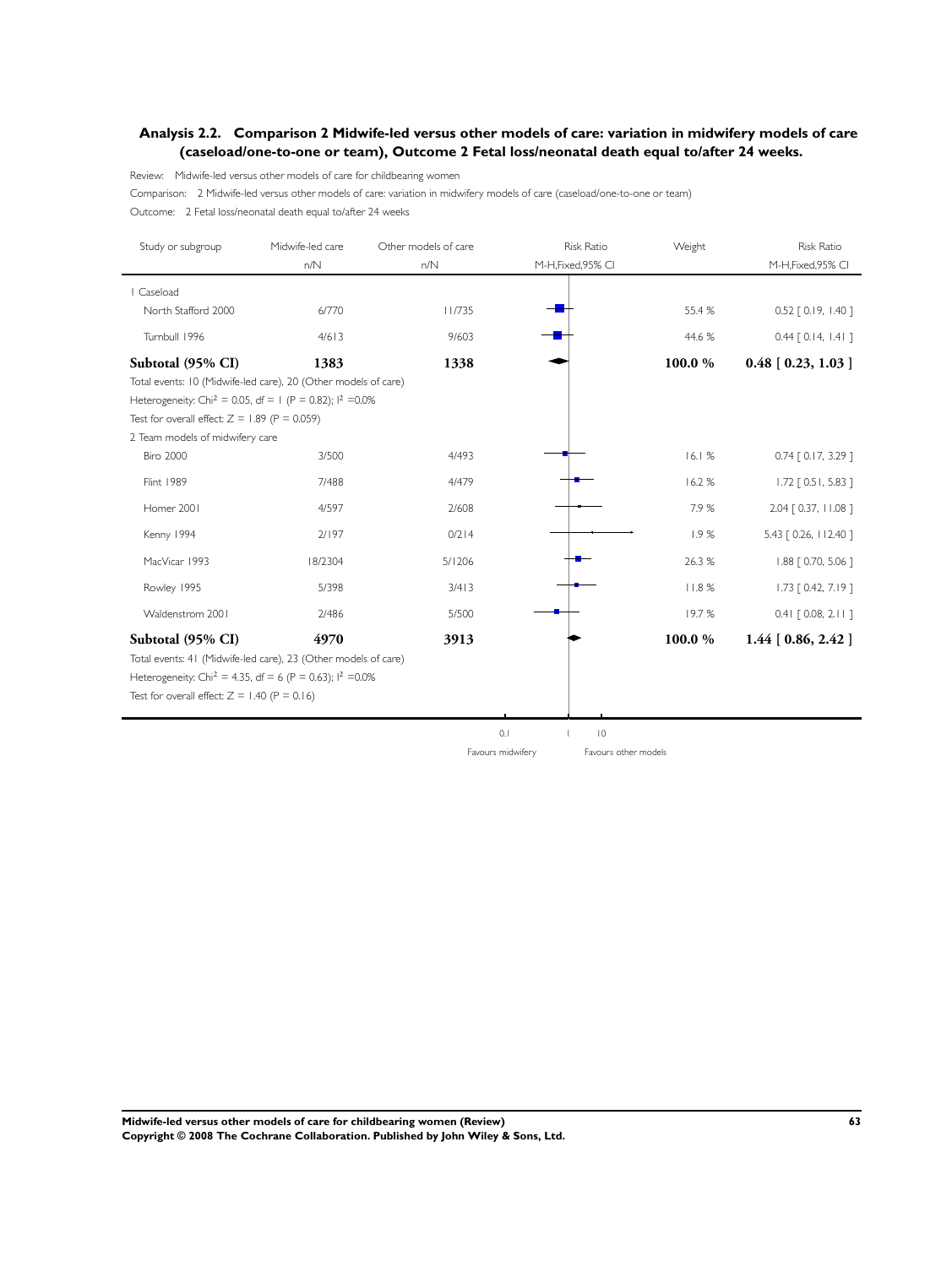## Analysis 2.2. Comparison 2 Midwife-led versus other models of care: variation in midwifery models of care (caseload/one-to-one or team), Outcome 2 Fetal loss/neonatal death equal to/after 24 weeks.

Review: Midwife-led versus other models of care for childbearing women

Comparison: 2 Midwife-led versus other models of care: variation in midwifery models of care (caseload/one-to-one or team)

Outcome: 2 Fetal loss/neonatal death equal to/after 24 weeks

| Study or subgroup | Midwife-led care n/N | Other models of care n/N | Weight | Risk Ratio M-H,Fixed,95% CI |
|---|---|---|---|---|
| **1 Caseload** | | | | |
| North Stafford 2000 | 6/770 | 11/735 | 55.4 % | 0.52 [ 0.19, 1.40 ] |
| Turnbull 1996 | 4/613 | 9/603 | 44.6 % | 0.44 [ 0.14, 1.41 ] |
| **Subtotal (95% CI)** | **1383** | **1338** | **100.0 %** | **0.48 [ 0.23, 1.03 ]** |
| Total events: 10 (Midwife-led care), 20 (Other models of care) | | | | |
| Heterogeneity: $Chi^2 = 0.05$, df = 1 (P = 0.82); $I^2 = 0.0\%$ | | | | |
| Test for overall effect: Z = 1.89 (P = 0.059) | | | | |
| **2 Team models of midwifery care** | | | | |
| Biro 2000 | 3/500 | 4/493 | 16.1 % | 0.74 [ 0.17, 3.29 ] |
| Flint 1989 | 7/488 | 4/479 | 16.2 % | 1.72 [ 0.51, 5.83 ] |
| Homer 2001 | 4/597 | 2/608 | 7.9 % | 2.04 [ 0.37, 11.08 ] |
| Kenny 1994 | 2/197 | 0/214 | 1.9 % | 5.43 [ 0.26, 112.40 ] |
| MacVicar 1993 | 18/2304 | 5/1206 | 26.3 % | 1.88 [ 0.70, 5.06 ] |
| Rowley 1995 | 5/398 | 3/413 | 11.8 % | 1.73 [ 0.42, 7.19 ] |
| Waldenstrom 2001 | 2/486 | 5/500 | 19.7 % | 0.41 [ 0.08, 2.11 ] |
| **Subtotal (95% CI)** | **4970** | **3913** | **100.0 %** | **1.44 [ 0.86, 2.42 ]** |
| Total events: 41 (Midwife-led care), 23 (Other models of care) | | | | |
| Heterogeneity: $Chi^2 = 4.35$, df = 6 (P = 0.63); $I^2 = 0.0\%$ | | | | |
| Test for overall effect: Z = 1.40 (P = 0.16) | | | | |

0.1 1 10

Favours midwifery Favours other models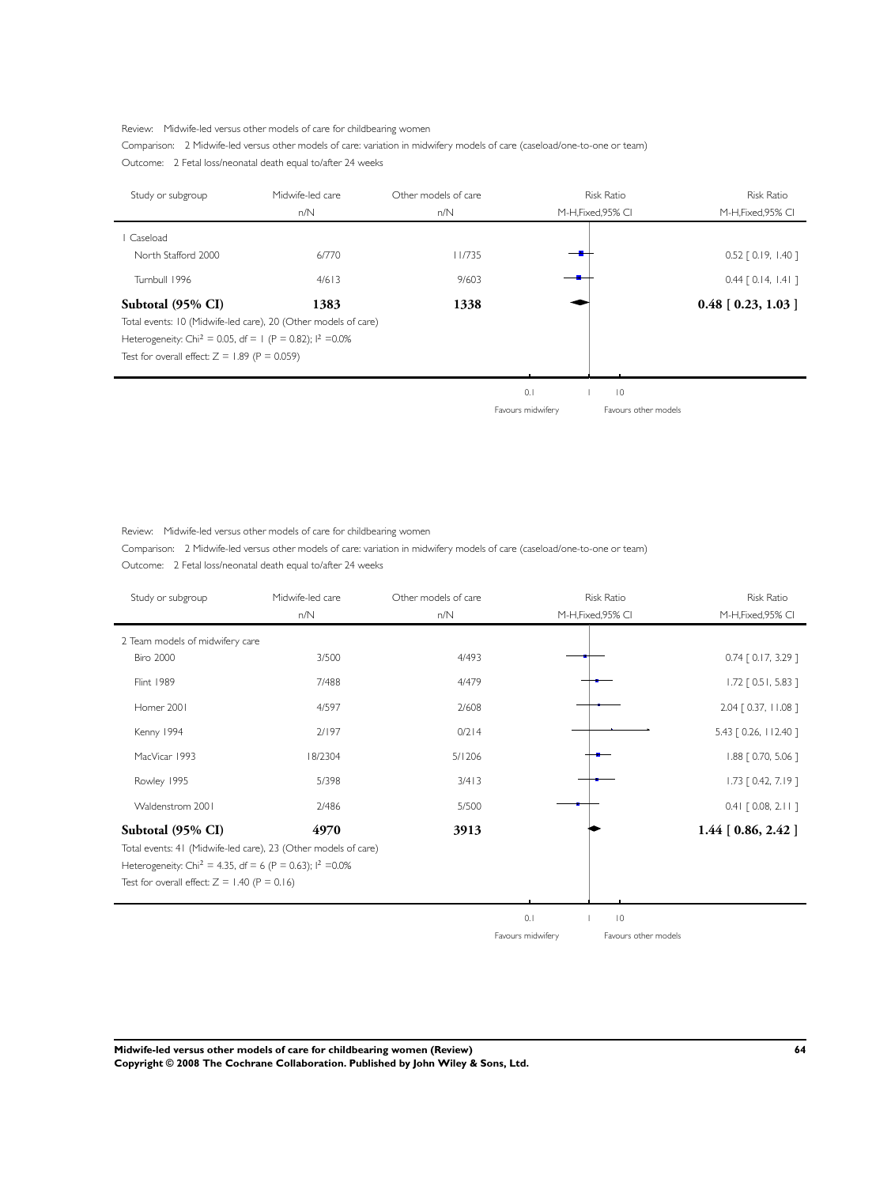Review: Midwife-led versus other models of care for childbearing women

Comparison: 2 Midwife-led versus other models of care: variation in midwifery models of care (caseload/one-to-one or team)

Outcome: 2 Fetal loss/neonatal death equal to/after 24 weeks

| Study or subgroup | Midwife-led care n/N | Other models of care n/N | Risk Ratio M-H,Fixed,95% CI |
|---|---|---|---|
| 1 Caseload | | | |
| North Stafford 2000 | 6/770 | 11/735 | 0.52 [ 0.19, 1.40 ] |
| Turnbull 1996 | 4/613 | 9/603 | 0.44 [ 0.14, 1.41 ] |
| **Subtotal (95% CI)** | **1383** | **1338** | **0.48 [ 0.23, 1.03 ]** |

Total events: 10 (Midwife-led care), 20 (Other models of care)

Heterogeneity: $Chi^2 = 0.05$, df = 1 (P = 0.82); $I^2$ =0.0%

Test for overall effect: Z = 1.89 (P = 0.059)

0.1 | 1 | 10

Favours midwifery | Favours other models

Review: Midwife-led versus other models of care for childbearing women

Comparison: 2 Midwife-led versus other models of care: variation in midwifery models of care (caseload/one-to-one or team)

Outcome: 2 Fetal loss/neonatal death equal to/after 24 weeks

| Study or subgroup | Midwife-led care n/N | Other models of care n/N | Risk Ratio M-H,Fixed,95% CI |
|---|---|---|---|
| 2 Team models of midwifery care | | | |
| Biro 2000 | 3/500 | 4/493 | 0.74 [ 0.17, 3.29 ] |
| Flint 1989 | 7/488 | 4/479 | 1.72 [ 0.51, 5.83 ] |
| Homer 2001 | 4/597 | 2/608 | 2.04 [ 0.37, 11.08 ] |
| Kenny 1994 | 2/197 | 0/214 | 5.43 [ 0.26, 112.40 ] |
| MacVicar 1993 | 18/2304 | 5/1206 | 1.88 [ 0.70, 5.06 ] |
| Rowley 1995 | 5/398 | 3/413 | 1.73 [ 0.42, 7.19 ] |
| Waldenstrom 2001 | 2/486 | 5/500 | 0.41 [ 0.08, 2.11 ] |
| **Subtotal (95% CI)** | **4970** | **3913** | **1.44 [ 0.86, 2.42 ]** |

Total events: 41 (Midwife-led care), 23 (Other models of care)

Heterogeneity: $Chi^2 = 4.35$, df = 6 (P = 0.63); $I^2$ =0.0%

Test for overall effect: Z = 1.40 (P = 0.16)

0.1 | 1 | 10

Favours midwifery | Favours other models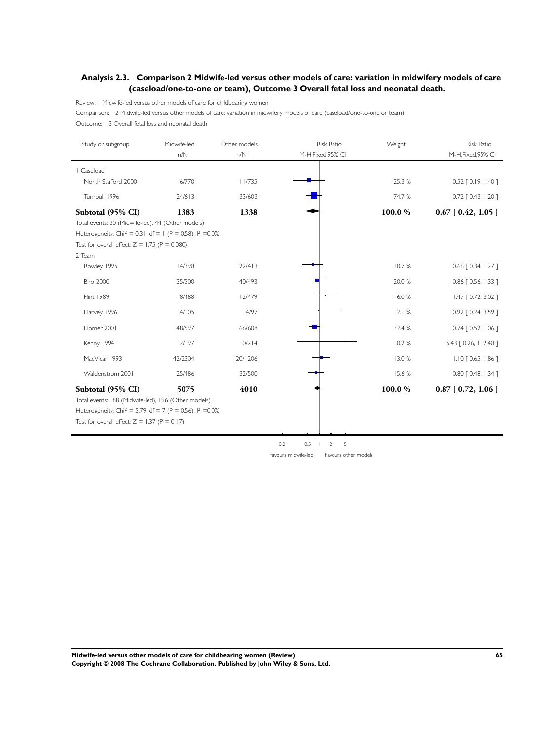## Analysis 2.3. Comparison 2 Midwife-led versus other models of care: variation in midwifery models of care (caseload/one-to-one or team), Outcome 3 Overall fetal loss and neonatal death.

Review: Midwife-led versus other models of care for childbearing women

Comparison: 2 Midwife-led versus other models of care: variation in midwifery models of care (caseload/one-to-one or team)

Outcome: 3 Overall fetal loss and neonatal death

| Study or subgroup | Midwife-led n/N | Other models n/N | Risk Ratio M-H,Fixed,95% CI | Weight | Risk Ratio M-H,Fixed,95% CI |
|---|---|---|---|---|---|
| **1 Caseload** | | | | | |
| North Stafford 2000 | 6/770 | 11/735 | | 25.3 % | 0.52 [ 0.19, 1.40 ] |
| Turnbull 1996 | 24/613 | 33/603 | | 74.7 % | 0.72 [ 0.43, 1.20 ] |
| **Subtotal (95% CI)** | **1383** | **1338** | | **100.0 %** | **0.67 [ 0.42, 1.05 ]** |
| Total events: 30 (Midwife-led), 44 (Other models) | | | | | |
| Heterogeneity: Chi² = 0.31, df = 1 (P = 0.58); I² =0.0% | | | | | |
| Test for overall effect: Z = 1.75 (P = 0.080) | | | | | |
| **2 Team** | | | | | |
| Rowley 1995 | 14/398 | 22/413 | | 10.7 % | 0.66 [ 0.34, 1.27 ] |
| Biro 2000 | 35/500 | 40/493 | | 20.0 % | 0.86 [ 0.56, 1.33 ] |
| Flint 1989 | 18/488 | 12/479 | | 6.0 % | 1.47 [ 0.72, 3.02 ] |
| Harvey 1996 | 4/105 | 4/97 | | 2.1 % | 0.92 [ 0.24, 3.59 ] |
| Homer 2001 | 48/597 | 66/608 | | 32.4 % | 0.74 [ 0.52, 1.06 ] |
| Kenny 1994 | 2/197 | 0/214 | | 0.2 % | 5.43 [ 0.26, 112.40 ] |
| MacVicar 1993 | 42/2304 | 20/1206 | | 13.0 % | 1.10 [ 0.65, 1.86 ] |
| Waldenstrom 2001 | 25/486 | 32/500 | | 15.6 % | 0.80 [ 0.48, 1.34 ] |
| **Subtotal (95% CI)** | **5075** | **4010** | | **100.0 %** | **0.87 [ 0.72, 1.06 ]** |
| Total events: 188 (Midwife-led), 196 (Other models) | | | | | |
| Heterogeneity: Chi² = 5.79, df = 7 (P = 0.56); I² =0.0% | | | | | |
| Test for overall effect: Z = 1.37 (P = 0.17) | | | | | |

0.2 0.5 1 2 5

Favours midwife-led — Favours other models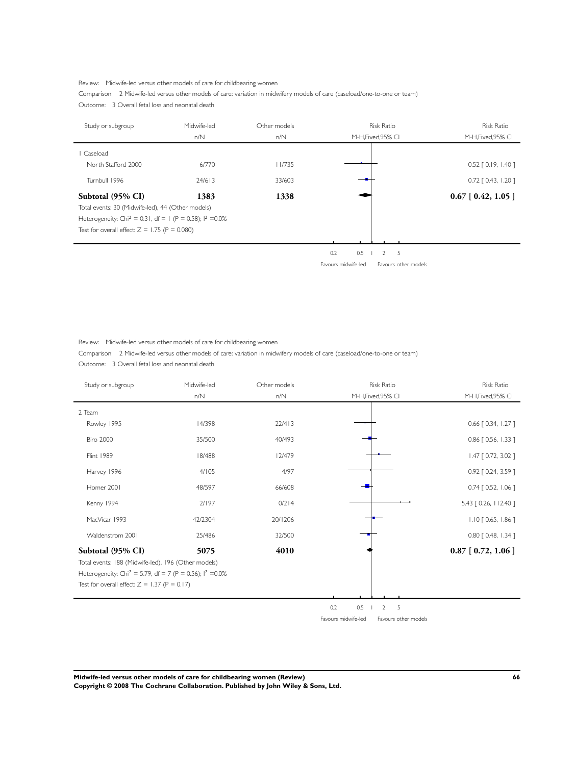Review: Midwife-led versus other models of care for childbearing women

Comparison: 2 Midwife-led versus other models of care: variation in midwifery models of care (caseload/one-to-one or team)

Outcome: 3 Overall fetal loss and neonatal death

| Study or subgroup | Midwife-led n/N | Other models n/N | Risk Ratio M-H,Fixed,95% CI |
|---|---|---|---|
| **1 Caseload** | | | |
| North Stafford 2000 | 6/770 | 11/735 | 0.52 [ 0.19, 1.40 ] |
| Turnbull 1996 | 24/613 | 33/603 | 0.72 [ 0.43, 1.20 ] |
| **Subtotal (95% CI)** | **1383** | **1338** | **0.67 [ 0.42, 1.05 ]** |

Total events: 30 (Midwife-led), 44 (Other models)

Heterogeneity: $Chi^2 = 0.31$, $df = 1$ ($P = 0.58$); $I^2 = 0.0\%$

Test for overall effect: $Z = 1.75$ ($P = 0.080$)

0.2 0.5 1 2 5

Favours midwife-led | Favours other models

Review: Midwife-led versus other models of care for childbearing women

Comparison: 2 Midwife-led versus other models of care: variation in midwifery models of care (caseload/one-to-one or team)

Outcome: 3 Overall fetal loss and neonatal death

| Study or subgroup | Midwife-led n/N | Other models n/N | Risk Ratio M-H,Fixed,95% CI |
|---|---|---|---|
| **2 Team** | | | |
| Rowley 1995 | 14/398 | 22/413 | 0.66 [ 0.34, 1.27 ] |
| Biro 2000 | 35/500 | 40/493 | 0.86 [ 0.56, 1.33 ] |
| Flint 1989 | 18/488 | 12/479 | 1.47 [ 0.72, 3.02 ] |
| Harvey 1996 | 4/105 | 4/97 | 0.92 [ 0.24, 3.59 ] |
| Homer 2001 | 48/597 | 66/608 | 0.74 [ 0.52, 1.06 ] |
| Kenny 1994 | 2/197 | 0/214 | 5.43 [ 0.26, 112.40 ] |
| MacVicar 1993 | 42/2304 | 20/1206 | 1.10 [ 0.65, 1.86 ] |
| Waldenstrom 2001 | 25/486 | 32/500 | 0.80 [ 0.48, 1.34 ] |
| **Subtotal (95% CI)** | **5075** | **4010** | **0.87 [ 0.72, 1.06 ]** |

Total events: 188 (Midwife-led), 196 (Other models)

Heterogeneity: $Chi^2 = 5.79$, $df = 7$ ($P = 0.56$); $I^2 = 0.0\%$

Test for overall effect: $Z = 1.37$ ($P = 0.17$)

0.2 0.5 1 2 5

Favours midwife-led | Favours other models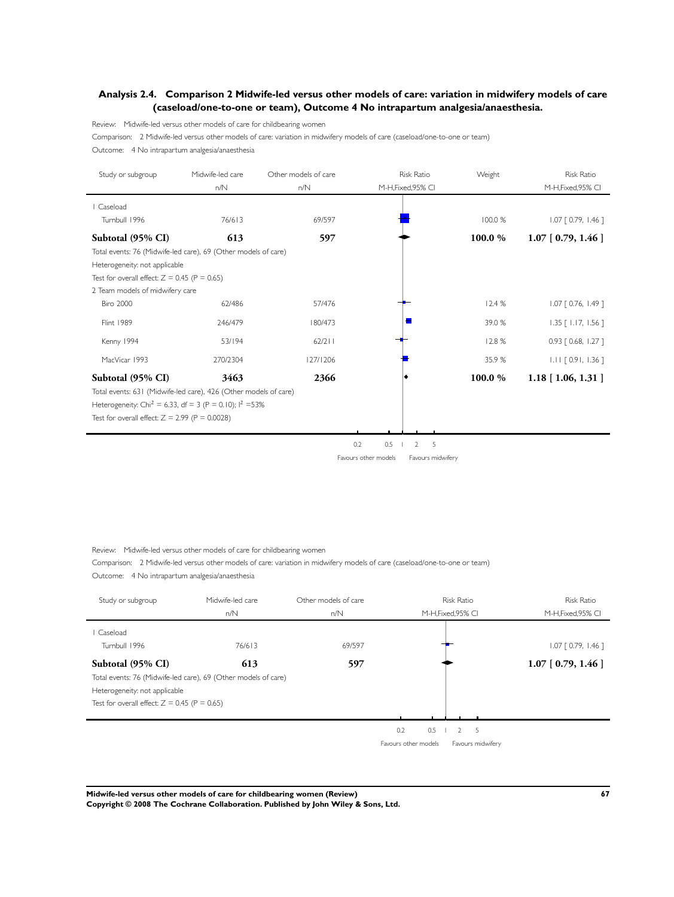### Analysis 2.4. Comparison 2 Midwife-led versus other models of care: variation in midwifery models of care (caseload/one-to-one or team), Outcome 4 No intrapartum analgesia/anaesthesia.

Review: Midwife-led versus other models of care for childbearing women

Comparison: 2 Midwife-led versus other models of care: variation in midwifery models of care (caseload/one-to-one or team)

Outcome: 4 No intrapartum analgesia/anaesthesia

| Study or subgroup | Midwife-led care n/N | Other models of care n/N | Weight | Risk Ratio M-H,Fixed,95% CI |
|---|---|---|---|---|
| 1 Caseload | | | | |
| Turnbull 1996 | 76/613 | 69/597 | 100.0 % | 1.07 [ 0.79, 1.46 ] |
| **Subtotal (95% CI)** | **613** | **597** | **100.0 %** | **1.07 [ 0.79, 1.46 ]** |
| Total events: 76 (Midwife-led care), 69 (Other models of care) | | | | |
| Heterogeneity: not applicable | | | | |
| Test for overall effect: Z = 0.45 (P = 0.65) | | | | |
| 2 Team models of midwifery care | | | | |
| Biro 2000 | 62/486 | 57/476 | 12.4 % | 1.07 [ 0.76, 1.49 ] |
| Flint 1989 | 246/479 | 180/473 | 39.0 % | 1.35 [ 1.17, 1.56 ] |
| Kenny 1994 | 53/194 | 62/211 | 12.8 % | 0.93 [ 0.68, 1.27 ] |
| MacVicar 1993 | 270/2304 | 127/1206 | 35.9 % | 1.11 [ 0.91, 1.36 ] |
| **Subtotal (95% CI)** | **3463** | **2366** | **100.0 %** | **1.18 [ 1.06, 1.31 ]** |
| Total events: 631 (Midwife-led care), 426 (Other models of care) | | | | |
| Heterogeneity: Chi$^2$ = 6.33, df = 3 (P = 0.10); I$^2$ =53% | | | | |
| Test for overall effect: Z = 2.99 (P = 0.0028) | | | | |

0.2 0.5 1 2 5

Favours other models Favours midwifery

Review: Midwife-led versus other models of care for childbearing women

Comparison: 2 Midwife-led versus other models of care: variation in midwifery models of care (caseload/one-to-one or team)

Outcome: 4 No intrapartum analgesia/anaesthesia

| Study or subgroup | Midwife-led care n/N | Other models of care n/N | Risk Ratio M-H,Fixed,95% CI |
|---|---|---|---|
| 1 Caseload | | | |
| Turnbull 1996 | 76/613 | 69/597 | 1.07 [ 0.79, 1.46 ] |
| **Subtotal (95% CI)** | **613** | **597** | **1.07 [ 0.79, 1.46 ]** |
| Total events: 76 (Midwife-led care), 69 (Other models of care) | | | |
| Heterogeneity: not applicable | | | |
| Test for overall effect: Z = 0.45 (P = 0.65) | | | |

0.2 0.5 1 2 5

Favours other models Favours midwifery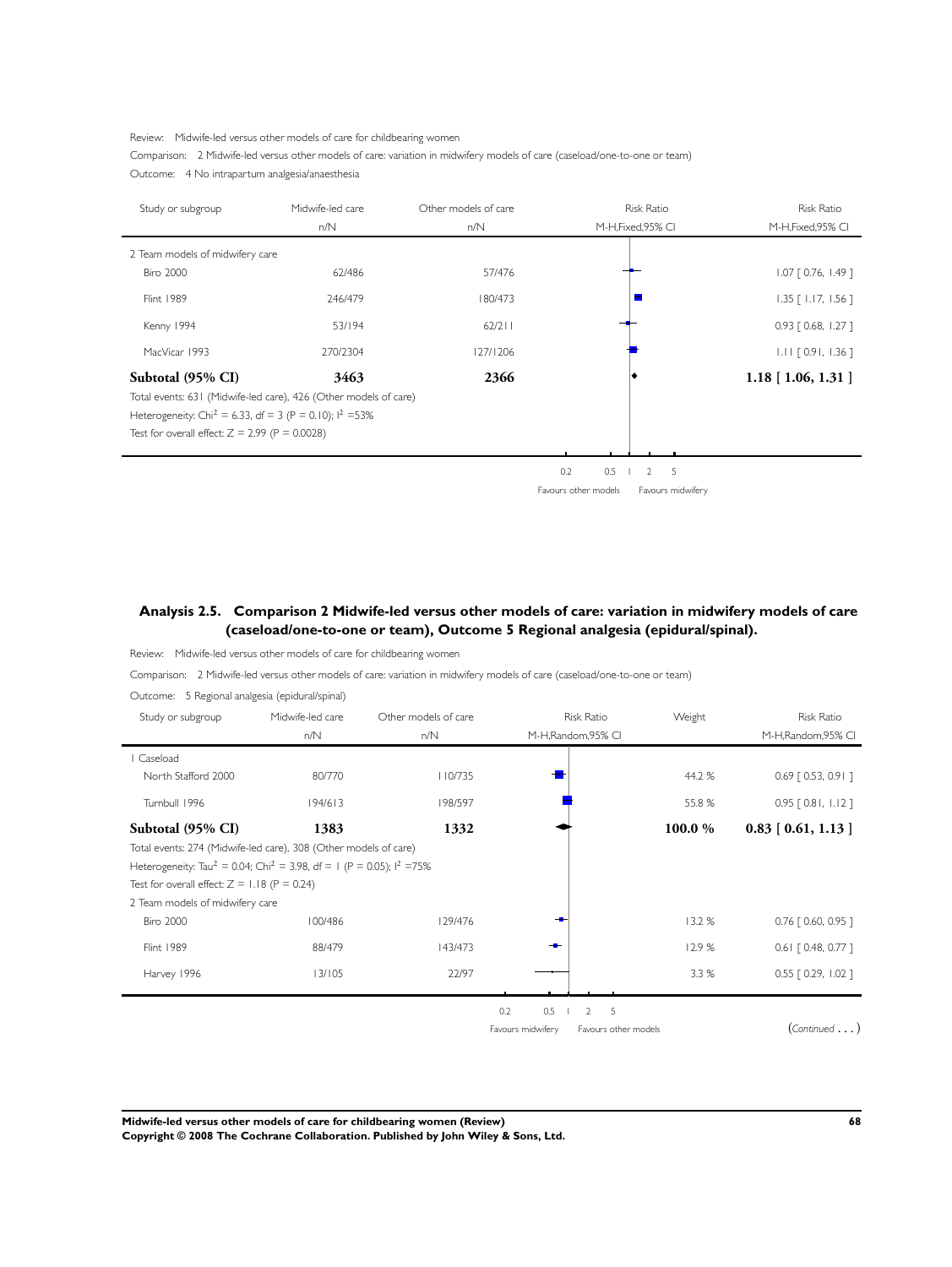Review: Midwife-led versus other models of care for childbearing women

Comparison: 2 Midwife-led versus other models of care: variation in midwifery models of care (caseload/one-to-one or team)

Outcome: 4 No intrapartum analgesia/anaesthesia

| Study or subgroup | Midwife-led care n/N | Other models of care n/N | Risk Ratio M-H,Fixed,95% CI | Risk Ratio M-H,Fixed,95% CI |
|---|---|---|---|---|
| 2 Team models of midwifery care | | | | |
| Biro 2000 | 62/486 | 57/476 | | 1.07 [ 0.76, 1.49 ] |
| Flint 1989 | 246/479 | 180/473 | | 1.35 [ 1.17, 1.56 ] |
| Kenny 1994 | 53/194 | 62/211 | | 0.93 [ 0.68, 1.27 ] |
| MacVicar 1993 | 270/2304 | 127/1206 | | 1.11 [ 0.91, 1.36 ] |
| **Subtotal (95% CI)** | **3463** | **2366** | | **1.18 [ 1.06, 1.31 ]** |

Total events: 631 (Midwife-led care), 426 (Other models of care)

Heterogeneity: $Chi^2 = 6.33$, df = 3 (P = 0.10); $I^2$ =53%

Test for overall effect: Z = 2.99 (P = 0.0028)

0.2 0.5 1 2 5

Favours other models Favours midwifery

## Analysis 2.5. Comparison 2 Midwife-led versus other models of care: variation in midwifery models of care (caseload/one-to-one or team), Outcome 5 Regional analgesia (epidural/spinal).

Review: Midwife-led versus other models of care for childbearing women

Comparison: 2 Midwife-led versus other models of care: variation in midwifery models of care (caseload/one-to-one or team)

Outcome: 5 Regional analgesia (epidural/spinal)

| Study or subgroup | Midwife-led care n/N | Other models of care n/N | Risk Ratio M-H,Random,95% CI | Weight | Risk Ratio M-H,Random,95% CI |
|---|---|---|---|---|---|
| 1 Caseload | | | | | |
| North Stafford 2000 | 80/770 | 110/735 | | 44.2 % | 0.69 [ 0.53, 0.91 ] |
| Turnbull 1996 | 194/613 | 198/597 | | 55.8 % | 0.95 [ 0.81, 1.12 ] |
| **Subtotal (95% CI)** | **1383** | **1332** | | **100.0 %** | **0.83 [ 0.61, 1.13 ]** |
| Total events: 274 (Midwife-led care), 308 (Other models of care) | | | | | |
| Heterogeneity: $Tau^2 = 0.04$; $Chi^2 = 3.98$, df = 1 (P = 0.05); $I^2$ =75% | | | | | |
| Test for overall effect: Z = 1.18 (P = 0.24) | | | | | |
| 2 Team models of midwifery care | | | | | |
| Biro 2000 | 100/486 | 129/476 | | 13.2 % | 0.76 [ 0.60, 0.95 ] |
| Flint 1989 | 88/479 | 143/473 | | 12.9 % | 0.61 [ 0.48, 0.77 ] |
| Harvey 1996 | 13/105 | 22/97 | | 3.3 % | 0.55 [ 0.29, 1.02 ] |

0.2 0.5 1 2 5

Favours midwifery Favours other models

(*Continued . . .*)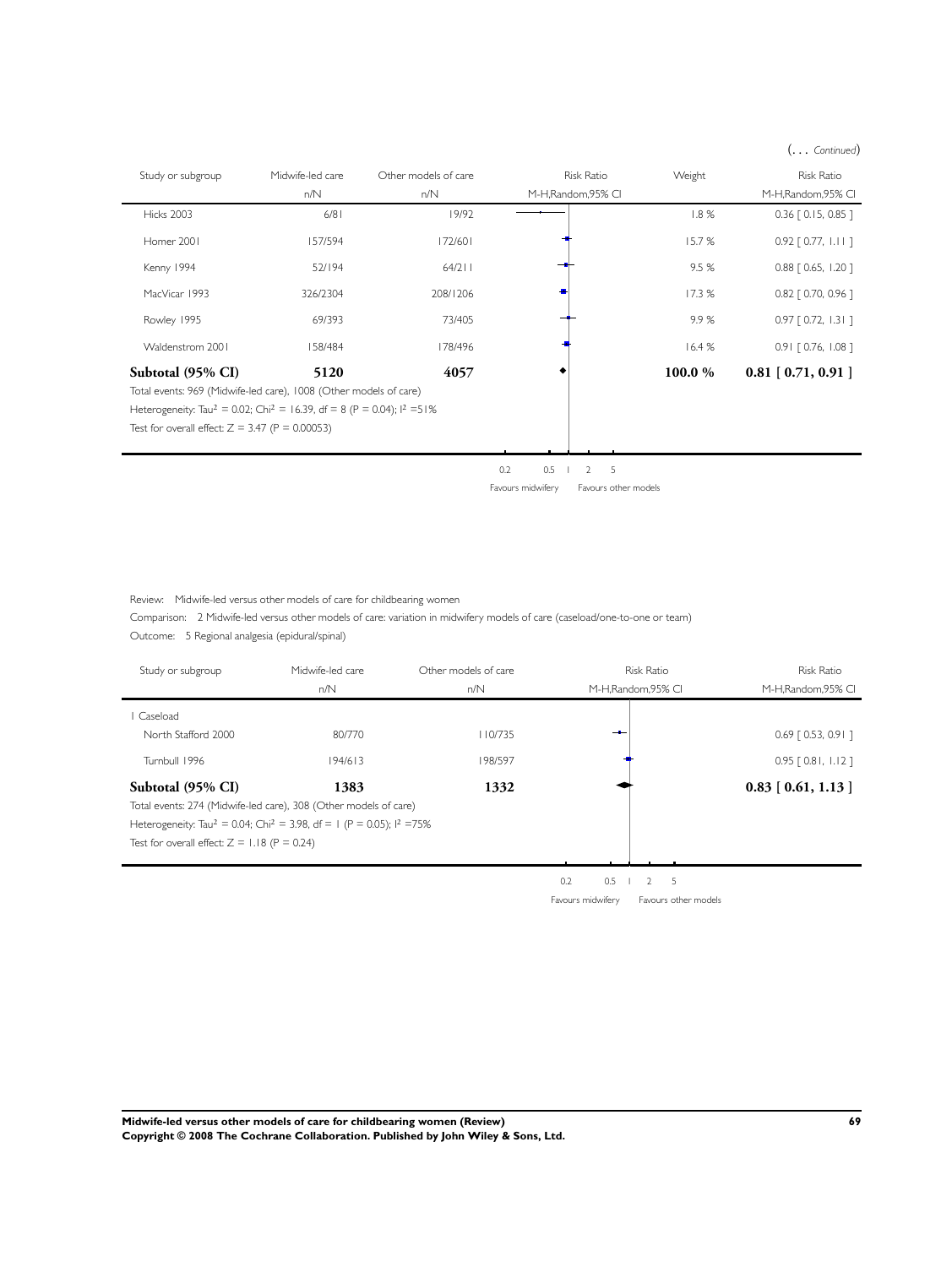(... *Continued*)

| Study or subgroup | Midwife-led care | Other models of care | Risk Ratio | Weight | Risk Ratio |
|---|---|---|---|---|---|
| | n/N | n/N | M-H,Random,95% CI | | M-H,Random,95% CI |
| Hicks 2003 | 6/81 | 19/92 | | 1.8 % | 0.36 [ 0.15, 0.85 ] |
| Homer 2001 | 157/594 | 172/601 | | 15.7 % | 0.92 [ 0.77, 1.11 ] |
| Kenny 1994 | 52/194 | 64/211 | | 9.5 % | 0.88 [ 0.65, 1.20 ] |
| MacVicar 1993 | 326/2304 | 208/1206 | | 17.3 % | 0.82 [ 0.70, 0.96 ] |
| Rowley 1995 | 69/393 | 73/405 | | 9.9 % | 0.97 [ 0.72, 1.31 ] |
| Waldenstrom 2001 | 158/484 | 178/496 | | 16.4 % | 0.91 [ 0.76, 1.08 ] |
| **Subtotal (95% CI)** | **5120** | **4057** | | **100.0 %** | **0.81 [ 0.71, 0.91 ]** |

Total events: 969 (Midwife-led care), 1008 (Other models of care)

Heterogeneity: Tau² = 0.02; Chi² = 16.39, df = 8 (P = 0.04); I² =51%

Test for overall effect: Z = 3.47 (P = 0.00053)

0.2 0.5 1 2 5

Favours midwifery Favours other models

Review: Midwife-led versus other models of care for childbearing women

Comparison: 2 Midwife-led versus other models of care: variation in midwifery models of care (caseload/one-to-one or team)

Outcome: 5 Regional analgesia (epidural/spinal)

| Study or subgroup | Midwife-led care | Other models of care | Risk Ratio | Risk Ratio |
|---|---|---|---|---|
| | n/N | n/N | M-H,Random,95% CI | M-H,Random,95% CI |
| 1 Caseload | | | | |
| North Stafford 2000 | 80/770 | 110/735 | | 0.69 [ 0.53, 0.91 ] |
| Turnbull 1996 | 194/613 | 198/597 | | 0.95 [ 0.81, 1.12 ] |
| **Subtotal (95% CI)** | **1383** | **1332** | | **0.83 [ 0.61, 1.13 ]** |

Total events: 274 (Midwife-led care), 308 (Other models of care)

Heterogeneity: Tau² = 0.04; Chi² = 3.98, df = 1 (P = 0.05); I² =75%

Test for overall effect: Z = 1.18 (P = 0.24)

0.2 0.5 1 2 5

Favours midwifery Favours other models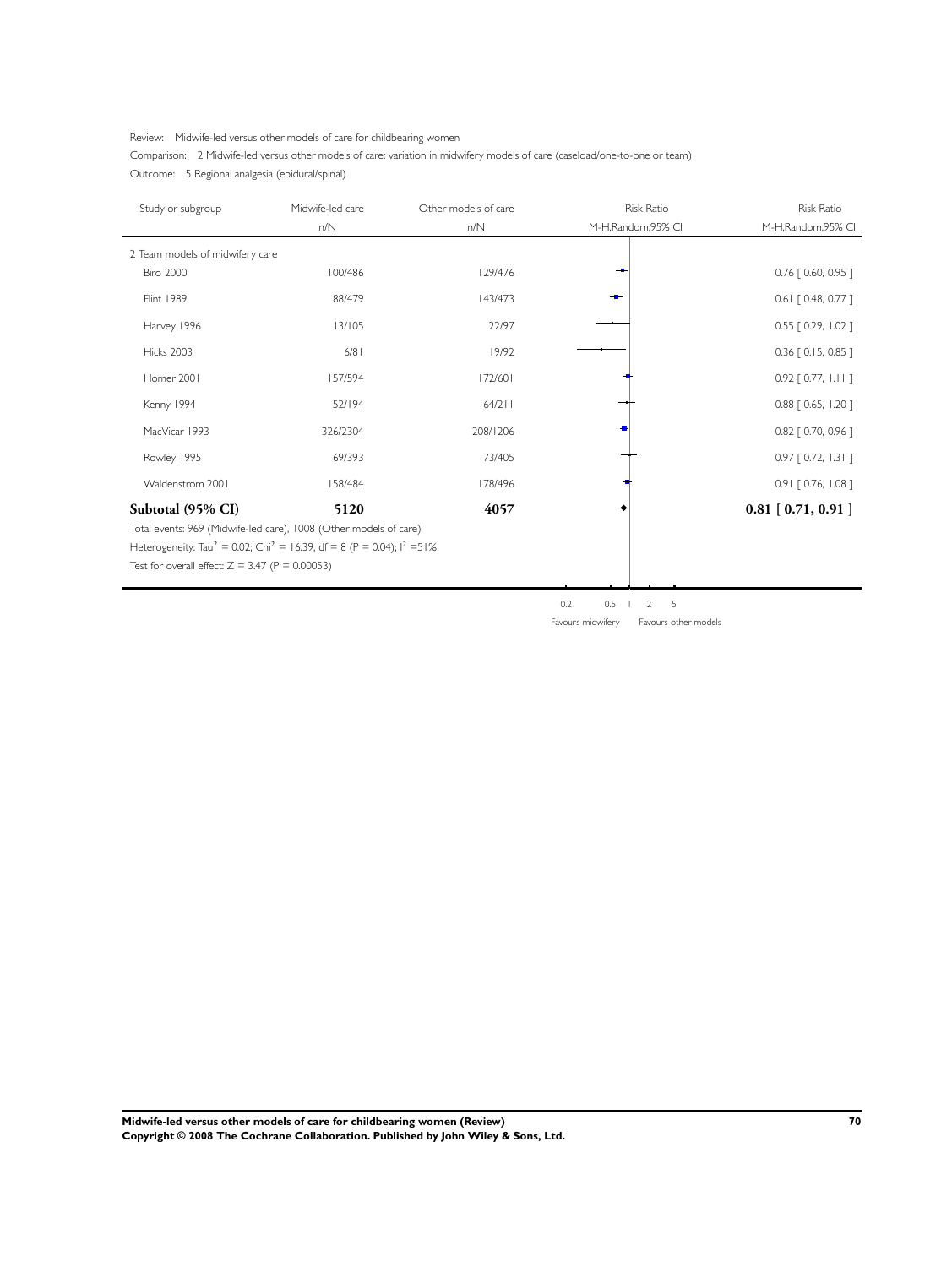Review: Midwife-led versus other models of care for childbearing women

Comparison: 2 Midwife-led versus other models of care: variation in midwifery models of care (caseload/one-to-one or team)

Outcome: 5 Regional analgesia (epidural/spinal)

| Study or subgroup | Midwife-led care n/N | Other models of care n/N | Risk Ratio M-H,Random,95% CI |
|---|---|---|---|
| **2 Team models of midwifery care** | | | |
| Biro 2000 | 100/486 | 129/476 | 0.76 [ 0.60, 0.95 ] |
| Flint 1989 | 88/479 | 143/473 | 0.61 [ 0.48, 0.77 ] |
| Harvey 1996 | 13/105 | 22/97 | 0.55 [ 0.29, 1.02 ] |
| Hicks 2003 | 6/81 | 19/92 | 0.36 [ 0.15, 0.85 ] |
| Homer 2001 | 157/594 | 172/601 | 0.92 [ 0.77, 1.11 ] |
| Kenny 1994 | 52/194 | 64/211 | 0.88 [ 0.65, 1.20 ] |
| MacVicar 1993 | 326/2304 | 208/1206 | 0.82 [ 0.70, 0.96 ] |
| Rowley 1995 | 69/393 | 73/405 | 0.97 [ 0.72, 1.31 ] |
| Waldenstrom 2001 | 158/484 | 178/496 | 0.91 [ 0.76, 1.08 ] |
| **Subtotal (95% CI)** | **5120** | **4057** | **0.81 [ 0.71, 0.91 ]** |

Total events: 969 (Midwife-led care), 1008 (Other models of care)

Heterogeneity: $Tau^2 = 0.02$; $Chi^2 = 16.39$, df = 8 (P = 0.04); $I^2 = 51\%$

Test for overall effect: Z = 3.47 (P = 0.00053)

Favours midwifery 0.2 0.5 1 2 5 Favours other models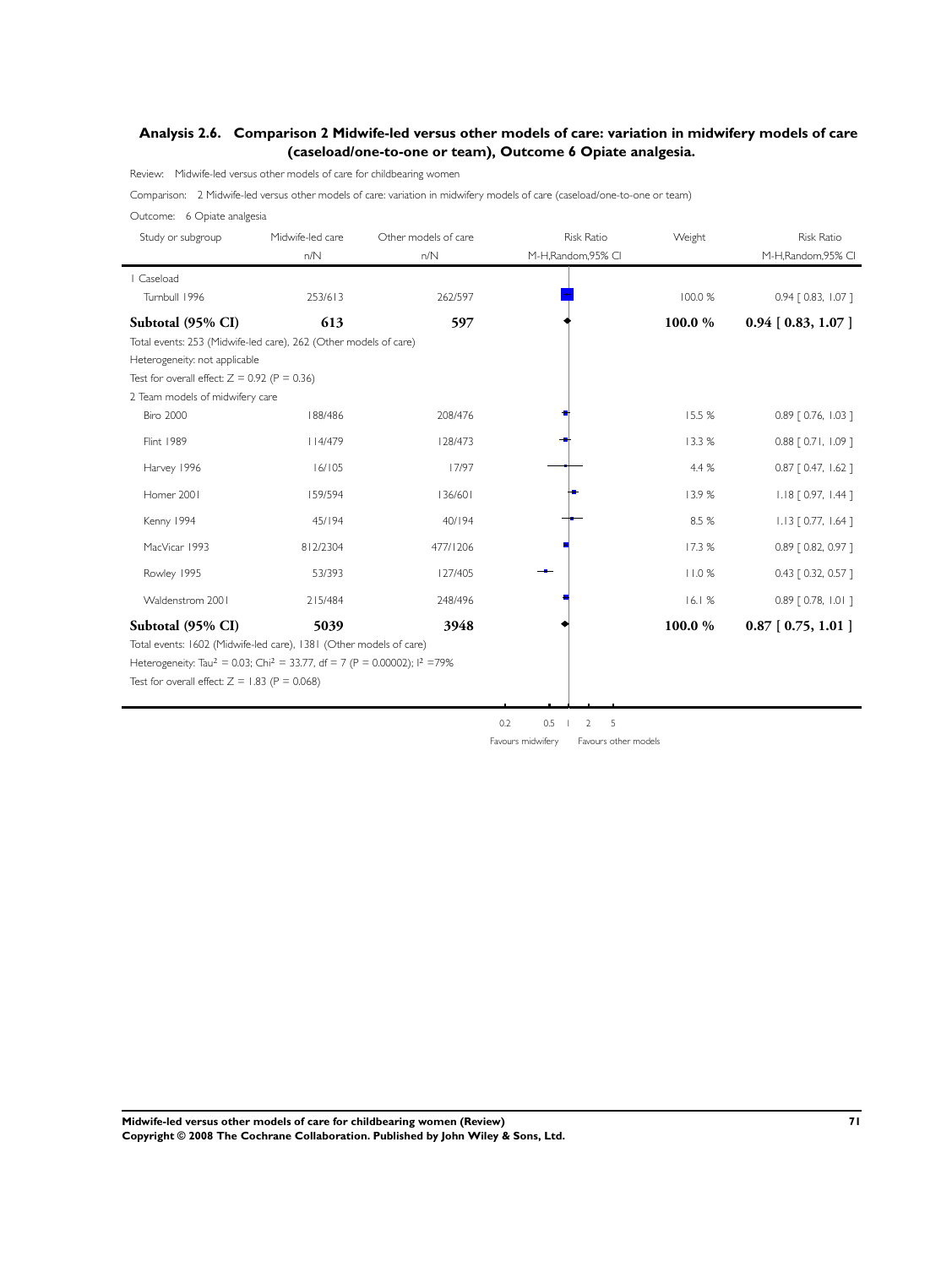## Analysis 2.6. Comparison 2 Midwife-led versus other models of care: variation in midwifery models of care (caseload/one-to-one or team), Outcome 6 Opiate analgesia.

Review: Midwife-led versus other models of care for childbearing women

Comparison: 2 Midwife-led versus other models of care: variation in midwifery models of care (caseload/one-to-one or team)

Outcome: 6 Opiate analgesia

| Study or subgroup | Midwife-led care n/N | Other models of care n/N | Weight | Risk Ratio M-H,Random,95% CI |
|---|---|---|---|---|
| 1 Caseload | | | | |
| Turnbull 1996 | 253/613 | 262/597 | 100.0 % | 0.94 [ 0.83, 1.07 ] |
| **Subtotal (95% CI)** | **613** | **597** | **100.0 %** | **0.94 [ 0.83, 1.07 ]** |
| Total events: 253 (Midwife-led care), 262 (Other models of care) | | | | |
| Heterogeneity: not applicable | | | | |
| Test for overall effect: Z = 0.92 (P = 0.36) | | | | |
| 2 Team models of midwifery care | | | | |
| Biro 2000 | 188/486 | 208/476 | 15.5 % | 0.89 [ 0.76, 1.03 ] |
| Flint 1989 | 114/479 | 128/473 | 13.3 % | 0.88 [ 0.71, 1.09 ] |
| Harvey 1996 | 16/105 | 17/97 | 4.4 % | 0.87 [ 0.47, 1.62 ] |
| Homer 2001 | 159/594 | 136/601 | 13.9 % | 1.18 [ 0.97, 1.44 ] |
| Kenny 1994 | 45/194 | 40/194 | 8.5 % | 1.13 [ 0.77, 1.64 ] |
| MacVicar 1993 | 812/2304 | 477/1206 | 17.3 % | 0.89 [ 0.82, 0.97 ] |
| Rowley 1995 | 53/393 | 127/405 | 11.0 % | 0.43 [ 0.32, 0.57 ] |
| Waldenstrom 2001 | 215/484 | 248/496 | 16.1 % | 0.89 [ 0.78, 1.01 ] |
| **Subtotal (95% CI)** | **5039** | **3948** | **100.0 %** | **0.87 [ 0.75, 1.01 ]** |
| Total events: 1602 (Midwife-led care), 1381 (Other models of care) | | | | |
| Heterogeneity: $Tau^2 = 0.03$; $Chi^2 = 33.77$, df = 7 (P = 0.00002); $I^2$ =79% | | | | |
| Test for overall effect: Z = 1.83 (P = 0.068) | | | | |

0.2 0.5 1 2 5

Favours midwifery    Favours other models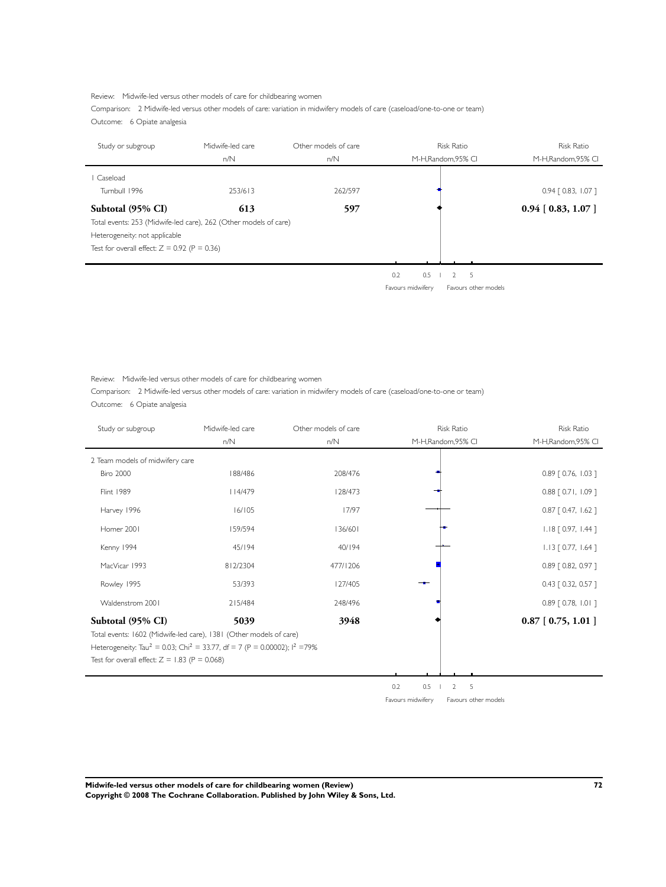Review: Midwife-led versus other models of care for childbearing women

Comparison: 2 Midwife-led versus other models of care: variation in midwifery models of care (caseload/one-to-one or team)

Outcome: 6 Opiate analgesia

| Study or subgroup | Midwife-led care n/N | Other models of care n/N | Risk Ratio M-H,Random,95% CI | Risk Ratio M-H,Random,95% CI |
|---|---|---|---|---|
| 1 Caseload | | | | |
| Turnbull 1996 | 253/613 | 262/597 | | 0.94 [ 0.83, 1.07 ] |
| **Subtotal (95% CI)** | **613** | **597** | | **0.94 [ 0.83, 1.07 ]** |

Total events: 253 (Midwife-led care), 262 (Other models of care)

Heterogeneity: not applicable

Test for overall effect: Z = 0.92 (P = 0.36)

0.2 0.5 1 2 5

Favours midwifery Favours other models

Review: Midwife-led versus other models of care for childbearing women

Comparison: 2 Midwife-led versus other models of care: variation in midwifery models of care (caseload/one-to-one or team)

Outcome: 6 Opiate analgesia

| Study or subgroup | Midwife-led care n/N | Other models of care n/N | Risk Ratio M-H,Random,95% CI | Risk Ratio M-H,Random,95% CI |
|---|---|---|---|---|
| 2 Team models of midwifery care | | | | |
| Biro 2000 | 188/486 | 208/476 | | 0.89 [ 0.76, 1.03 ] |
| Flint 1989 | 114/479 | 128/473 | | 0.88 [ 0.71, 1.09 ] |
| Harvey 1996 | 16/105 | 17/97 | | 0.87 [ 0.47, 1.62 ] |
| Homer 2001 | 159/594 | 136/601 | | 1.18 [ 0.97, 1.44 ] |
| Kenny 1994 | 45/194 | 40/194 | | 1.13 [ 0.77, 1.64 ] |
| MacVicar 1993 | 812/2304 | 477/1206 | | 0.89 [ 0.82, 0.97 ] |
| Rowley 1995 | 53/393 | 127/405 | | 0.43 [ 0.32, 0.57 ] |
| Waldenstrom 2001 | 215/484 | 248/496 | | 0.89 [ 0.78, 1.01 ] |
| **Subtotal (95% CI)** | **5039** | **3948** | | **0.87 [ 0.75, 1.01 ]** |

Total events: 1602 (Midwife-led care), 1381 (Other models of care)

Heterogeneity: $Tau^2 = 0.03$; $Chi^2 = 33.77$, df = 7 (P = 0.00002); $I^2 = 79\%$

Test for overall effect: Z = 1.83 (P = 0.068)

0.2 0.5 1 2 5

Favours midwifery Favours other models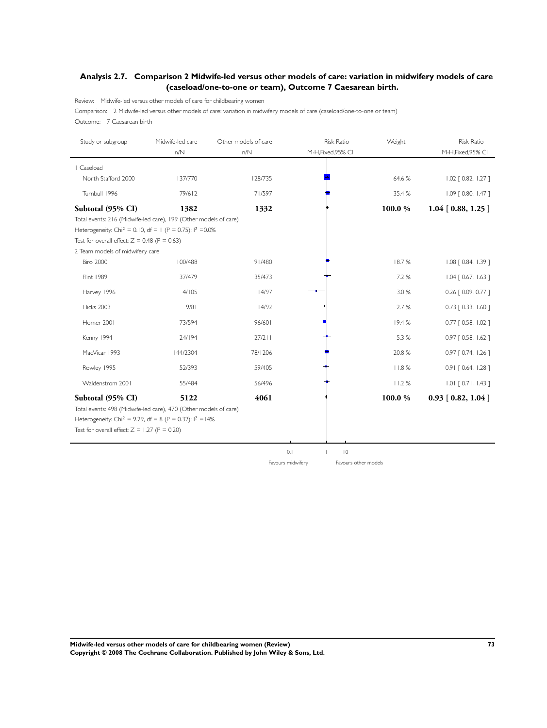## Analysis 2.7. Comparison 2 Midwife-led versus other models of care: variation in midwifery models of care (caseload/one-to-one or team), Outcome 7 Caesarean birth.

Review: Midwife-led versus other models of care for childbearing women

Comparison: 2 Midwife-led versus other models of care: variation in midwifery models of care (caseload/one-to-one or team)

Outcome: 7 Caesarean birth

| Study or subgroup | Midwife-led care n/N | Other models of care n/N | Risk Ratio M-H,Fixed,95% CI | Weight | Risk Ratio M-H,Fixed,95% CI |
|---|---|---|---|---|---|
| 1 Caseload | | | | | |
| North Stafford 2000 | 137/770 | 128/735 | | 64.6 % | 1.02 [ 0.82, 1.27 ] |
| Turnbull 1996 | 79/612 | 71/597 | | 35.4 % | 1.09 [ 0.80, 1.47 ] |
| **Subtotal (95% CI)** | **1382** | **1332** | | **100.0 %** | **1.04 [ 0.88, 1.25 ]** |
| Total events: 216 (Midwife-led care), 199 (Other models of care) | | | | | |
| Heterogeneity: $Chi^2 = 0.10$, df = 1 (P = 0.75); $I^2$ =0.0% | | | | | |
| Test for overall effect: Z = 0.48 (P = 0.63) | | | | | |
| 2 Team models of midwifery care | | | | | |
| Biro 2000 | 100/488 | 91/480 | | 18.7 % | 1.08 [ 0.84, 1.39 ] |
| Flint 1989 | 37/479 | 35/473 | | 7.2 % | 1.04 [ 0.67, 1.63 ] |
| Harvey 1996 | 4/105 | 14/97 | | 3.0 % | 0.26 [ 0.09, 0.77 ] |
| Hicks 2003 | 9/81 | 14/92 | | 2.7 % | 0.73 [ 0.33, 1.60 ] |
| Homer 2001 | 73/594 | 96/601 | | 19.4 % | 0.77 [ 0.58, 1.02 ] |
| Kenny 1994 | 24/194 | 27/211 | | 5.3 % | 0.97 [ 0.58, 1.62 ] |
| MacVicar 1993 | 144/2304 | 78/1206 | | 20.8 % | 0.97 [ 0.74, 1.26 ] |
| Rowley 1995 | 52/393 | 59/405 | | 11.8 % | 0.91 [ 0.64, 1.28 ] |
| Waldenstrom 2001 | 55/484 | 56/496 | | 11.2 % | 1.01 [ 0.71, 1.43 ] |
| **Subtotal (95% CI)** | **5122** | **4061** | | **100.0 %** | **0.93 [ 0.82, 1.04 ]** |
| Total events: 498 (Midwife-led care), 470 (Other models of care) | | | | | |
| Heterogeneity: $Chi^2 = 9.29$, df = 8 (P = 0.32); $I^2$ =14% | | | | | |
| Test for overall effect: Z = 1.27 (P = 0.20) | | | | | |

0.1 1 10

Favours midwifery | Favours other models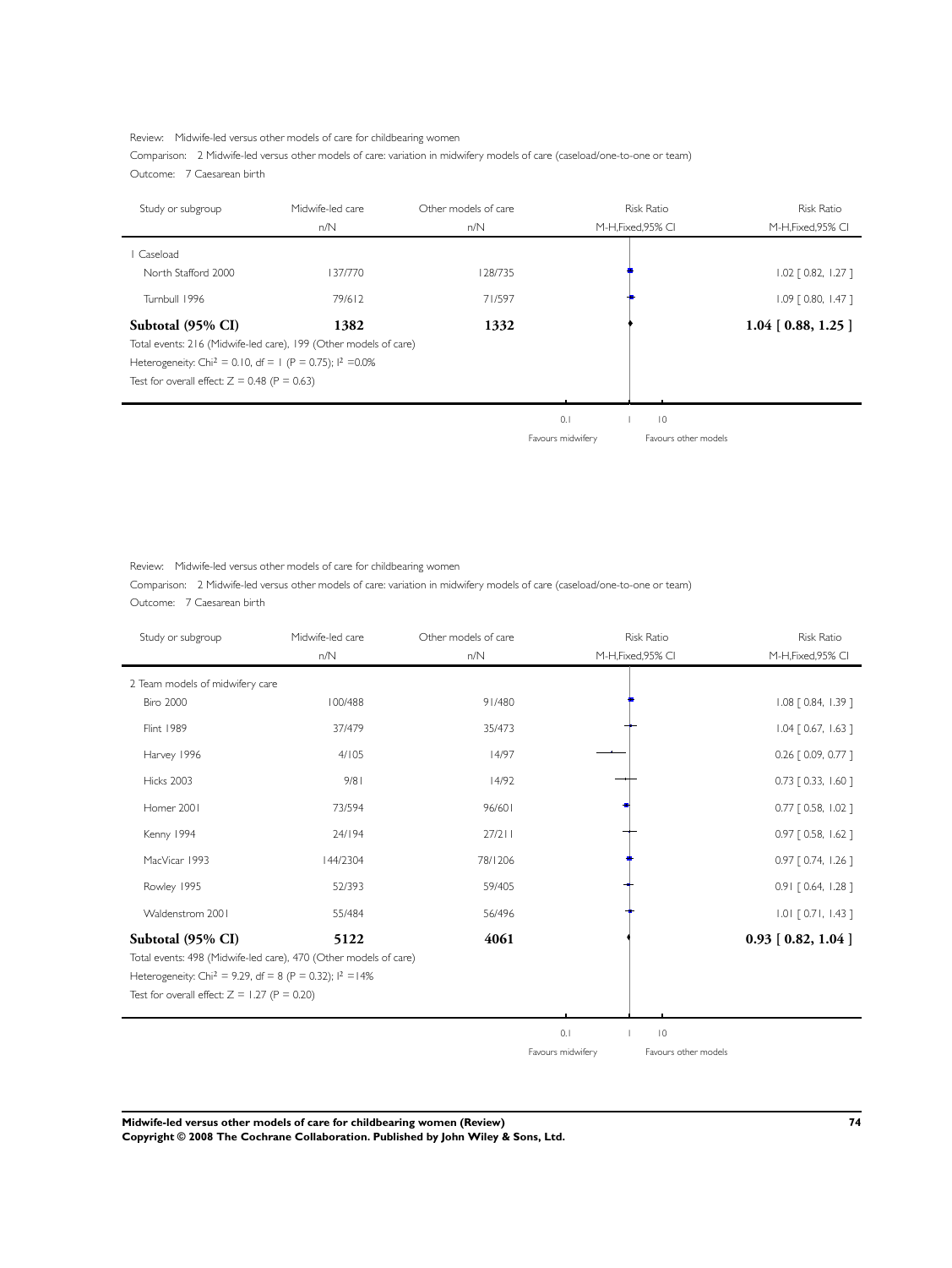Review: Midwife-led versus other models of care for childbearing women

Comparison: 2 Midwife-led versus other models of care: variation in midwifery models of care (caseload/one-to-one or team)

Outcome: 7 Caesarean birth

| Study or subgroup | Midwife-led care n/N | Other models of care n/N | Risk Ratio M-H,Fixed,95% CI | Risk Ratio M-H,Fixed,95% CI |
|---|---|---|---|---|
| 1 Caseload | | | | |
| North Stafford 2000 | 137/770 | 128/735 | | 1.02 [ 0.82, 1.27 ] |
| Turnbull 1996 | 79/612 | 71/597 | | 1.09 [ 0.80, 1.47 ] |
| **Subtotal (95% CI)** | **1382** | **1332** | | **1.04 [ 0.88, 1.25 ]** |
| Total events: 216 (Midwife-led care), 199 (Other models of care) | | | | |
| Heterogeneity: Chi$^2$ = 0.10, df = 1 (P = 0.75); I$^2$ =0.0% | | | | |
| Test for overall effect: Z = 0.48 (P = 0.63) | | | | |

0.1 1 10

Favours midwifery Favours other models

Review: Midwife-led versus other models of care for childbearing women

Comparison: 2 Midwife-led versus other models of care: variation in midwifery models of care (caseload/one-to-one or team)

Outcome: 7 Caesarean birth

| Study or subgroup | Midwife-led care n/N | Other models of care n/N | Risk Ratio M-H,Fixed,95% CI | Risk Ratio M-H,Fixed,95% CI |
|---|---|---|---|---|
| 2 Team models of midwifery care | | | | |
| Biro 2000 | 100/488 | 91/480 | | 1.08 [ 0.84, 1.39 ] |
| Flint 1989 | 37/479 | 35/473 | | 1.04 [ 0.67, 1.63 ] |
| Harvey 1996 | 4/105 | 14/97 | | 0.26 [ 0.09, 0.77 ] |
| Hicks 2003 | 9/81 | 14/92 | | 0.73 [ 0.33, 1.60 ] |
| Homer 2001 | 73/594 | 96/601 | | 0.77 [ 0.58, 1.02 ] |
| Kenny 1994 | 24/194 | 27/211 | | 0.97 [ 0.58, 1.62 ] |
| MacVicar 1993 | 144/2304 | 78/1206 | | 0.97 [ 0.74, 1.26 ] |
| Rowley 1995 | 52/393 | 59/405 | | 0.91 [ 0.64, 1.28 ] |
| Waldenstrom 2001 | 55/484 | 56/496 | | 1.01 [ 0.71, 1.43 ] |
| **Subtotal (95% CI)** | **5122** | **4061** | | **0.93 [ 0.82, 1.04 ]** |
| Total events: 498 (Midwife-led care), 470 (Other models of care) | | | | |
| Heterogeneity: Chi$^2$ = 9.29, df = 8 (P = 0.32); I$^2$ =14% | | | | |
| Test for overall effect: Z = 1.27 (P = 0.20) | | | | |

0.1 1 10

Favours midwifery Favours other models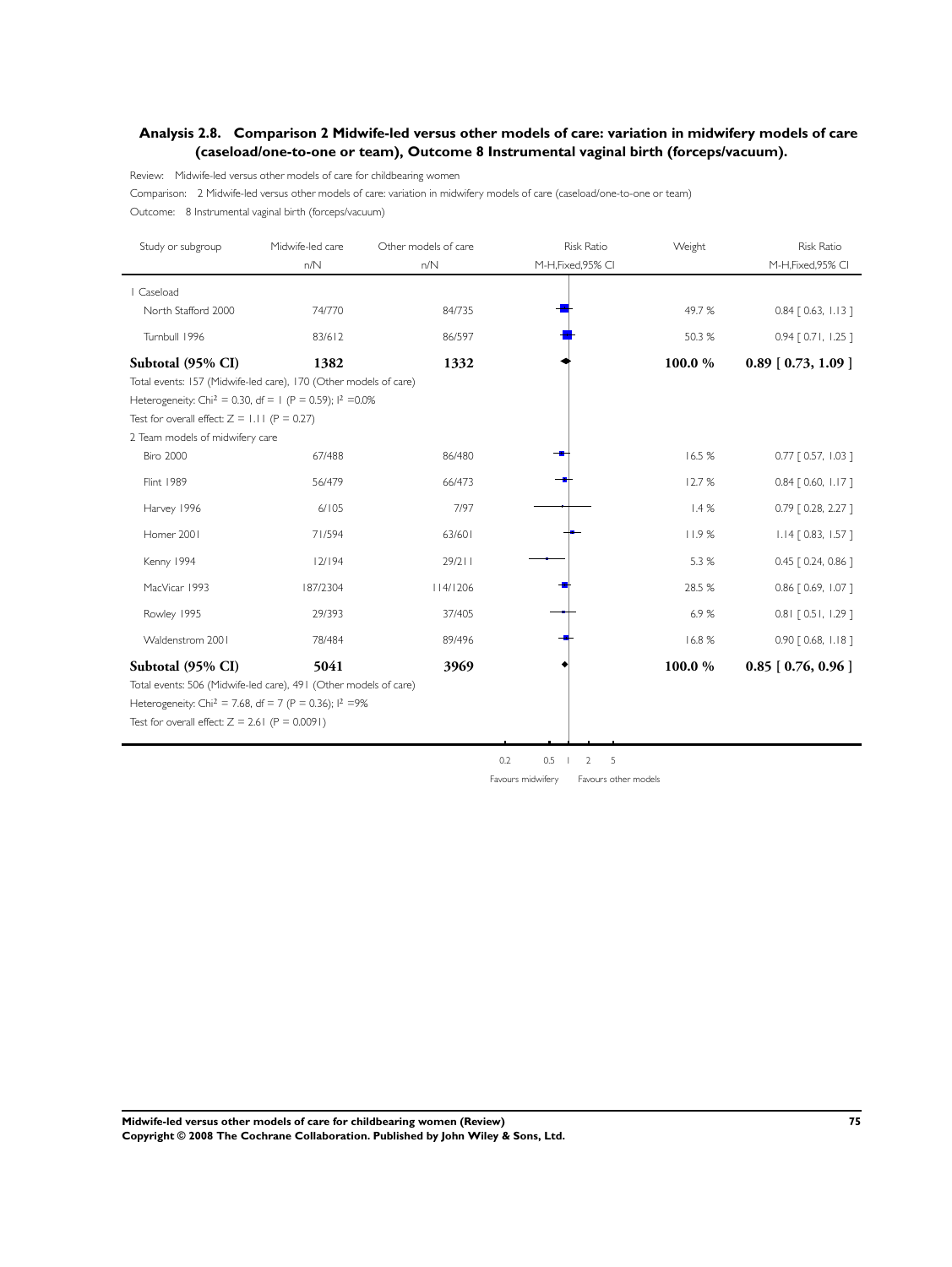## Analysis 2.8. Comparison 2 Midwife-led versus other models of care: variation in midwifery models of care (caseload/one-to-one or team), Outcome 8 Instrumental vaginal birth (forceps/vacuum).

Review: Midwife-led versus other models of care for childbearing women

Comparison: 2 Midwife-led versus other models of care: variation in midwifery models of care (caseload/one-to-one or team)

Outcome: 8 Instrumental vaginal birth (forceps/vacuum)

| Study or subgroup | Midwife-led care n/N | Other models of care n/N | Risk Ratio M-H,Fixed,95% CI | Weight | Risk Ratio M-H,Fixed,95% CI |
|---|---|---|---|---|---|
| 1 Caseload | | | | | |
| North Stafford 2000 | 74/770 | 84/735 | | 49.7 % | 0.84 [ 0.63, 1.13 ] |
| Turnbull 1996 | 83/612 | 86/597 | | 50.3 % | 0.94 [ 0.71, 1.25 ] |
| **Subtotal (95% CI)** | **1382** | **1332** | | **100.0 %** | **0.89 [ 0.73, 1.09 ]** |
| Total events: 157 (Midwife-led care), 170 (Other models of care) | | | | | |
| Heterogeneity: $Chi^2 = 0.30$, df = 1 (P = 0.59); $I^2 = 0.0\%$ | | | | | |
| Test for overall effect: Z = 1.11 (P = 0.27) | | | | | |
| 2 Team models of midwifery care | | | | | |
| Biro 2000 | 67/488 | 86/480 | | 16.5 % | 0.77 [ 0.57, 1.03 ] |
| Flint 1989 | 56/479 | 66/473 | | 12.7 % | 0.84 [ 0.60, 1.17 ] |
| Harvey 1996 | 6/105 | 7/97 | | 1.4 % | 0.79 [ 0.28, 2.27 ] |
| Homer 2001 | 71/594 | 63/601 | | 11.9 % | 1.14 [ 0.83, 1.57 ] |
| Kenny 1994 | 12/194 | 29/211 | | 5.3 % | 0.45 [ 0.24, 0.86 ] |
| MacVicar 1993 | 187/2304 | 114/1206 | | 28.5 % | 0.86 [ 0.69, 1.07 ] |
| Rowley 1995 | 29/393 | 37/405 | | 6.9 % | 0.81 [ 0.51, 1.29 ] |
| Waldenstrom 2001 | 78/484 | 89/496 | | 16.8 % | 0.90 [ 0.68, 1.18 ] |
| **Subtotal (95% CI)** | **5041** | **3969** | | **100.0 %** | **0.85 [ 0.76, 0.96 ]** |
| Total events: 506 (Midwife-led care), 491 (Other models of care) | | | | | |
| Heterogeneity: $Chi^2 = 7.68$, df = 7 (P = 0.36); $I^2 = 9\%$ | | | | | |
| Test for overall effect: Z = 2.61 (P = 0.0091) | | | | | |

0.2 0.5 1 2 5

Favours midwifery | Favours other models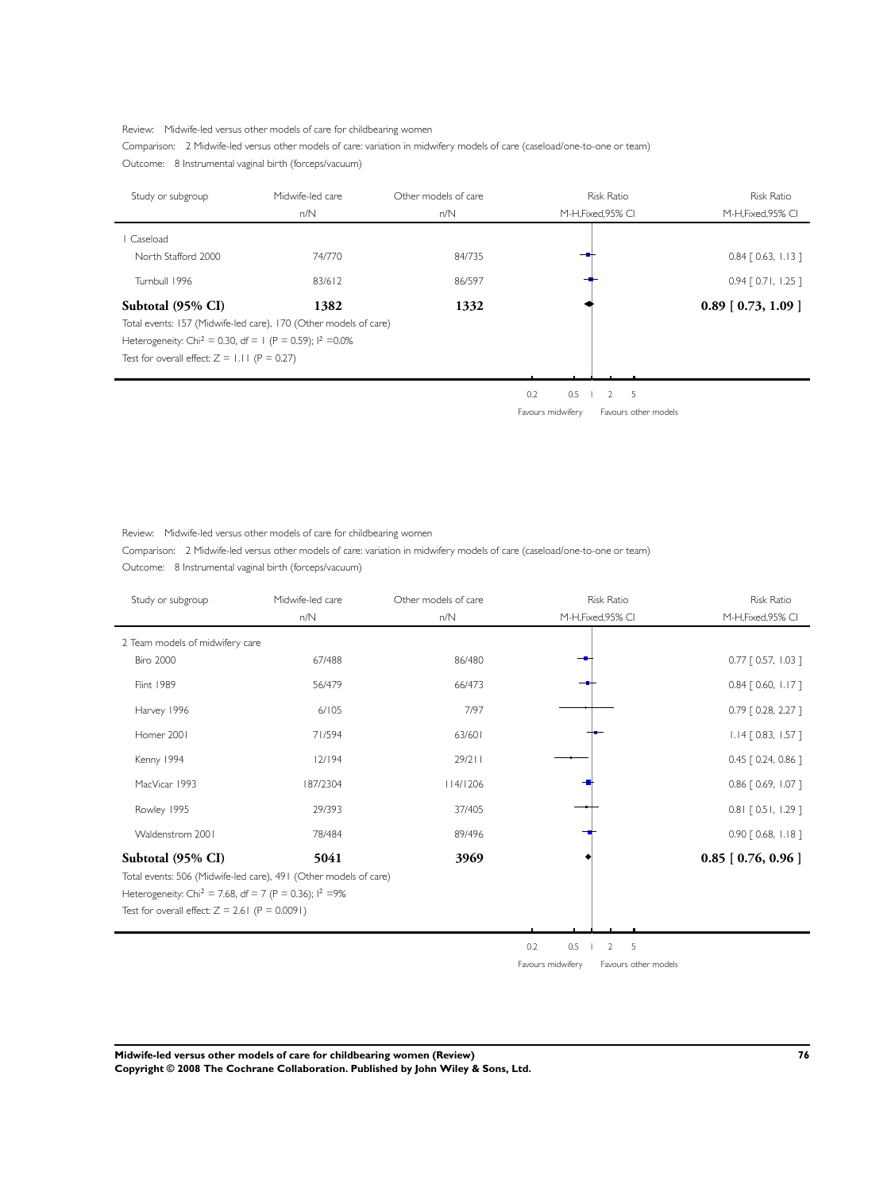Review: Midwife-led versus other models of care for childbearing women

Comparison: 2 Midwife-led versus other models of care: variation in midwifery models of care (caseload/one-to-one or team)

Outcome: 8 Instrumental vaginal birth (forceps/vacuum)

| Study or subgroup | Midwife-led care n/N | Other models of care n/N | Risk Ratio M-H,Fixed,95% CI | Risk Ratio M-H,Fixed,95% CI |
|---|---|---|---|---|
| 1 Caseload | | | | |
| North Stafford 2000 | 74/770 | 84/735 | | 0.84 [ 0.63, 1.13 ] |
| Turnbull 1996 | 83/612 | 86/597 | | 0.94 [ 0.71, 1.25 ] |
| **Subtotal (95% CI)** | **1382** | **1332** | | **0.89 [ 0.73, 1.09 ]** |
| Total events: 157 (Midwife-led care), 170 (Other models of care) | | | | |
| Heterogeneity: Chi$^2$ = 0.30, df = 1 (P = 0.59); I$^2$ =0.0% | | | | |
| Test for overall effect: Z = 1.11 (P = 0.27) | | | | |

0.2 0.5 1 2 5

Favours midwifery Favours other models

Review: Midwife-led versus other models of care for childbearing women

Comparison: 2 Midwife-led versus other models of care: variation in midwifery models of care (caseload/one-to-one or team)

Outcome: 8 Instrumental vaginal birth (forceps/vacuum)

| Study or subgroup | Midwife-led care n/N | Other models of care n/N | Risk Ratio M-H,Fixed,95% CI | Risk Ratio M-H,Fixed,95% CI |
|---|---|---|---|---|
| 2 Team models of midwifery care | | | | |
| Biro 2000 | 67/488 | 86/480 | | 0.77 [ 0.57, 1.03 ] |
| Flint 1989 | 56/479 | 66/473 | | 0.84 [ 0.60, 1.17 ] |
| Harvey 1996 | 6/105 | 7/97 | | 0.79 [ 0.28, 2.27 ] |
| Homer 2001 | 71/594 | 63/601 | | 1.14 [ 0.83, 1.57 ] |
| Kenny 1994 | 12/194 | 29/211 | | 0.45 [ 0.24, 0.86 ] |
| MacVicar 1993 | 187/2304 | 114/1206 | | 0.86 [ 0.69, 1.07 ] |
| Rowley 1995 | 29/393 | 37/405 | | 0.81 [ 0.51, 1.29 ] |
| Waldenstrom 2001 | 78/484 | 89/496 | | 0.90 [ 0.68, 1.18 ] |
| **Subtotal (95% CI)** | **5041** | **3969** | | **0.85 [ 0.76, 0.96 ]** |
| Total events: 506 (Midwife-led care), 491 (Other models of care) | | | | |
| Heterogeneity: Chi$^2$ = 7.68, df = 7 (P = 0.36); I$^2$ =9% | | | | |
| Test for overall effect: Z = 2.61 (P = 0.0091) | | | | |

0.2 0.5 1 2 5

Favours midwifery Favours other models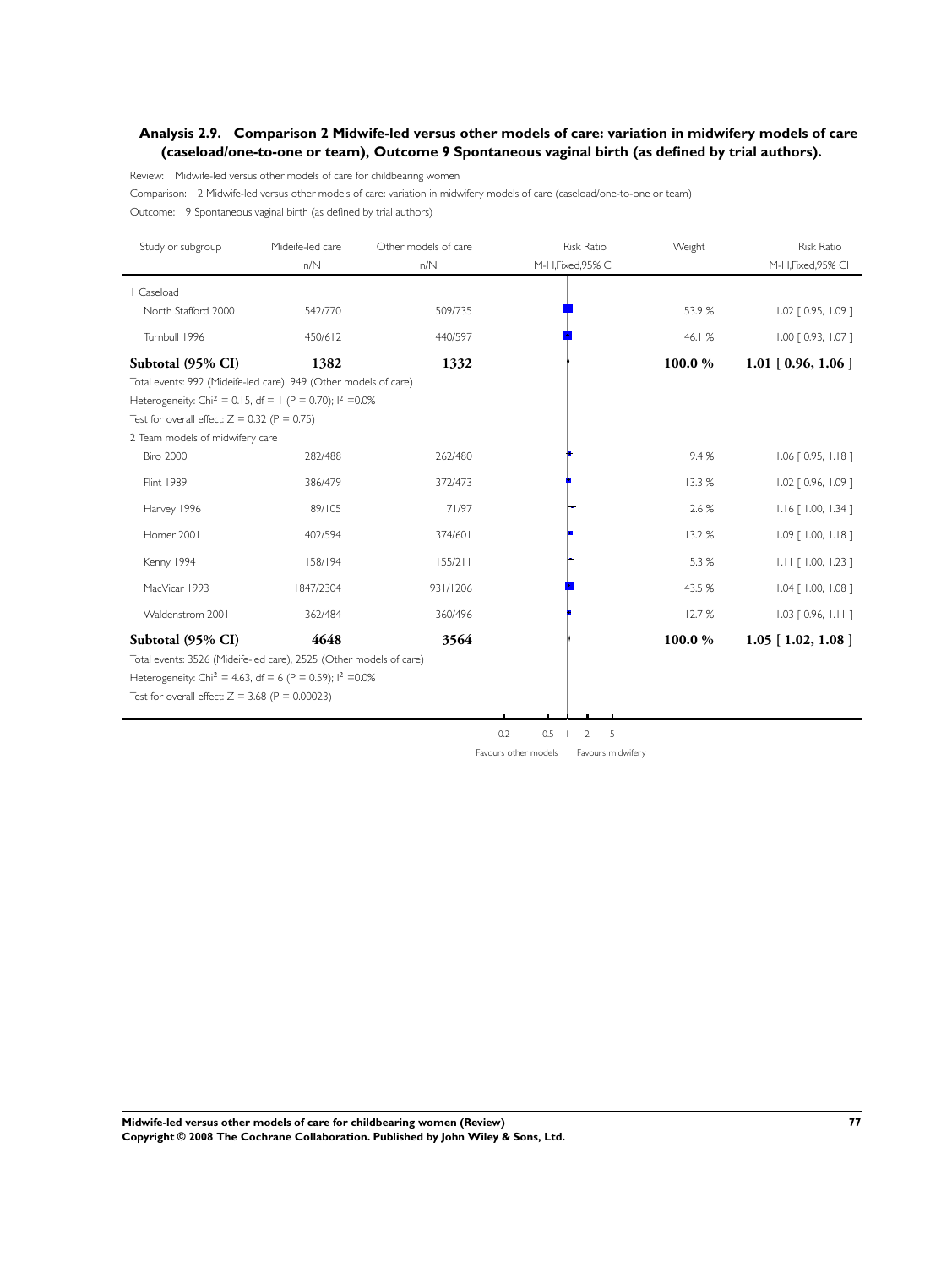## Analysis 2.9. Comparison 2 Midwife-led versus other models of care: variation in midwifery models of care (caseload/one-to-one or team), Outcome 9 Spontaneous vaginal birth (as defined by trial authors).

Review: Midwife-led versus other models of care for childbearing women

Comparison: 2 Midwife-led versus other models of care: variation in midwifery models of care (caseload/one-to-one or team)

Outcome: 9 Spontaneous vaginal birth (as defined by trial authors)

| Study or subgroup | Mideife-led care n/N | Other models of care n/N | Risk Ratio M-H,Fixed,95% CI | Weight | Risk Ratio M-H,Fixed,95% CI |
|---|---|---|---|---|---|
| 1 Caseload | | | | | |
| North Stafford 2000 | 542/770 | 509/735 | | 53.9 % | 1.02 [ 0.95, 1.09 ] |
| Turnbull 1996 | 450/612 | 440/597 | | 46.1 % | 1.00 [ 0.93, 1.07 ] |
| **Subtotal (95% CI)** | **1382** | **1332** | | **100.0 %** | **1.01 [ 0.96, 1.06 ]** |
| Total events: 992 (Mideife-led care), 949 (Other models of care) | | | | | |
| Heterogeneity: $Chi^2 = 0.15$, df = 1 (P = 0.70); $I^2 = 0.0\%$ | | | | | |
| Test for overall effect: Z = 0.32 (P = 0.75) | | | | | |
| 2 Team models of midwifery care | | | | | |
| Biro 2000 | 282/488 | 262/480 | | 9.4 % | 1.06 [ 0.95, 1.18 ] |
| Flint 1989 | 386/479 | 372/473 | | 13.3 % | 1.02 [ 0.96, 1.09 ] |
| Harvey 1996 | 89/105 | 71/97 | | 2.6 % | 1.16 [ 1.00, 1.34 ] |
| Homer 2001 | 402/594 | 374/601 | | 13.2 % | 1.09 [ 1.00, 1.18 ] |
| Kenny 1994 | 158/194 | 155/211 | | 5.3 % | 1.11 [ 1.00, 1.23 ] |
| MacVicar 1993 | 1847/2304 | 931/1206 | | 43.5 % | 1.04 [ 1.00, 1.08 ] |
| Waldenstrom 2001 | 362/484 | 360/496 | | 12.7 % | 1.03 [ 0.96, 1.11 ] |
| **Subtotal (95% CI)** | **4648** | **3564** | | **100.0 %** | **1.05 [ 1.02, 1.08 ]** |
| Total events: 3526 (Mideife-led care), 2525 (Other models of care) | | | | | |
| Heterogeneity: $Chi^2 = 4.63$, df = 6 (P = 0.59); $I^2 = 0.0\%$ | | | | | |
| Test for overall effect: Z = 3.68 (P = 0.00023) | | | | | |

0.2 0.5 1 2 5

Favours other models Favours midwifery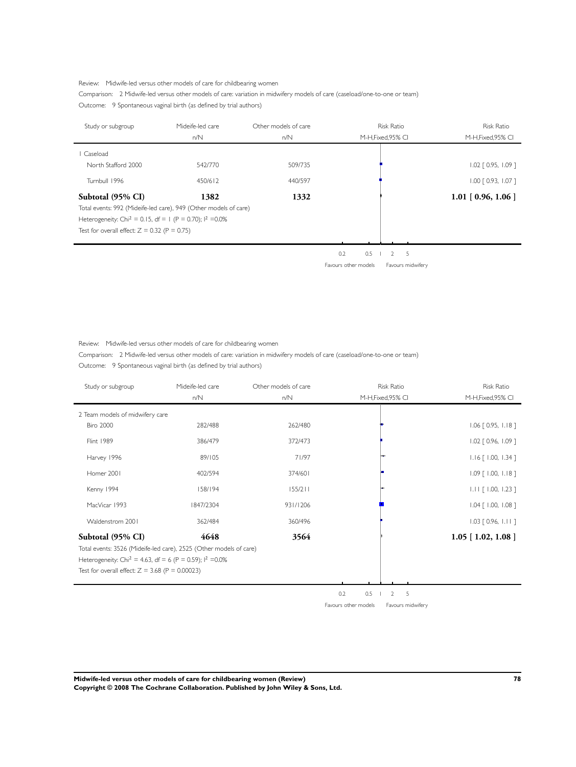Review: Midwife-led versus other models of care for childbearing women

Comparison: 2 Midwife-led versus other models of care: variation in midwifery models of care (caseload/one-to-one or team)

Outcome: 9 Spontaneous vaginal birth (as defined by trial authors)

| Study or subgroup | Mideife-led care n/N | Other models of care n/N | Risk Ratio M-H,Fixed,95% CI | Risk Ratio M-H,Fixed,95% CI |
|---|---|---|---|---|
| 1 Caseload | | | | |
| North Stafford 2000 | 542/770 | 509/735 | | 1.02 [ 0.95, 1.09 ] |
| Turnbull 1996 | 450/612 | 440/597 | | 1.00 [ 0.93, 1.07 ] |
| **Subtotal (95% CI)** | **1382** | **1332** | | **1.01 [ 0.96, 1.06 ]** |
| Total events: 992 (Mideife-led care), 949 (Other models of care) | | | | |
| Heterogeneity: $Chi^2 = 0.15$, df = 1 (P = 0.70); $I^2 = 0.0\%$ | | | | |
| Test for overall effect: Z = 0.32 (P = 0.75) | | | | |

0.2 0.5 1 2 5

Favours other models Favours midwifery

Review: Midwife-led versus other models of care for childbearing women

Comparison: 2 Midwife-led versus other models of care: variation in midwifery models of care (caseload/one-to-one or team)

Outcome: 9 Spontaneous vaginal birth (as defined by trial authors)

| Study or subgroup | Mideife-led care n/N | Other models of care n/N | Risk Ratio M-H,Fixed,95% CI | Risk Ratio M-H,Fixed,95% CI |
|---|---|---|---|---|
| 2 Team models of midwifery care | | | | |
| Biro 2000 | 282/488 | 262/480 | | 1.06 [ 0.95, 1.18 ] |
| Flint 1989 | 386/479 | 372/473 | | 1.02 [ 0.96, 1.09 ] |
| Harvey 1996 | 89/105 | 71/97 | | 1.16 [ 1.00, 1.34 ] |
| Homer 2001 | 402/594 | 374/601 | | 1.09 [ 1.00, 1.18 ] |
| Kenny 1994 | 158/194 | 155/211 | | 1.11 [ 1.00, 1.23 ] |
| MacVicar 1993 | 1847/2304 | 931/1206 | | 1.04 [ 1.00, 1.08 ] |
| Waldenstrom 2001 | 362/484 | 360/496 | | 1.03 [ 0.96, 1.11 ] |
| **Subtotal (95% CI)** | **4648** | **3564** | | **1.05 [ 1.02, 1.08 ]** |
| Total events: 3526 (Mideife-led care), 2525 (Other models of care) | | | | |
| Heterogeneity: $Chi^2 = 4.63$, df = 6 (P = 0.59); $I^2 = 0.0\%$ | | | | |
| Test for overall effect: Z = 3.68 (P = 0.00023) | | | | |

0.2 0.5 1 2 5

Favours other models Favours midwifery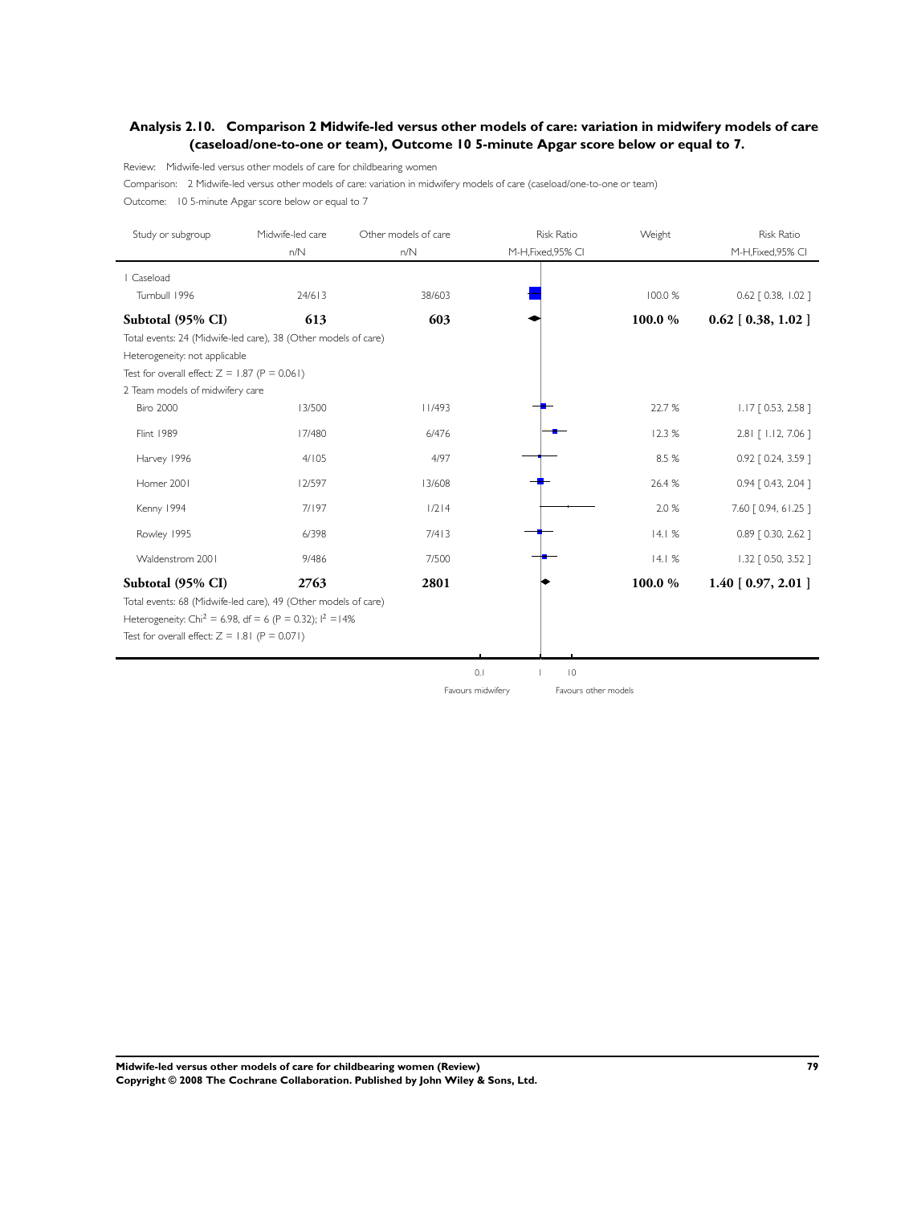## Analysis 2.10. Comparison 2 Midwife-led versus other models of care: variation in midwifery models of care (caseload/one-to-one or team), Outcome 10 5-minute Apgar score below or equal to 7.

Review: Midwife-led versus other models of care for childbearing women

Comparison: 2 Midwife-led versus other models of care: variation in midwifery models of care (caseload/one-to-one or team)

Outcome: 10 5-minute Apgar score below or equal to 7

| Study or subgroup | Midwife-led care n/N | Other models of care n/N | Risk Ratio M-H,Fixed,95% CI | Weight | Risk Ratio M-H,Fixed,95% CI |
|---|---|---|---|---|---|
| 1 Caseload | | | | | |
| Turnbull 1996 | 24/613 | 38/603 | | 100.0 % | 0.62 [ 0.38, 1.02 ] |
| **Subtotal (95% CI)** | **613** | **603** | | **100.0 %** | **0.62 [ 0.38, 1.02 ]** |
| Total events: 24 (Midwife-led care), 38 (Other models of care) | | | | | |
| Heterogeneity: not applicable | | | | | |
| Test for overall effect: Z = 1.87 (P = 0.061) | | | | | |
| 2 Team models of midwifery care | | | | | |
| Biro 2000 | 13/500 | 11/493 | | 22.7 % | 1.17 [ 0.53, 2.58 ] |
| Flint 1989 | 17/480 | 6/476 | | 12.3 % | 2.81 [ 1.12, 7.06 ] |
| Harvey 1996 | 4/105 | 4/97 | | 8.5 % | 0.92 [ 0.24, 3.59 ] |
| Homer 2001 | 12/597 | 13/608 | | 26.4 % | 0.94 [ 0.43, 2.04 ] |
| Kenny 1994 | 7/197 | 1/214 | | 2.0 % | 7.60 [ 0.94, 61.25 ] |
| Rowley 1995 | 6/398 | 7/413 | | 14.1 % | 0.89 [ 0.30, 2.62 ] |
| Waldenstrom 2001 | 9/486 | 7/500 | | 14.1 % | 1.32 [ 0.50, 3.52 ] |
| **Subtotal (95% CI)** | **2763** | **2801** | | **100.0 %** | **1.40 [ 0.97, 2.01 ]** |
| Total events: 68 (Midwife-led care), 49 (Other models of care) | | | | | |
| Heterogeneity: $Chi^2 = 6.98$, df = 6 (P = 0.32); $I^2 = 14\%$ | | | | | |
| Test for overall effect: Z = 1.81 (P = 0.071) | | | | | |

0.1 1 10

Favours midwifery Favours other models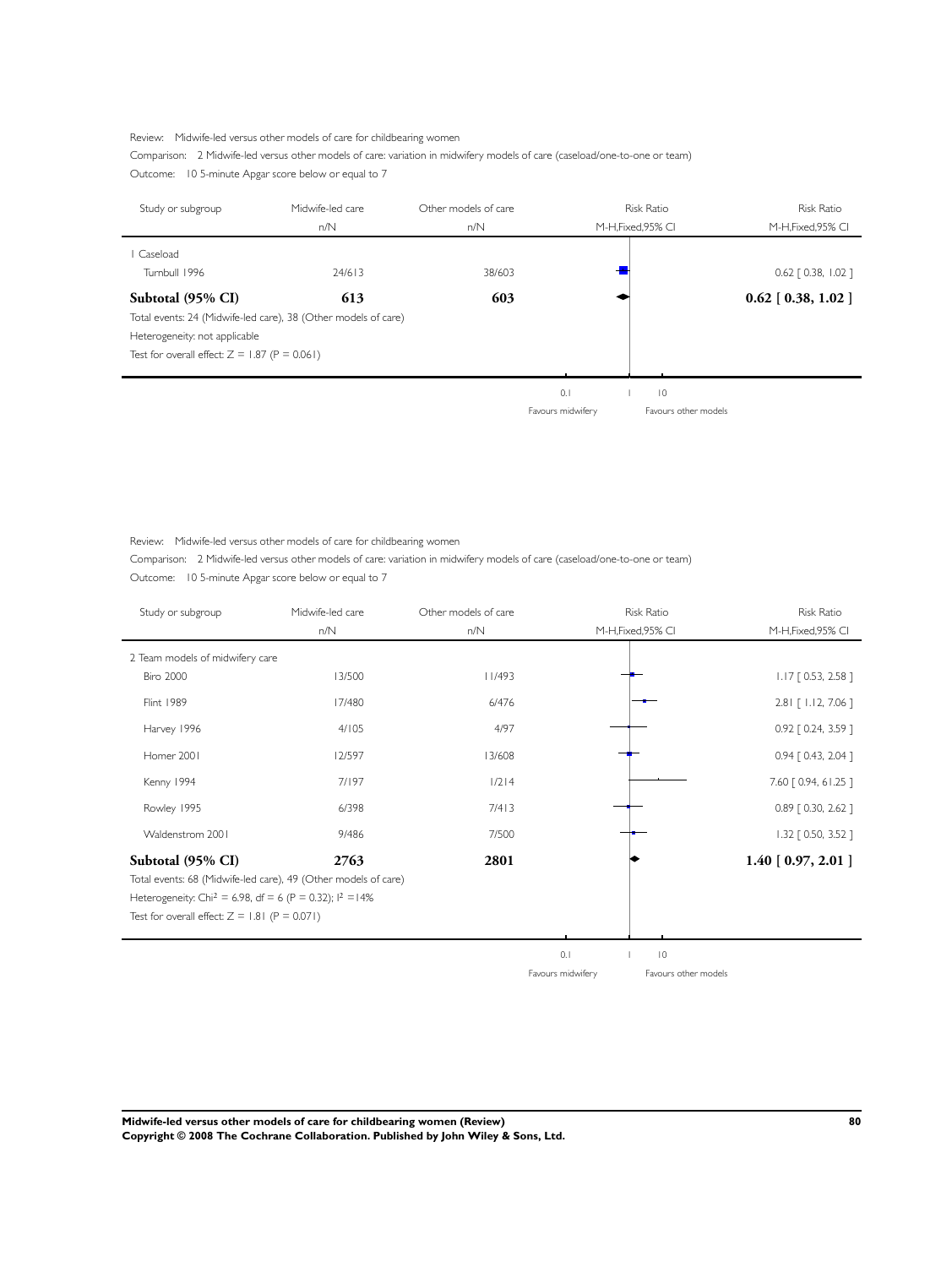Review: Midwife-led versus other models of care for childbearing women

Comparison: 2 Midwife-led versus other models of care: variation in midwifery models of care (caseload/one-to-one or team)

Outcome: 10 5-minute Apgar score below or equal to 7

| Study or subgroup | Midwife-led care n/N | Other models of care n/N | Risk Ratio M-H,Fixed,95% CI | Risk Ratio M-H,Fixed,95% CI |
|---|---|---|---|---|
| 1 Caseload | | | | |
| Turnbull 1996 | 24/613 | 38/603 | | 0.62 [ 0.38, 1.02 ] |
| **Subtotal (95% CI)** | **613** | **603** | | **0.62 [ 0.38, 1.02 ]** |
| Total events: 24 (Midwife-led care), 38 (Other models of care) | | | | |
| Heterogeneity: not applicable | | | | |
| Test for overall effect: Z = 1.87 (P = 0.061) | | | | |

0.1 1 10

Favours midwifery Favours other models

Review: Midwife-led versus other models of care for childbearing women

Comparison: 2 Midwife-led versus other models of care: variation in midwifery models of care (caseload/one-to-one or team)

Outcome: 10 5-minute Apgar score below or equal to 7

| Study or subgroup | Midwife-led care n/N | Other models of care n/N | Risk Ratio M-H,Fixed,95% CI | Risk Ratio M-H,Fixed,95% CI |
|---|---|---|---|---|
| 2 Team models of midwifery care | | | | |
| Biro 2000 | 13/500 | 11/493 | | 1.17 [ 0.53, 2.58 ] |
| Flint 1989 | 17/480 | 6/476 | | 2.81 [ 1.12, 7.06 ] |
| Harvey 1996 | 4/105 | 4/97 | | 0.92 [ 0.24, 3.59 ] |
| Homer 2001 | 12/597 | 13/608 | | 0.94 [ 0.43, 2.04 ] |
| Kenny 1994 | 7/197 | 1/214 | | 7.60 [ 0.94, 61.25 ] |
| Rowley 1995 | 6/398 | 7/413 | | 0.89 [ 0.30, 2.62 ] |
| Waldenstrom 2001 | 9/486 | 7/500 | | 1.32 [ 0.50, 3.52 ] |
| **Subtotal (95% CI)** | **2763** | **2801** | | **1.40 [ 0.97, 2.01 ]** |
| Total events: 68 (Midwife-led care), 49 (Other models of care) | | | | |
| Heterogeneity: $Chi^2 = 6.98$, df = 6 (P = 0.32); $I^2 = 14\%$ | | | | |
| Test for overall effect: Z = 1.81 (P = 0.071) | | | | |

0.1 1 10

Favours midwifery Favours other models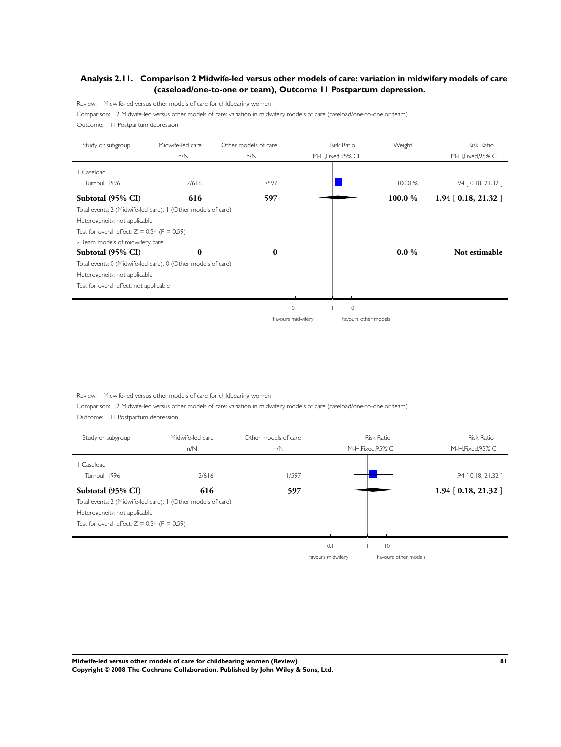## Analysis 2.11. Comparison 2 Midwife-led versus other models of care: variation in midwifery models of care (caseload/one-to-one or team), Outcome 11 Postpartum depression.

Review: Midwife-led versus other models of care for childbearing women

Comparison: 2 Midwife-led versus other models of care: variation in midwifery models of care (caseload/one-to-one or team)

Outcome: 11 Postpartum depression

| Study or subgroup | Midwife-led care n/N | Other models of care n/N | Risk Ratio M-H,Fixed,95% CI | Weight | Risk Ratio M-H,Fixed,95% CI |
|---|---|---|---|---|---|
| 1 Caseload | | | | | |
| Turnbull 1996 | 2/616 | 1/597 | | 100.0 % | 1.94 [ 0.18, 21.32 ] |
| **Subtotal (95% CI)** | **616** | **597** | | **100.0 %** | **1.94 [ 0.18, 21.32 ]** |
| Total events: 2 (Midwife-led care), 1 (Other models of care) | | | | | |
| Heterogeneity: not applicable | | | | | |
| Test for overall effect: Z = 0.54 (P = 0.59) | | | | | |
| 2 Team models of midwifery care | | | | | |
| **Subtotal (95% CI)** | **0** | **0** | | **0.0 %** | **Not estimable** |
| Total events: 0 (Midwife-led care), 0 (Other models of care) | | | | | |
| Heterogeneity: not applicable | | | | | |
| Test for overall effect: not applicable | | | | | |

0.1 1 10

Favours midwifery Favours other models

Review: Midwife-led versus other models of care for childbearing women

Comparison: 2 Midwife-led versus other models of care: variation in midwifery models of care (caseload/one-to-one or team)

Outcome: 11 Postpartum depression

| Study or subgroup | Midwife-led care n/N | Other models of care n/N | Risk Ratio M-H,Fixed,95% CI | Risk Ratio M-H,Fixed,95% CI |
|---|---|---|---|---|
| 1 Caseload | | | | |
| Turnbull 1996 | 2/616 | 1/597 | | 1.94 [ 0.18, 21.32 ] |
| **Subtotal (95% CI)** | **616** | **597** | | **1.94 [ 0.18, 21.32 ]** |
| Total events: 2 (Midwife-led care), 1 (Other models of care) | | | | |
| Heterogeneity: not applicable | | | | |
| Test for overall effect: Z = 0.54 (P = 0.59) | | | | |

0.1 1 10

Favours midwifery Favours other models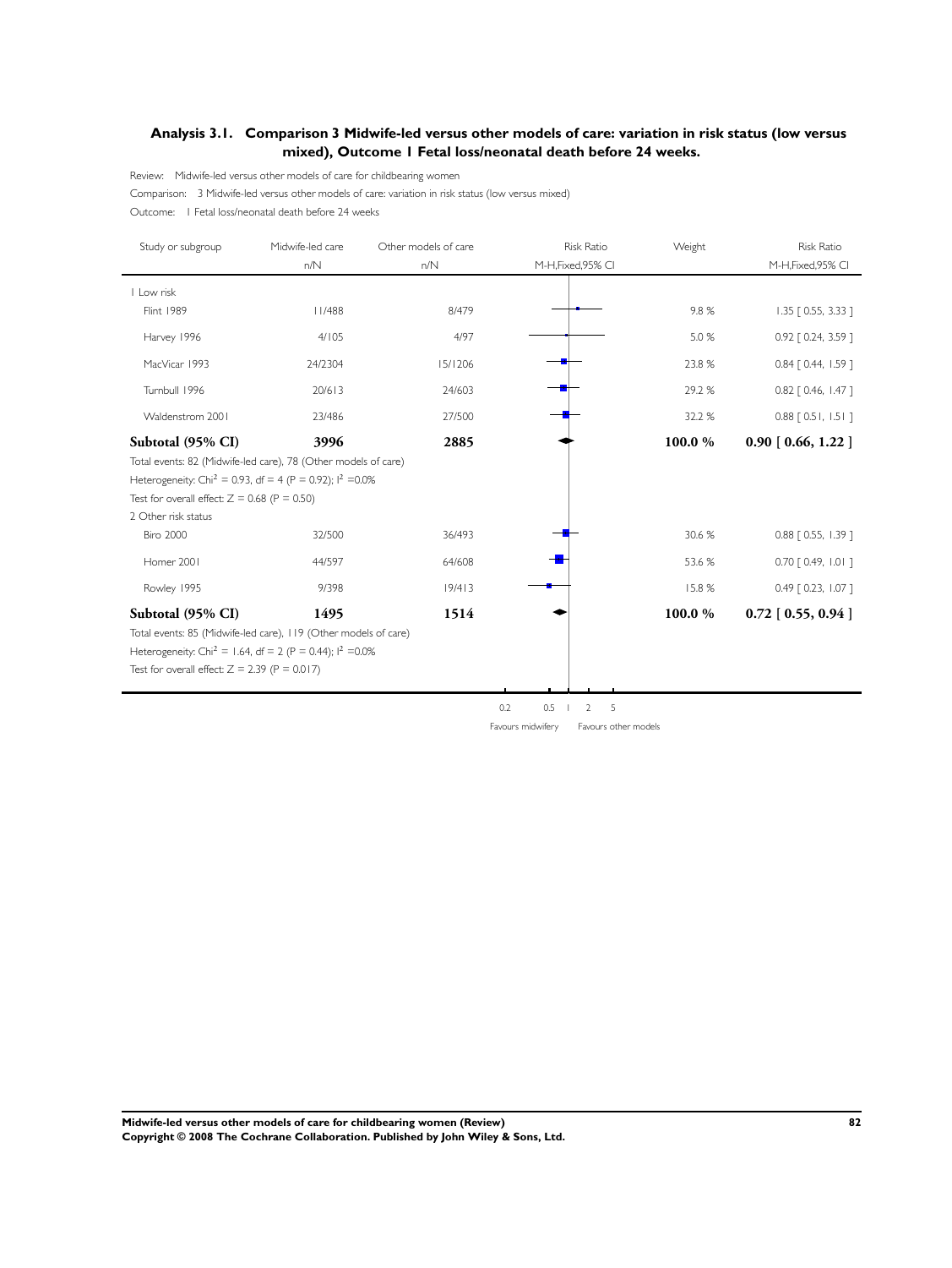## Analysis 3.1. Comparison 3 Midwife-led versus other models of care: variation in risk status (low versus mixed), Outcome 1 Fetal loss/neonatal death before 24 weeks.

Review: Midwife-led versus other models of care for childbearing women

Comparison: 3 Midwife-led versus other models of care: variation in risk status (low versus mixed)

Outcome: 1 Fetal loss/neonatal death before 24 weeks

| Study or subgroup | Midwife-led care n/N | Other models of care n/N | Risk Ratio M-H,Fixed,95% CI | Weight | Risk Ratio M-H,Fixed,95% CI |
|---|---|---|---|---|---|
| 1 Low risk | | | | | |
| Flint 1989 | 11/488 | 8/479 | | 9.8 % | 1.35 [ 0.55, 3.33 ] |
| Harvey 1996 | 4/105 | 4/97 | | 5.0 % | 0.92 [ 0.24, 3.59 ] |
| MacVicar 1993 | 24/2304 | 15/1206 | | 23.8 % | 0.84 [ 0.44, 1.59 ] |
| Turnbull 1996 | 20/613 | 24/603 | | 29.2 % | 0.82 [ 0.46, 1.47 ] |
| Waldenstrom 2001 | 23/486 | 27/500 | | 32.2 % | 0.88 [ 0.51, 1.51 ] |
| **Subtotal (95% CI)** | **3996** | **2885** | | **100.0 %** | **0.90 [ 0.66, 1.22 ]** |
| Total events: 82 (Midwife-led care), 78 (Other models of care) | | | | | |
| Heterogeneity: $Chi^2 = 0.93$, df = 4 (P = 0.92); $I^2 = 0.0\%$ | | | | | |
| Test for overall effect: Z = 0.68 (P = 0.50) | | | | | |
| 2 Other risk status | | | | | |
| Biro 2000 | 32/500 | 36/493 | | 30.6 % | 0.88 [ 0.55, 1.39 ] |
| Homer 2001 | 44/597 | 64/608 | | 53.6 % | 0.70 [ 0.49, 1.01 ] |
| Rowley 1995 | 9/398 | 19/413 | | 15.8 % | 0.49 [ 0.23, 1.07 ] |
| **Subtotal (95% CI)** | **1495** | **1514** | | **100.0 %** | **0.72 [ 0.55, 0.94 ]** |
| Total events: 85 (Midwife-led care), 119 (Other models of care) | | | | | |
| Heterogeneity: $Chi^2 = 1.64$, df = 2 (P = 0.44); $I^2 = 0.0\%$ | | | | | |
| Test for overall effect: Z = 2.39 (P = 0.017) | | | | | |

0.2 0.5 1 2 5

Favours midwifery Favours other models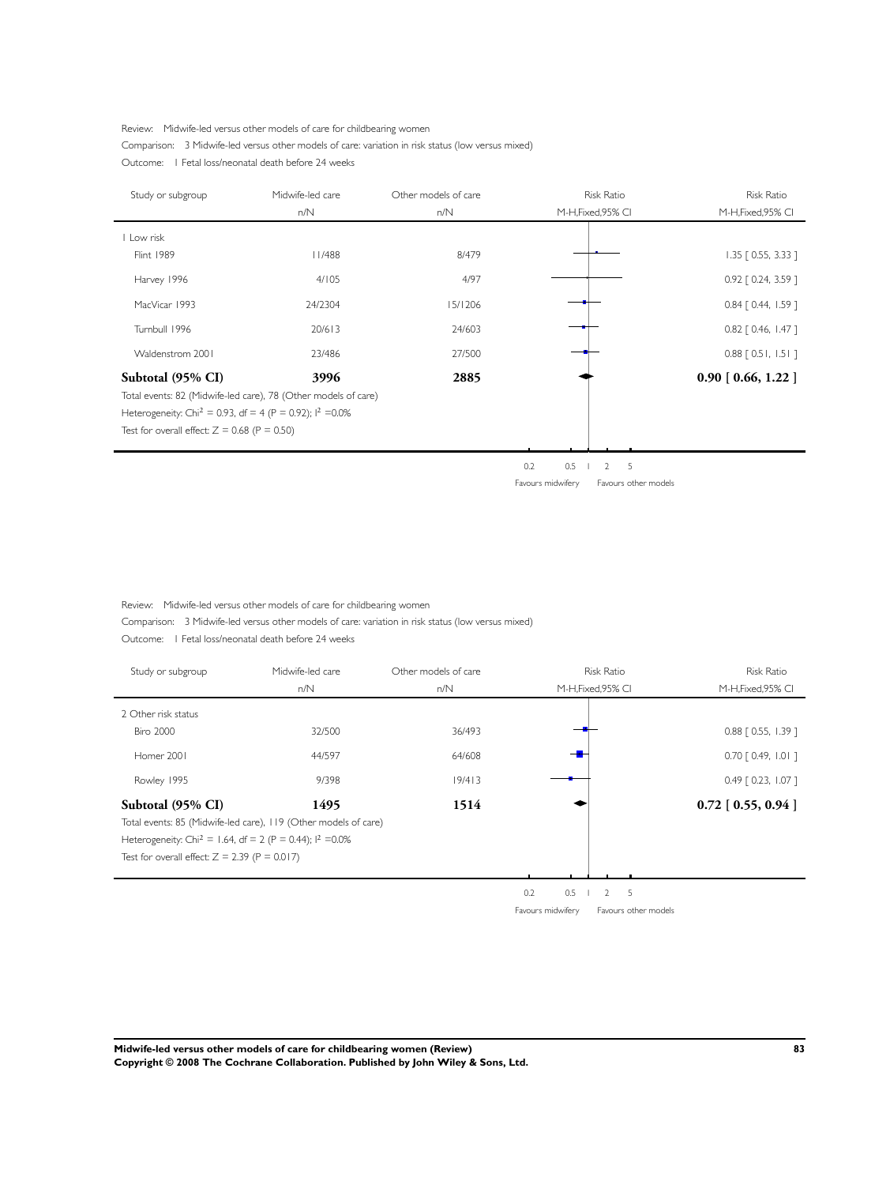Review: Midwife-led versus other models of care for childbearing women

Comparison: 3 Midwife-led versus other models of care: variation in risk status (low versus mixed)

Outcome: 1 Fetal loss/neonatal death before 24 weeks

| Study or subgroup | Midwife-led care n/N | Other models of care n/N | Risk Ratio M-H,Fixed,95% CI | Risk Ratio M-H,Fixed,95% CI |
|---|---|---|---|---|
| 1 Low risk | | | | |
| Flint 1989 | 11/488 | 8/479 | | 1.35 [ 0.55, 3.33 ] |
| Harvey 1996 | 4/105 | 4/97 | | 0.92 [ 0.24, 3.59 ] |
| MacVicar 1993 | 24/2304 | 15/1206 | | 0.84 [ 0.44, 1.59 ] |
| Turnbull 1996 | 20/613 | 24/603 | | 0.82 [ 0.46, 1.47 ] |
| Waldenstrom 2001 | 23/486 | 27/500 | | 0.88 [ 0.51, 1.51 ] |
| **Subtotal (95% CI)** | **3996** | **2885** | | **0.90 [ 0.66, 1.22 ]** |

Total events: 82 (Midwife-led care), 78 (Other models of care)

Heterogeneity: Chi$^2$ = 0.93, df = 4 (P = 0.92); I$^2$ =0.0%

Test for overall effect: Z = 0.68 (P = 0.50)

0.2 0.5 1 2 5

Favours midwifery Favours other models

Review: Midwife-led versus other models of care for childbearing women

Comparison: 3 Midwife-led versus other models of care: variation in risk status (low versus mixed)

Outcome: 1 Fetal loss/neonatal death before 24 weeks

| Study or subgroup | Midwife-led care n/N | Other models of care n/N | Risk Ratio M-H,Fixed,95% CI | Risk Ratio M-H,Fixed,95% CI |
|---|---|---|---|---|
| 2 Other risk status | | | | |
| Biro 2000 | 32/500 | 36/493 | | 0.88 [ 0.55, 1.39 ] |
| Homer 2001 | 44/597 | 64/608 | | 0.70 [ 0.49, 1.01 ] |
| Rowley 1995 | 9/398 | 19/413 | | 0.49 [ 0.23, 1.07 ] |
| **Subtotal (95% CI)** | **1495** | **1514** | | **0.72 [ 0.55, 0.94 ]** |

Total events: 85 (Midwife-led care), 119 (Other models of care)

Heterogeneity: Chi$^2$ = 1.64, df = 2 (P = 0.44); I$^2$ =0.0%

Test for overall effect: Z = 2.39 (P = 0.017)

0.2 0.5 1 2 5

Favours midwifery Favours other models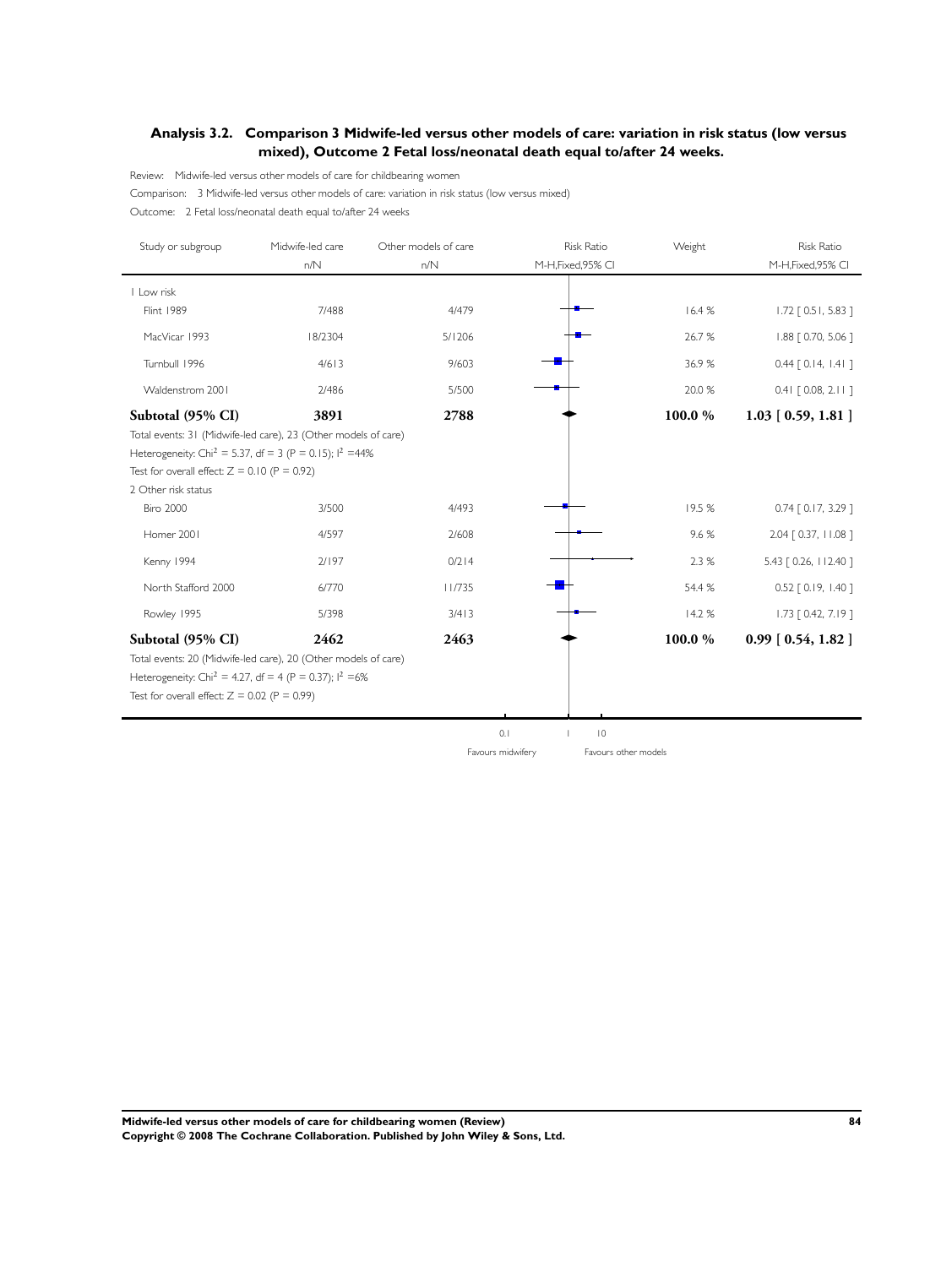## Analysis 3.2. Comparison 3 Midwife-led versus other models of care: variation in risk status (low versus mixed), Outcome 2 Fetal loss/neonatal death equal to/after 24 weeks.

Review: Midwife-led versus other models of care for childbearing women

Comparison: 3 Midwife-led versus other models of care: variation in risk status (low versus mixed)

Outcome: 2 Fetal loss/neonatal death equal to/after 24 weeks

| Study or subgroup | Midwife-led care n/N | Other models of care n/N | Risk Ratio M-H,Fixed,95% CI | Weight | Risk Ratio M-H,Fixed,95% CI |
|---|---|---|---|---|---|
| 1 Low risk | | | | | |
| Flint 1989 | 7/488 | 4/479 | | 16.4 % | 1.72 [ 0.51, 5.83 ] |
| MacVicar 1993 | 18/2304 | 5/1206 | | 26.7 % | 1.88 [ 0.70, 5.06 ] |
| Turnbull 1996 | 4/613 | 9/603 | | 36.9 % | 0.44 [ 0.14, 1.41 ] |
| Waldenstrom 2001 | 2/486 | 5/500 | | 20.0 % | 0.41 [ 0.08, 2.11 ] |
| **Subtotal (95% CI)** | **3891** | **2788** | | **100.0 %** | **1.03 [ 0.59, 1.81 ]** |
| Total events: 31 (Midwife-led care), 23 (Other models of care) | | | | | |
| Heterogeneity: $Chi^2 = 5.37$, df = 3 (P = 0.15); $I^2 = 44\%$ | | | | | |
| Test for overall effect: Z = 0.10 (P = 0.92) | | | | | |
| 2 Other risk status | | | | | |
| Biro 2000 | 3/500 | 4/493 | | 19.5 % | 0.74 [ 0.17, 3.29 ] |
| Homer 2001 | 4/597 | 2/608 | | 9.6 % | 2.04 [ 0.37, 11.08 ] |
| Kenny 1994 | 2/197 | 0/214 | | 2.3 % | 5.43 [ 0.26, 112.40 ] |
| North Stafford 2000 | 6/770 | 11/735 | | 54.4 % | 0.52 [ 0.19, 1.40 ] |
| Rowley 1995 | 5/398 | 3/413 | | 14.2 % | 1.73 [ 0.42, 7.19 ] |
| **Subtotal (95% CI)** | **2462** | **2463** | | **100.0 %** | **0.99 [ 0.54, 1.82 ]** |
| Total events: 20 (Midwife-led care), 20 (Other models of care) | | | | | |
| Heterogeneity: $Chi^2 = 4.27$, df = 4 (P = 0.37); $I^2 = 6\%$ | | | | | |
| Test for overall effect: Z = 0.02 (P = 0.99) | | | | | |

0.1 1 10

Favours midwifery Favours other models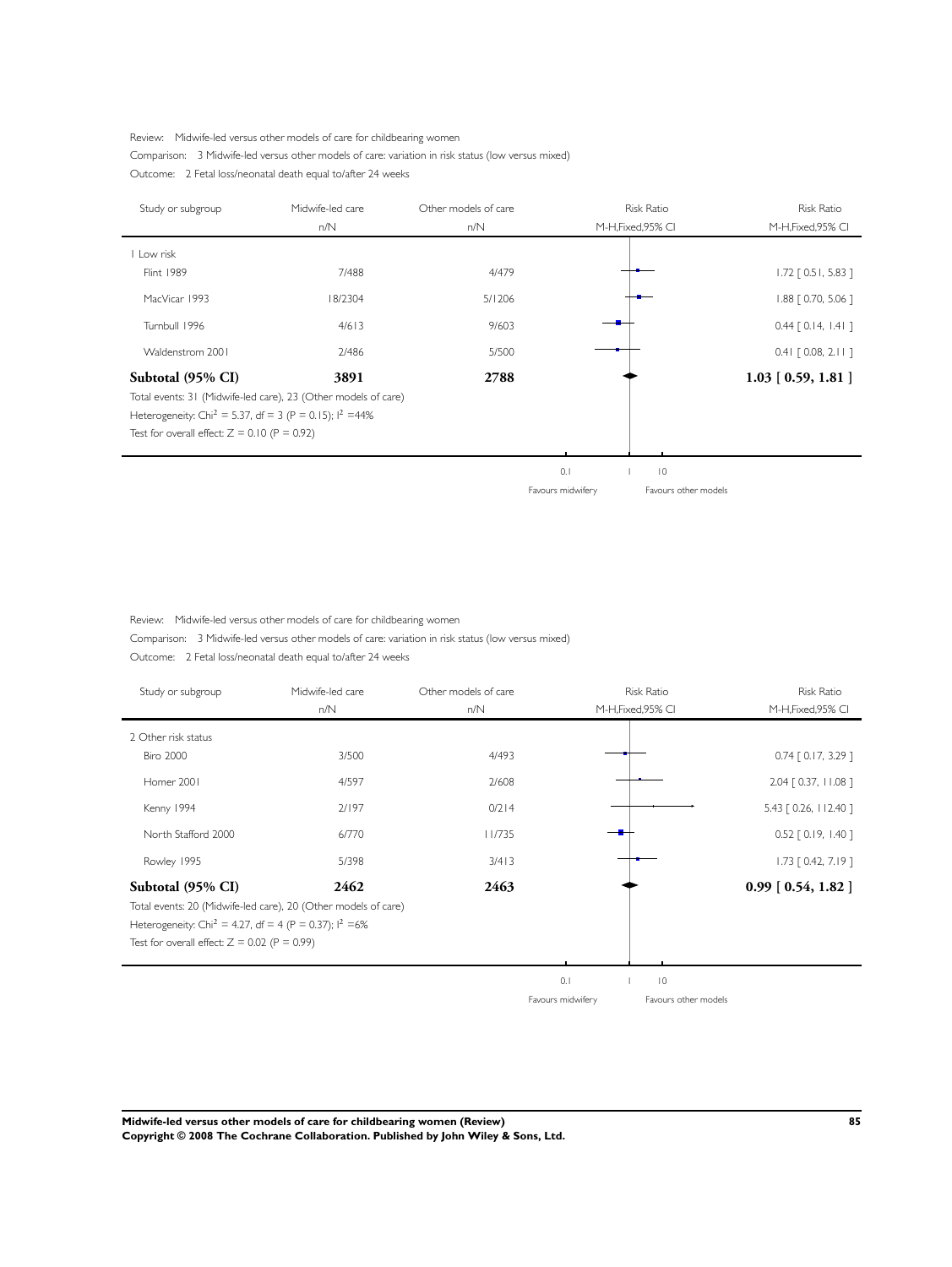Review: Midwife-led versus other models of care for childbearing women

Comparison: 3 Midwife-led versus other models of care: variation in risk status (low versus mixed)

Outcome: 2 Fetal loss/neonatal death equal to/after 24 weeks

| Study or subgroup | Midwife-led care n/N | Other models of care n/N | Risk Ratio M-H,Fixed,95% CI |
|---|---|---|---|
| 1 Low risk | | | |
| Flint 1989 | 7/488 | 4/479 | 1.72 [ 0.51, 5.83 ] |
| MacVicar 1993 | 18/2304 | 5/1206 | 1.88 [ 0.70, 5.06 ] |
| Turnbull 1996 | 4/613 | 9/603 | 0.44 [ 0.14, 1.41 ] |
| Waldenstrom 2001 | 2/486 | 5/500 | 0.41 [ 0.08, 2.11 ] |
| **Subtotal (95% CI)** | **3891** | **2788** | **1.03 [ 0.59, 1.81 ]** |

Total events: 31 (Midwife-led care), 23 (Other models of care)

Heterogeneity: $Chi^2 = 5.37$, df = 3 (P = 0.15); $I^2$ =44%

Test for overall effect: Z = 0.10 (P = 0.92)

0.1 | 1 | 10

Favours midwifery | Favours other models

Review: Midwife-led versus other models of care for childbearing women

Comparison: 3 Midwife-led versus other models of care: variation in risk status (low versus mixed)

Outcome: 2 Fetal loss/neonatal death equal to/after 24 weeks

| Study or subgroup | Midwife-led care n/N | Other models of care n/N | Risk Ratio M-H,Fixed,95% CI |
|---|---|---|---|
| 2 Other risk status | | | |
| Biro 2000 | 3/500 | 4/493 | 0.74 [ 0.17, 3.29 ] |
| Homer 2001 | 4/597 | 2/608 | 2.04 [ 0.37, 11.08 ] |
| Kenny 1994 | 2/197 | 0/214 | 5.43 [ 0.26, 112.40 ] |
| North Stafford 2000 | 6/770 | 11/735 | 0.52 [ 0.19, 1.40 ] |
| Rowley 1995 | 5/398 | 3/413 | 1.73 [ 0.42, 7.19 ] |
| **Subtotal (95% CI)** | **2462** | **2463** | **0.99 [ 0.54, 1.82 ]** |

Total events: 20 (Midwife-led care), 20 (Other models of care)

Heterogeneity: $Chi^2 = 4.27$, df = 4 (P = 0.37); $I^2$ =6%

Test for overall effect: Z = 0.02 (P = 0.99)

0.1 | 1 | 10

Favours midwifery | Favours other models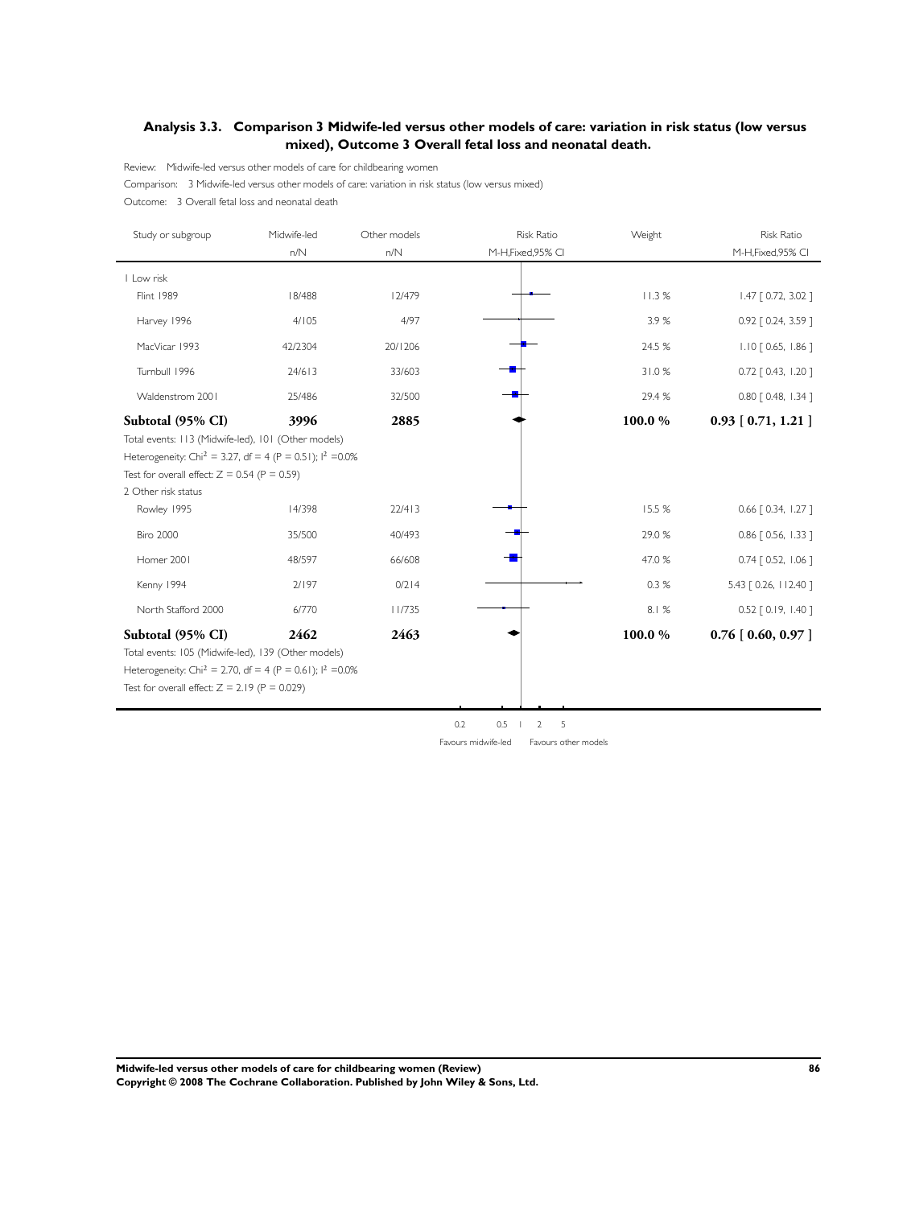### Analysis 3.3. Comparison 3 Midwife-led versus other models of care: variation in risk status (low versus mixed), Outcome 3 Overall fetal loss and neonatal death.

Review: Midwife-led versus other models of care for childbearing women

Comparison: 3 Midwife-led versus other models of care: variation in risk status (low versus mixed)

Outcome: 3 Overall fetal loss and neonatal death

| Study or subgroup | Midwife-led n/N | Other models n/N | Risk Ratio M-H,Fixed,95% CI | Weight | Risk Ratio M-H,Fixed,95% CI |
|---|---|---|---|---|---|
| **1 Low risk** | | | | | |
| Flint 1989 | 18/488 | 12/479 | | 11.3 % | 1.47 [ 0.72, 3.02 ] |
| Harvey 1996 | 4/105 | 4/97 | | 3.9 % | 0.92 [ 0.24, 3.59 ] |
| MacVicar 1993 | 42/2304 | 20/1206 | | 24.5 % | 1.10 [ 0.65, 1.86 ] |
| Turnbull 1996 | 24/613 | 33/603 | | 31.0 % | 0.72 [ 0.43, 1.20 ] |
| Waldenstrom 2001 | 25/486 | 32/500 | | 29.4 % | 0.80 [ 0.48, 1.34 ] |
| **Subtotal (95% CI)** | **3996** | **2885** | | **100.0 %** | **0.93 [ 0.71, 1.21 ]** |
| Total events: 113 (Midwife-led), 101 (Other models) | | | | | |
| Heterogeneity: Chi$^2$ = 3.27, df = 4 (P = 0.51); I$^2$ =0.0% | | | | | |
| Test for overall effect: Z = 0.54 (P = 0.59) | | | | | |
| **2 Other risk status** | | | | | |
| Rowley 1995 | 14/398 | 22/413 | | 15.5 % | 0.66 [ 0.34, 1.27 ] |
| Biro 2000 | 35/500 | 40/493 | | 29.0 % | 0.86 [ 0.56, 1.33 ] |
| Homer 2001 | 48/597 | 66/608 | | 47.0 % | 0.74 [ 0.52, 1.06 ] |
| Kenny 1994 | 2/197 | 0/214 | | 0.3 % | 5.43 [ 0.26, 112.40 ] |
| North Stafford 2000 | 6/770 | 11/735 | | 8.1 % | 0.52 [ 0.19, 1.40 ] |
| **Subtotal (95% CI)** | **2462** | **2463** | | **100.0 %** | **0.76 [ 0.60, 0.97 ]** |
| Total events: 105 (Midwife-led), 139 (Other models) | | | | | |
| Heterogeneity: Chi$^2$ = 2.70, df = 4 (P = 0.61); I$^2$ =0.0% | | | | | |
| Test for overall effect: Z = 2.19 (P = 0.029) | | | | | |

0.2 0.5 1 2 5

Favours midwife-led Favours other models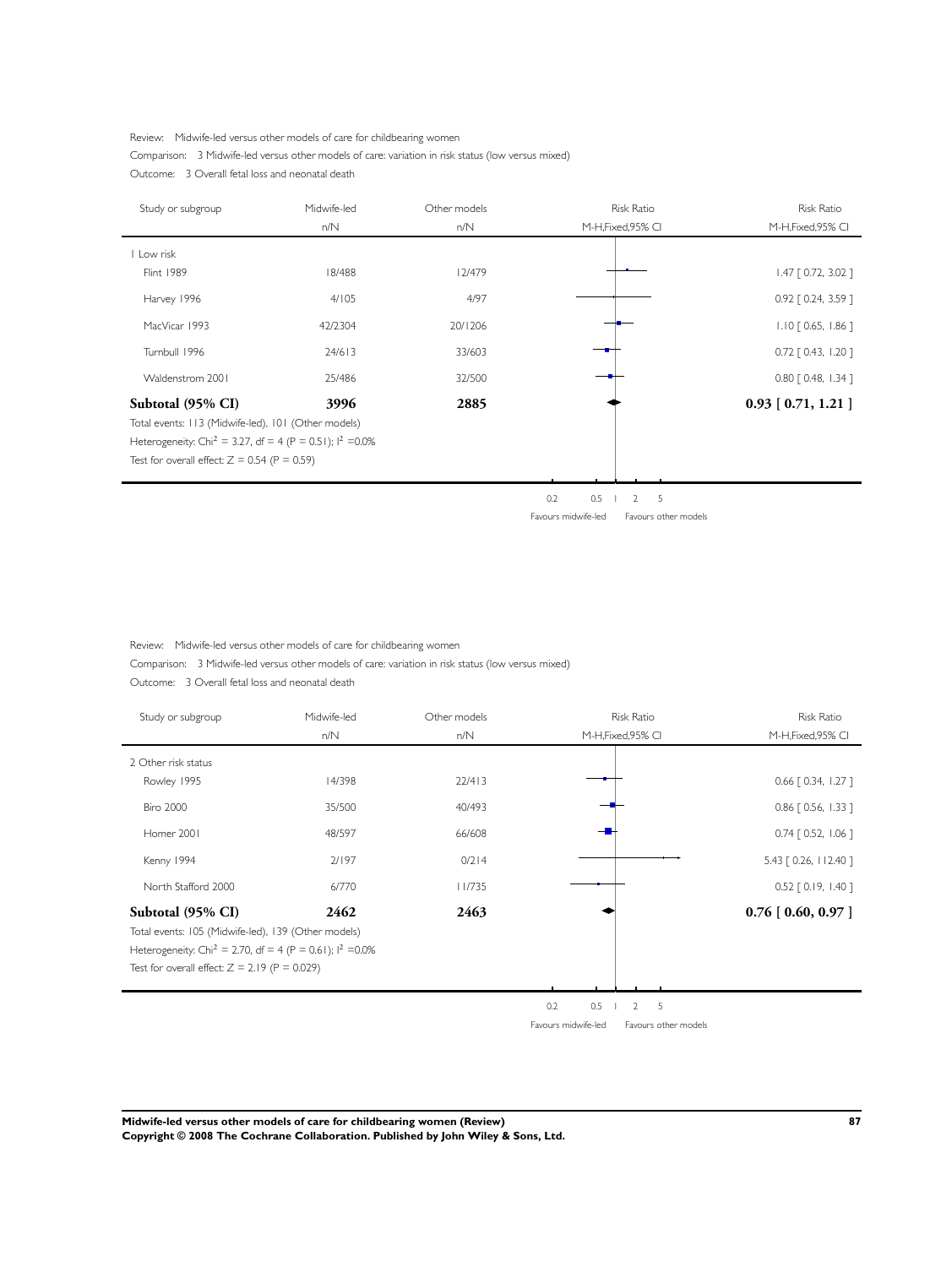Review: Midwife-led versus other models of care for childbearing women

Comparison: 3 Midwife-led versus other models of care: variation in risk status (low versus mixed)

Outcome: 3 Overall fetal loss and neonatal death

| Study or subgroup | Midwife-led n/N | Other models n/N | Risk Ratio M-H,Fixed,95% CI | Risk Ratio M-H,Fixed,95% CI |
|---|---|---|---|---|
| 1 Low risk | | | | |
| Flint 1989 | 18/488 | 12/479 | | 1.47 [ 0.72, 3.02 ] |
| Harvey 1996 | 4/105 | 4/97 | | 0.92 [ 0.24, 3.59 ] |
| MacVicar 1993 | 42/2304 | 20/1206 | | 1.10 [ 0.65, 1.86 ] |
| Turnbull 1996 | 24/613 | 33/603 | | 0.72 [ 0.43, 1.20 ] |
| Waldenstrom 2001 | 25/486 | 32/500 | | 0.80 [ 0.48, 1.34 ] |
| **Subtotal (95% CI)** | **3996** | **2885** | | **0.93 [ 0.71, 1.21 ]** |

Total events: 113 (Midwife-led), 101 (Other models)

Heterogeneity: $Chi^2 = 3.27$, df = 4 (P = 0.51); $I^2$ =0.0%

Test for overall effect: Z = 0.54 (P = 0.59)

0.2 0.5 1 2 5

Favours midwife-led Favours other models

Review: Midwife-led versus other models of care for childbearing women

Comparison: 3 Midwife-led versus other models of care: variation in risk status (low versus mixed)

Outcome: 3 Overall fetal loss and neonatal death

| Study or subgroup | Midwife-led n/N | Other models n/N | Risk Ratio M-H,Fixed,95% CI | Risk Ratio M-H,Fixed,95% CI |
|---|---|---|---|---|
| 2 Other risk status | | | | |
| Rowley 1995 | 14/398 | 22/413 | | 0.66 [ 0.34, 1.27 ] |
| Biro 2000 | 35/500 | 40/493 | | 0.86 [ 0.56, 1.33 ] |
| Homer 2001 | 48/597 | 66/608 | | 0.74 [ 0.52, 1.06 ] |
| Kenny 1994 | 2/197 | 0/214 | | 5.43 [ 0.26, 112.40 ] |
| North Stafford 2000 | 6/770 | 11/735 | | 0.52 [ 0.19, 1.40 ] |
| **Subtotal (95% CI)** | **2462** | **2463** | | **0.76 [ 0.60, 0.97 ]** |

Total events: 105 (Midwife-led), 139 (Other models)

Heterogeneity: $Chi^2 = 2.70$, df = 4 (P = 0.61); $I^2$ =0.0%

Test for overall effect: Z = 2.19 (P = 0.029)

0.2 0.5 1 2 5

Favours midwife-led Favours other models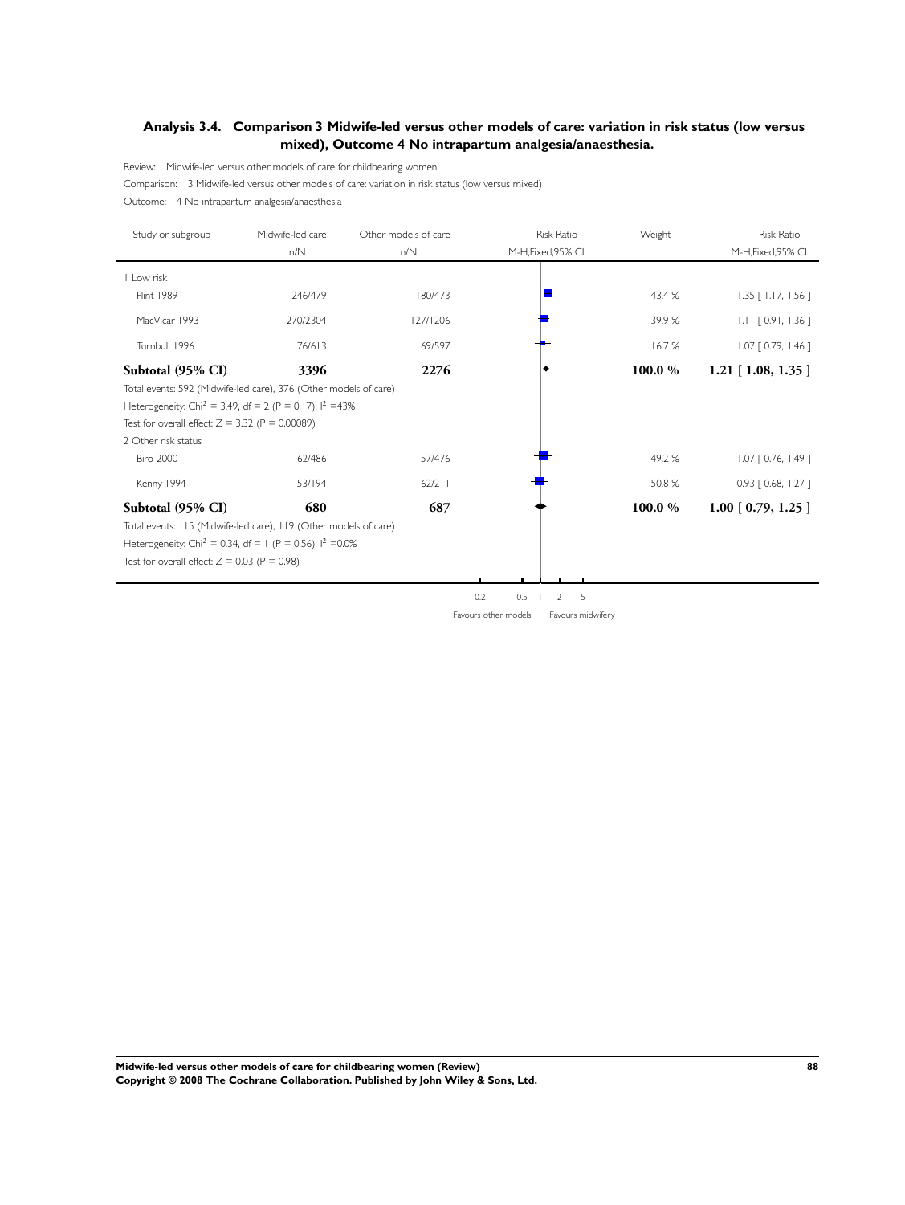## Analysis 3.4. Comparison 3 Midwife-led versus other models of care: variation in risk status (low versus mixed), Outcome 4 No intrapartum analgesia/anaesthesia.

Review: Midwife-led versus other models of care for childbearing women

Comparison: 3 Midwife-led versus other models of care: variation in risk status (low versus mixed)

Outcome: 4 No intrapartum analgesia/anaesthesia

| Study or subgroup | Midwife-led care n/N | Other models of care n/N | Risk Ratio M-H,Fixed,95% CI | Weight | Risk Ratio M-H,Fixed,95% CI |
|---|---|---|---|---|---|
| 1 Low risk | | | | | |
| Flint 1989 | 246/479 | 180/473 | | 43.4 % | 1.35 [ 1.17, 1.56 ] |
| MacVicar 1993 | 270/2304 | 127/1206 | | 39.9 % | 1.11 [ 0.91, 1.36 ] |
| Turnbull 1996 | 76/613 | 69/597 | | 16.7 % | 1.07 [ 0.79, 1.46 ] |
| **Subtotal (95% CI)** | **3396** | **2276** | | **100.0 %** | **1.21 [ 1.08, 1.35 ]** |
| Total events: 592 (Midwife-led care), 376 (Other models of care) | | | | | |
| Heterogeneity: $Chi^2 = 3.49$, df = 2 (P = 0.17); $I^2$ =43% | | | | | |
| Test for overall effect: Z = 3.32 (P = 0.00089) | | | | | |
| 2 Other risk status | | | | | |
| Biro 2000 | 62/486 | 57/476 | | 49.2 % | 1.07 [ 0.76, 1.49 ] |
| Kenny 1994 | 53/194 | 62/211 | | 50.8 % | 0.93 [ 0.68, 1.27 ] |
| **Subtotal (95% CI)** | **680** | **687** | | **100.0 %** | **1.00 [ 0.79, 1.25 ]** |
| Total events: 115 (Midwife-led care), 119 (Other models of care) | | | | | |
| Heterogeneity: $Chi^2 = 0.34$, df = 1 (P = 0.56); $I^2$ =0.0% | | | | | |
| Test for overall effect: Z = 0.03 (P = 0.98) | | | | | |

0.2 0.5 1 2 5

Favours other models Favours midwifery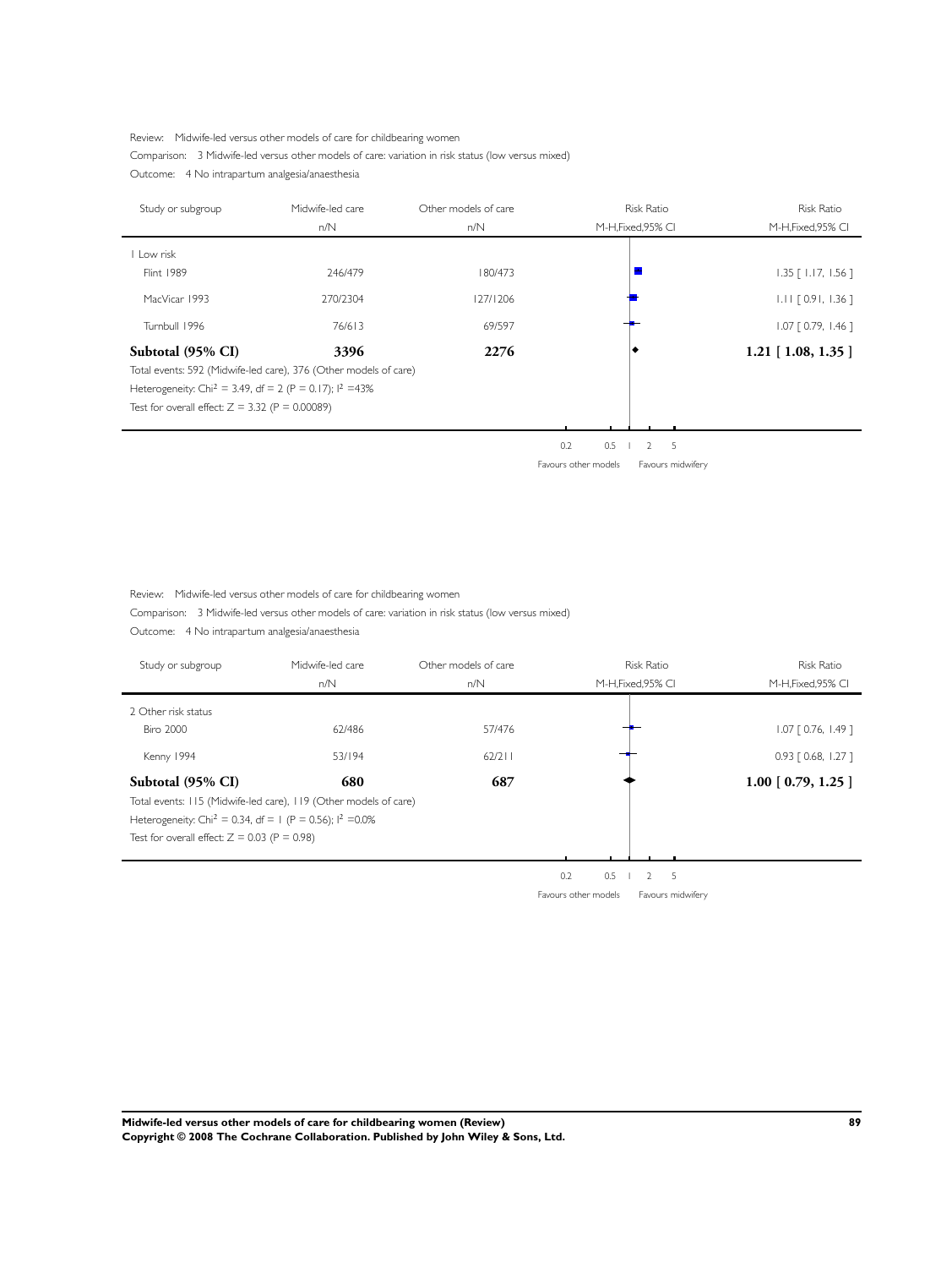Review: Midwife-led versus other models of care for childbearing women

Comparison: 3 Midwife-led versus other models of care: variation in risk status (low versus mixed)

Outcome: 4 No intrapartum analgesia/anaesthesia

| Study or subgroup | Midwife-led care n/N | Other models of care n/N | Risk Ratio M-H,Fixed,95% CI | Risk Ratio M-H,Fixed,95% CI |
|---|---|---|---|---|
| 1 Low risk | | | | |
| Flint 1989 | 246/479 | 180/473 | | 1.35 [ 1.17, 1.56 ] |
| MacVicar 1993 | 270/2304 | 127/1206 | | 1.11 [ 0.91, 1.36 ] |
| Turnbull 1996 | 76/613 | 69/597 | | 1.07 [ 0.79, 1.46 ] |
| **Subtotal (95% CI)** | **3396** | **2276** | | **1.21 [ 1.08, 1.35 ]** |

Total events: 592 (Midwife-led care), 376 (Other models of care)

Heterogeneity: $Chi^2 = 3.49$, df = 2 (P = 0.17); $I^2 = 43\%$

Test for overall effect: Z = 3.32 (P = 0.00089)

0.2 0.5 1 2 5

Favours other models Favours midwifery

Review: Midwife-led versus other models of care for childbearing women

Comparison: 3 Midwife-led versus other models of care: variation in risk status (low versus mixed)

Outcome: 4 No intrapartum analgesia/anaesthesia

| Study or subgroup | Midwife-led care n/N | Other models of care n/N | Risk Ratio M-H,Fixed,95% CI | Risk Ratio M-H,Fixed,95% CI |
|---|---|---|---|---|
| 2 Other risk status | | | | |
| Biro 2000 | 62/486 | 57/476 | | 1.07 [ 0.76, 1.49 ] |
| Kenny 1994 | 53/194 | 62/211 | | 0.93 [ 0.68, 1.27 ] |
| **Subtotal (95% CI)** | **680** | **687** | | **1.00 [ 0.79, 1.25 ]** |

Total events: 115 (Midwife-led care), 119 (Other models of care)

Heterogeneity: $Chi^2 = 0.34$, df = 1 (P = 0.56); $I^2 = 0.0\%$

Test for overall effect: Z = 0.03 (P = 0.98)

0.2 0.5 1 2 5

Favours other models Favours midwifery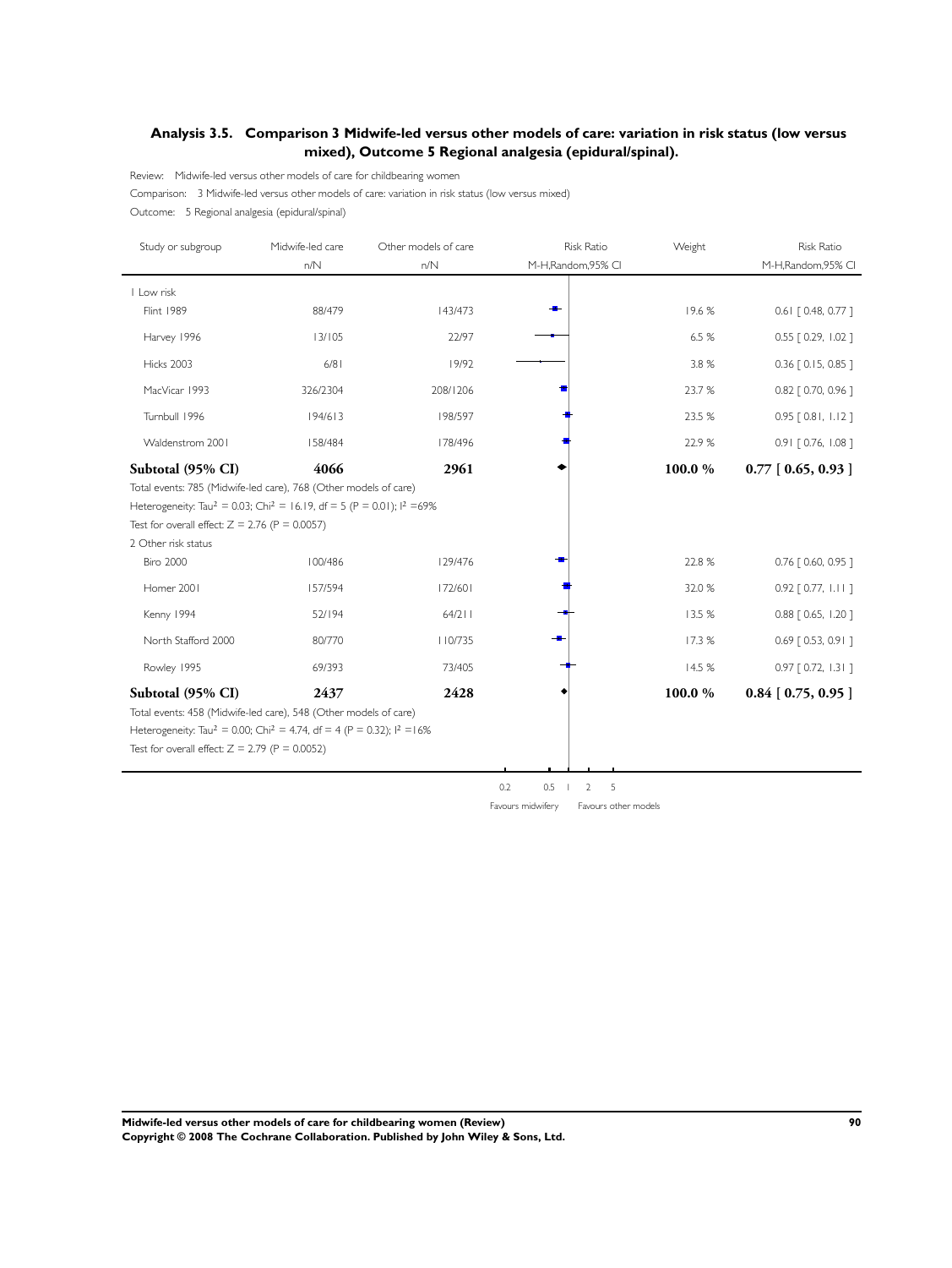## Analysis 3.5. Comparison 3 Midwife-led versus other models of care: variation in risk status (low versus mixed), Outcome 5 Regional analgesia (epidural/spinal).

Review: Midwife-led versus other models of care for childbearing women

Comparison: 3 Midwife-led versus other models of care: variation in risk status (low versus mixed)

Outcome: 5 Regional analgesia (epidural/spinal)

| Study or subgroup | Midwife-led care n/N | Other models of care n/N | Risk Ratio M-H,Random,95% CI | Weight | Risk Ratio M-H,Random,95% CI |
|---|---|---|---|---|---|
| **1 Low risk** | | | | | |
| Flint 1989 | 88/479 | 143/473 | | 19.6 % | 0.61 [ 0.48, 0.77 ] |
| Harvey 1996 | 13/105 | 22/97 | | 6.5 % | 0.55 [ 0.29, 1.02 ] |
| Hicks 2003 | 6/81 | 19/92 | | 3.8 % | 0.36 [ 0.15, 0.85 ] |
| MacVicar 1993 | 326/2304 | 208/1206 | | 23.7 % | 0.82 [ 0.70, 0.96 ] |
| Turnbull 1996 | 194/613 | 198/597 | | 23.5 % | 0.95 [ 0.81, 1.12 ] |
| Waldenstrom 2001 | 158/484 | 178/496 | | 22.9 % | 0.91 [ 0.76, 1.08 ] |
| **Subtotal (95% CI)** | **4066** | **2961** | | **100.0 %** | **0.77 [ 0.65, 0.93 ]** |
| Total events: 785 (Midwife-led care), 768 (Other models of care) | | | | | |
| Heterogeneity: $Tau^2 = 0.03$; $Chi^2 = 16.19$, df = 5 (P = 0.01); $I^2 = 69\%$ | | | | | |
| Test for overall effect: Z = 2.76 (P = 0.0057) | | | | | |
| **2 Other risk status** | | | | | |
| Biro 2000 | 100/486 | 129/476 | | 22.8 % | 0.76 [ 0.60, 0.95 ] |
| Homer 2001 | 157/594 | 172/601 | | 32.0 % | 0.92 [ 0.77, 1.11 ] |
| Kenny 1994 | 52/194 | 64/211 | | 13.5 % | 0.88 [ 0.65, 1.20 ] |
| North Stafford 2000 | 80/770 | 110/735 | | 17.3 % | 0.69 [ 0.53, 0.91 ] |
| Rowley 1995 | 69/393 | 73/405 | | 14.5 % | 0.97 [ 0.72, 1.31 ] |
| **Subtotal (95% CI)** | **2437** | **2428** | | **100.0 %** | **0.84 [ 0.75, 0.95 ]** |
| Total events: 458 (Midwife-led care), 548 (Other models of care) | | | | | |
| Heterogeneity: $Tau^2 = 0.00$; $Chi^2 = 4.74$, df = 4 (P = 0.32); $I^2 = 16\%$ | | | | | |
| Test for overall effect: Z = 2.79 (P = 0.0052) | | | | | |

0.2 0.5 1 2 5

Favours midwifery Favours other models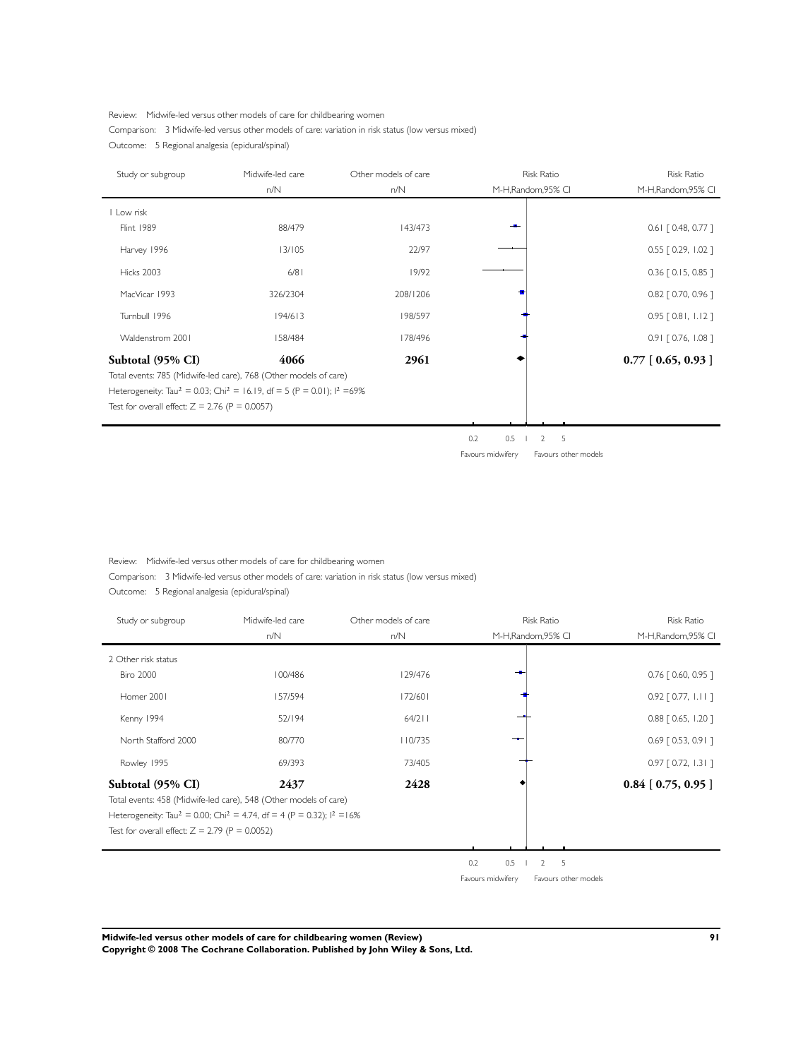Review: Midwife-led versus other models of care for childbearing women

Comparison: 3 Midwife-led versus other models of care: variation in risk status (low versus mixed)

Outcome: 5 Regional analgesia (epidural/spinal)

| Study or subgroup | Midwife-led care n/N | Other models of care n/N | Risk Ratio M-H,Random,95% CI | Risk Ratio M-H,Random,95% CI |
|---|---|---|---|---|
| 1 Low risk | | | | |
| Flint 1989 | 88/479 | 143/473 | | 0.61 [ 0.48, 0.77 ] |
| Harvey 1996 | 13/105 | 22/97 | | 0.55 [ 0.29, 1.02 ] |
| Hicks 2003 | 6/81 | 19/92 | | 0.36 [ 0.15, 0.85 ] |
| MacVicar 1993 | 326/2304 | 208/1206 | | 0.82 [ 0.70, 0.96 ] |
| Turnbull 1996 | 194/613 | 198/597 | | 0.95 [ 0.81, 1.12 ] |
| Waldenstrom 2001 | 158/484 | 178/496 | | 0.91 [ 0.76, 1.08 ] |
| **Subtotal (95% CI)** | **4066** | **2961** | | **0.77 [ 0.65, 0.93 ]** |

Total events: 785 (Midwife-led care), 768 (Other models of care)

Heterogeneity: $Tau^2 = 0.03$; $Chi^2 = 16.19$, $df = 5$ ($P = 0.01$); $I^2 = 69\%$

Test for overall effect: $Z = 2.76$ ($P = 0.0057$)

0.2 0.5 1 2 5

Favours midwifery Favours other models

Review: Midwife-led versus other models of care for childbearing women

Comparison: 3 Midwife-led versus other models of care: variation in risk status (low versus mixed)

Outcome: 5 Regional analgesia (epidural/spinal)

| Study or subgroup | Midwife-led care n/N | Other models of care n/N | Risk Ratio M-H,Random,95% CI | Risk Ratio M-H,Random,95% CI |
|---|---|---|---|---|
| 2 Other risk status | | | | |
| Biro 2000 | 100/486 | 129/476 | | 0.76 [ 0.60, 0.95 ] |
| Homer 2001 | 157/594 | 172/601 | | 0.92 [ 0.77, 1.11 ] |
| Kenny 1994 | 52/194 | 64/211 | | 0.88 [ 0.65, 1.20 ] |
| North Stafford 2000 | 80/770 | 110/735 | | 0.69 [ 0.53, 0.91 ] |
| Rowley 1995 | 69/393 | 73/405 | | 0.97 [ 0.72, 1.31 ] |
| **Subtotal (95% CI)** | **2437** | **2428** | | **0.84 [ 0.75, 0.95 ]** |

Total events: 458 (Midwife-led care), 548 (Other models of care)

Heterogeneity: $Tau^2 = 0.00$; $Chi^2 = 4.74$, $df = 4$ ($P = 0.32$); $I^2 = 16\%$

Test for overall effect: $Z = 2.79$ ($P = 0.0052$)

0.2 0.5 1 2 5

Favours midwifery Favours other models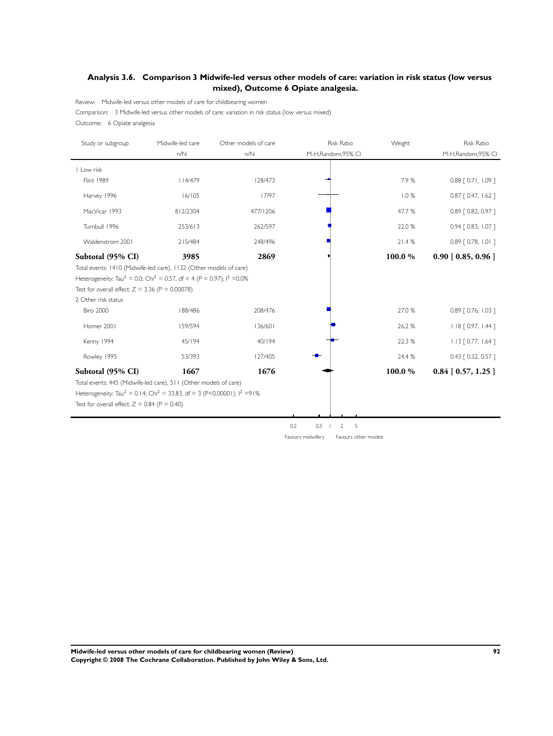## Analysis 3.6. Comparison 3 Midwife-led versus other models of care: variation in risk status (low versus mixed), Outcome 6 Opiate analgesia.

Review: Midwife-led versus other models of care for childbearing women

Comparison: 3 Midwife-led versus other models of care: variation in risk status (low versus mixed)

Outcome: 6 Opiate analgesia

| Study or subgroup | Midwife-led care n/N | Other models of care n/N | Risk Ratio M-H,Random,95% CI | Weight | Risk Ratio M-H,Random,95% CI |
|---|---|---|---|---|---|
| 1 Low risk | | | | | |
| Flint 1989 | 114/479 | 128/473 | | 7.9 % | 0.88 [ 0.71, 1.09 ] |
| Harvey 1996 | 16/105 | 17/97 | | 1.0 % | 0.87 [ 0.47, 1.62 ] |
| MacVicar 1993 | 812/2304 | 477/1206 | | 47.7 % | 0.89 [ 0.82, 0.97 ] |
| Turnbull 1996 | 253/613 | 262/597 | | 22.0 % | 0.94 [ 0.83, 1.07 ] |
| Waldenstrom 2001 | 215/484 | 248/496 | | 21.4 % | 0.89 [ 0.78, 1.01 ] |
| **Subtotal (95% CI)** | **3985** | **2869** | | **100.0 %** | **0.90 [ 0.85, 0.96 ]** |
| Total events: 1410 (Midwife-led care), 1132 (Other models of care) | | | | | |
| Heterogeneity: $Tau^2 = 0.0$; $Chi^2 = 0.57$, df = 4 (P = 0.97); $I^2$ =0.0% | | | | | |
| Test for overall effect: Z = 3.36 (P = 0.00078) | | | | | |
| 2 Other risk status | | | | | |
| Biro 2000 | 188/486 | 208/476 | | 27.0 % | 0.89 [ 0.76, 1.03 ] |
| Homer 2001 | 159/594 | 136/601 | | 26.2 % | 1.18 [ 0.97, 1.44 ] |
| Kenny 1994 | 45/194 | 40/194 | | 22.3 % | 1.13 [ 0.77, 1.64 ] |
| Rowley 1995 | 53/393 | 127/405 | | 24.4 % | 0.43 [ 0.32, 0.57 ] |
| **Subtotal (95% CI)** | **1667** | **1676** | | **100.0 %** | **0.84 [ 0.57, 1.25 ]** |
| Total events: 445 (Midwife-led care), 511 (Other models of care) | | | | | |
| Heterogeneity: $Tau^2 = 0.14$; $Chi^2 = 33.83$, df = 3 (P<0.00001); $I^2$ =91% | | | | | |
| Test for overall effect: Z = 0.84 (P = 0.40) | | | | | |

0.2 0.5 1 2 5

Favours midwifery Favours other models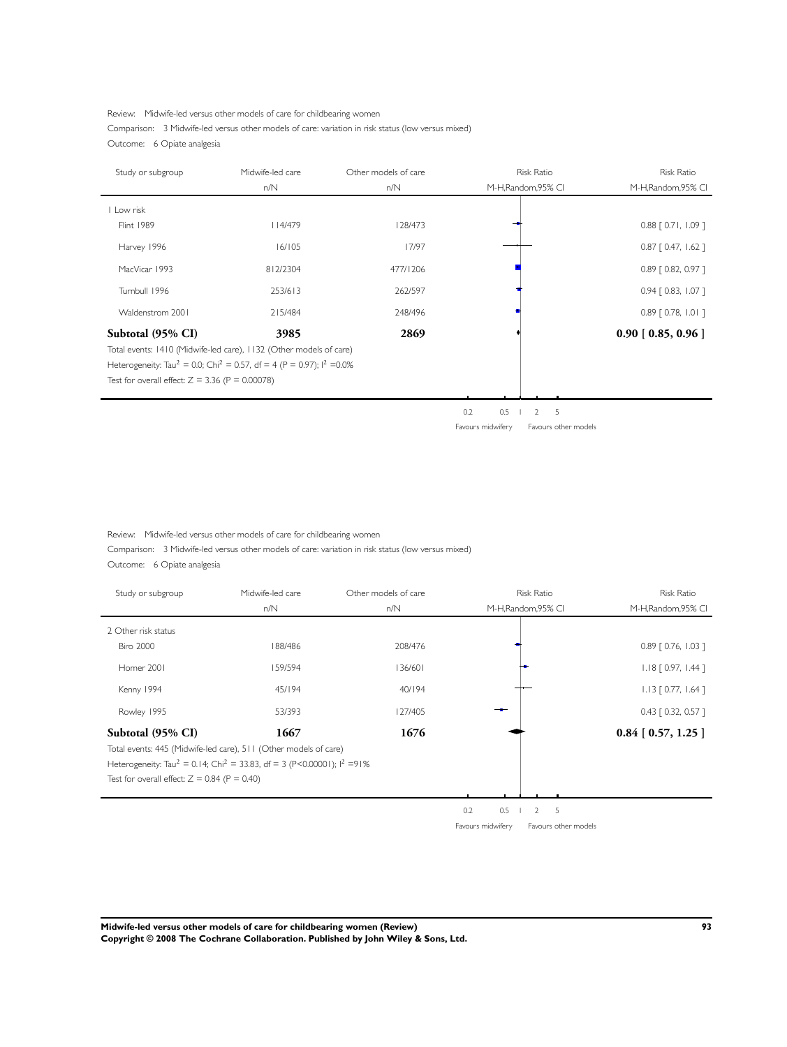Review: Midwife-led versus other models of care for childbearing women

Comparison: 3 Midwife-led versus other models of care: variation in risk status (low versus mixed)

Outcome: 6 Opiate analgesia

| Study or subgroup | Midwife-led care n/N | Other models of care n/N | Risk Ratio M-H,Random,95% CI | Risk Ratio M-H,Random,95% CI |
|---|---|---|---|---|
| 1 Low risk | | | | |
| Flint 1989 | 114/479 | 128/473 | | 0.88 [ 0.71, 1.09 ] |
| Harvey 1996 | 16/105 | 17/97 | | 0.87 [ 0.47, 1.62 ] |
| MacVicar 1993 | 812/2304 | 477/1206 | | 0.89 [ 0.82, 0.97 ] |
| Turnbull 1996 | 253/613 | 262/597 | | 0.94 [ 0.83, 1.07 ] |
| Waldenstrom 2001 | 215/484 | 248/496 | | 0.89 [ 0.78, 1.01 ] |
| **Subtotal (95% CI)** | **3985** | **2869** | | **0.90 [ 0.85, 0.96 ]** |

Total events: 1410 (Midwife-led care), 1132 (Other models of care)

Heterogeneity: $Tau^2 = 0.0$; $Chi^2 = 0.57$, df = 4 ($P = 0.97$); $I^2 = 0.0\%$

Test for overall effect: $Z = 3.36$ ($P = 0.00078$)

0.2 0.5 1 2 5

Favours midwifery Favours other models

Review: Midwife-led versus other models of care for childbearing women

Comparison: 3 Midwife-led versus other models of care: variation in risk status (low versus mixed)

Outcome: 6 Opiate analgesia

| Study or subgroup | Midwife-led care n/N | Other models of care n/N | Risk Ratio M-H,Random,95% CI | Risk Ratio M-H,Random,95% CI |
|---|---|---|---|---|
| 2 Other risk status | | | | |
| Biro 2000 | 188/486 | 208/476 | | 0.89 [ 0.76, 1.03 ] |
| Homer 2001 | 159/594 | 136/601 | | 1.18 [ 0.97, 1.44 ] |
| Kenny 1994 | 45/194 | 40/194 | | 1.13 [ 0.77, 1.64 ] |
| Rowley 1995 | 53/393 | 127/405 | | 0.43 [ 0.32, 0.57 ] |
| **Subtotal (95% CI)** | **1667** | **1676** | | **0.84 [ 0.57, 1.25 ]** |

Total events: 445 (Midwife-led care), 511 (Other models of care)

Heterogeneity: $Tau^2 = 0.14$; $Chi^2 = 33.83$, df = 3 ($P<0.00001$); $I^2 = 91\%$

Test for overall effect: $Z = 0.84$ ($P = 0.40$)

0.2 0.5 1 2 5

Favours midwifery Favours other models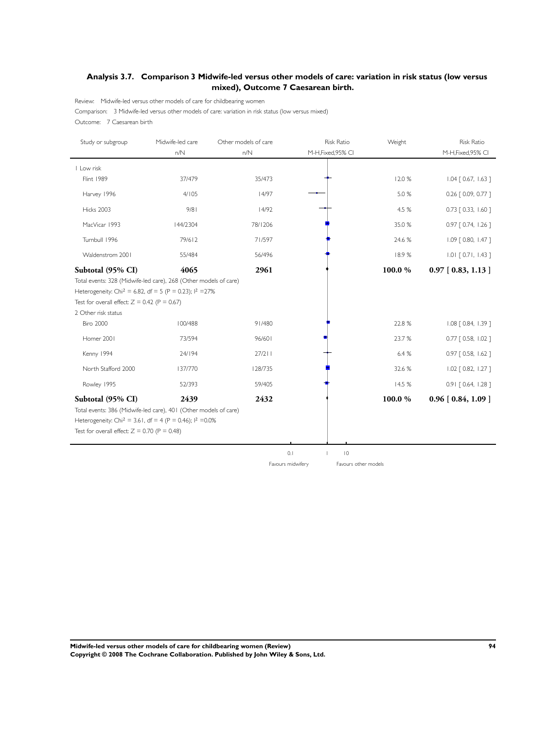## Analysis 3.7. Comparison 3 Midwife-led versus other models of care: variation in risk status (low versus mixed), Outcome 7 Caesarean birth.

Review: Midwife-led versus other models of care for childbearing women

Comparison: 3 Midwife-led versus other models of care: variation in risk status (low versus mixed)

Outcome: 7 Caesarean birth

| Study or subgroup | Midwife-led care n/N | Other models of care n/N | Weight | Risk Ratio M-H,Fixed,95% CI |
|---|---|---|---|---|
| **1 Low risk** | | | | |
| Flint 1989 | 37/479 | 35/473 | 12.0 % | 1.04 [ 0.67, 1.63 ] |
| Harvey 1996 | 4/105 | 14/97 | 5.0 % | 0.26 [ 0.09, 0.77 ] |
| Hicks 2003 | 9/81 | 14/92 | 4.5 % | 0.73 [ 0.33, 1.60 ] |
| MacVicar 1993 | 144/2304 | 78/1206 | 35.0 % | 0.97 [ 0.74, 1.26 ] |
| Turnbull 1996 | 79/612 | 71/597 | 24.6 % | 1.09 [ 0.80, 1.47 ] |
| Waldenstrom 2001 | 55/484 | 56/496 | 18.9 % | 1.01 [ 0.71, 1.43 ] |
| **Subtotal (95% CI)** | **4065** | **2961** | **100.0 %** | **0.97 [ 0.83, 1.13 ]** |
| Total events: 328 (Midwife-led care), 268 (Other models of care) | | | | |
| Heterogeneity: $Chi^2 = 6.82$, df = 5 (P = 0.23); $I^2$ =27% | | | | |
| Test for overall effect: Z = 0.42 (P = 0.67) | | | | |
| **2 Other risk status** | | | | |
| Biro 2000 | 100/488 | 91/480 | 22.8 % | 1.08 [ 0.84, 1.39 ] |
| Homer 2001 | 73/594 | 96/601 | 23.7 % | 0.77 [ 0.58, 1.02 ] |
| Kenny 1994 | 24/194 | 27/211 | 6.4 % | 0.97 [ 0.58, 1.62 ] |
| North Stafford 2000 | 137/770 | 128/735 | 32.6 % | 1.02 [ 0.82, 1.27 ] |
| Rowley 1995 | 52/393 | 59/405 | 14.5 % | 0.91 [ 0.64, 1.28 ] |
| **Subtotal (95% CI)** | **2439** | **2432** | **100.0 %** | **0.96 [ 0.84, 1.09 ]** |
| Total events: 386 (Midwife-led care), 401 (Other models of care) | | | | |
| Heterogeneity: $Chi^2 = 3.61$, df = 4 (P = 0.46); $I^2$ =0.0% | | | | |
| Test for overall effect: Z = 0.70 (P = 0.48) | | | | |

0.1 1 10

Favours midwifery Favours other models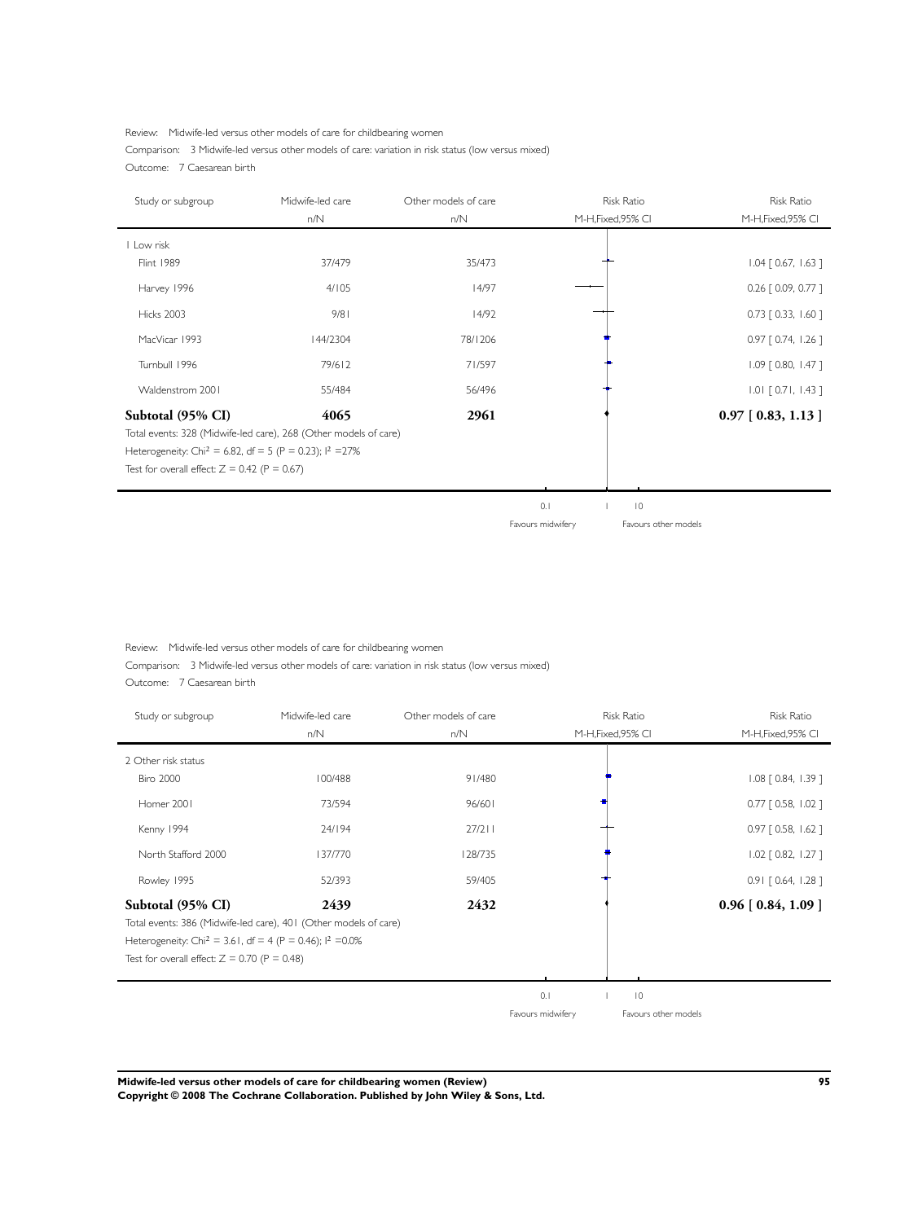Review: Midwife-led versus other models of care for childbearing women

Comparison: 3 Midwife-led versus other models of care: variation in risk status (low versus mixed)

Outcome: 7 Caesarean birth

| Study or subgroup | Midwife-led care n/N | Other models of care n/N | Risk Ratio M-H,Fixed,95% CI | Risk Ratio M-H,Fixed,95% CI |
|---|---|---|---|---|
| 1 Low risk | | | | |
| Flint 1989 | 37/479 | 35/473 | | 1.04 [ 0.67, 1.63 ] |
| Harvey 1996 | 4/105 | 14/97 | | 0.26 [ 0.09, 0.77 ] |
| Hicks 2003 | 9/81 | 14/92 | | 0.73 [ 0.33, 1.60 ] |
| MacVicar 1993 | 144/2304 | 78/1206 | | 0.97 [ 0.74, 1.26 ] |
| Turnbull 1996 | 79/612 | 71/597 | | 1.09 [ 0.80, 1.47 ] |
| Waldenstrom 2001 | 55/484 | 56/496 | | 1.01 [ 0.71, 1.43 ] |
| **Subtotal (95% CI)** | **4065** | **2961** | | **0.97 [ 0.83, 1.13 ]** |

Total events: 328 (Midwife-led care), 268 (Other models of care)

Heterogeneity: $Chi^2 = 6.82$, $df = 5$ ($P = 0.23$); $I^2 = 27\%$

Test for overall effect: $Z = 0.42$ ($P = 0.67$)

0.1 | 1 | 10

Favours midwifery | Favours other models

Review: Midwife-led versus other models of care for childbearing women

Comparison: 3 Midwife-led versus other models of care: variation in risk status (low versus mixed)

Outcome: 7 Caesarean birth

| Study or subgroup | Midwife-led care n/N | Other models of care n/N | Risk Ratio M-H,Fixed,95% CI | Risk Ratio M-H,Fixed,95% CI |
|---|---|---|---|---|
| 2 Other risk status | | | | |
| Biro 2000 | 100/488 | 91/480 | | 1.08 [ 0.84, 1.39 ] |
| Homer 2001 | 73/594 | 96/601 | | 0.77 [ 0.58, 1.02 ] |
| Kenny 1994 | 24/194 | 27/211 | | 0.97 [ 0.58, 1.62 ] |
| North Stafford 2000 | 137/770 | 128/735 | | 1.02 [ 0.82, 1.27 ] |
| Rowley 1995 | 52/393 | 59/405 | | 0.91 [ 0.64, 1.28 ] |
| **Subtotal (95% CI)** | **2439** | **2432** | | **0.96 [ 0.84, 1.09 ]** |

Total events: 386 (Midwife-led care), 401 (Other models of care)

Heterogeneity: $Chi^2 = 3.61$, $df = 4$ ($P = 0.46$); $I^2 = 0.0\%$

Test for overall effect: $Z = 0.70$ ($P = 0.48$)

0.1 | 1 | 10

Favours midwifery | Favours other models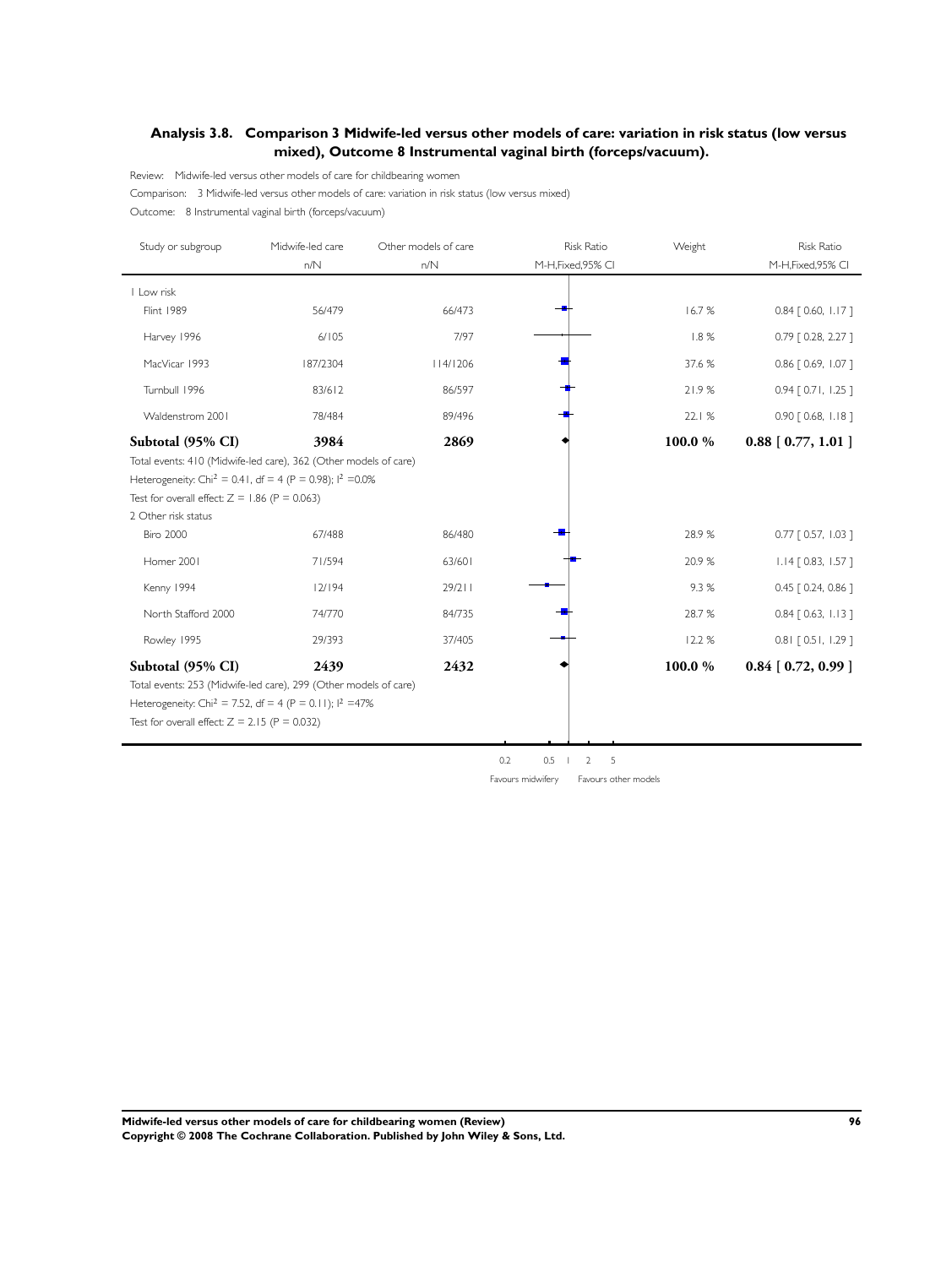## Analysis 3.8. Comparison 3 Midwife-led versus other models of care: variation in risk status (low versus mixed), Outcome 8 Instrumental vaginal birth (forceps/vacuum).

Review: Midwife-led versus other models of care for childbearing women

Comparison: 3 Midwife-led versus other models of care: variation in risk status (low versus mixed)

Outcome: 8 Instrumental vaginal birth (forceps/vacuum)

| Study or subgroup | Midwife-led care n/N | Other models of care n/N | Risk Ratio M-H,Fixed,95% CI | Weight | Risk Ratio M-H,Fixed,95% CI |
|---|---|---|---|---|---|
| 1 Low risk | | | | | |
| Flint 1989 | 56/479 | 66/473 | | 16.7 % | 0.84 [ 0.60, 1.17 ] |
| Harvey 1996 | 6/105 | 7/97 | | 1.8 % | 0.79 [ 0.28, 2.27 ] |
| MacVicar 1993 | 187/2304 | 114/1206 | | 37.6 % | 0.86 [ 0.69, 1.07 ] |
| Turnbull 1996 | 83/612 | 86/597 | | 21.9 % | 0.94 [ 0.71, 1.25 ] |
| Waldenstrom 2001 | 78/484 | 89/496 | | 22.1 % | 0.90 [ 0.68, 1.18 ] |
| **Subtotal (95% CI)** | **3984** | **2869** | | **100.0 %** | **0.88 [ 0.77, 1.01 ]** |
| Total events: 410 (Midwife-led care), 362 (Other models of care) | | | | | |
| Heterogeneity: Chi$^2$ = 0.41, df = 4 (P = 0.98); I$^2$ =0.0% | | | | | |
| Test for overall effect: Z = 1.86 (P = 0.063) | | | | | |
| 2 Other risk status | | | | | |
| Biro 2000 | 67/488 | 86/480 | | 28.9 % | 0.77 [ 0.57, 1.03 ] |
| Homer 2001 | 71/594 | 63/601 | | 20.9 % | 1.14 [ 0.83, 1.57 ] |
| Kenny 1994 | 12/194 | 29/211 | | 9.3 % | 0.45 [ 0.24, 0.86 ] |
| North Stafford 2000 | 74/770 | 84/735 | | 28.7 % | 0.84 [ 0.63, 1.13 ] |
| Rowley 1995 | 29/393 | 37/405 | | 12.2 % | 0.81 [ 0.51, 1.29 ] |
| **Subtotal (95% CI)** | **2439** | **2432** | | **100.0 %** | **0.84 [ 0.72, 0.99 ]** |
| Total events: 253 (Midwife-led care), 299 (Other models of care) | | | | | |
| Heterogeneity: Chi$^2$ = 7.52, df = 4 (P = 0.11); I$^2$ =47% | | | | | |
| Test for overall effect: Z = 2.15 (P = 0.032) | | | | | |

0.2 0.5 1 2 5

Favours midwifery Favours other models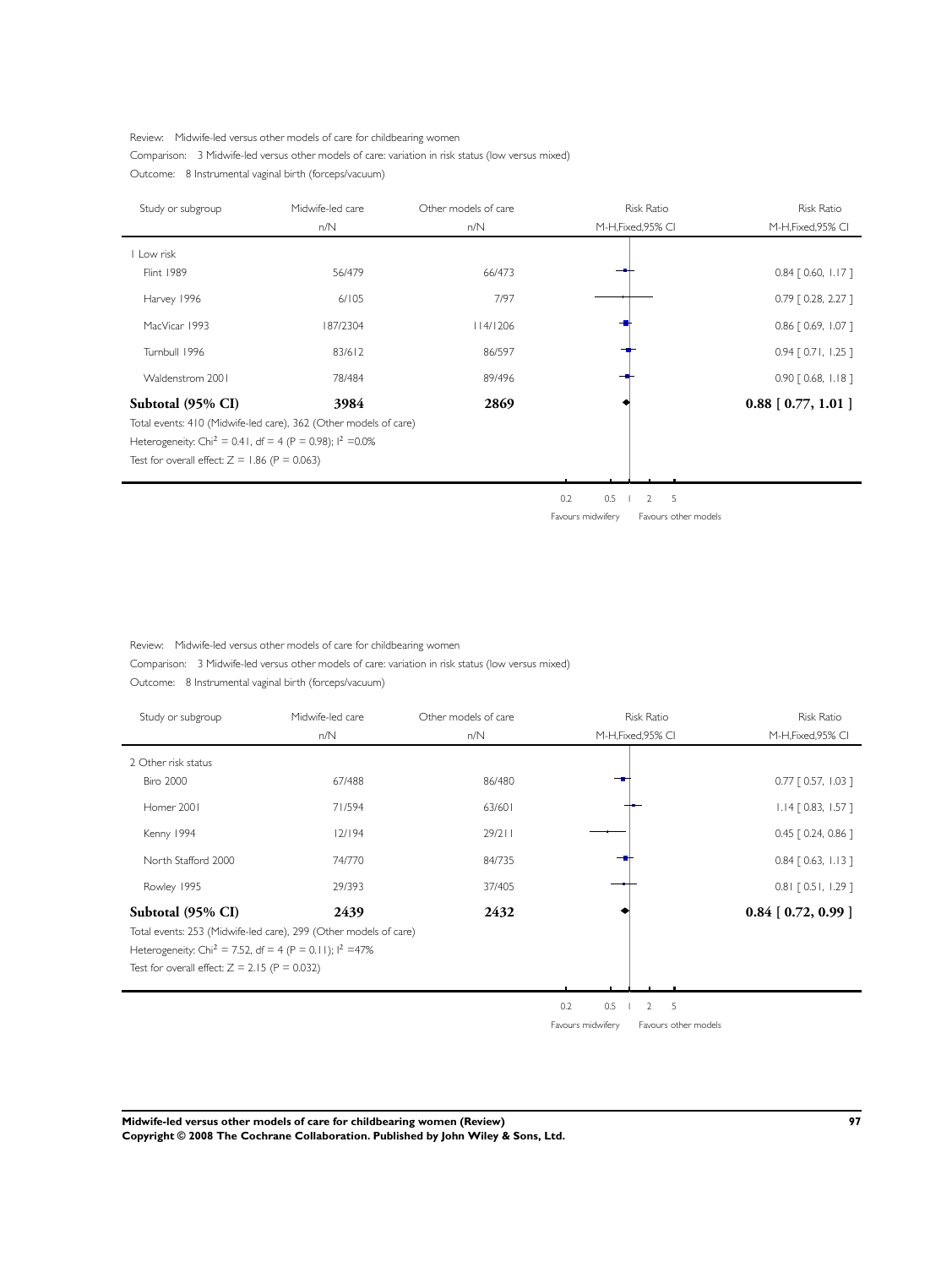Review: Midwife-led versus other models of care for childbearing women

Comparison: 3 Midwife-led versus other models of care: variation in risk status (low versus mixed)

Outcome: 8 Instrumental vaginal birth (forceps/vacuum)

| Study or subgroup | Midwife-led care n/N | Other models of care n/N | Risk Ratio M-H,Fixed,95% CI |
|---|---|---|---|
| 1 Low risk | | | |
| Flint 1989 | 56/479 | 66/473 | 0.84 [ 0.60, 1.17 ] |
| Harvey 1996 | 6/105 | 7/97 | 0.79 [ 0.28, 2.27 ] |
| MacVicar 1993 | 187/2304 | 114/1206 | 0.86 [ 0.69, 1.07 ] |
| Turnbull 1996 | 83/612 | 86/597 | 0.94 [ 0.71, 1.25 ] |
| Waldenstrom 2001 | 78/484 | 89/496 | 0.90 [ 0.68, 1.18 ] |
| **Subtotal (95% CI)** | **3984** | **2869** | **0.88 [ 0.77, 1.01 ]** |

Total events: 410 (Midwife-led care), 362 (Other models of care)

Heterogeneity: $Chi^2 = 0.41$, df = 4 (P = 0.98); $I^2 = 0.0\%$

Test for overall effect: Z = 1.86 (P = 0.063)

0.2 0.5 1 2 5

Favours midwifery Favours other models

Review: Midwife-led versus other models of care for childbearing women

Comparison: 3 Midwife-led versus other models of care: variation in risk status (low versus mixed)

Outcome: 8 Instrumental vaginal birth (forceps/vacuum)

| Study or subgroup | Midwife-led care n/N | Other models of care n/N | Risk Ratio M-H,Fixed,95% CI |
|---|---|---|---|
| 2 Other risk status | | | |
| Biro 2000 | 67/488 | 86/480 | 0.77 [ 0.57, 1.03 ] |
| Homer 2001 | 71/594 | 63/601 | 1.14 [ 0.83, 1.57 ] |
| Kenny 1994 | 12/194 | 29/211 | 0.45 [ 0.24, 0.86 ] |
| North Stafford 2000 | 74/770 | 84/735 | 0.84 [ 0.63, 1.13 ] |
| Rowley 1995 | 29/393 | 37/405 | 0.81 [ 0.51, 1.29 ] |
| **Subtotal (95% CI)** | **2439** | **2432** | **0.84 [ 0.72, 0.99 ]** |

Total events: 253 (Midwife-led care), 299 (Other models of care)

Heterogeneity: $Chi^2 = 7.52$, df = 4 (P = 0.11); $I^2 = 47\%$

Test for overall effect: Z = 2.15 (P = 0.032)

0.2 0.5 1 2 5

Favours midwifery Favours other models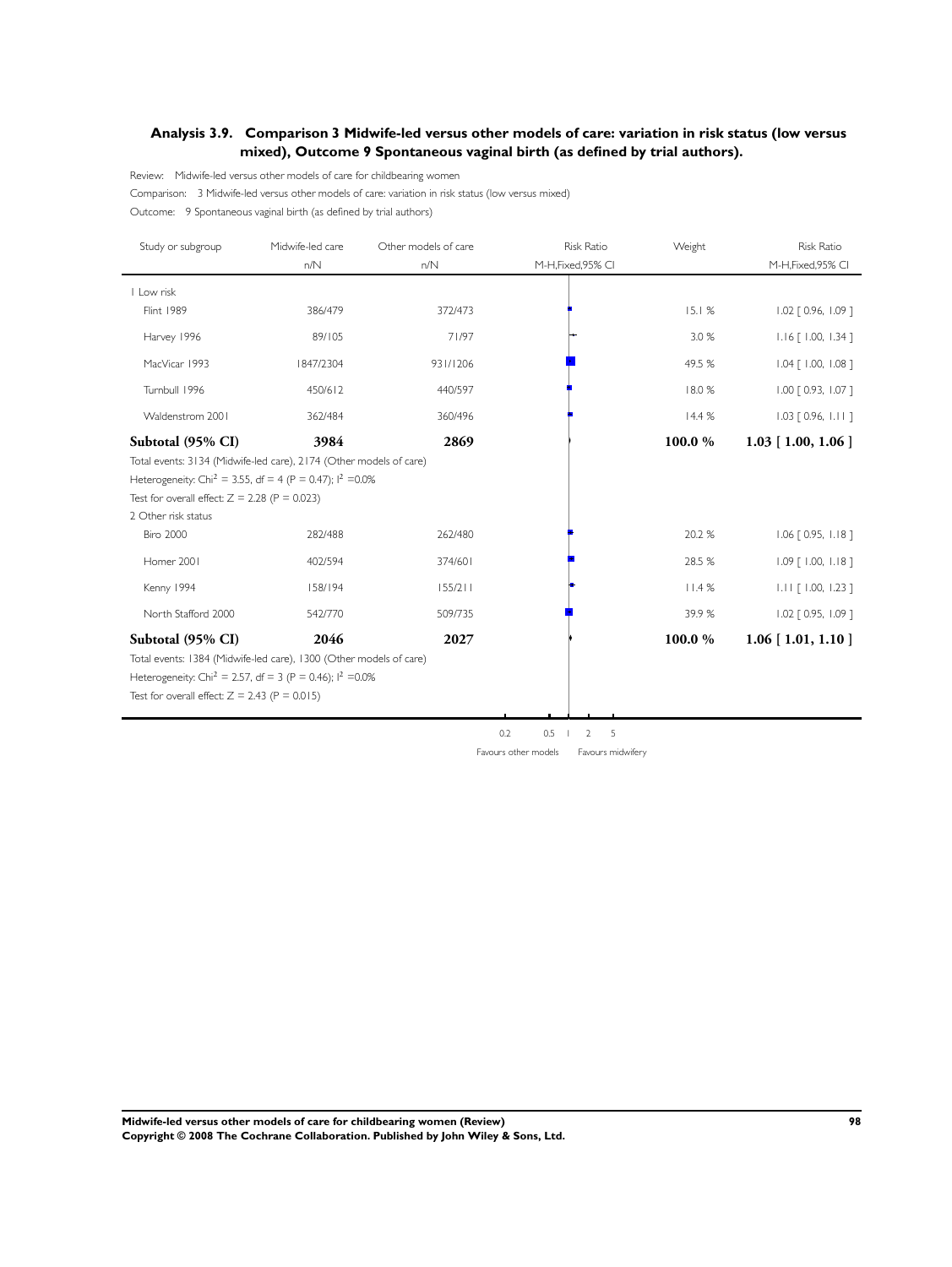## Analysis 3.9. Comparison 3 Midwife-led versus other models of care: variation in risk status (low versus mixed), Outcome 9 Spontaneous vaginal birth (as defined by trial authors).

Review: Midwife-led versus other models of care for childbearing women

Comparison: 3 Midwife-led versus other models of care: variation in risk status (low versus mixed)

Outcome: 9 Spontaneous vaginal birth (as defined by trial authors)

| Study or subgroup | Midwife-led care n/N | Other models of care n/N | Risk Ratio M-H,Fixed,95% CI | Weight | Risk Ratio M-H,Fixed,95% CI |
|---|---|---|---|---|---|
| 1 Low risk | | | | | |
| Flint 1989 | 386/479 | 372/473 | | 15.1 % | 1.02 [ 0.96, 1.09 ] |
| Harvey 1996 | 89/105 | 71/97 | | 3.0 % | 1.16 [ 1.00, 1.34 ] |
| MacVicar 1993 | 1847/2304 | 931/1206 | | 49.5 % | 1.04 [ 1.00, 1.08 ] |
| Turnbull 1996 | 450/612 | 440/597 | | 18.0 % | 1.00 [ 0.93, 1.07 ] |
| Waldenstrom 2001 | 362/484 | 360/496 | | 14.4 % | 1.03 [ 0.96, 1.11 ] |
| **Subtotal (95% CI)** | **3984** | **2869** | | **100.0 %** | **1.03 [ 1.00, 1.06 ]** |
| Total events: 3134 (Midwife-led care), 2174 (Other models of care) | | | | | |
| Heterogeneity: $Chi^2 = 3.55$, df = 4 (P = 0.47); $I^2 = 0.0\%$ | | | | | |
| Test for overall effect: Z = 2.28 (P = 0.023) | | | | | |
| 2 Other risk status | | | | | |
| Biro 2000 | 282/488 | 262/480 | | 20.2 % | 1.06 [ 0.95, 1.18 ] |
| Homer 2001 | 402/594 | 374/601 | | 28.5 % | 1.09 [ 1.00, 1.18 ] |
| Kenny 1994 | 158/194 | 155/211 | | 11.4 % | 1.11 [ 1.00, 1.23 ] |
| North Stafford 2000 | 542/770 | 509/735 | | 39.9 % | 1.02 [ 0.95, 1.09 ] |
| **Subtotal (95% CI)** | **2046** | **2027** | | **100.0 %** | **1.06 [ 1.01, 1.10 ]** |
| Total events: 1384 (Midwife-led care), 1300 (Other models of care) | | | | | |
| Heterogeneity: $Chi^2 = 2.57$, df = 3 (P = 0.46); $I^2 = 0.0\%$ | | | | | |
| Test for overall effect: Z = 2.43 (P = 0.015) | | | | | |

0.2 0.5 1 2 5

Favours other models Favours midwifery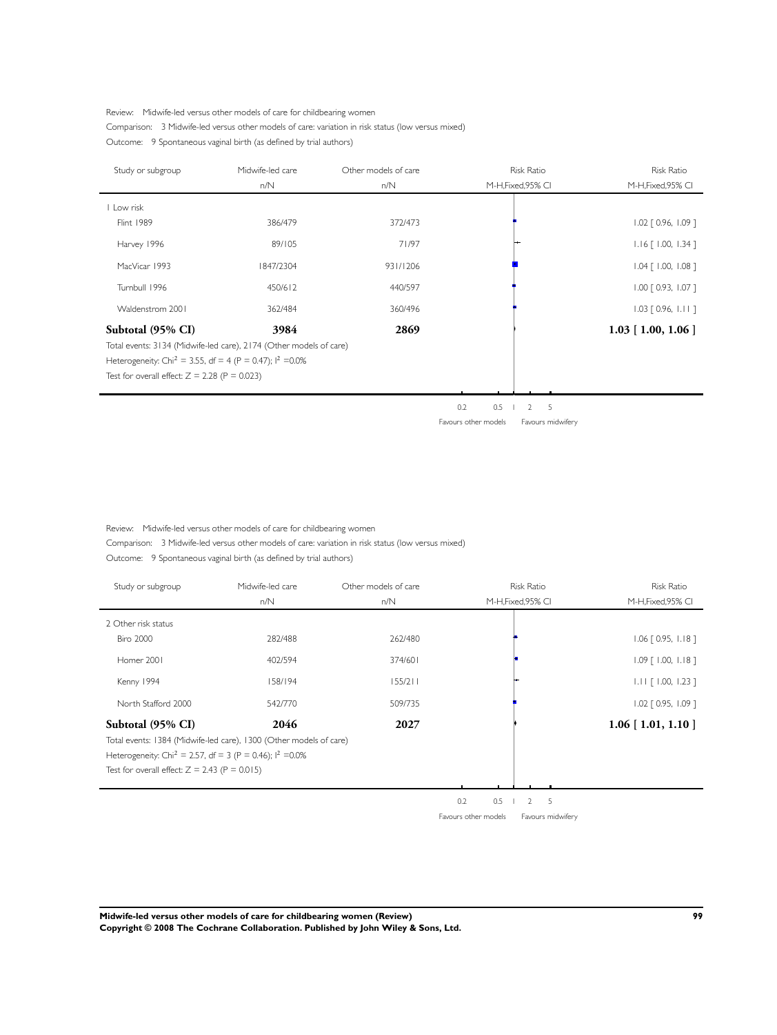Review: Midwife-led versus other models of care for childbearing women

Comparison: 3 Midwife-led versus other models of care: variation in risk status (low versus mixed)

Outcome: 9 Spontaneous vaginal birth (as defined by trial authors)

| Study or subgroup | Midwife-led care n/N | Other models of care n/N | Risk Ratio M-H,Fixed,95% CI |
|---|---|---|---|
| 1 Low risk | | | |
| Flint 1989 | 386/479 | 372/473 | 1.02 [ 0.96, 1.09 ] |
| Harvey 1996 | 89/105 | 71/97 | 1.16 [ 1.00, 1.34 ] |
| MacVicar 1993 | 1847/2304 | 931/1206 | 1.04 [ 1.00, 1.08 ] |
| Turnbull 1996 | 450/612 | 440/597 | 1.00 [ 0.93, 1.07 ] |
| Waldenstrom 2001 | 362/484 | 360/496 | 1.03 [ 0.96, 1.11 ] |
| **Subtotal (95% CI)** | **3984** | **2869** | **1.03 [ 1.00, 1.06 ]** |

Total events: 3134 (Midwife-led care), 2174 (Other models of care)

Heterogeneity: $Chi^2 = 3.55$, df = 4 (P = 0.47); $I^2 = 0.0\%$

Test for overall effect: Z = 2.28 (P = 0.023)

0.2 0.5 1 2 5

Favours other models Favours midwifery

Review: Midwife-led versus other models of care for childbearing women

Comparison: 3 Midwife-led versus other models of care: variation in risk status (low versus mixed)

Outcome: 9 Spontaneous vaginal birth (as defined by trial authors)

| Study or subgroup | Midwife-led care n/N | Other models of care n/N | Risk Ratio M-H,Fixed,95% CI |
|---|---|---|---|
| 2 Other risk status | | | |
| Biro 2000 | 282/488 | 262/480 | 1.06 [ 0.95, 1.18 ] |
| Homer 2001 | 402/594 | 374/601 | 1.09 [ 1.00, 1.18 ] |
| Kenny 1994 | 158/194 | 155/211 | 1.11 [ 1.00, 1.23 ] |
| North Stafford 2000 | 542/770 | 509/735 | 1.02 [ 0.95, 1.09 ] |
| **Subtotal (95% CI)** | **2046** | **2027** | **1.06 [ 1.01, 1.10 ]** |

Total events: 1384 (Midwife-led care), 1300 (Other models of care)

Heterogeneity: $Chi^2 = 2.57$, df = 3 (P = 0.46); $I^2 = 0.0\%$

Test for overall effect: Z = 2.43 (P = 0.015)

0.2 0.5 1 2 5

Favours other models Favours midwifery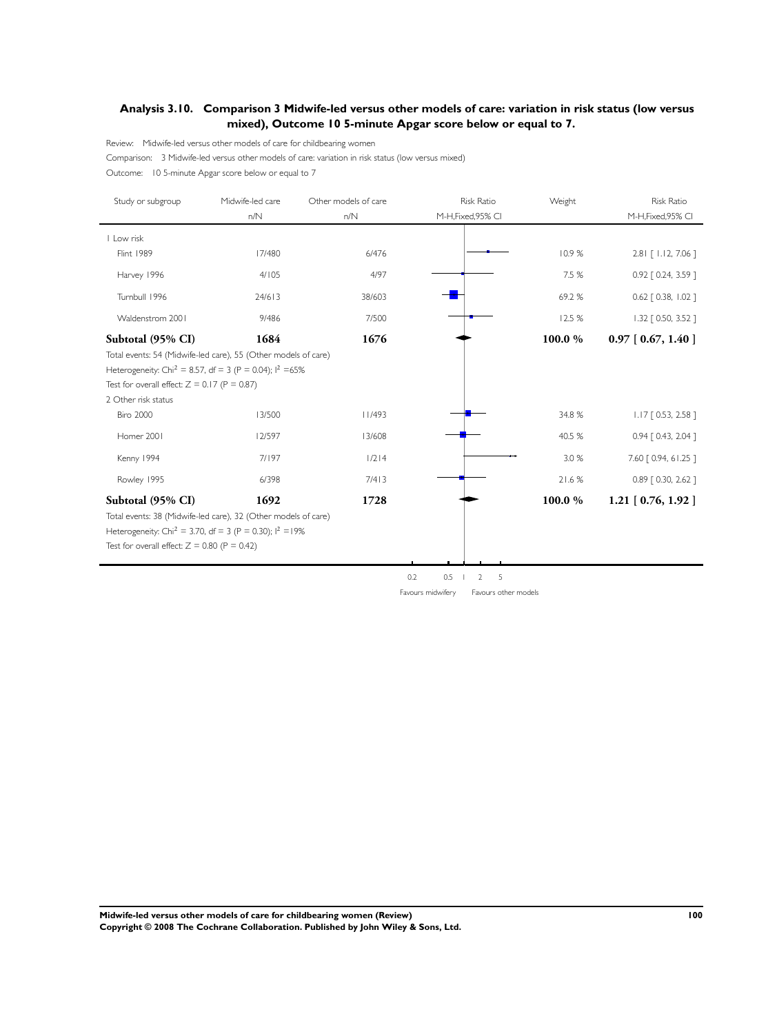## Analysis 3.10. Comparison 3 Midwife-led versus other models of care: variation in risk status (low versus mixed), Outcome 10 5-minute Apgar score below or equal to 7.

Review: Midwife-led versus other models of care for childbearing women

Comparison: 3 Midwife-led versus other models of care: variation in risk status (low versus mixed)

Outcome: 10 5-minute Apgar score below or equal to 7

| Study or subgroup | Midwife-led care n/N | Other models of care n/N | Weight | Risk Ratio M-H,Fixed,95% CI |
|---|---|---|---|---|
| **1 Low risk** | | | | |
| Flint 1989 | 17/480 | 6/476 | 10.9 % | 2.81 [ 1.12, 7.06 ] |
| Harvey 1996 | 4/105 | 4/97 | 7.5 % | 0.92 [ 0.24, 3.59 ] |
| Turnbull 1996 | 24/613 | 38/603 | 69.2 % | 0.62 [ 0.38, 1.02 ] |
| Waldenstrom 2001 | 9/486 | 7/500 | 12.5 % | 1.32 [ 0.50, 3.52 ] |
| **Subtotal (95% CI)** | **1684** | **1676** | **100.0 %** | **0.97 [ 0.67, 1.40 ]** |
| Total events: 54 (Midwife-led care), 55 (Other models of care) | | | | |
| Heterogeneity: $Chi^2$ = 8.57, df = 3 (P = 0.04); $I^2$ =65% | | | | |
| Test for overall effect: Z = 0.17 (P = 0.87) | | | | |
| **2 Other risk status** | | | | |
| Biro 2000 | 13/500 | 11/493 | 34.8 % | 1.17 [ 0.53, 2.58 ] |
| Homer 2001 | 12/597 | 13/608 | 40.5 % | 0.94 [ 0.43, 2.04 ] |
| Kenny 1994 | 7/197 | 1/214 | 3.0 % | 7.60 [ 0.94, 61.25 ] |
| Rowley 1995 | 6/398 | 7/413 | 21.6 % | 0.89 [ 0.30, 2.62 ] |
| **Subtotal (95% CI)** | **1692** | **1728** | **100.0 %** | **1.21 [ 0.76, 1.92 ]** |
| Total events: 38 (Midwife-led care), 32 (Other models of care) | | | | |
| Heterogeneity: $Chi^2$ = 3.70, df = 3 (P = 0.30); $I^2$ =19% | | | | |
| Test for overall effect: Z = 0.80 (P = 0.42) | | | | |

0.2 0.5 1 2 5

Favours midwifery Favours other models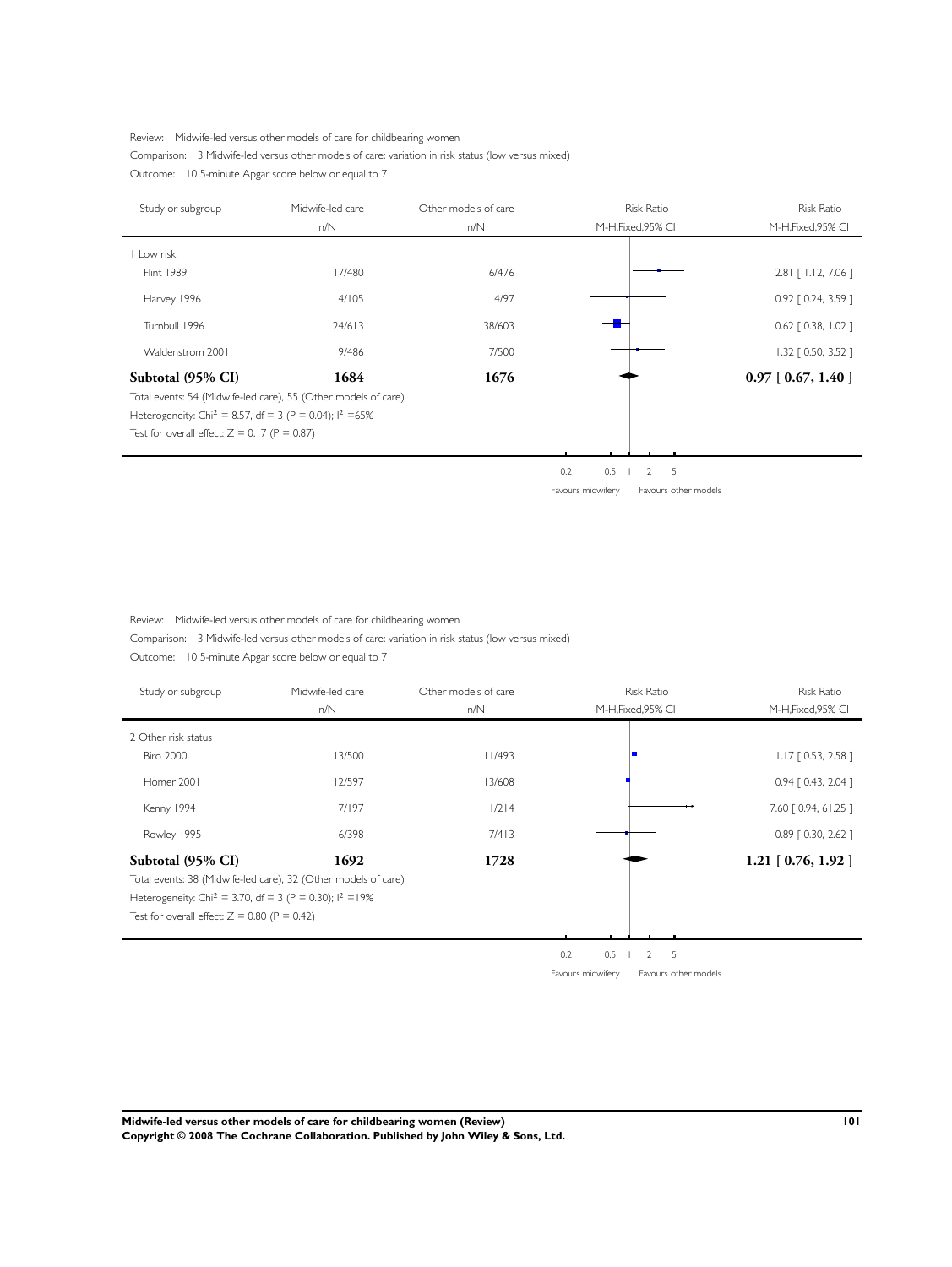Review: Midwife-led versus other models of care for childbearing women

Comparison: 3 Midwife-led versus other models of care: variation in risk status (low versus mixed)

Outcome: 10 5-minute Apgar score below or equal to 7

| Study or subgroup | Midwife-led care n/N | Other models of care n/N | Risk Ratio M-H,Fixed,95% CI | Risk Ratio M-H,Fixed,95% CI |
|---|---|---|---|---|
| 1 Low risk | | | | |
| Flint 1989 | 17/480 | 6/476 | | 2.81 [ 1.12, 7.06 ] |
| Harvey 1996 | 4/105 | 4/97 | | 0.92 [ 0.24, 3.59 ] |
| Turnbull 1996 | 24/613 | 38/603 | | 0.62 [ 0.38, 1.02 ] |
| Waldenstrom 2001 | 9/486 | 7/500 | | 1.32 [ 0.50, 3.52 ] |
| **Subtotal (95% CI)** | **1684** | **1676** | | **0.97 [ 0.67, 1.40 ]** |

Total events: 54 (Midwife-led care), 55 (Other models of care)

Heterogeneity: $Chi^2 = 8.57$, df = 3 (P = 0.04); $I^2$ =65%

Test for overall effect: Z = 0.17 (P = 0.87)

0.2 0.5 1 2 5

Favours midwifery Favours other models

Review: Midwife-led versus other models of care for childbearing women

Comparison: 3 Midwife-led versus other models of care: variation in risk status (low versus mixed)

Outcome: 10 5-minute Apgar score below or equal to 7

| Study or subgroup | Midwife-led care n/N | Other models of care n/N | Risk Ratio M-H,Fixed,95% CI | Risk Ratio M-H,Fixed,95% CI |
|---|---|---|---|---|
| 2 Other risk status | | | | |
| Biro 2000 | 13/500 | 11/493 | | 1.17 [ 0.53, 2.58 ] |
| Homer 2001 | 12/597 | 13/608 | | 0.94 [ 0.43, 2.04 ] |
| Kenny 1994 | 7/197 | 1/214 | | 7.60 [ 0.94, 61.25 ] |
| Rowley 1995 | 6/398 | 7/413 | | 0.89 [ 0.30, 2.62 ] |
| **Subtotal (95% CI)** | **1692** | **1728** | | **1.21 [ 0.76, 1.92 ]** |

Total events: 38 (Midwife-led care), 32 (Other models of care)

Heterogeneity: $Chi^2 = 3.70$, df = 3 (P = 0.30); $I^2$ =19%

Test for overall effect: Z = 0.80 (P = 0.42)

0.2 0.5 1 2 5

Favours midwifery Favours other models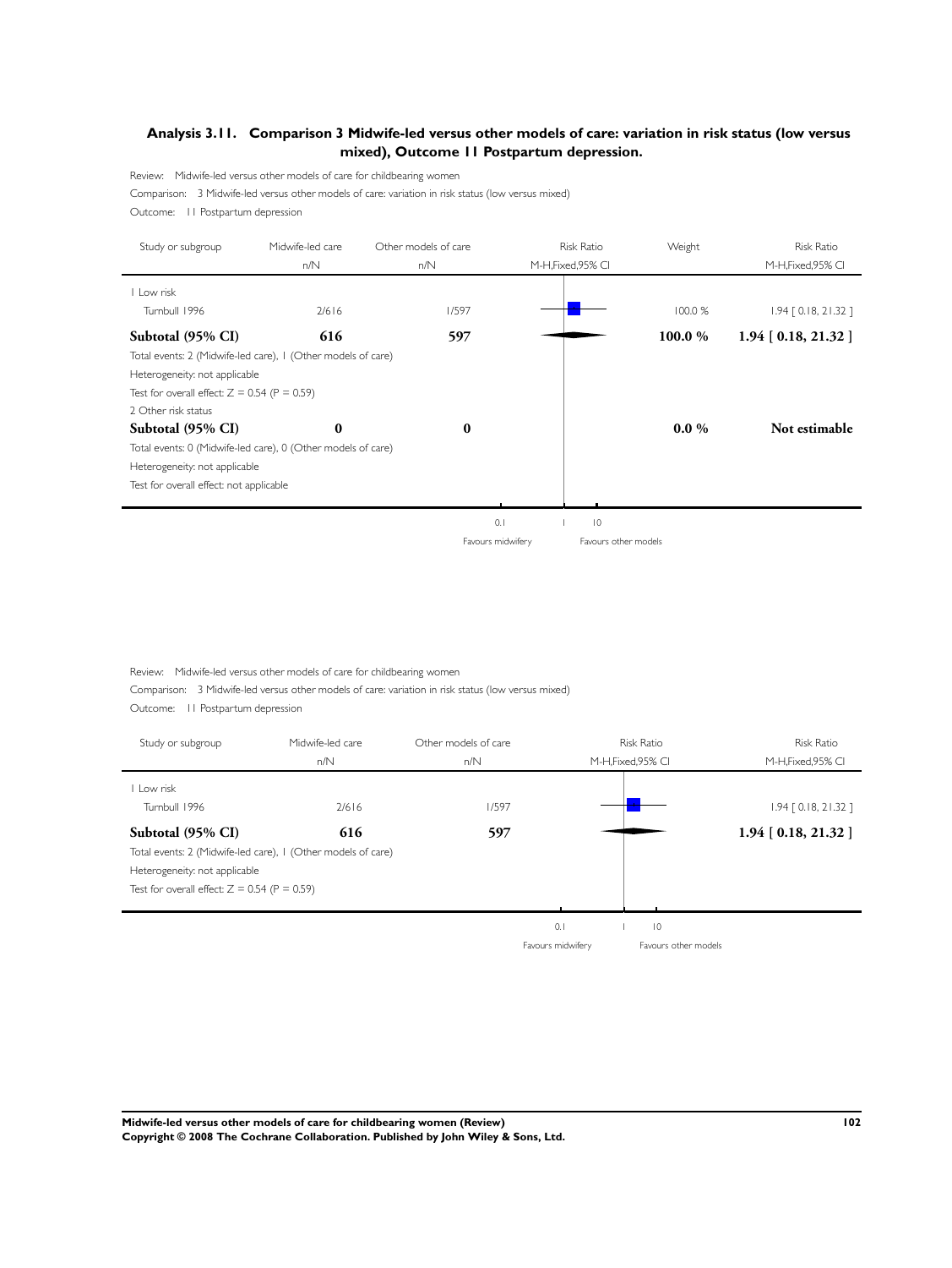### Analysis 3.11. Comparison 3 Midwife-led versus other models of care: variation in risk status (low versus mixed), Outcome 11 Postpartum depression.

Review: Midwife-led versus other models of care for childbearing women

Comparison: 3 Midwife-led versus other models of care: variation in risk status (low versus mixed)

Outcome: 11 Postpartum depression

| Study or subgroup | Midwife-led care n/N | Other models of care n/N | Risk Ratio M-H,Fixed,95% CI | Weight | Risk Ratio M-H,Fixed,95% CI |
|---|---|---|---|---|---|
| 1 Low risk | | | | | |
| Turnbull 1996 | 2/616 | 1/597 | | 100.0 % | 1.94 [ 0.18, 21.32 ] |
| **Subtotal (95% CI)** | **616** | **597** | | **100.0 %** | **1.94 [ 0.18, 21.32 ]** |
| Total events: 2 (Midwife-led care), 1 (Other models of care) | | | | | |
| Heterogeneity: not applicable | | | | | |
| Test for overall effect: Z = 0.54 (P = 0.59) | | | | | |
| 2 Other risk status | | | | | |
| **Subtotal (95% CI)** | **0** | **0** | | **0.0 %** | **Not estimable** |
| Total events: 0 (Midwife-led care), 0 (Other models of care) | | | | | |
| Heterogeneity: not applicable | | | | | |
| Test for overall effect: not applicable | | | | | |

0.1 1 10

Favours midwifery Favours other models

Review: Midwife-led versus other models of care for childbearing women

Comparison: 3 Midwife-led versus other models of care: variation in risk status (low versus mixed)

Outcome: 11 Postpartum depression

| Study or subgroup | Midwife-led care n/N | Other models of care n/N | Risk Ratio M-H,Fixed,95% CI | Risk Ratio M-H,Fixed,95% CI |
|---|---|---|---|---|
| 1 Low risk | | | | |
| Turnbull 1996 | 2/616 | 1/597 | | 1.94 [ 0.18, 21.32 ] |
| **Subtotal (95% CI)** | **616** | **597** | | **1.94 [ 0.18, 21.32 ]** |
| Total events: 2 (Midwife-led care), 1 (Other models of care) | | | | |
| Heterogeneity: not applicable | | | | |
| Test for overall effect: Z = 0.54 (P = 0.59) | | | | |

0.1 1 10

Favours midwifery Favours other models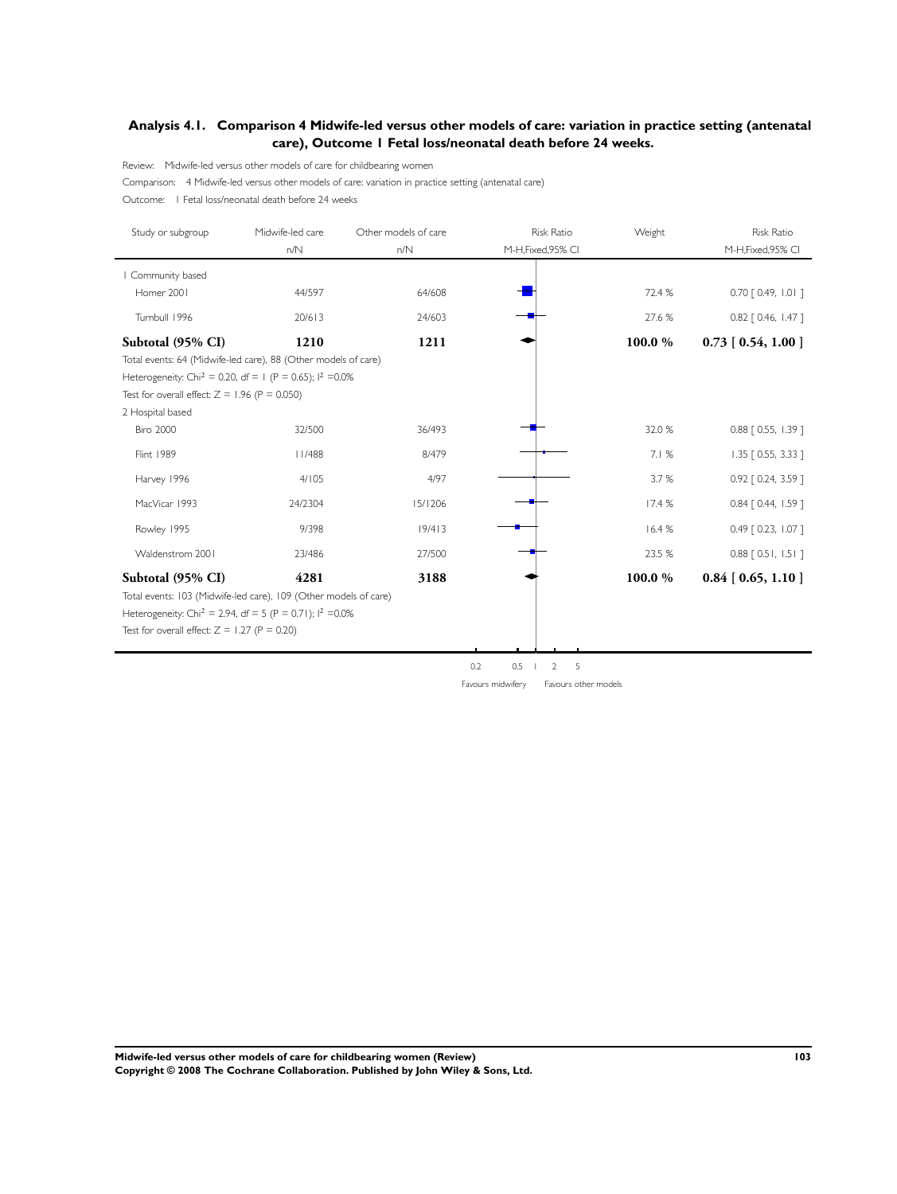## Analysis 4.1. Comparison 4 Midwife-led versus other models of care: variation in practice setting (antenatal care), Outcome 1 Fetal loss/neonatal death before 24 weeks.

Review: Midwife-led versus other models of care for childbearing women

Comparison: 4 Midwife-led versus other models of care: variation in practice setting (antenatal care)

Outcome: 1 Fetal loss/neonatal death before 24 weeks

| Study or subgroup | Midwife-led care n/N | Other models of care n/N | Risk Ratio M-H,Fixed,95% CI | Weight | Risk Ratio M-H,Fixed,95% CI |
|---|---|---|---|---|---|
| 1 Community based | | | | | |
| Homer 2001 | 44/597 | 64/608 | | 72.4 % | 0.70 [ 0.49, 1.01 ] |
| Turnbull 1996 | 20/613 | 24/603 | | 27.6 % | 0.82 [ 0.46, 1.47 ] |
| **Subtotal (95% CI)** | **1210** | **1211** | | **100.0 %** | **0.73 [ 0.54, 1.00 ]** |
| Total events: 64 (Midwife-led care), 88 (Other models of care) | | | | | |
| Heterogeneity: Chi$^2$ = 0.20, df = 1 (P = 0.65); I$^2$ =0.0% | | | | | |
| Test for overall effect: Z = 1.96 (P = 0.050) | | | | | |
| 2 Hospital based | | | | | |
| Biro 2000 | 32/500 | 36/493 | | 32.0 % | 0.88 [ 0.55, 1.39 ] |
| Flint 1989 | 11/488 | 8/479 | | 7.1 % | 1.35 [ 0.55, 3.33 ] |
| Harvey 1996 | 4/105 | 4/97 | | 3.7 % | 0.92 [ 0.24, 3.59 ] |
| MacVicar 1993 | 24/2304 | 15/1206 | | 17.4 % | 0.84 [ 0.44, 1.59 ] |
| Rowley 1995 | 9/398 | 19/413 | | 16.4 % | 0.49 [ 0.23, 1.07 ] |
| Waldenstrom 2001 | 23/486 | 27/500 | | 23.5 % | 0.88 [ 0.51, 1.51 ] |
| **Subtotal (95% CI)** | **4281** | **3188** | | **100.0 %** | **0.84 [ 0.65, 1.10 ]** |
| Total events: 103 (Midwife-led care), 109 (Other models of care) | | | | | |
| Heterogeneity: Chi$^2$ = 2.94, df = 5 (P = 0.71); I$^2$ =0.0% | | | | | |
| Test for overall effect: Z = 1.27 (P = 0.20) | | | | | |

0.2 0.5 1 2 5

Favours midwifery Favours other models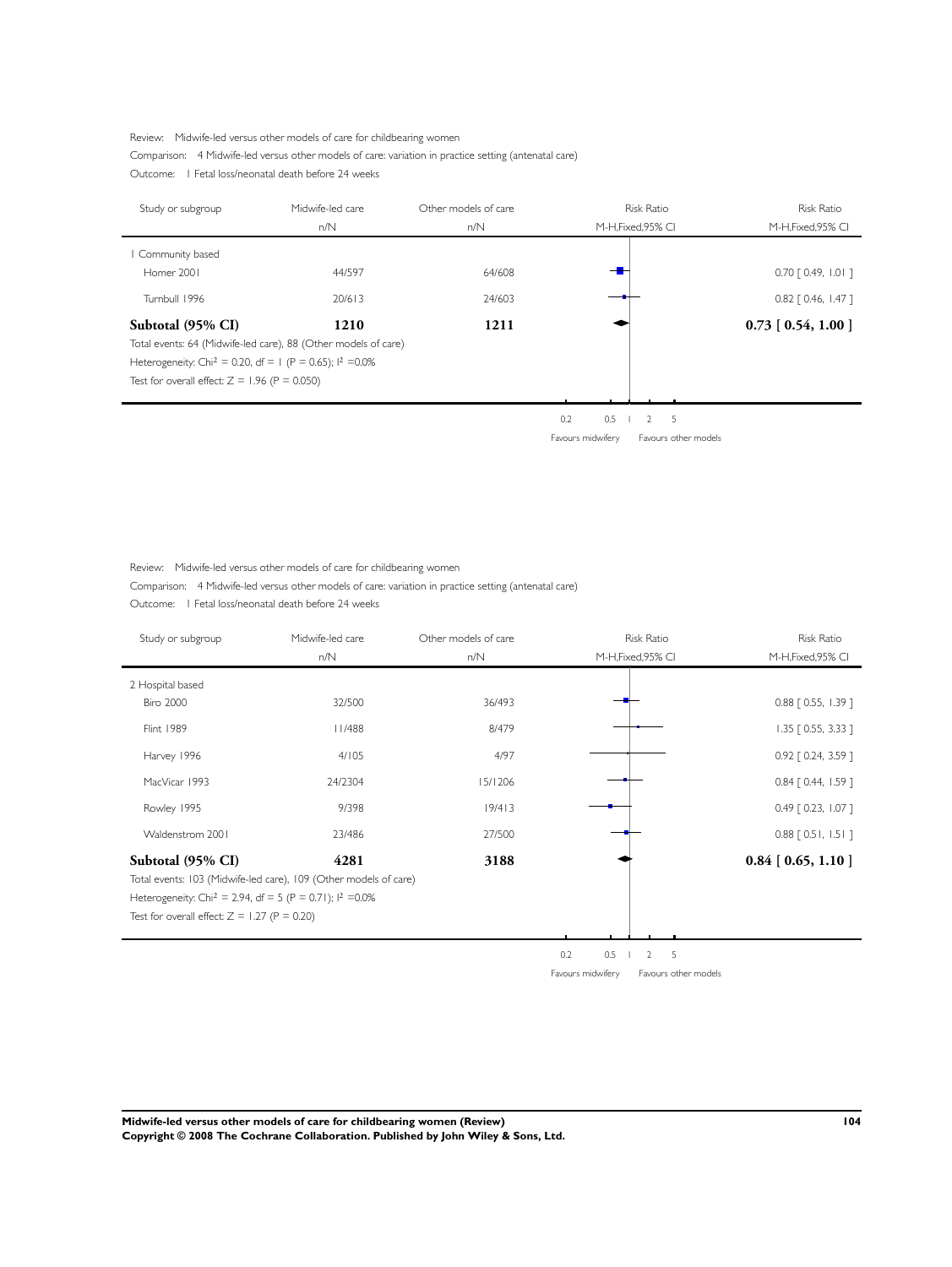Review: Midwife-led versus other models of care for childbearing women

Comparison: 4 Midwife-led versus other models of care: variation in practice setting (antenatal care)

Outcome: 1 Fetal loss/neonatal death before 24 weeks

| Study or subgroup | Midwife-led care n/N | Other models of care n/N | Risk Ratio M-H,Fixed,95% CI | Risk Ratio M-H,Fixed,95% CI |
|---|---|---|---|---|
| 1 Community based | | | | |
| Homer 2001 | 44/597 | 64/608 | | 0.70 [ 0.49, 1.01 ] |
| Turnbull 1996 | 20/613 | 24/603 | | 0.82 [ 0.46, 1.47 ] |
| **Subtotal (95% CI)** | **1210** | **1211** | | **0.73 [ 0.54, 1.00 ]** |

Total events: 64 (Midwife-led care), 88 (Other models of care)

Heterogeneity: $Chi^2 = 0.20$, df = 1 (P = 0.65); $I^2 = 0.0\%$

Test for overall effect: Z = 1.96 (P = 0.050)

0.2 0.5 1 2 5

Favours midwifery Favours other models

Review: Midwife-led versus other models of care for childbearing women

Comparison: 4 Midwife-led versus other models of care: variation in practice setting (antenatal care)

Outcome: 1 Fetal loss/neonatal death before 24 weeks

| Study or subgroup | Midwife-led care n/N | Other models of care n/N | Risk Ratio M-H,Fixed,95% CI | Risk Ratio M-H,Fixed,95% CI |
|---|---|---|---|---|
| 2 Hospital based | | | | |
| Biro 2000 | 32/500 | 36/493 | | 0.88 [ 0.55, 1.39 ] |
| Flint 1989 | 11/488 | 8/479 | | 1.35 [ 0.55, 3.33 ] |
| Harvey 1996 | 4/105 | 4/97 | | 0.92 [ 0.24, 3.59 ] |
| MacVicar 1993 | 24/2304 | 15/1206 | | 0.84 [ 0.44, 1.59 ] |
| Rowley 1995 | 9/398 | 19/413 | | 0.49 [ 0.23, 1.07 ] |
| Waldenstrom 2001 | 23/486 | 27/500 | | 0.88 [ 0.51, 1.51 ] |
| **Subtotal (95% CI)** | **4281** | **3188** | | **0.84 [ 0.65, 1.10 ]** |

Total events: 103 (Midwife-led care), 109 (Other models of care)

Heterogeneity: $Chi^2 = 2.94$, df = 5 (P = 0.71); $I^2 = 0.0\%$

Test for overall effect: Z = 1.27 (P = 0.20)

0.2 0.5 1 2 5

Favours midwifery Favours other models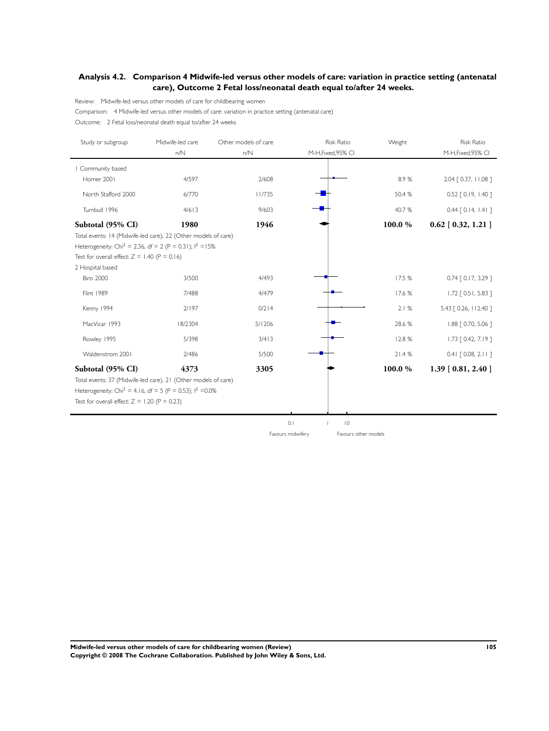## Analysis 4.2. Comparison 4 Midwife-led versus other models of care: variation in practice setting (antenatal care), Outcome 2 Fetal loss/neonatal death equal to/after 24 weeks.

Review: Midwife-led versus other models of care for childbearing women

Comparison: 4 Midwife-led versus other models of care: variation in practice setting (antenatal care)

Outcome: 2 Fetal loss/neonatal death equal to/after 24 weeks

| Study or subgroup | Midwife-led care n/N | Other models of care n/N | Risk Ratio M-H,Fixed,95% CI | Weight | Risk Ratio M-H,Fixed,95% CI |
|---|---|---|---|---|---|
| 1 Community based | | | | | |
| Homer 2001 | 4/597 | 2/608 | | 8.9 % | 2.04 [ 0.37, 11.08 ] |
| North Stafford 2000 | 6/770 | 11/735 | | 50.4 % | 0.52 [ 0.19, 1.40 ] |
| Turnbull 1996 | 4/613 | 9/603 | | 40.7 % | 0.44 [ 0.14, 1.41 ] |
| **Subtotal (95% CI)** | **1980** | **1946** | | **100.0 %** | **0.62 [ 0.32, 1.21 ]** |
| Total events: 14 (Midwife-led care), 22 (Other models of care) | | | | | |
| Heterogeneity: $Chi^2 = 2.36$, df = 2 (P = 0.31); $I^2 = 15\%$ | | | | | |
| Test for overall effect: Z = 1.40 (P = 0.16) | | | | | |
| 2 Hospital based | | | | | |
| Biro 2000 | 3/500 | 4/493 | | 17.5 % | 0.74 [ 0.17, 3.29 ] |
| Flint 1989 | 7/488 | 4/479 | | 17.6 % | 1.72 [ 0.51, 5.83 ] |
| Kenny 1994 | 2/197 | 0/214 | | 2.1 % | 5.43 [ 0.26, 112.40 ] |
| MacVicar 1993 | 18/2304 | 5/1206 | | 28.6 % | 1.88 [ 0.70, 5.06 ] |
| Rowley 1995 | 5/398 | 3/413 | | 12.8 % | 1.73 [ 0.42, 7.19 ] |
| Waldenstrom 2001 | 2/486 | 5/500 | | 21.4 % | 0.41 [ 0.08, 2.11 ] |
| **Subtotal (95% CI)** | **4373** | **3305** | | **100.0 %** | **1.39 [ 0.81, 2.40 ]** |
| Total events: 37 (Midwife-led care), 21 (Other models of care) | | | | | |
| Heterogeneity: $Chi^2 = 4.16$, df = 5 (P = 0.53); $I^2 = 0.0\%$ | | | | | |
| Test for overall effect: Z = 1.20 (P = 0.23) | | | | | |

0.1 1 10

Favours midwifery Favours other models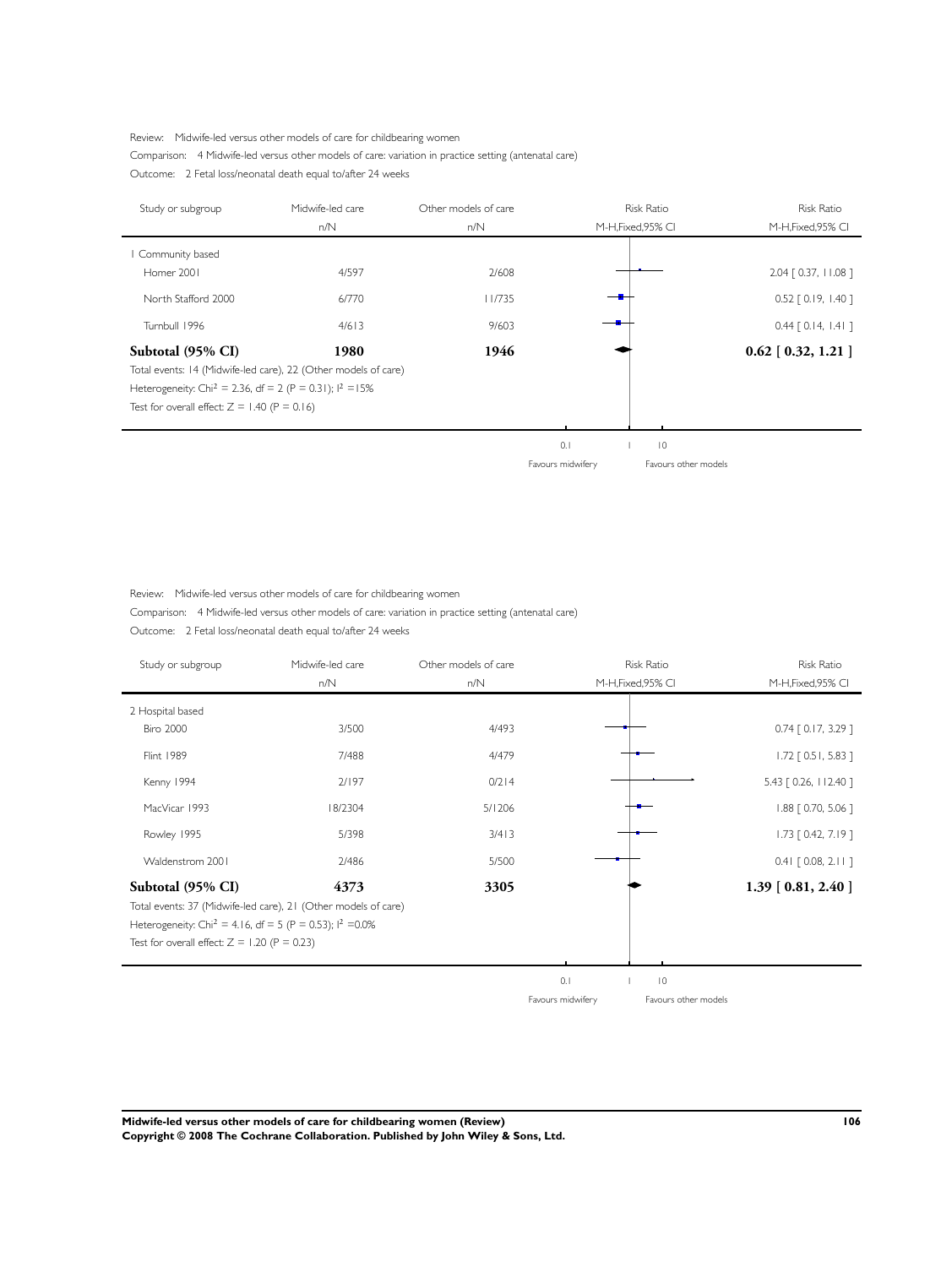Review: Midwife-led versus other models of care for childbearing women

Comparison: 4 Midwife-led versus other models of care: variation in practice setting (antenatal care)

Outcome: 2 Fetal loss/neonatal death equal to/after 24 weeks

| Study or subgroup | Midwife-led care n/N | Other models of care n/N | Risk Ratio M-H,Fixed,95% CI | Risk Ratio M-H,Fixed,95% CI |
|---|---|---|---|---|
| 1 Community based | | | | |
| Homer 2001 | 4/597 | 2/608 | | 2.04 [ 0.37, 11.08 ] |
| North Stafford 2000 | 6/770 | 11/735 | | 0.52 [ 0.19, 1.40 ] |
| Turnbull 1996 | 4/613 | 9/603 | | 0.44 [ 0.14, 1.41 ] |
| **Subtotal (95% CI)** | **1980** | **1946** | | **0.62 [ 0.32, 1.21 ]** |

Total events: 14 (Midwife-led care), 22 (Other models of care)

Heterogeneity: $Chi^2 = 2.36$, df = 2 (P = 0.31); $I^2 = 15\%$

Test for overall effect: Z = 1.40 (P = 0.16)

0.1 1 10

Favours midwifery Favours other models

Review: Midwife-led versus other models of care for childbearing women

Comparison: 4 Midwife-led versus other models of care: variation in practice setting (antenatal care)

Outcome: 2 Fetal loss/neonatal death equal to/after 24 weeks

| Study or subgroup | Midwife-led care n/N | Other models of care n/N | Risk Ratio M-H,Fixed,95% CI | Risk Ratio M-H,Fixed,95% CI |
|---|---|---|---|---|
| 2 Hospital based | | | | |
| Biro 2000 | 3/500 | 4/493 | | 0.74 [ 0.17, 3.29 ] |
| Flint 1989 | 7/488 | 4/479 | | 1.72 [ 0.51, 5.83 ] |
| Kenny 1994 | 2/197 | 0/214 | | 5.43 [ 0.26, 112.40 ] |
| MacVicar 1993 | 18/2304 | 5/1206 | | 1.88 [ 0.70, 5.06 ] |
| Rowley 1995 | 5/398 | 3/413 | | 1.73 [ 0.42, 7.19 ] |
| Waldenstrom 2001 | 2/486 | 5/500 | | 0.41 [ 0.08, 2.11 ] |
| **Subtotal (95% CI)** | **4373** | **3305** | | **1.39 [ 0.81, 2.40 ]** |

Total events: 37 (Midwife-led care), 21 (Other models of care)

Heterogeneity: $Chi^2 = 4.16$, df = 5 (P = 0.53); $I^2 = 0.0\%$

Test for overall effect: Z = 1.20 (P = 0.23)

0.1 1 10

Favours midwifery Favours other models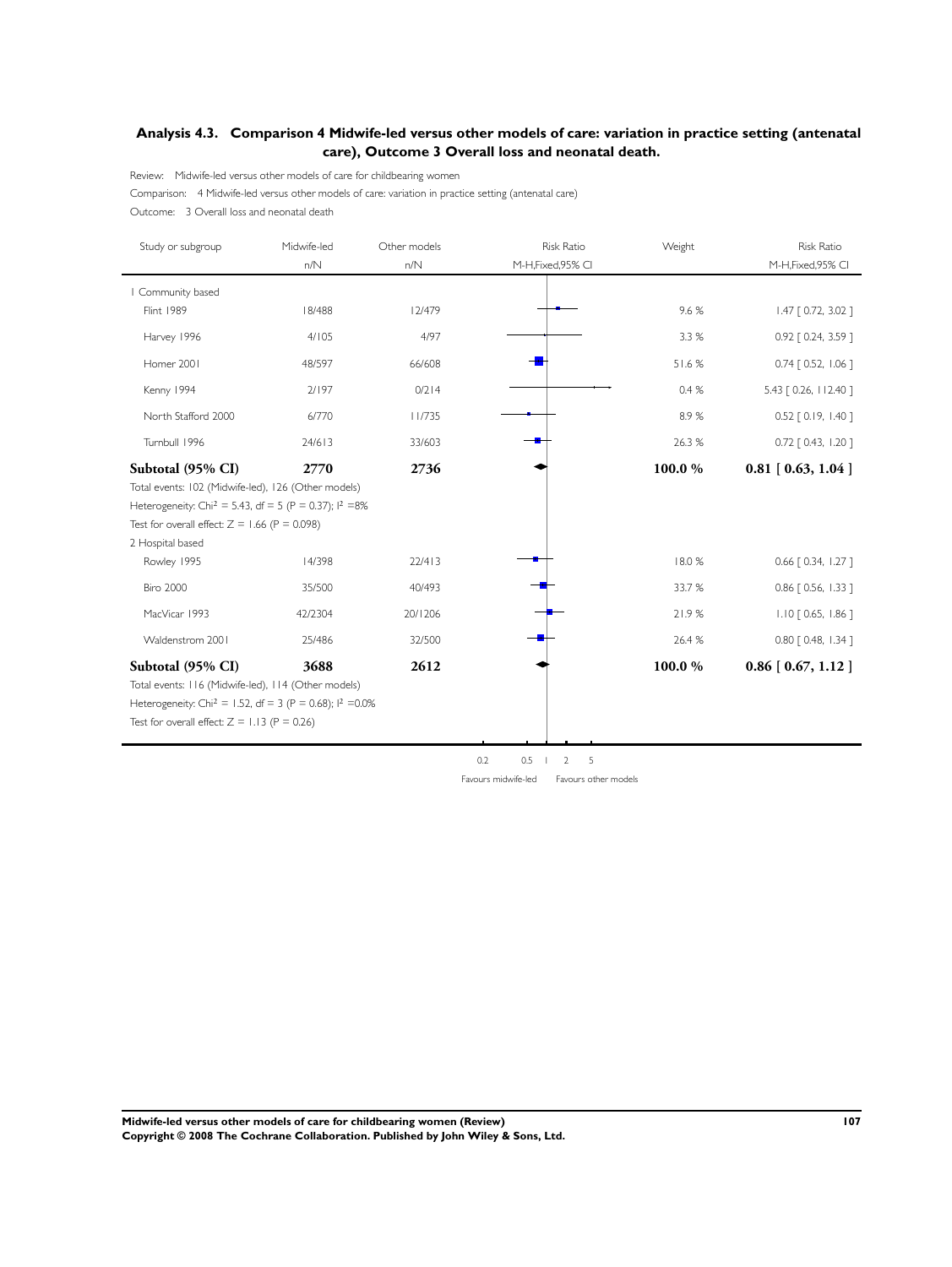## Analysis 4.3. Comparison 4 Midwife-led versus other models of care: variation in practice setting (antenatal care), Outcome 3 Overall loss and neonatal death.

Review: Midwife-led versus other models of care for childbearing women

Comparison: 4 Midwife-led versus other models of care: variation in practice setting (antenatal care)

Outcome: 3 Overall loss and neonatal death

| Study or subgroup | Midwife-led n/N | Other models n/N | Risk Ratio M-H,Fixed,95% CI | Weight | Risk Ratio M-H,Fixed,95% CI |
|---|---|---|---|---|---|
| 1 Community based | | | | | |
| Flint 1989 | 18/488 | 12/479 | | 9.6 % | 1.47 [ 0.72, 3.02 ] |
| Harvey 1996 | 4/105 | 4/97 | | 3.3 % | 0.92 [ 0.24, 3.59 ] |
| Homer 2001 | 48/597 | 66/608 | | 51.6 % | 0.74 [ 0.52, 1.06 ] |
| Kenny 1994 | 2/197 | 0/214 | | 0.4 % | 5.43 [ 0.26, 112.40 ] |
| North Stafford 2000 | 6/770 | 11/735 | | 8.9 % | 0.52 [ 0.19, 1.40 ] |
| Turnbull 1996 | 24/613 | 33/603 | | 26.3 % | 0.72 [ 0.43, 1.20 ] |
| **Subtotal (95% CI)** | **2770** | **2736** | | **100.0 %** | **0.81 [ 0.63, 1.04 ]** |
| Total events: 102 (Midwife-led), 126 (Other models) | | | | | |
| Heterogeneity: Chi$^2$ = 5.43, df = 5 (P = 0.37); I$^2$ =8% | | | | | |
| Test for overall effect: Z = 1.66 (P = 0.098) | | | | | |
| 2 Hospital based | | | | | |
| Rowley 1995 | 14/398 | 22/413 | | 18.0 % | 0.66 [ 0.34, 1.27 ] |
| Biro 2000 | 35/500 | 40/493 | | 33.7 % | 0.86 [ 0.56, 1.33 ] |
| MacVicar 1993 | 42/2304 | 20/1206 | | 21.9 % | 1.10 [ 0.65, 1.86 ] |
| Waldenstrom 2001 | 25/486 | 32/500 | | 26.4 % | 0.80 [ 0.48, 1.34 ] |
| **Subtotal (95% CI)** | **3688** | **2612** | | **100.0 %** | **0.86 [ 0.67, 1.12 ]** |
| Total events: 116 (Midwife-led), 114 (Other models) | | | | | |
| Heterogeneity: Chi$^2$ = 1.52, df = 3 (P = 0.68); I$^2$ =0.0% | | | | | |
| Test for overall effect: Z = 1.13 (P = 0.26) | | | | | |

0.2 0.5 1 2 5

Favours midwife-led Favours other models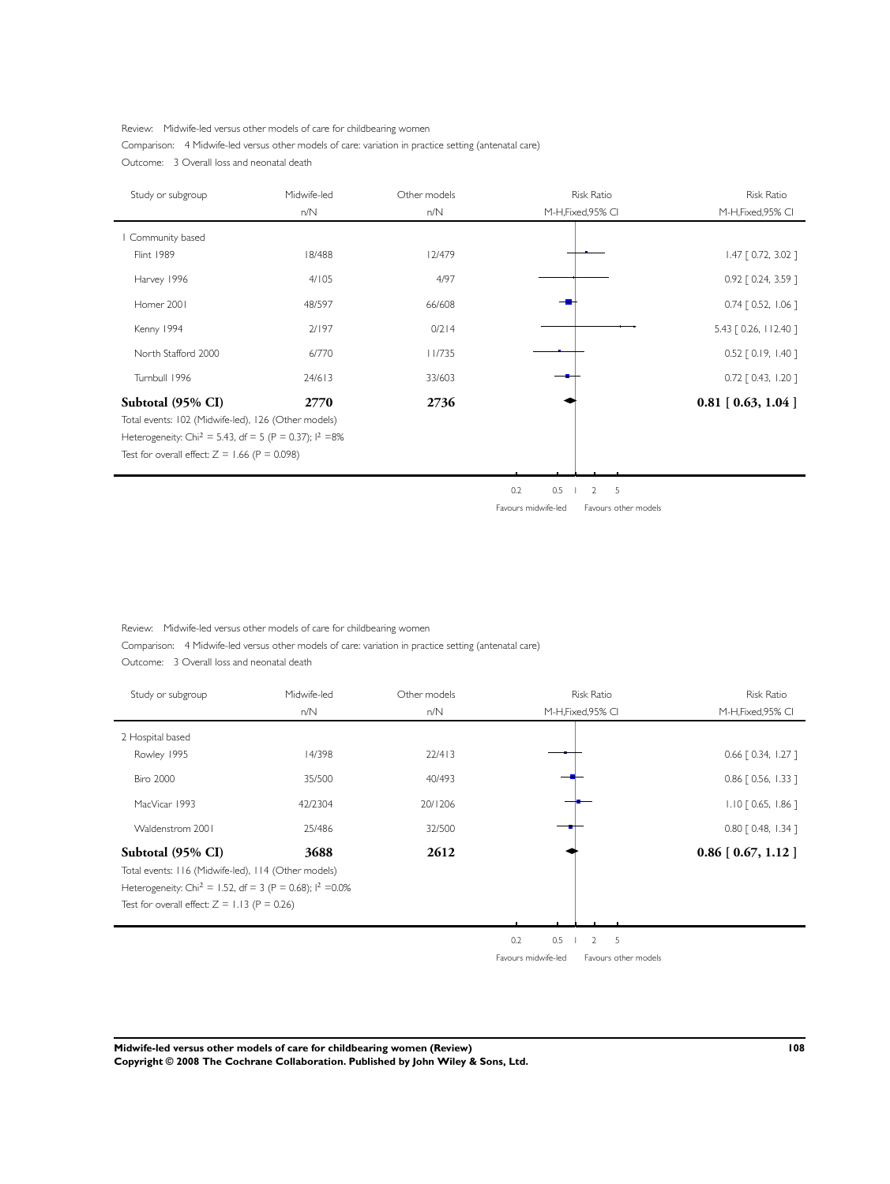Review: Midwife-led versus other models of care for childbearing women

Comparison: 4 Midwife-led versus other models of care: variation in practice setting (antenatal care)

Outcome: 3 Overall loss and neonatal death

| Study or subgroup | Midwife-led n/N | Other models n/N | Risk Ratio M-H,Fixed,95% CI |
|---|---|---|---|
| 1 Community based | | | |
| Flint 1989 | 18/488 | 12/479 | 1.47 [ 0.72, 3.02 ] |
| Harvey 1996 | 4/105 | 4/97 | 0.92 [ 0.24, 3.59 ] |
| Homer 2001 | 48/597 | 66/608 | 0.74 [ 0.52, 1.06 ] |
| Kenny 1994 | 2/197 | 0/214 | 5.43 [ 0.26, 112.40 ] |
| North Stafford 2000 | 6/770 | 11/735 | 0.52 [ 0.19, 1.40 ] |
| Turnbull 1996 | 24/613 | 33/603 | 0.72 [ 0.43, 1.20 ] |
| **Subtotal (95% CI)** | **2770** | **2736** | **0.81 [ 0.63, 1.04 ]** |

Total events: 102 (Midwife-led), 126 (Other models)

Heterogeneity: Chi$^2$ = 5.43, df = 5 (P = 0.37); I$^2$ =8%

Test for overall effect: Z = 1.66 (P = 0.098)

0.2 0.5 1 2 5

Favours midwife-led Favours other models

Review: Midwife-led versus other models of care for childbearing women

Comparison: 4 Midwife-led versus other models of care: variation in practice setting (antenatal care)

Outcome: 3 Overall loss and neonatal death

| Study or subgroup | Midwife-led n/N | Other models n/N | Risk Ratio M-H,Fixed,95% CI |
|---|---|---|---|
| 2 Hospital based | | | |
| Rowley 1995 | 14/398 | 22/413 | 0.66 [ 0.34, 1.27 ] |
| Biro 2000 | 35/500 | 40/493 | 0.86 [ 0.56, 1.33 ] |
| MacVicar 1993 | 42/2304 | 20/1206 | 1.10 [ 0.65, 1.86 ] |
| Waldenstrom 2001 | 25/486 | 32/500 | 0.80 [ 0.48, 1.34 ] |
| **Subtotal (95% CI)** | **3688** | **2612** | **0.86 [ 0.67, 1.12 ]** |

Total events: 116 (Midwife-led), 114 (Other models)

Heterogeneity: Chi$^2$ = 1.52, df = 3 (P = 0.68); I$^2$ =0.0%

Test for overall effect: Z = 1.13 (P = 0.26)

0.2 0.5 1 2 5

Favours midwife-led Favours other models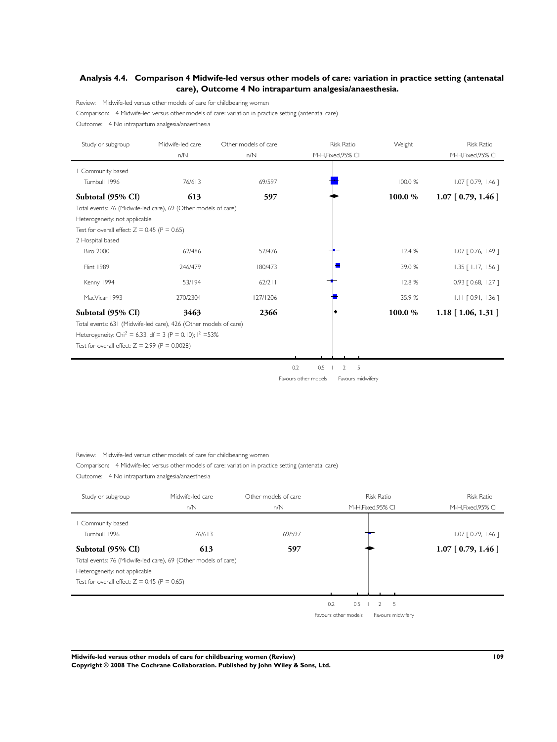## Analysis 4.4. Comparison 4 Midwife-led versus other models of care: variation in practice setting (antenatal care), Outcome 4 No intrapartum analgesia/anaesthesia.

Review: Midwife-led versus other models of care for childbearing women

Comparison: 4 Midwife-led versus other models of care: variation in practice setting (antenatal care)

Outcome: 4 No intrapartum analgesia/anaesthesia

| Study or subgroup | Midwife-led care n/N | Other models of care n/N | Weight | Risk Ratio M-H,Fixed,95% CI |
|---|---|---|---|---|
| 1 Community based | | | | |
| Turnbull 1996 | 76/613 | 69/597 | 100.0 % | 1.07 [ 0.79, 1.46 ] |
| **Subtotal (95% CI)** | **613** | **597** | **100.0 %** | **1.07 [ 0.79, 1.46 ]** |
| Total events: 76 (Midwife-led care), 69 (Other models of care) | | | | |
| Heterogeneity: not applicable | | | | |
| Test for overall effect: Z = 0.45 (P = 0.65) | | | | |
| 2 Hospital based | | | | |
| Biro 2000 | 62/486 | 57/476 | 12.4 % | 1.07 [ 0.76, 1.49 ] |
| Flint 1989 | 246/479 | 180/473 | 39.0 % | 1.35 [ 1.17, 1.56 ] |
| Kenny 1994 | 53/194 | 62/211 | 12.8 % | 0.93 [ 0.68, 1.27 ] |
| MacVicar 1993 | 270/2304 | 127/1206 | 35.9 % | 1.11 [ 0.91, 1.36 ] |
| **Subtotal (95% CI)** | **3463** | **2366** | **100.0 %** | **1.18 [ 1.06, 1.31 ]** |
| Total events: 631 (Midwife-led care), 426 (Other models of care) | | | | |
| Heterogeneity: $Chi^2 = 6.33$, df = 3 (P = 0.10); $I^2$ =53% | | | | |
| Test for overall effect: Z = 2.99 (P = 0.0028) | | | | |

0.2 0.5 1 2 5

Favours other models Favours midwifery

Review: Midwife-led versus other models of care for childbearing women

Comparison: 4 Midwife-led versus other models of care: variation in practice setting (antenatal care)

Outcome: 4 No intrapartum analgesia/anaesthesia

| Study or subgroup | Midwife-led care n/N | Other models of care n/N | Risk Ratio M-H,Fixed,95% CI |
|---|---|---|---|
| 1 Community based | | | |
| Turnbull 1996 | 76/613 | 69/597 | 1.07 [ 0.79, 1.46 ] |
| **Subtotal (95% CI)** | **613** | **597** | **1.07 [ 0.79, 1.46 ]** |
| Total events: 76 (Midwife-led care), 69 (Other models of care) | | | |
| Heterogeneity: not applicable | | | |
| Test for overall effect: Z = 0.45 (P = 0.65) | | | |

0.2 0.5 1 2 5

Favours other models Favours midwifery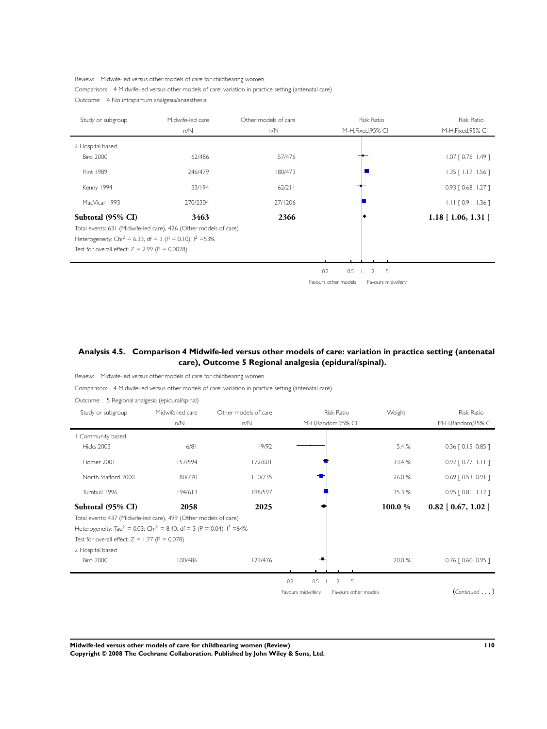Review: Midwife-led versus other models of care for childbearing women

Comparison: 4 Midwife-led versus other models of care: variation in practice setting (antenatal care)

Outcome: 4 No intrapartum analgesia/anaesthesia

| Study or subgroup | Midwife-led care n/N | Other models of care n/N | Risk Ratio M-H,Fixed,95% CI |
|---|---|---|---|
| 2 Hospital based | | | |
| Biro 2000 | 62/486 | 57/476 | 1.07 [ 0.76, 1.49 ] |
| Flint 1989 | 246/479 | 180/473 | 1.35 [ 1.17, 1.56 ] |
| Kenny 1994 | 53/194 | 62/211 | 0.93 [ 0.68, 1.27 ] |
| MacVicar 1993 | 270/2304 | 127/1206 | 1.11 [ 0.91, 1.36 ] |
| **Subtotal (95% CI)** | **3463** | **2366** | **1.18 [ 1.06, 1.31 ]** |

Total events: 631 (Midwife-led care), 426 (Other models of care)

Heterogeneity: $Chi^2 = 6.33$, df = 3 (P = 0.10); $I^2 = 53\%$

Test for overall effect: Z = 2.99 (P = 0.0028)

0.2 0.5 1 2 5

Favours other models Favours midwifery

## Analysis 4.5. Comparison 4 Midwife-led versus other models of care: variation in practice setting (antenatal care), Outcome 5 Regional analgesia (epidural/spinal).

Review: Midwife-led versus other models of care for childbearing women

Comparison: 4 Midwife-led versus other models of care: variation in practice setting (antenatal care)

Outcome: 5 Regional analgesia (epidural/spinal)

| Study or subgroup | Midwife-led care n/N | Other models of care n/N | Weight | Risk Ratio M-H,Random,95% CI |
|---|---|---|---|---|
| 1 Community based | | | | |
| Hicks 2003 | 6/81 | 19/92 | 5.4 % | 0.36 [ 0.15, 0.85 ] |
| Homer 2001 | 157/594 | 172/601 | 33.4 % | 0.92 [ 0.77, 1.11 ] |
| North Stafford 2000 | 80/770 | 110/735 | 26.0 % | 0.69 [ 0.53, 0.91 ] |
| Turnbull 1996 | 194/613 | 198/597 | 35.3 % | 0.95 [ 0.81, 1.12 ] |
| **Subtotal (95% CI)** | **2058** | **2025** | **100.0 %** | **0.82 [ 0.67, 1.02 ]** |
| Total events: 437 (Midwife-led care), 499 (Other models of care) | | | | |
| Heterogeneity: $Tau^2 = 0.03$; $Chi^2 = 8.40$, df = 3 (P = 0.04); $I^2 = 64\%$ | | | | |
| Test for overall effect: Z = 1.77 (P = 0.078) | | | | |
| 2 Hospital based | | | | |
| Biro 2000 | 100/486 | 129/476 | 20.0 % | 0.76 [ 0.60, 0.95 ] |

0.2 0.5 1 2 5

Favours midwifery Favours other models

(*Continued* . . . )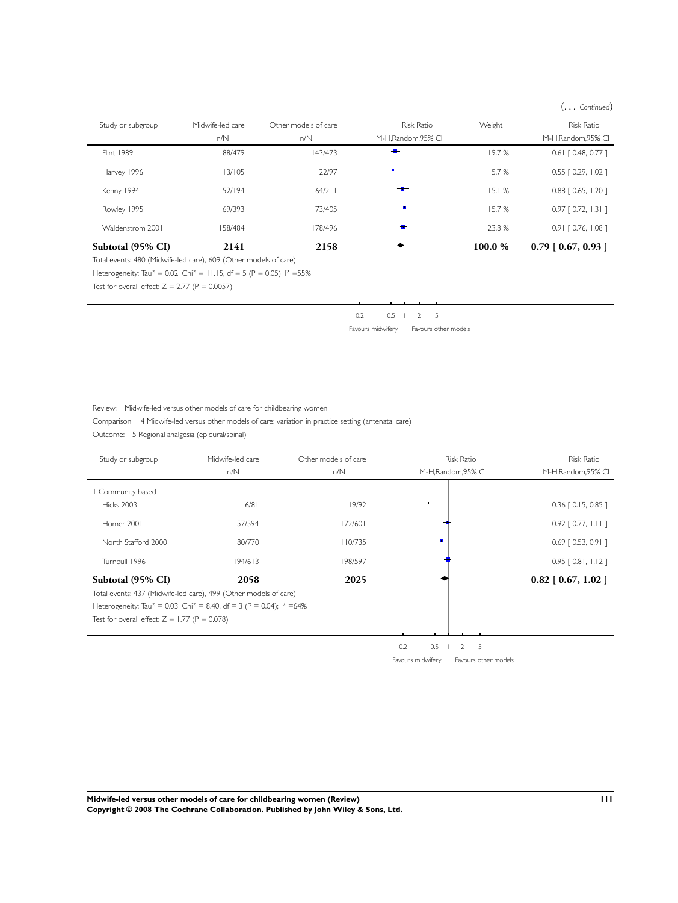(... *Continued*)

| Study or subgroup | Midwife-led care n/N | Other models of care n/N | Risk Ratio M-H,Random,95% CI | Weight | Risk Ratio M-H,Random,95% CI |
|---|---|---|---|---|---|
| Flint 1989 | 88/479 | 143/473 | | 19.7 % | 0.61 [ 0.48, 0.77 ] |
| Harvey 1996 | 13/105 | 22/97 | | 5.7 % | 0.55 [ 0.29, 1.02 ] |
| Kenny 1994 | 52/194 | 64/211 | | 15.1 % | 0.88 [ 0.65, 1.20 ] |
| Rowley 1995 | 69/393 | 73/405 | | 15.7 % | 0.97 [ 0.72, 1.31 ] |
| Waldenstrom 2001 | 158/484 | 178/496 | | 23.8 % | 0.91 [ 0.76, 1.08 ] |
| **Subtotal (95% CI)** | **2141** | **2158** | | **100.0 %** | **0.79 [ 0.67, 0.93 ]** |

Total events: 480 (Midwife-led care), 609 (Other models of care)

Heterogeneity: $Tau^2 = 0.02$; $Chi^2 = 11.15$, df = 5 (P = 0.05); $I^2$ =55%

Test for overall effect: Z = 2.77 (P = 0.0057)

0.2 0.5 1 2 5

Favours midwifery Favours other models

Review: Midwife-led versus other models of care for childbearing women

Comparison: 4 Midwife-led versus other models of care: variation in practice setting (antenatal care)

Outcome: 5 Regional analgesia (epidural/spinal)

| Study or subgroup | Midwife-led care n/N | Other models of care n/N | Risk Ratio M-H,Random,95% CI | Risk Ratio M-H,Random,95% CI |
|---|---|---|---|---|
| 1 Community based | | | | |
| Hicks 2003 | 6/81 | 19/92 | | 0.36 [ 0.15, 0.85 ] |
| Homer 2001 | 157/594 | 172/601 | | 0.92 [ 0.77, 1.11 ] |
| North Stafford 2000 | 80/770 | 110/735 | | 0.69 [ 0.53, 0.91 ] |
| Turnbull 1996 | 194/613 | 198/597 | | 0.95 [ 0.81, 1.12 ] |
| **Subtotal (95% CI)** | **2058** | **2025** | | **0.82 [ 0.67, 1.02 ]** |

Total events: 437 (Midwife-led care), 499 (Other models of care)

Heterogeneity: $Tau^2 = 0.03$; $Chi^2 = 8.40$, df = 3 (P = 0.04); $I^2$ =64%

Test for overall effect: Z = 1.77 (P = 0.078)

0.2 0.5 1 2 5

Favours midwifery Favours other models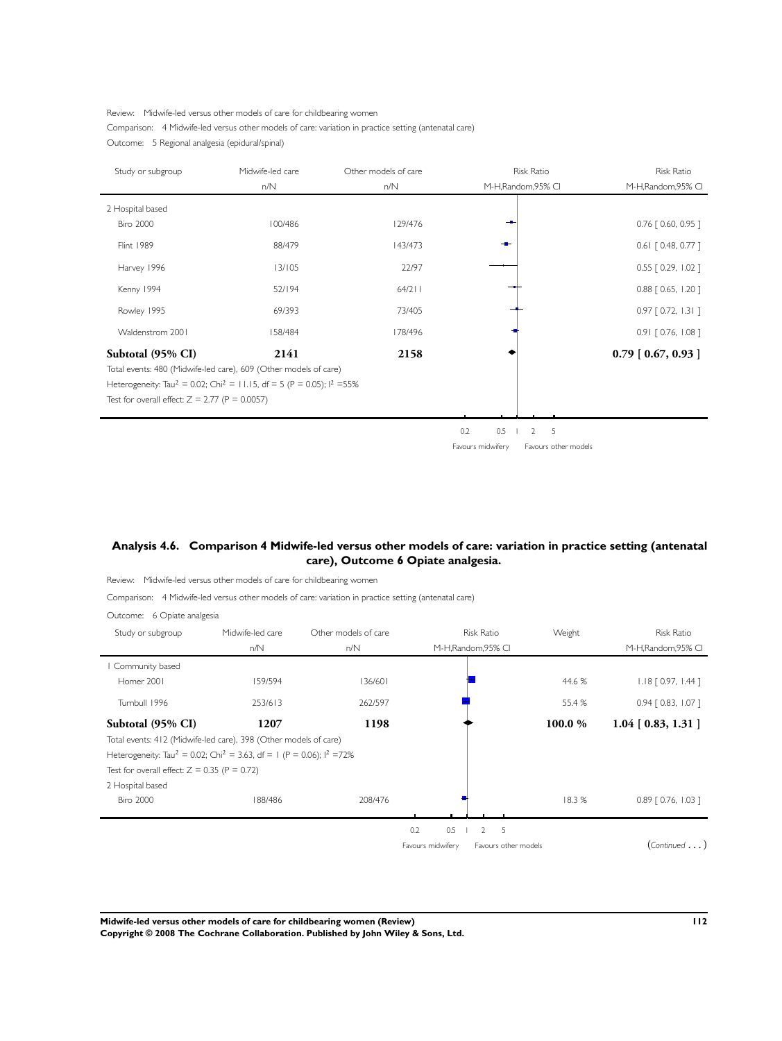Review: Midwife-led versus other models of care for childbearing women

Comparison: 4 Midwife-led versus other models of care: variation in practice setting (antenatal care)

Outcome: 5 Regional analgesia (epidural/spinal)

| Study or subgroup | Midwife-led care n/N | Other models of care n/N | Risk Ratio M-H,Random,95% CI |
|---|---|---|---|
| 2 Hospital based | | | |
| Biro 2000 | 100/486 | 129/476 | 0.76 [ 0.60, 0.95 ] |
| Flint 1989 | 88/479 | 143/473 | 0.61 [ 0.48, 0.77 ] |
| Harvey 1996 | 13/105 | 22/97 | 0.55 [ 0.29, 1.02 ] |
| Kenny 1994 | 52/194 | 64/211 | 0.88 [ 0.65, 1.20 ] |
| Rowley 1995 | 69/393 | 73/405 | 0.97 [ 0.72, 1.31 ] |
| Waldenstrom 2001 | 158/484 | 178/496 | 0.91 [ 0.76, 1.08 ] |
| **Subtotal (95% CI)** | **2141** | **2158** | **0.79 [ 0.67, 0.93 ]** |

Total events: 480 (Midwife-led care), 609 (Other models of care)

Heterogeneity: $Tau^2 = 0.02$; $Chi^2 = 11.15$, $df = 5$ ($P = 0.05$); $I^2 = 55\%$

Test for overall effect: $Z = 2.77$ ($P = 0.0057$)

0.2 0.5 1 2 5

Favours midwifery Favours other models

## Analysis 4.6. Comparison 4 Midwife-led versus other models of care: variation in practice setting (antenatal care), Outcome 6 Opiate analgesia.

Review: Midwife-led versus other models of care for childbearing women

Comparison: 4 Midwife-led versus other models of care: variation in practice setting (antenatal care)

Outcome: 6 Opiate analgesia

| Study or subgroup | Midwife-led care n/N | Other models of care n/N | Weight | Risk Ratio M-H,Random,95% CI |
|---|---|---|---|---|
| 1 Community based | | | | |
| Homer 2001 | 159/594 | 136/601 | 44.6 % | 1.18 [ 0.97, 1.44 ] |
| Turnbull 1996 | 253/613 | 262/597 | 55.4 % | 0.94 [ 0.83, 1.07 ] |
| **Subtotal (95% CI)** | **1207** | **1198** | **100.0 %** | **1.04 [ 0.83, 1.31 ]** |

Total events: 412 (Midwife-led care), 398 (Other models of care)

Heterogeneity: $Tau^2 = 0.02$; $Chi^2 = 3.63$, $df = 1$ ($P = 0.06$); $I^2 = 72\%$

Test for overall effect: $Z = 0.35$ ($P = 0.72$)

| Study or subgroup | Midwife-led care n/N | Other models of care n/N | Weight | Risk Ratio M-H,Random,95% CI |
|---|---|---|---|---|
| 2 Hospital based | | | | |
| Biro 2000 | 188/486 | 208/476 | 18.3 % | 0.89 [ 0.76, 1.03 ] |

0.2 0.5 1 2 5

Favours midwifery Favours other models

(*Continued* . . . )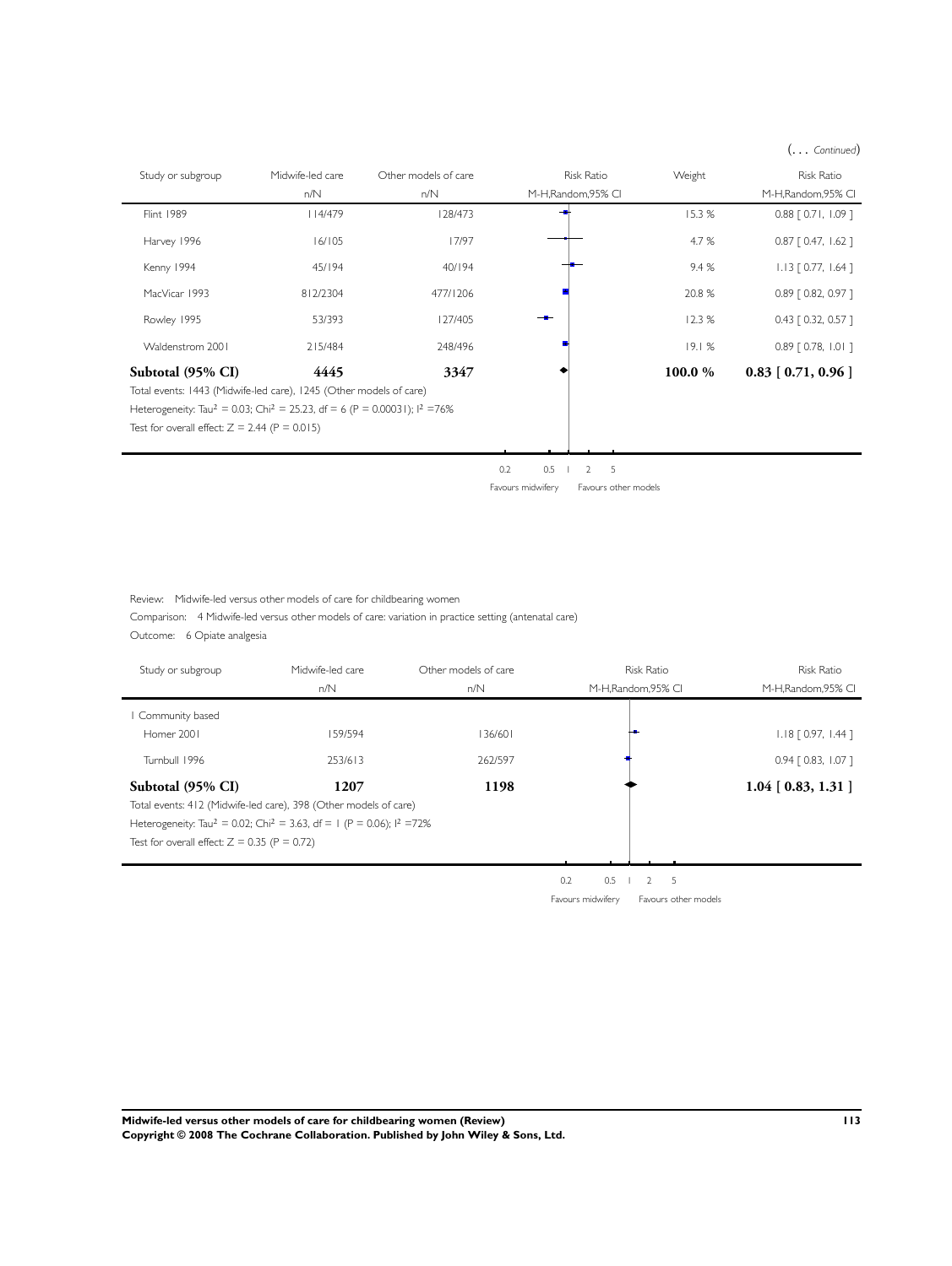(... *Continued*)

| Study or subgroup | Midwife-led care | Other models of care | Risk Ratio | Weight | Risk Ratio |
|---|---|---|---|---|---|
| | n/N | n/N | M-H,Random,95% CI | | M-H,Random,95% CI |
| Flint 1989 | 114/479 | 128/473 | | 15.3 % | 0.88 [ 0.71, 1.09 ] |
| Harvey 1996 | 16/105 | 17/97 | | 4.7 % | 0.87 [ 0.47, 1.62 ] |
| Kenny 1994 | 45/194 | 40/194 | | 9.4 % | 1.13 [ 0.77, 1.64 ] |
| MacVicar 1993 | 812/2304 | 477/1206 | | 20.8 % | 0.89 [ 0.82, 0.97 ] |
| Rowley 1995 | 53/393 | 127/405 | | 12.3 % | 0.43 [ 0.32, 0.57 ] |
| Waldenstrom 2001 | 215/484 | 248/496 | | 19.1 % | 0.89 [ 0.78, 1.01 ] |
| **Subtotal (95% CI)** | **4445** | **3347** | | **100.0 %** | **0.83 [ 0.71, 0.96 ]** |

Total events: 1443 (Midwife-led care), 1245 (Other models of care)

Heterogeneity: $Tau^2 = 0.03$; $Chi^2 = 25.23$, df = 6 (P = 0.00031); $I^2 = 76\%$

Test for overall effect: Z = 2.44 (P = 0.015)

0.2 0.5 1 2 5

Favours midwifery Favours other models

Review: Midwife-led versus other models of care for childbearing women

Comparison: 4 Midwife-led versus other models of care: variation in practice setting (antenatal care)

Outcome: 6 Opiate analgesia

| Study or subgroup | Midwife-led care | Other models of care | Risk Ratio | Risk Ratio |
|---|---|---|---|---|
| | n/N | n/N | M-H,Random,95% CI | M-H,Random,95% CI |
| 1 Community based | | | | |
| Homer 2001 | 159/594 | 136/601 | | 1.18 [ 0.97, 1.44 ] |
| Turnbull 1996 | 253/613 | 262/597 | | 0.94 [ 0.83, 1.07 ] |
| **Subtotal (95% CI)** | **1207** | **1198** | | **1.04 [ 0.83, 1.31 ]** |

Total events: 412 (Midwife-led care), 398 (Other models of care)

Heterogeneity: $Tau^2 = 0.02$; $Chi^2 = 3.63$, df = 1 (P = 0.06); $I^2 = 72\%$

Test for overall effect: Z = 0.35 (P = 0.72)

0.2 0.5 1 2 5

Favours midwifery Favours other models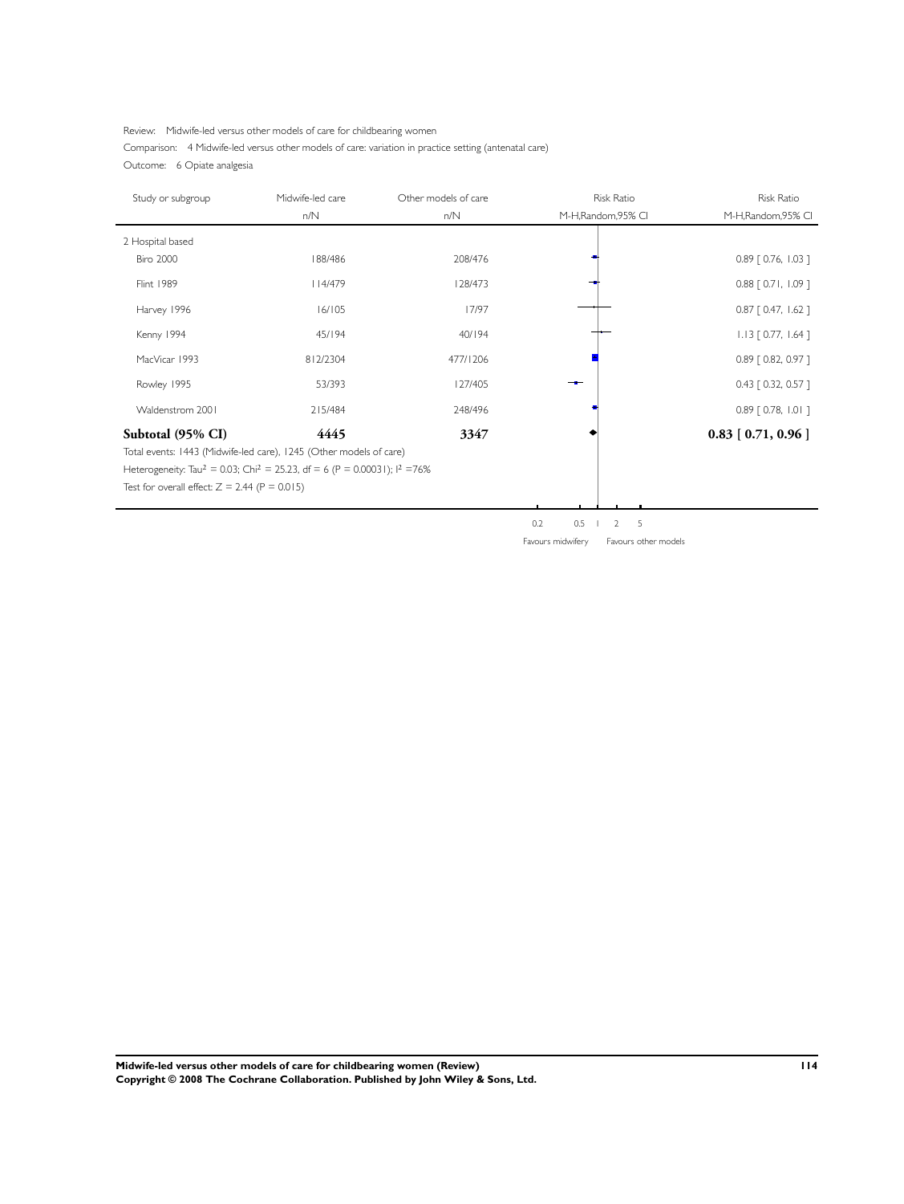Review: Midwife-led versus other models of care for childbearing women

Comparison: 4 Midwife-led versus other models of care: variation in practice setting (antenatal care)

Outcome: 6 Opiate analgesia

| Study or subgroup | Midwife-led care n/N | Other models of care n/N | Risk Ratio M-H,Random,95% CI | Risk Ratio M-H,Random,95% CI |
|---|---|---|---|---|
| 2 Hospital based | | | | |
| Biro 2000 | 188/486 | 208/476 | | 0.89 [ 0.76, 1.03 ] |
| Flint 1989 | 114/479 | 128/473 | | 0.88 [ 0.71, 1.09 ] |
| Harvey 1996 | 16/105 | 17/97 | | 0.87 [ 0.47, 1.62 ] |
| Kenny 1994 | 45/194 | 40/194 | | 1.13 [ 0.77, 1.64 ] |
| MacVicar 1993 | 812/2304 | 477/1206 | | 0.89 [ 0.82, 0.97 ] |
| Rowley 1995 | 53/393 | 127/405 | | 0.43 [ 0.32, 0.57 ] |
| Waldenstrom 2001 | 215/484 | 248/496 | | 0.89 [ 0.78, 1.01 ] |
| **Subtotal (95% CI)** | **4445** | **3347** | | **0.83 [ 0.71, 0.96 ]** |

Total events: 1443 (Midwife-led care), 1245 (Other models of care)

Heterogeneity: $Tau^2 = 0.03$; $Chi^2 = 25.23$, $df = 6$ ($P = 0.00031$); $I^2 = 76\%$

Test for overall effect: $Z = 2.44$ ($P = 0.015$)

0.2 0.5 1 2 5

Favours midwifery Favours other models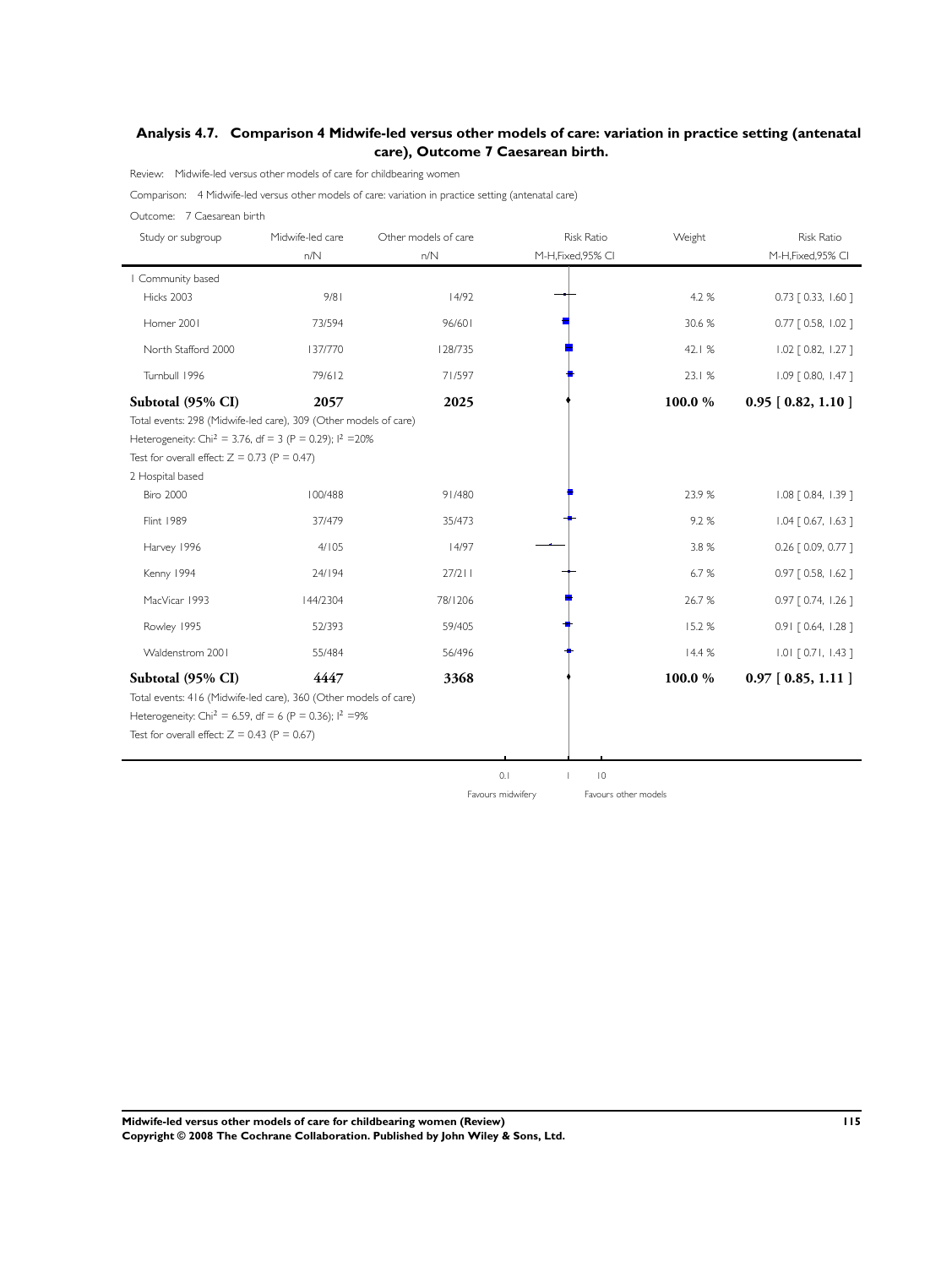## Analysis 4.7. Comparison 4 Midwife-led versus other models of care: variation in practice setting (antenatal care), Outcome 7 Caesarean birth.

Review: Midwife-led versus other models of care for childbearing women

Comparison: 4 Midwife-led versus other models of care: variation in practice setting (antenatal care)

Outcome: 7 Caesarean birth

| Study or subgroup | Midwife-led care n/N | Other models of care n/N | Risk Ratio M-H,Fixed,95% CI | Weight | Risk Ratio M-H,Fixed,95% CI |
|---|---|---|---|---|---|
| 1 Community based | | | | | |
| Hicks 2003 | 9/81 | 14/92 | | 4.2 % | 0.73 [ 0.33, 1.60 ] |
| Homer 2001 | 73/594 | 96/601 | | 30.6 % | 0.77 [ 0.58, 1.02 ] |
| North Stafford 2000 | 137/770 | 128/735 | | 42.1 % | 1.02 [ 0.82, 1.27 ] |
| Turnbull 1996 | 79/612 | 71/597 | | 23.1 % | 1.09 [ 0.80, 1.47 ] |
| **Subtotal (95% CI)** | **2057** | **2025** | | **100.0 %** | **0.95 [ 0.82, 1.10 ]** |
| Total events: 298 (Midwife-led care), 309 (Other models of care) | | | | | |
| Heterogeneity: $Chi^2 = 3.76$, df = 3 (P = 0.29); $I^2$ =20% | | | | | |
| Test for overall effect: Z = 0.73 (P = 0.47) | | | | | |
| 2 Hospital based | | | | | |
| Biro 2000 | 100/488 | 91/480 | | 23.9 % | 1.08 [ 0.84, 1.39 ] |
| Flint 1989 | 37/479 | 35/473 | | 9.2 % | 1.04 [ 0.67, 1.63 ] |
| Harvey 1996 | 4/105 | 14/97 | | 3.8 % | 0.26 [ 0.09, 0.77 ] |
| Kenny 1994 | 24/194 | 27/211 | | 6.7 % | 0.97 [ 0.58, 1.62 ] |
| MacVicar 1993 | 144/2304 | 78/1206 | | 26.7 % | 0.97 [ 0.74, 1.26 ] |
| Rowley 1995 | 52/393 | 59/405 | | 15.2 % | 0.91 [ 0.64, 1.28 ] |
| Waldenstrom 2001 | 55/484 | 56/496 | | 14.4 % | 1.01 [ 0.71, 1.43 ] |
| **Subtotal (95% CI)** | **4447** | **3368** | | **100.0 %** | **0.97 [ 0.85, 1.11 ]** |
| Total events: 416 (Midwife-led care), 360 (Other models of care) | | | | | |
| Heterogeneity: $Chi^2 = 6.59$, df = 6 (P = 0.36); $I^2$ =9% | | | | | |
| Test for overall effect: Z = 0.43 (P = 0.67) | | | | | |

0.1 1 10

Favours midwifery Favours other models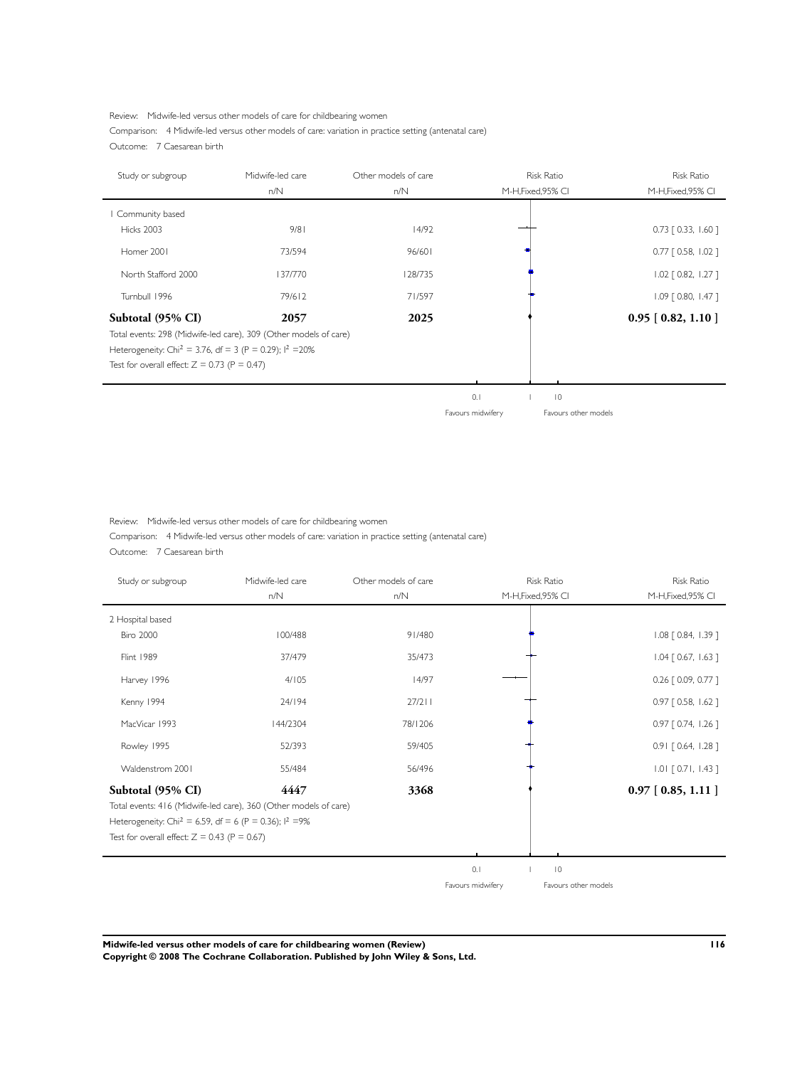Review: Midwife-led versus other models of care for childbearing women

Comparison: 4 Midwife-led versus other models of care: variation in practice setting (antenatal care)

Outcome: 7 Caesarean birth

| Study or subgroup | Midwife-led care n/N | Other models of care n/N | Risk Ratio M-H,Fixed,95% CI |
|---|---|---|---|
| 1 Community based | | | |
| Hicks 2003 | 9/81 | 14/92 | 0.73 [ 0.33, 1.60 ] |
| Homer 2001 | 73/594 | 96/601 | 0.77 [ 0.58, 1.02 ] |
| North Stafford 2000 | 137/770 | 128/735 | 1.02 [ 0.82, 1.27 ] |
| Turnbull 1996 | 79/612 | 71/597 | 1.09 [ 0.80, 1.47 ] |
| **Subtotal (95% CI)** | **2057** | **2025** | **0.95 [ 0.82, 1.10 ]** |

Total events: 298 (Midwife-led care), 309 (Other models of care)

Heterogeneity: $Chi^2 = 3.76$, $df = 3$ ($P = 0.29$); $I^2 = 20\%$

Test for overall effect: $Z = 0.73$ ($P = 0.47$)

0.1 1 10

Favours midwifery Favours other models

Review: Midwife-led versus other models of care for childbearing women

Comparison: 4 Midwife-led versus other models of care: variation in practice setting (antenatal care)

Outcome: 7 Caesarean birth

| Study or subgroup | Midwife-led care n/N | Other models of care n/N | Risk Ratio M-H,Fixed,95% CI |
|---|---|---|---|
| 2 Hospital based | | | |
| Biro 2000 | 100/488 | 91/480 | 1.08 [ 0.84, 1.39 ] |
| Flint 1989 | 37/479 | 35/473 | 1.04 [ 0.67, 1.63 ] |
| Harvey 1996 | 4/105 | 14/97 | 0.26 [ 0.09, 0.77 ] |
| Kenny 1994 | 24/194 | 27/211 | 0.97 [ 0.58, 1.62 ] |
| MacVicar 1993 | 144/2304 | 78/1206 | 0.97 [ 0.74, 1.26 ] |
| Rowley 1995 | 52/393 | 59/405 | 0.91 [ 0.64, 1.28 ] |
| Waldenstrom 2001 | 55/484 | 56/496 | 1.01 [ 0.71, 1.43 ] |
| **Subtotal (95% CI)** | **4447** | **3368** | **0.97 [ 0.85, 1.11 ]** |

Total events: 416 (Midwife-led care), 360 (Other models of care)

Heterogeneity: $Chi^2 = 6.59$, $df = 6$ ($P = 0.36$); $I^2 = 9\%$

Test for overall effect: $Z = 0.43$ ($P = 0.67$)

0.1 1 10

Favours midwifery Favours other models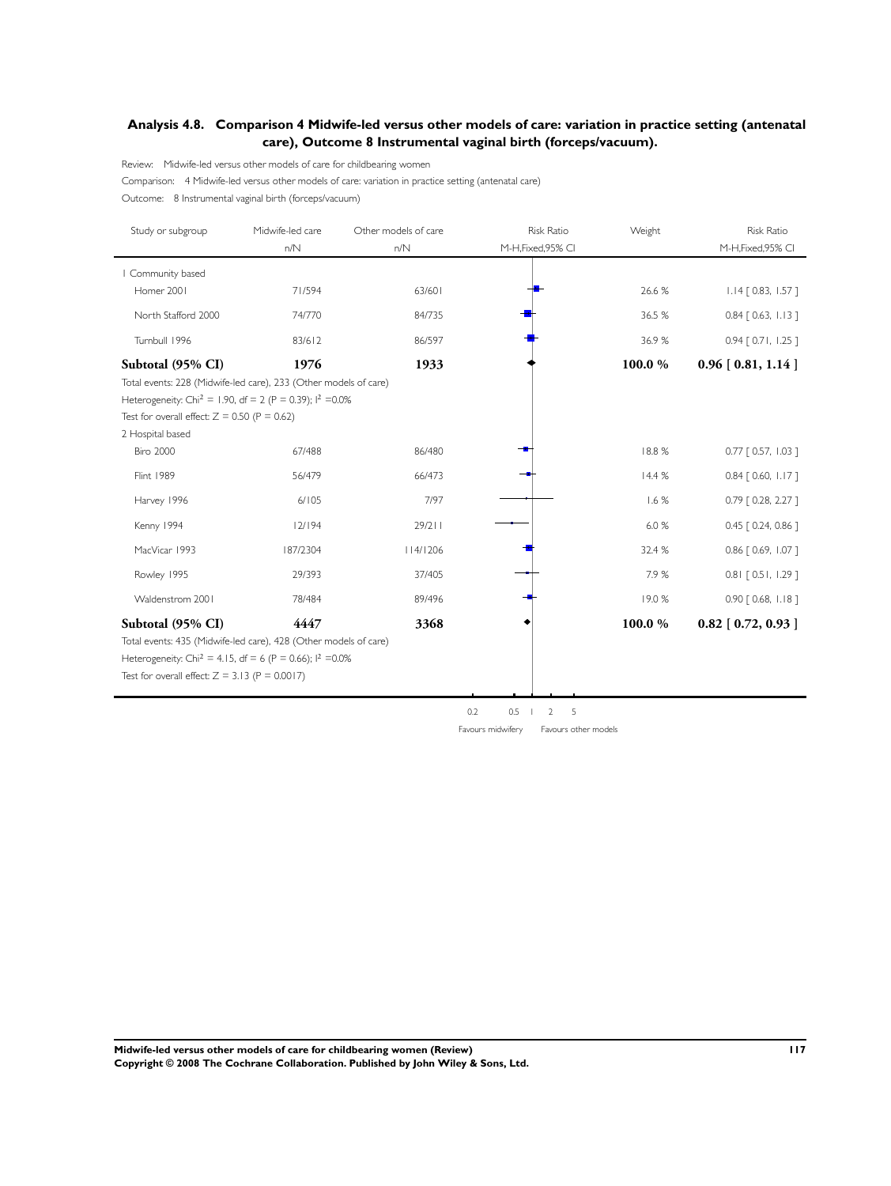## Analysis 4.8. Comparison 4 Midwife-led versus other models of care: variation in practice setting (antenatal care), Outcome 8 Instrumental vaginal birth (forceps/vacuum).

Review: Midwife-led versus other models of care for childbearing women

Comparison: 4 Midwife-led versus other models of care: variation in practice setting (antenatal care)

Outcome: 8 Instrumental vaginal birth (forceps/vacuum)

| Study or subgroup | Midwife-led care n/N | Other models of care n/N | Risk Ratio M-H,Fixed,95% CI | Weight | Risk Ratio M-H,Fixed,95% CI |
|---|---|---|---|---|---|
| 1 Community based | | | | | |
| Homer 2001 | 71/594 | 63/601 | | 26.6 % | 1.14 [ 0.83, 1.57 ] |
| North Stafford 2000 | 74/770 | 84/735 | | 36.5 % | 0.84 [ 0.63, 1.13 ] |
| Turnbull 1996 | 83/612 | 86/597 | | 36.9 % | 0.94 [ 0.71, 1.25 ] |
| **Subtotal (95% CI)** | **1976** | **1933** | | **100.0 %** | **0.96 [ 0.81, 1.14 ]** |
| Total events: 228 (Midwife-led care), 233 (Other models of care) | | | | | |
| Heterogeneity: $Chi^2 = 1.90$, df = 2 (P = 0.39); $I^2$ =0.0% | | | | | |
| Test for overall effect: Z = 0.50 (P = 0.62) | | | | | |
| 2 Hospital based | | | | | |
| Biro 2000 | 67/488 | 86/480 | | 18.8 % | 0.77 [ 0.57, 1.03 ] |
| Flint 1989 | 56/479 | 66/473 | | 14.4 % | 0.84 [ 0.60, 1.17 ] |
| Harvey 1996 | 6/105 | 7/97 | | 1.6 % | 0.79 [ 0.28, 2.27 ] |
| Kenny 1994 | 12/194 | 29/211 | | 6.0 % | 0.45 [ 0.24, 0.86 ] |
| MacVicar 1993 | 187/2304 | 114/1206 | | 32.4 % | 0.86 [ 0.69, 1.07 ] |
| Rowley 1995 | 29/393 | 37/405 | | 7.9 % | 0.81 [ 0.51, 1.29 ] |
| Waldenstrom 2001 | 78/484 | 89/496 | | 19.0 % | 0.90 [ 0.68, 1.18 ] |
| **Subtotal (95% CI)** | **4447** | **3368** | | **100.0 %** | **0.82 [ 0.72, 0.93 ]** |
| Total events: 435 (Midwife-led care), 428 (Other models of care) | | | | | |
| Heterogeneity: $Chi^2 = 4.15$, df = 6 (P = 0.66); $I^2$ =0.0% | | | | | |
| Test for overall effect: Z = 3.13 (P = 0.0017) | | | | | |

0.2 0.5 1 2 5

Favours midwifery Favours other models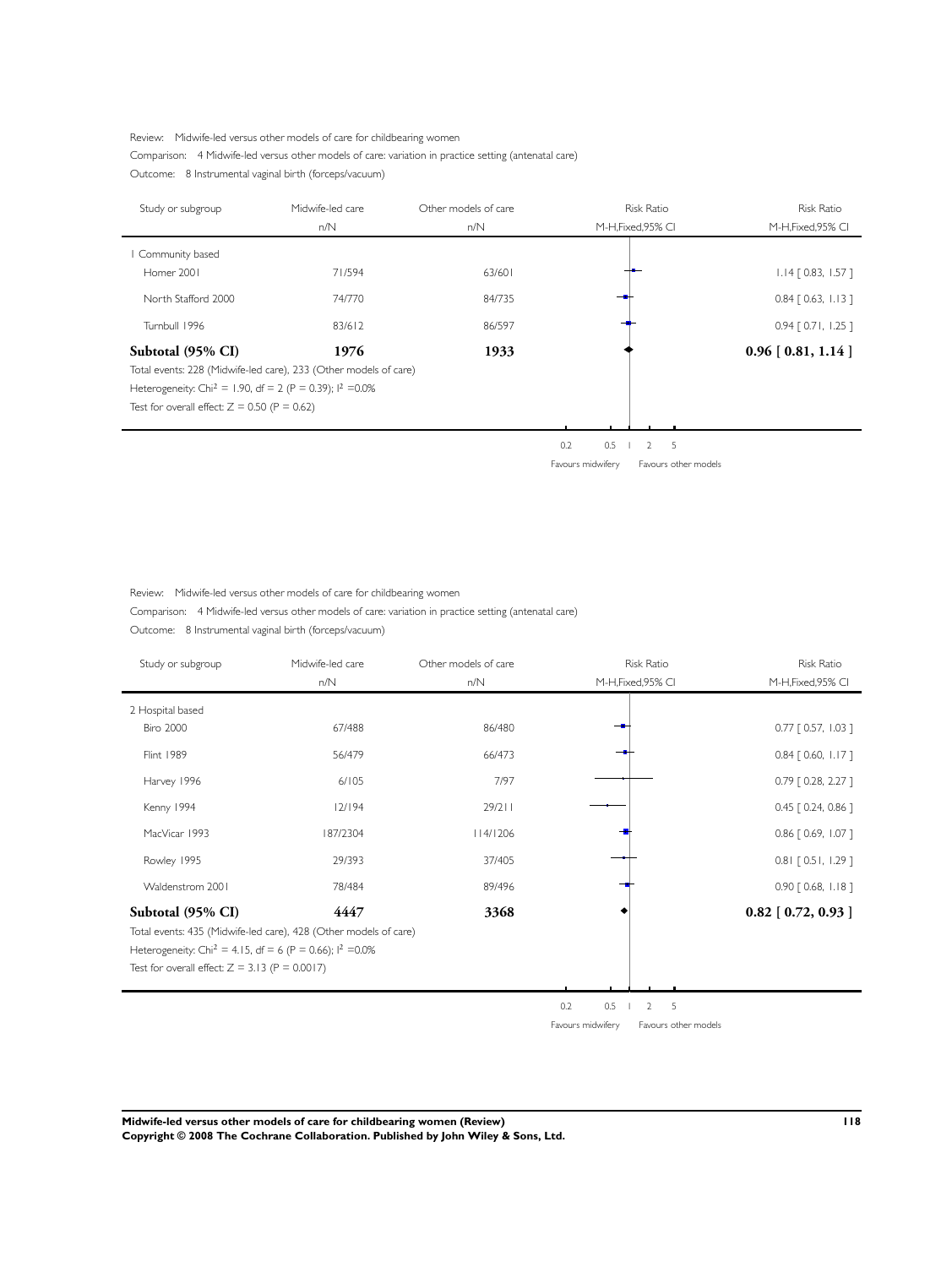Review: Midwife-led versus other models of care for childbearing women

Comparison: 4 Midwife-led versus other models of care: variation in practice setting (antenatal care)

Outcome: 8 Instrumental vaginal birth (forceps/vacuum)

| Study or subgroup | Midwife-led care n/N | Other models of care n/N | Risk Ratio M-H,Fixed,95% CI |
|---|---|---|---|
| 1 Community based | | | |
| Homer 2001 | 71/594 | 63/601 | 1.14 [ 0.83, 1.57 ] |
| North Stafford 2000 | 74/770 | 84/735 | 0.84 [ 0.63, 1.13 ] |
| Turnbull 1996 | 83/612 | 86/597 | 0.94 [ 0.71, 1.25 ] |
| **Subtotal (95% CI)** | **1976** | **1933** | **0.96 [ 0.81, 1.14 ]** |

Total events: 228 (Midwife-led care), 233 (Other models of care)

Heterogeneity: $Chi^2 = 1.90$, df = 2 (P = 0.39); $I^2$ =0.0%

Test for overall effect: Z = 0.50 (P = 0.62)

0.2 0.5 1 2 5

Favours midwifery Favours other models

Review: Midwife-led versus other models of care for childbearing women

Comparison: 4 Midwife-led versus other models of care: variation in practice setting (antenatal care)

Outcome: 8 Instrumental vaginal birth (forceps/vacuum)

| Study or subgroup | Midwife-led care n/N | Other models of care n/N | Risk Ratio M-H,Fixed,95% CI |
|---|---|---|---|
| 2 Hospital based | | | |
| Biro 2000 | 67/488 | 86/480 | 0.77 [ 0.57, 1.03 ] |
| Flint 1989 | 56/479 | 66/473 | 0.84 [ 0.60, 1.17 ] |
| Harvey 1996 | 6/105 | 7/97 | 0.79 [ 0.28, 2.27 ] |
| Kenny 1994 | 12/194 | 29/211 | 0.45 [ 0.24, 0.86 ] |
| MacVicar 1993 | 187/2304 | 114/1206 | 0.86 [ 0.69, 1.07 ] |
| Rowley 1995 | 29/393 | 37/405 | 0.81 [ 0.51, 1.29 ] |
| Waldenstrom 2001 | 78/484 | 89/496 | 0.90 [ 0.68, 1.18 ] |
| **Subtotal (95% CI)** | **4447** | **3368** | **0.82 [ 0.72, 0.93 ]** |

Total events: 435 (Midwife-led care), 428 (Other models of care)

Heterogeneity: $Chi^2 = 4.15$, df = 6 (P = 0.66); $I^2$ =0.0%

Test for overall effect: Z = 3.13 (P = 0.0017)

0.2 0.5 1 2 5

Favours midwifery Favours other models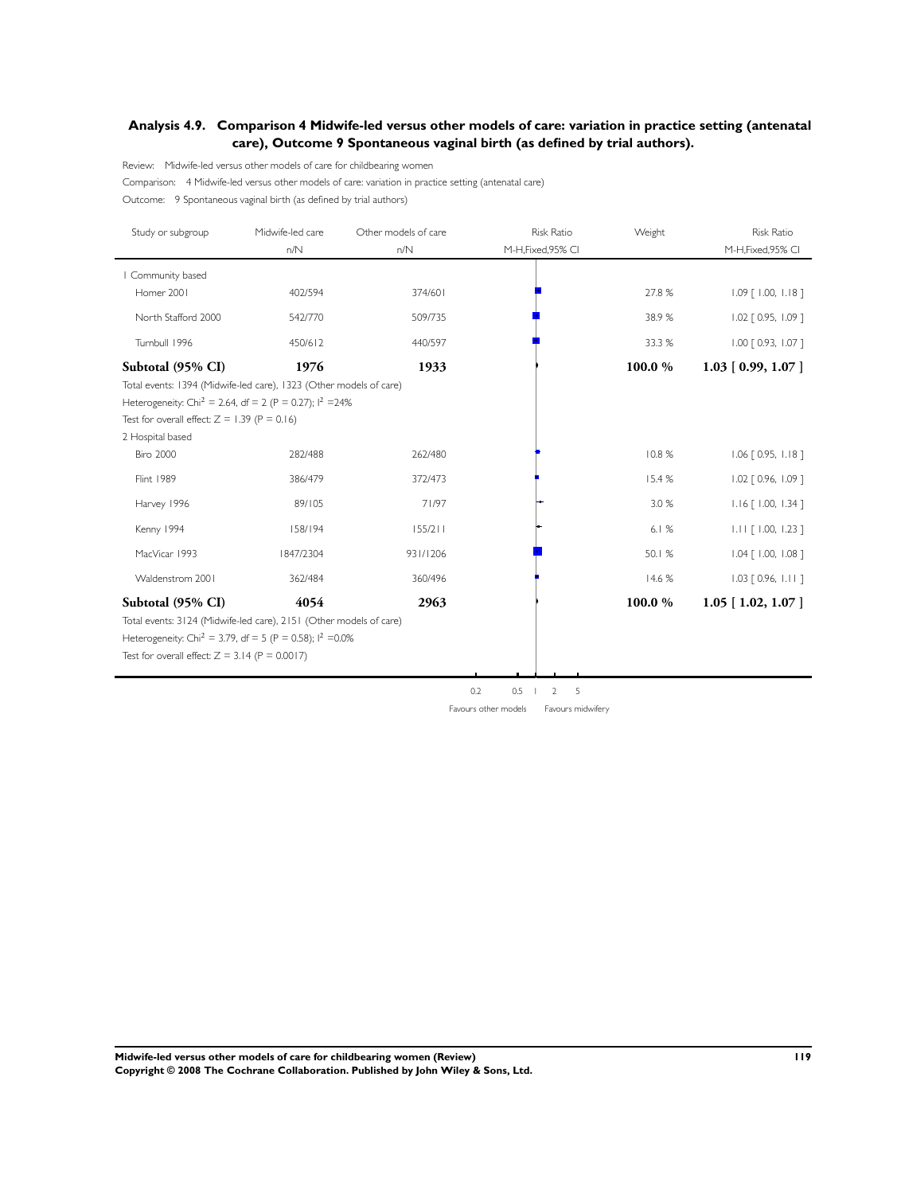## Analysis 4.9. Comparison 4 Midwife-led versus other models of care: variation in practice setting (antenatal care), Outcome 9 Spontaneous vaginal birth (as defined by trial authors).

Review: Midwife-led versus other models of care for childbearing women

Comparison: 4 Midwife-led versus other models of care: variation in practice setting (antenatal care)

Outcome: 9 Spontaneous vaginal birth (as defined by trial authors)

| Study or subgroup | Midwife-led care n/N | Other models of care n/N | Risk Ratio M-H,Fixed,95% CI | Weight | Risk Ratio M-H,Fixed,95% CI |
|---|---|---|---|---|---|
| 1 Community based | | | | | |
| Homer 2001 | 402/594 | 374/601 | | 27.8 % | 1.09 [ 1.00, 1.18 ] |
| North Stafford 2000 | 542/770 | 509/735 | | 38.9 % | 1.02 [ 0.95, 1.09 ] |
| Turnbull 1996 | 450/612 | 440/597 | | 33.3 % | 1.00 [ 0.93, 1.07 ] |
| **Subtotal (95% CI)** | **1976** | **1933** | | **100.0 %** | **1.03 [ 0.99, 1.07 ]** |
| Total events: 1394 (Midwife-led care), 1323 (Other models of care) | | | | | |
| Heterogeneity: $Chi^2 = 2.64$, df = 2 (P = 0.27); $I^2$ =24% | | | | | |
| Test for overall effect: Z = 1.39 (P = 0.16) | | | | | |
| 2 Hospital based | | | | | |
| Biro 2000 | 282/488 | 262/480 | | 10.8 % | 1.06 [ 0.95, 1.18 ] |
| Flint 1989 | 386/479 | 372/473 | | 15.4 % | 1.02 [ 0.96, 1.09 ] |
| Harvey 1996 | 89/105 | 71/97 | | 3.0 % | 1.16 [ 1.00, 1.34 ] |
| Kenny 1994 | 158/194 | 155/211 | | 6.1 % | 1.11 [ 1.00, 1.23 ] |
| MacVicar 1993 | 1847/2304 | 931/1206 | | 50.1 % | 1.04 [ 1.00, 1.08 ] |
| Waldenstrom 2001 | 362/484 | 360/496 | | 14.6 % | 1.03 [ 0.96, 1.11 ] |
| **Subtotal (95% CI)** | **4054** | **2963** | | **100.0 %** | **1.05 [ 1.02, 1.07 ]** |
| Total events: 3124 (Midwife-led care), 2151 (Other models of care) | | | | | |
| Heterogeneity: $Chi^2 = 3.79$, df = 5 (P = 0.58); $I^2$ =0.0% | | | | | |
| Test for overall effect: Z = 3.14 (P = 0.0017) | | | | | |

0.2 0.5 1 2 5

Favours other models Favours midwifery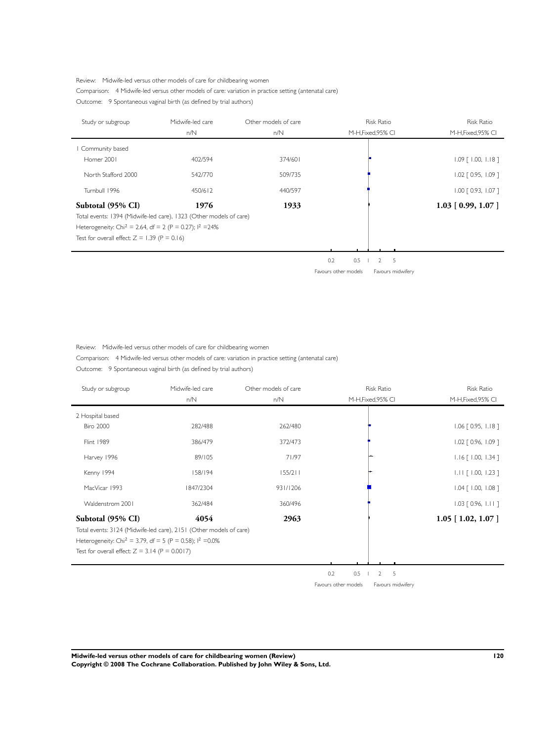Review: Midwife-led versus other models of care for childbearing women

Comparison: 4 Midwife-led versus other models of care: variation in practice setting (antenatal care)

Outcome: 9 Spontaneous vaginal birth (as defined by trial authors)

| Study or subgroup | Midwife-led care n/N | Other models of care n/N | Risk Ratio M-H,Fixed,95% CI |
|---|---|---|---|
| 1 Community based | | | |
| Homer 2001 | 402/594 | 374/601 | 1.09 [ 1.00, 1.18 ] |
| North Stafford 2000 | 542/770 | 509/735 | 1.02 [ 0.95, 1.09 ] |
| Turnbull 1996 | 450/612 | 440/597 | 1.00 [ 0.93, 1.07 ] |
| **Subtotal (95% CI)** | **1976** | **1933** | **1.03 [ 0.99, 1.07 ]** |

Total events: 1394 (Midwife-led care), 1323 (Other models of care)

Heterogeneity: $Chi^2 = 2.64$, df = 2 (P = 0.27); $I^2$ =24%

Test for overall effect: Z = 1.39 (P = 0.16)

0.2 0.5 1 2 5

Favours other models Favours midwifery

Review: Midwife-led versus other models of care for childbearing women

Comparison: 4 Midwife-led versus other models of care: variation in practice setting (antenatal care)

Outcome: 9 Spontaneous vaginal birth (as defined by trial authors)

| Study or subgroup | Midwife-led care n/N | Other models of care n/N | Risk Ratio M-H,Fixed,95% CI |
|---|---|---|---|
| 2 Hospital based | | | |
| Biro 2000 | 282/488 | 262/480 | 1.06 [ 0.95, 1.18 ] |
| Flint 1989 | 386/479 | 372/473 | 1.02 [ 0.96, 1.09 ] |
| Harvey 1996 | 89/105 | 71/97 | 1.16 [ 1.00, 1.34 ] |
| Kenny 1994 | 158/194 | 155/211 | 1.11 [ 1.00, 1.23 ] |
| MacVicar 1993 | 1847/2304 | 931/1206 | 1.04 [ 1.00, 1.08 ] |
| Waldenstrom 2001 | 362/484 | 360/496 | 1.03 [ 0.96, 1.11 ] |
| **Subtotal (95% CI)** | **4054** | **2963** | **1.05 [ 1.02, 1.07 ]** |

Total events: 3124 (Midwife-led care), 2151 (Other models of care)

Heterogeneity: $Chi^2 = 3.79$, df = 5 (P = 0.58); $I^2$ =0.0%

Test for overall effect: Z = 3.14 (P = 0.0017)

0.2 0.5 1 2 5

Favours other models Favours midwifery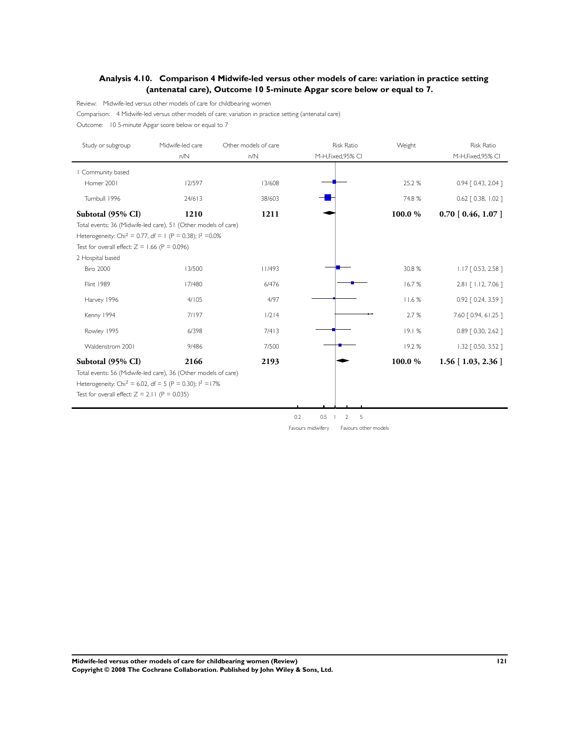### Analysis 4.10. Comparison 4 Midwife-led versus other models of care: variation in practice setting (antenatal care), Outcome 10 5-minute Apgar score below or equal to 7.

Review: Midwife-led versus other models of care for childbearing women

Comparison: 4 Midwife-led versus other models of care: variation in practice setting (antenatal care)

Outcome: 10 5-minute Apgar score below or equal to 7

| Study or subgroup | Midwife-led care n/N | Other models of care n/N | Risk Ratio M-H,Fixed,95% CI | Weight | Risk Ratio M-H,Fixed,95% CI |
|---|---|---|---|---|---|
| 1 Community based | | | | | |
| Homer 2001 | 12/597 | 13/608 | | 25.2 % | 0.94 [ 0.43, 2.04 ] |
| Turnbull 1996 | 24/613 | 38/603 | | 74.8 % | 0.62 [ 0.38, 1.02 ] |
| **Subtotal (95% CI)** | **1210** | **1211** | | **100.0 %** | **0.70 [ 0.46, 1.07 ]** |
| Total events: 36 (Midwife-led care), 51 (Other models of care) | | | | | |
| Heterogeneity: Chi$^2$ = 0.77, df = 1 (P = 0.38); I$^2$ =0.0% | | | | | |
| Test for overall effect: Z = 1.66 (P = 0.096) | | | | | |
| 2 Hospital based | | | | | |
| Biro 2000 | 13/500 | 11/493 | | 30.8 % | 1.17 [ 0.53, 2.58 ] |
| Flint 1989 | 17/480 | 6/476 | | 16.7 % | 2.81 [ 1.12, 7.06 ] |
| Harvey 1996 | 4/105 | 4/97 | | 11.6 % | 0.92 [ 0.24, 3.59 ] |
| Kenny 1994 | 7/197 | 1/214 | | 2.7 % | 7.60 [ 0.94, 61.25 ] |
| Rowley 1995 | 6/398 | 7/413 | | 19.1 % | 0.89 [ 0.30, 2.62 ] |
| Waldenstrom 2001 | 9/486 | 7/500 | | 19.2 % | 1.32 [ 0.50, 3.52 ] |
| **Subtotal (95% CI)** | **2166** | **2193** | | **100.0 %** | **1.56 [ 1.03, 2.36 ]** |
| Total events: 56 (Midwife-led care), 36 (Other models of care) | | | | | |
| Heterogeneity: Chi$^2$ = 6.02, df = 5 (P = 0.30); I$^2$ =17% | | | | | |
| Test for overall effect: Z = 2.11 (P = 0.035) | | | | | |

0.2 0.5 1 2 5

Favours midwifery Favours other models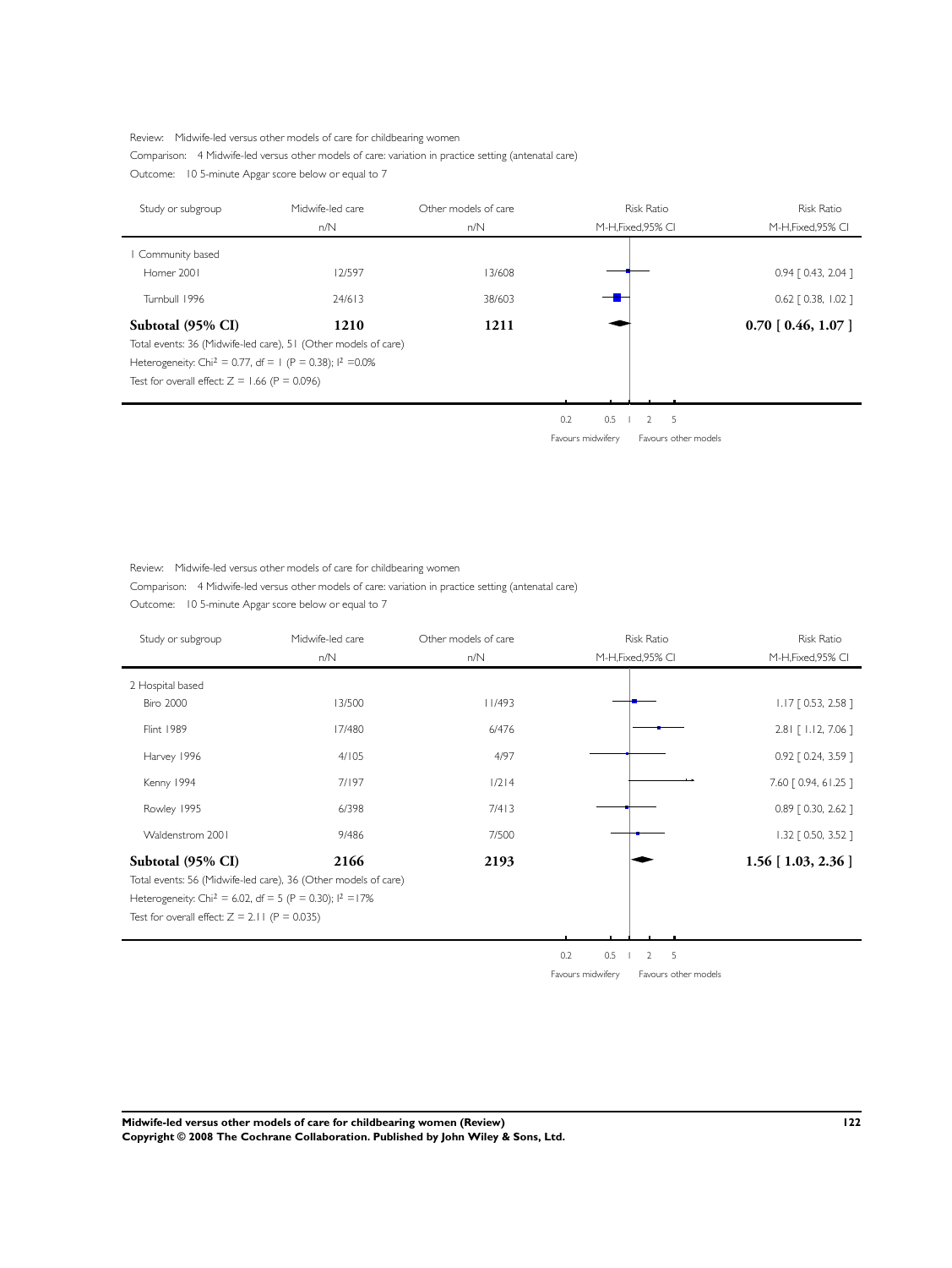Review: Midwife-led versus other models of care for childbearing women

Comparison: 4 Midwife-led versus other models of care: variation in practice setting (antenatal care)

Outcome: 10 5-minute Apgar score below or equal to 7

| Study or subgroup | Midwife-led care n/N | Other models of care n/N | Risk Ratio M-H,Fixed,95% CI |
|---|---|---|---|
| 1 Community based | | | |
| Homer 2001 | 12/597 | 13/608 | 0.94 [ 0.43, 2.04 ] |
| Turnbull 1996 | 24/613 | 38/603 | 0.62 [ 0.38, 1.02 ] |
| **Subtotal (95% CI)** | **1210** | **1211** | **0.70 [ 0.46, 1.07 ]** |

Total events: 36 (Midwife-led care), 51 (Other models of care)

Heterogeneity: $Chi^2 = 0.77$, df = 1 (P = 0.38); $I^2 = 0.0\%$

Test for overall effect: Z = 1.66 (P = 0.096)

0.2 0.5 1 2 5

Favours midwifery Favours other models

Review: Midwife-led versus other models of care for childbearing women

Comparison: 4 Midwife-led versus other models of care: variation in practice setting (antenatal care)

Outcome: 10 5-minute Apgar score below or equal to 7

| Study or subgroup | Midwife-led care n/N | Other models of care n/N | Risk Ratio M-H,Fixed,95% CI |
|---|---|---|---|
| 2 Hospital based | | | |
| Biro 2000 | 13/500 | 11/493 | 1.17 [ 0.53, 2.58 ] |
| Flint 1989 | 17/480 | 6/476 | 2.81 [ 1.12, 7.06 ] |
| Harvey 1996 | 4/105 | 4/97 | 0.92 [ 0.24, 3.59 ] |
| Kenny 1994 | 7/197 | 1/214 | 7.60 [ 0.94, 61.25 ] |
| Rowley 1995 | 6/398 | 7/413 | 0.89 [ 0.30, 2.62 ] |
| Waldenstrom 2001 | 9/486 | 7/500 | 1.32 [ 0.50, 3.52 ] |
| **Subtotal (95% CI)** | **2166** | **2193** | **1.56 [ 1.03, 2.36 ]** |

Total events: 56 (Midwife-led care), 36 (Other models of care)

Heterogeneity: $Chi^2 = 6.02$, df = 5 (P = 0.30); $I^2 = 17\%$

Test for overall effect: Z = 2.11 (P = 0.035)

0.2 0.5 1 2 5

Favours midwifery Favours other models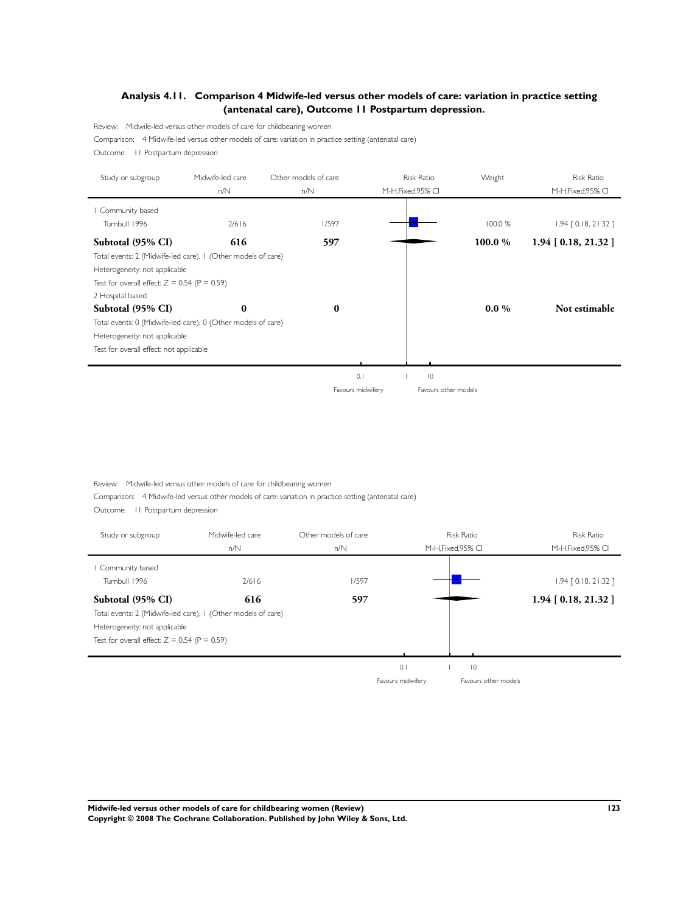### Analysis 4.11. Comparison 4 Midwife-led versus other models of care: variation in practice setting (antenatal care), Outcome 11 Postpartum depression.

Review: Midwife-led versus other models of care for childbearing women

Comparison: 4 Midwife-led versus other models of care: variation in practice setting (antenatal care)

Outcome: 11 Postpartum depression

| Study or subgroup | Midwife-led care n/N | Other models of care n/N | Risk Ratio M-H,Fixed,95% CI | Weight | Risk Ratio M-H,Fixed,95% CI |
|---|---|---|---|---|---|
| 1 Community based | | | | | |
| Turnbull 1996 | 2/616 | 1/597 | | 100.0 % | 1.94 [ 0.18, 21.32 ] |
| **Subtotal (95% CI)** | **616** | **597** | | **100.0 %** | **1.94 [ 0.18, 21.32 ]** |
| Total events: 2 (Midwife-led care), 1 (Other models of care) | | | | | |
| Heterogeneity: not applicable | | | | | |
| Test for overall effect: Z = 0.54 (P = 0.59) | | | | | |
| 2 Hospital based | | | | | |
| **Subtotal (95% CI)** | **0** | **0** | | **0.0 %** | **Not estimable** |
| Total events: 0 (Midwife-led care), 0 (Other models of care) | | | | | |
| Heterogeneity: not applicable | | | | | |
| Test for overall effect: not applicable | | | | | |

0.1 1 10

Favours midwifery Favours other models

Review: Midwife-led versus other models of care for childbearing women

Comparison: 4 Midwife-led versus other models of care: variation in practice setting (antenatal care)

Outcome: 11 Postpartum depression

| Study or subgroup | Midwife-led care n/N | Other models of care n/N | Risk Ratio M-H,Fixed,95% CI | Risk Ratio M-H,Fixed,95% CI |
|---|---|---|---|---|
| 1 Community based | | | | |
| Turnbull 1996 | 2/616 | 1/597 | | 1.94 [ 0.18, 21.32 ] |
| **Subtotal (95% CI)** | **616** | **597** | | **1.94 [ 0.18, 21.32 ]** |
| Total events: 2 (Midwife-led care), 1 (Other models of care) | | | | |
| Heterogeneity: not applicable | | | | |
| Test for overall effect: Z = 0.54 (P = 0.59) | | | | |

0.1 1 10

Favours midwifery Favours other models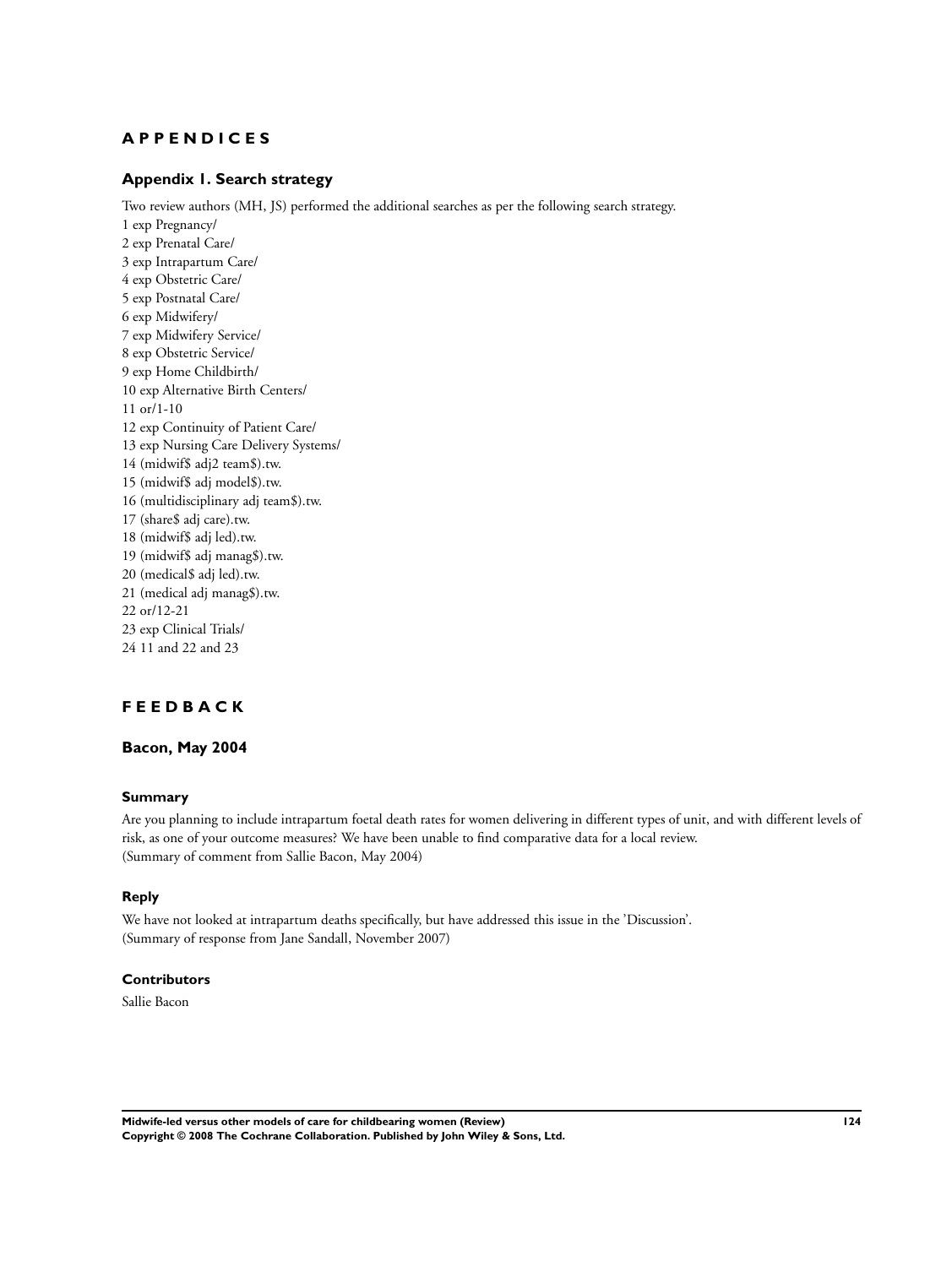# APPENDICES

## Appendix 1. Search strategy

Two review authors (MH, JS) performed the additional searches as per the following search strategy.

1 exp Pregnancy/  
2 exp Prenatal Care/  
3 exp Intrapartum Care/  
4 exp Obstetric Care/  
5 exp Postnatal Care/  
6 exp Midwifery/  
7 exp Midwifery Service/  
8 exp Obstetric Service/  
9 exp Home Childbirth/  
10 exp Alternative Birth Centers/  
11 or/1-10  
12 exp Continuity of Patient Care/  
13 exp Nursing Care Delivery Systems/  
14 (midwif$ adj2 team$).tw.  
15 (midwif$ adj model$).tw.  
16 (multidisciplinary adj team$).tw.  
17 (share$ adj care).tw.  
18 (midwif$ adj led).tw.  
19 (midwif$ adj manag$).tw.  
20 (medical$ adj led).tw.  
21 (medical adj manag$).tw.  
22 or/12-21  
23 exp Clinical Trials/  
24 11 and 22 and 23

# FEEDBACK

## Bacon, May 2004

### Summary

Are you planning to include intrapartum foetal death rates for women delivering in different types of unit, and with different levels of risk, as one of your outcome measures? We have been unable to find comparative data for a local review.  
(Summary of comment from Sallie Bacon, May 2004)

### Reply

We have not looked at intrapartum deaths specifically, but have addressed this issue in the 'Discussion'.  
(Summary of response from Jane Sandall, November 2007)

### Contributors

Sallie Bacon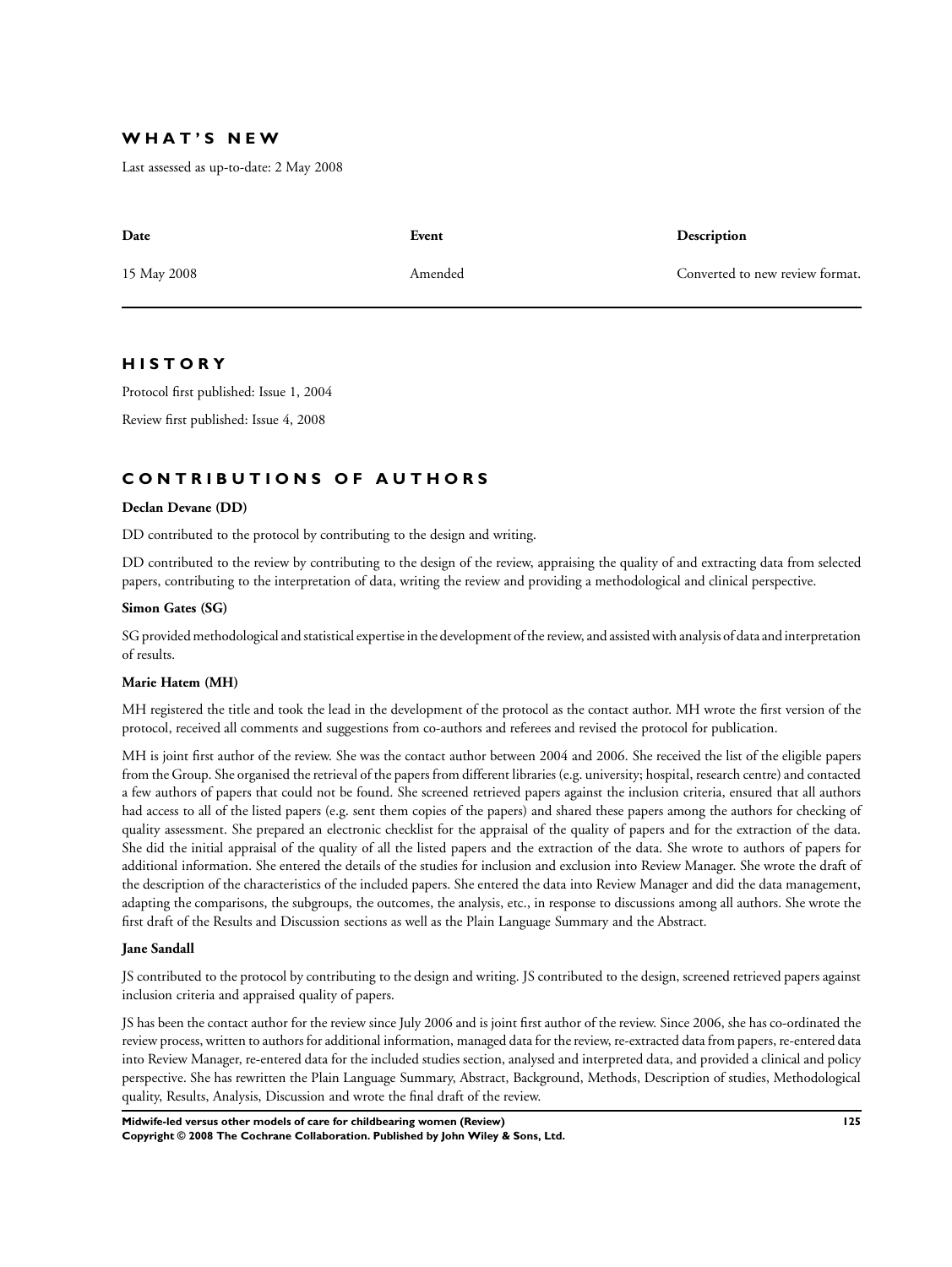## WHAT'S NEW

Last assessed as up-to-date: 2 May 2008

| Date | Event | Description |
|---|---|---|
| 15 May 2008 | Amended | Converted to new review format. |

## HISTORY

Protocol first published: Issue 1, 2004

Review first published: Issue 4, 2008

## CONTRIBUTIONS OF AUTHORS

**Declan Devane (DD)**

DD contributed to the protocol by contributing to the design and writing.

DD contributed to the review by contributing to the design of the review, appraising the quality of and extracting data from selected papers, contributing to the interpretation of data, writing the review and providing a methodological and clinical perspective.

**Simon Gates (SG)**

SG provided methodological and statistical expertise in the development of the review, and assisted with analysis of data and interpretation of results.

**Marie Hatem (MH)**

MH registered the title and took the lead in the development of the protocol as the contact author. MH wrote the first version of the protocol, received all comments and suggestions from co-authors and referees and revised the protocol for publication.

MH is joint first author of the review. She was the contact author between 2004 and 2006. She received the list of the eligible papers from the Group. She organised the retrieval of the papers from different libraries (e.g. university; hospital, research centre) and contacted a few authors of papers that could not be found. She screened retrieved papers against the inclusion criteria, ensured that all authors had access to all of the listed papers (e.g. sent them copies of the papers) and shared these papers among the authors for checking of quality assessment. She prepared an electronic checklist for the appraisal of the quality of papers and for the extraction of the data. She did the initial appraisal of the quality of all the listed papers and the extraction of the data. She wrote to authors of papers for additional information. She entered the details of the studies for inclusion and exclusion into Review Manager. She wrote the draft of the description of the characteristics of the included papers. She entered the data into Review Manager and did the data management, adapting the comparisons, the subgroups, the outcomes, the analysis, etc., in response to discussions among all authors. She wrote the first draft of the Results and Discussion sections as well as the Plain Language Summary and the Abstract.

**Jane Sandall**

JS contributed to the protocol by contributing to the design and writing. JS contributed to the design, screened retrieved papers against inclusion criteria and appraised quality of papers.

JS has been the contact author for the review since July 2006 and is joint first author of the review. Since 2006, she has co-ordinated the review process, written to authors for additional information, managed data for the review, re-extracted data from papers, re-entered data into Review Manager, re-entered data for the included studies section, analysed and interpreted data, and provided a clinical and policy perspective. She has rewritten the Plain Language Summary, Abstract, Background, Methods, Description of studies, Methodological quality, Results, Analysis, Discussion and wrote the final draft of the review.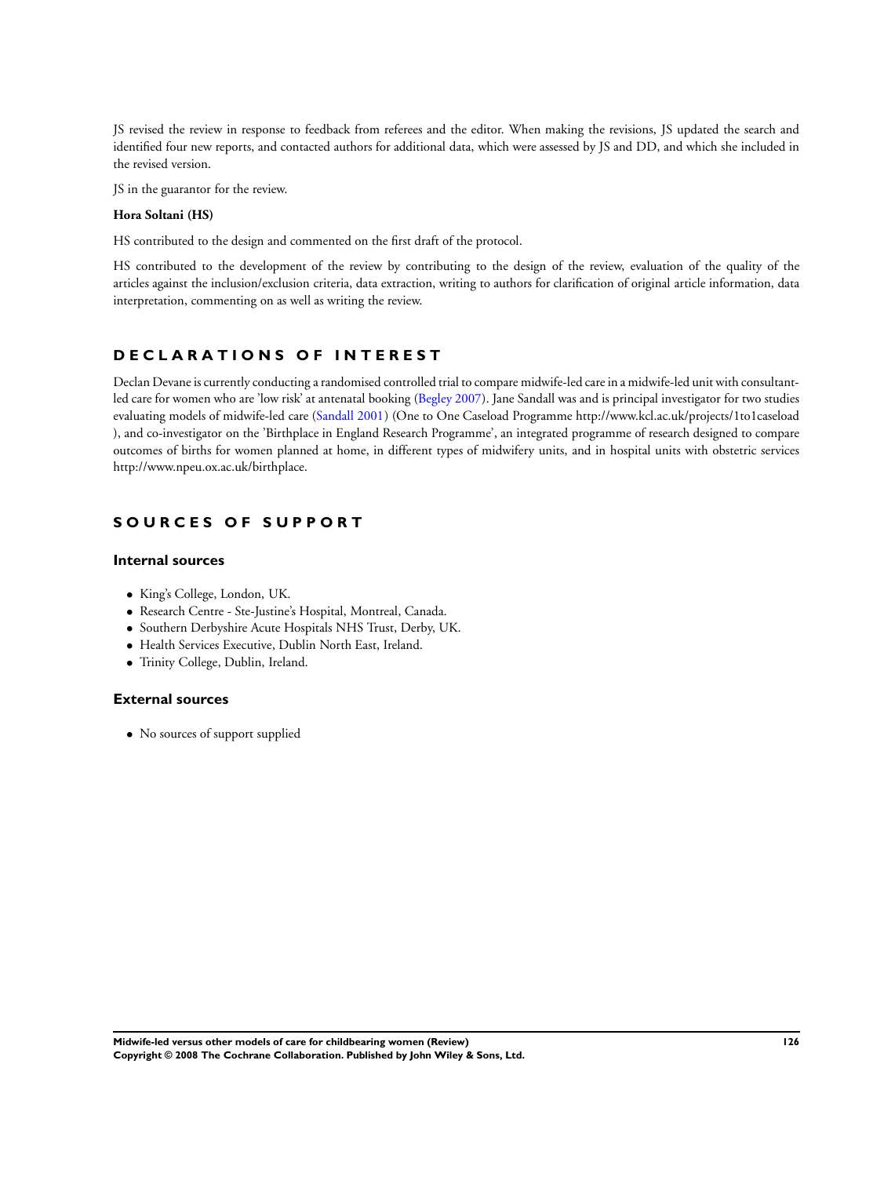JS revised the review in response to feedback from referees and the editor. When making the revisions, JS updated the search and identified four new reports, and contacted authors for additional data, which were assessed by JS and DD, and which she included in the revised version.

JS in the guarantor for the review.

**Hora Soltani (HS)**

HS contributed to the design and commented on the first draft of the protocol.

HS contributed to the development of the review by contributing to the design of the review, evaluation of the quality of the articles against the inclusion/exclusion criteria, data extraction, writing to authors for clarification of original article information, data interpretation, commenting on as well as writing the review.

# DECLARATIONS OF INTEREST

Declan Devane is currently conducting a randomised controlled trial to compare midwife-led care in a midwife-led unit with consultant-led care for women who are 'low risk' at antenatal booking (Begley 2007). Jane Sandall was and is principal investigator for two studies evaluating models of midwife-led care (Sandall 2001) (One to One Caseload Programme http://www.kcl.ac.uk/projects/1to1caseload ), and co-investigator on the 'Birthplace in England Research Programme', an integrated programme of research designed to compare outcomes of births for women planned at home, in different types of midwifery units, and in hospital units with obstetric services http://www.npeu.ox.ac.uk/birthplace.

# SOURCES OF SUPPORT

### Internal sources

- King's College, London, UK.
- Research Centre - Ste-Justine's Hospital, Montreal, Canada.
- Southern Derbyshire Acute Hospitals NHS Trust, Derby, UK.
- Health Services Executive, Dublin North East, Ireland.
- Trinity College, Dublin, Ireland.

### External sources

- No sources of support supplied